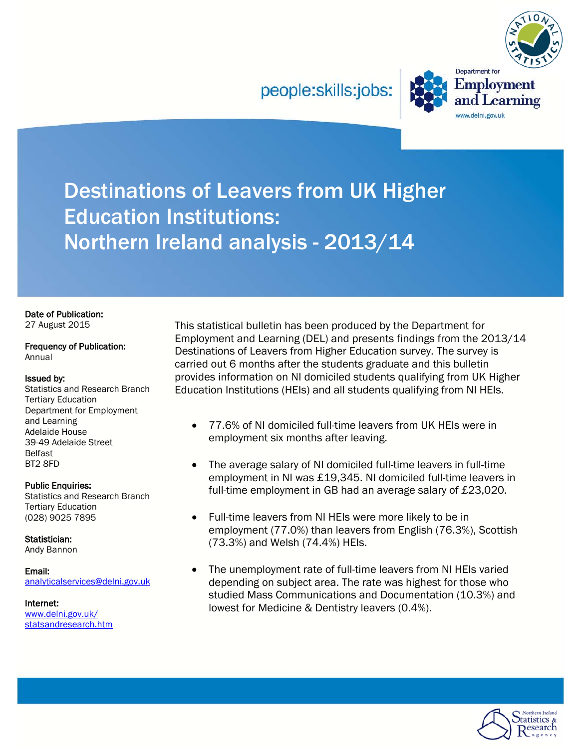people:skills:jobs:

Department for Employment and Learning

www.delni.gov.uk

# Destinations of Leavers from UK Higher Education Institutions: Northern Ireland analysis - 2013/14

**Date of Publication:**
27 August 2015

**Frequency of Publication:**
Annual

**Issued by:**
Statistics and Research Branch
Tertiary Education
Department for Employment and Learning
Adelaide House
39-49 Adelaide Street
Belfast
BT2 8FD

**Public Enquiries:**
Statistics and Research Branch
Tertiary Education
(028) 9025 7895

**Statistician:**
Andy Bannon

**Email:**
analyticalservices@delni.gov.uk

**Internet:**
www.delni.gov.uk/statsandresearch.htm

This statistical bulletin has been produced by the Department for Employment and Learning (DEL) and presents findings from the 2013/14 Destinations of Leavers from Higher Education survey. The survey is carried out 6 months after the students graduate and this bulletin provides information on NI domiciled students qualifying from UK Higher Education Institutions (HEIs) and all students qualifying from NI HEIs.

- 77.6% of NI domiciled full-time leavers from UK HEIs were in employment six months after leaving.
- The average salary of NI domiciled full-time leavers in full-time employment in NI was £19,345. NI domiciled full-time leavers in full-time employment in GB had an average salary of £23,020.
- Full-time leavers from NI HEIs were more likely to be in employment (77.0%) than leavers from English (76.3%), Scottish (73.3%) and Welsh (74.4%) HEIs.
- The unemployment rate of full-time leavers from NI HEIs varied depending on subject area. The rate was highest for those who studied Mass Communications and Documentation (10.3%) and lowest for Medicine & Dentistry leavers (0.4%).

Northern Ireland Statistics & Research Agency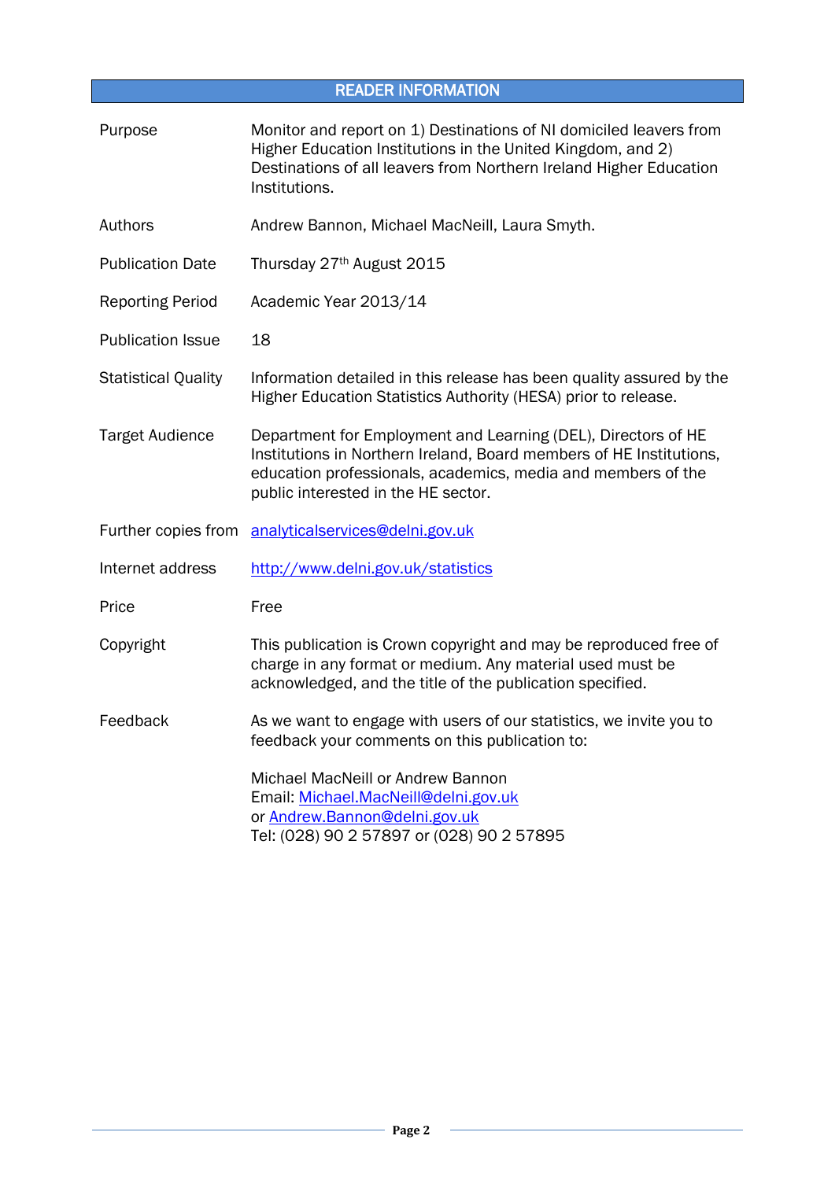## READER INFORMATION

| | |
|---|---|
| Purpose | Monitor and report on 1) Destinations of NI domiciled leavers from Higher Education Institutions in the United Kingdom, and 2) Destinations of all leavers from Northern Ireland Higher Education Institutions. |
| Authors | Andrew Bannon, Michael MacNeill, Laura Smyth. |
| Publication Date | Thursday 27th August 2015 |
| Reporting Period | Academic Year 2013/14 |
| Publication Issue | 18 |
| Statistical Quality | Information detailed in this release has been quality assured by the Higher Education Statistics Authority (HESA) prior to release. |
| Target Audience | Department for Employment and Learning (DEL), Directors of HE Institutions in Northern Ireland, Board members of HE Institutions, education professionals, academics, media and members of the public interested in the HE sector. |
| Further copies from | analyticalservices@delni.gov.uk |
| Internet address | http://www.delni.gov.uk/statistics |
| Price | Free |
| Copyright | This publication is Crown copyright and may be reproduced free of charge in any format or medium. Any material used must be acknowledged, and the title of the publication specified. |
| Feedback | As we want to engage with users of our statistics, we invite you to feedback your comments on this publication to:<br><br>Michael MacNeill or Andrew Bannon<br>Email: Michael.MacNeill@delni.gov.uk<br>or Andrew.Bannon@delni.gov.uk<br>Tel: (028) 90 2 57897 or (028) 90 2 57895 |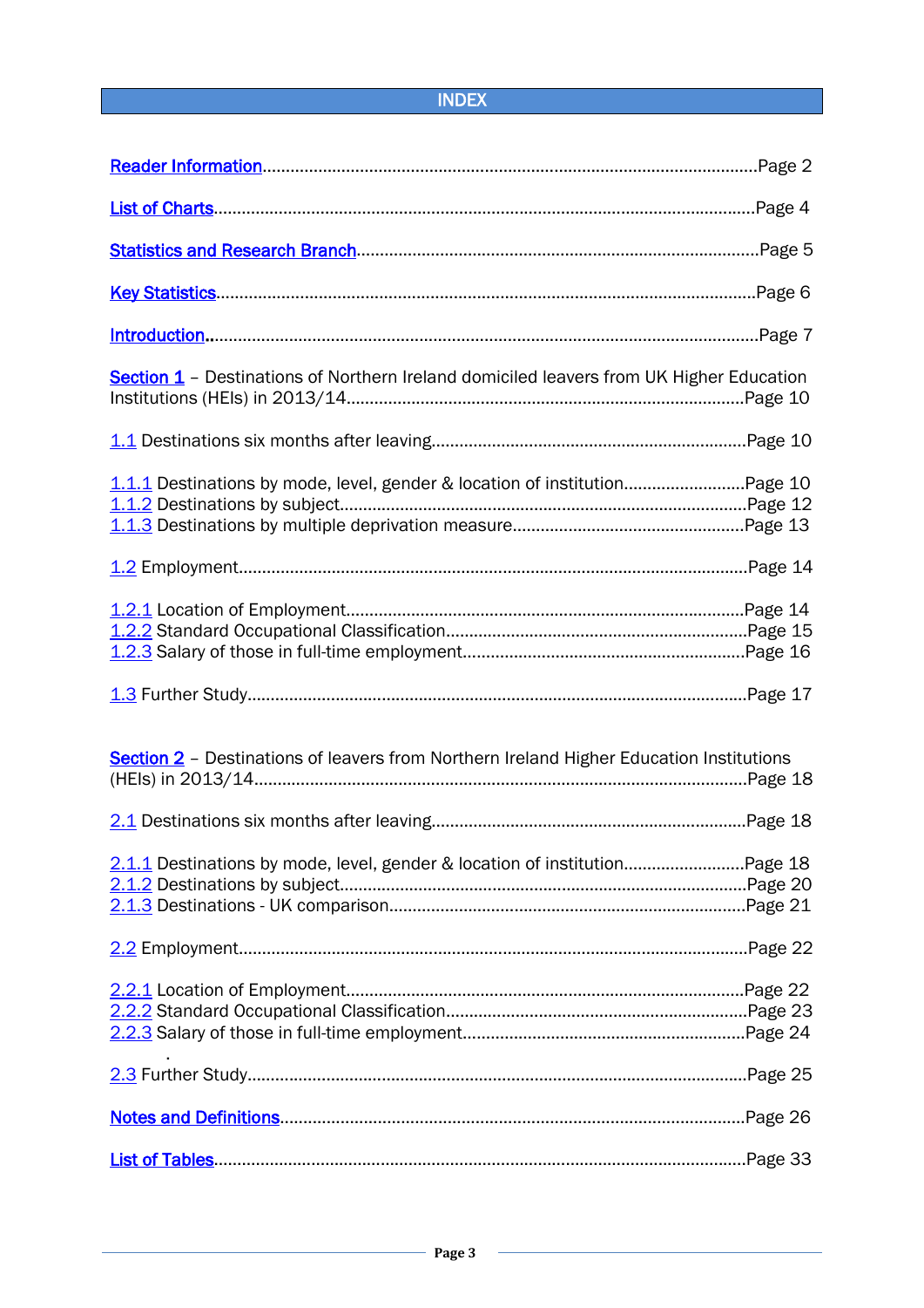# INDEX

Reader Information............................................................................................Page 2

List of Charts....................................................................................................Page 4

Statistics and Research Branch.......................................................................Page 5

Key Statistics....................................................................................................Page 6

Introduction......................................................................................................Page 7

Section 1 – Destinations of Northern Ireland domiciled leavers from UK Higher Education Institutions (HEIs) in 2013/14......................................................................Page 10

1.1 Destinations six months after leaving.........................................................Page 10

1.1.1 Destinations by mode, level, gender & location of institution.......................Page 10
1.1.2 Destinations by subject..............................................................................Page 12
1.1.3 Destinations by multiple deprivation measure..............................................Page 13

1.2 Employment..................................................................................................Page 14

1.2.1 Location of Employment..............................................................................Page 14
1.2.2 Standard Occupational Classification..........................................................Page 15
1.2.3 Salary of those in full-time employment......................................................Page 16

1.3 Further Study................................................................................................Page 17

Section 2 – Destinations of leavers from Northern Ireland Higher Education Institutions (HEIs) in 2013/14.................................................................................................Page 18

2.1 Destinations six months after leaving.........................................................Page 18

2.1.1 Destinations by mode, level, gender & location of institution.......................Page 18
2.1.2 Destinations by subject..............................................................................Page 20
2.1.3 Destinations - UK comparison....................................................................Page 21

2.2 Employment..................................................................................................Page 22

2.2.1 Location of Employment..............................................................................Page 22
2.2.2 Standard Occupational Classification..........................................................Page 23
2.2.3 Salary of those in full-time employment......................................................Page 24

2.3 Further Study................................................................................................Page 25

Notes and Definitions.........................................................................................Page 26

List of Tables......................................................................................................Page 33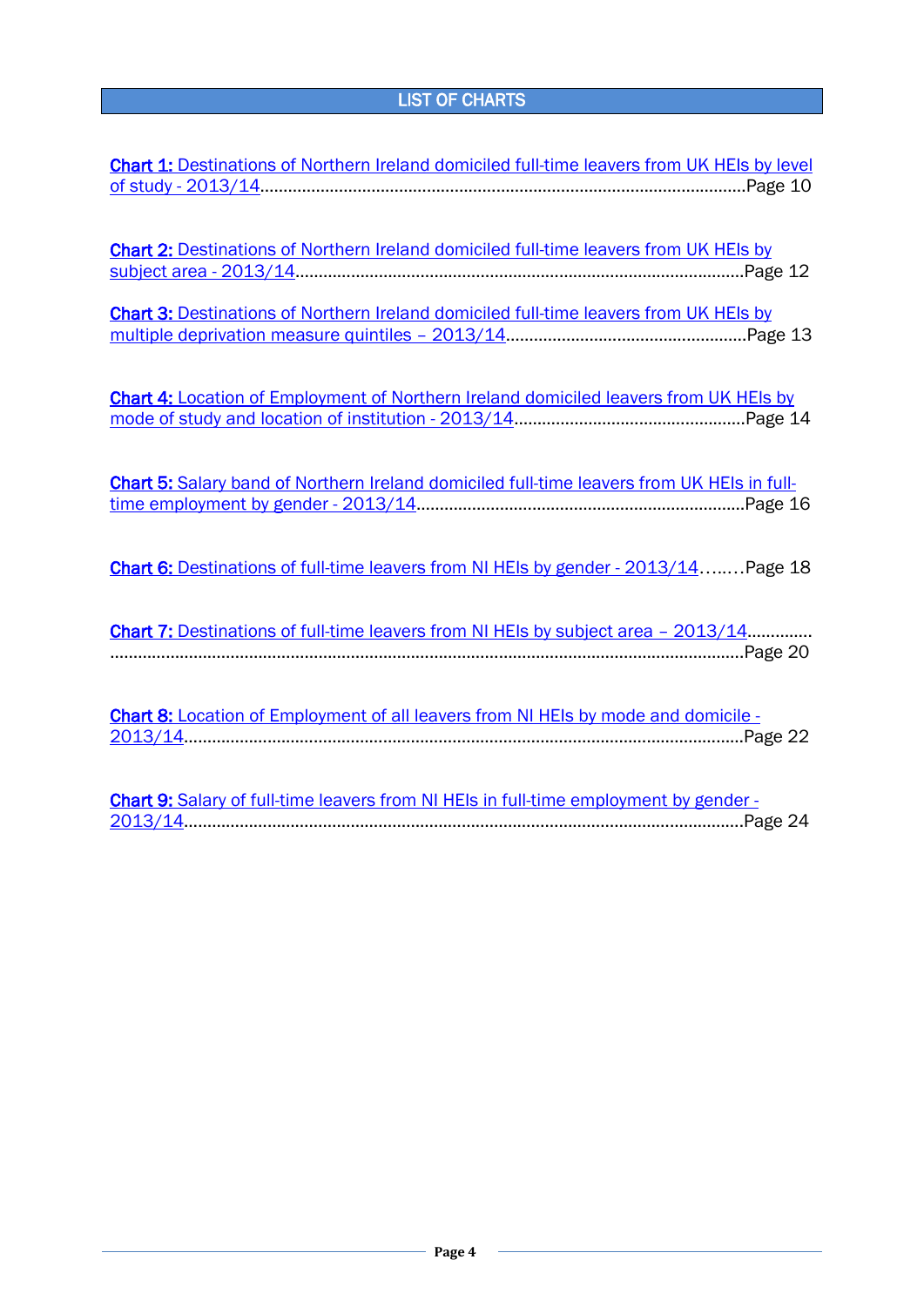## LIST OF CHARTS

**Chart 1:** Destinations of Northern Ireland domiciled full-time leavers from UK HEIs by level of study - 2013/14........................................................................................................Page 10

**Chart 2:** Destinations of Northern Ireland domiciled full-time leavers from UK HEIs by subject area - 2013/14................................................................................................Page 12

**Chart 3:** Destinations of Northern Ireland domiciled full-time leavers from UK HEIs by multiple deprivation measure quintiles – 2013/14....................................................Page 13

**Chart 4:** Location of Employment of Northern Ireland domiciled leavers from UK HEIs by mode of study and location of institution - 2013/14..................................................Page 14

**Chart 5:** Salary band of Northern Ireland domiciled full-time leavers from UK HEIs in full-time employment by gender - 2013/14......................................................................Page 16

**Chart 6:** Destinations of full-time leavers from NI HEIs by gender - 2013/14……..Page 18

**Chart 7:** Destinations of full-time leavers from NI HEIs by subject area – 2013/14.............
........................................................................................................................................Page 20

**Chart 8:** Location of Employment of all leavers from NI HEIs by mode and domicile - 2013/14........................................................................................................................Page 22

**Chart 9:** Salary of full-time leavers from NI HEIs in full-time employment by gender - 2013/14........................................................................................................................Page 24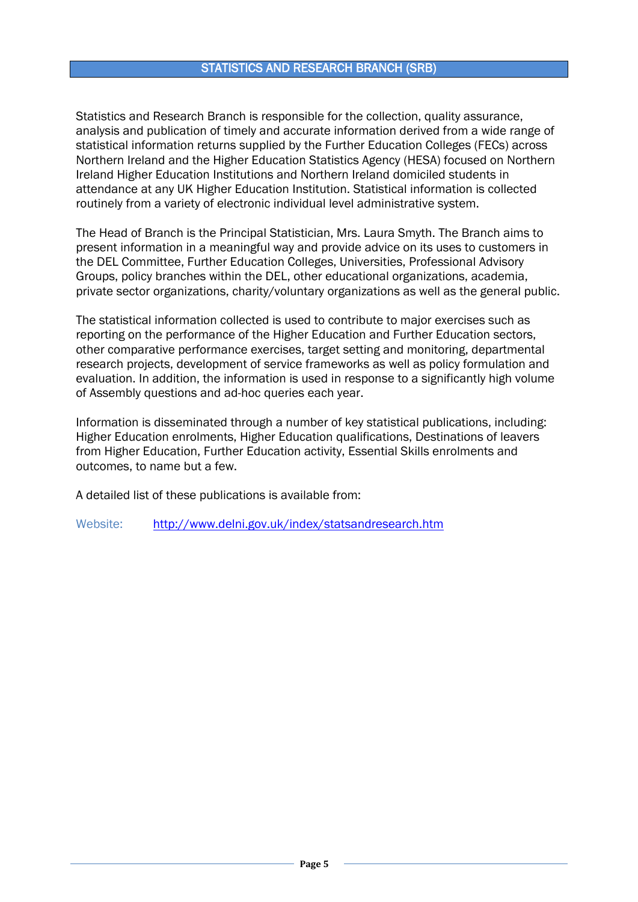## STATISTICS AND RESEARCH BRANCH (SRB)

Statistics and Research Branch is responsible for the collection, quality assurance, analysis and publication of timely and accurate information derived from a wide range of statistical information returns supplied by the Further Education Colleges (FECs) across Northern Ireland and the Higher Education Statistics Agency (HESA) focused on Northern Ireland Higher Education Institutions and Northern Ireland domiciled students in attendance at any UK Higher Education Institution. Statistical information is collected routinely from a variety of electronic individual level administrative system.

The Head of Branch is the Principal Statistician, Mrs. Laura Smyth. The Branch aims to present information in a meaningful way and provide advice on its uses to customers in the DEL Committee, Further Education Colleges, Universities, Professional Advisory Groups, policy branches within the DEL, other educational organizations, academia, private sector organizations, charity/voluntary organizations as well as the general public.

The statistical information collected is used to contribute to major exercises such as reporting on the performance of the Higher Education and Further Education sectors, other comparative performance exercises, target setting and monitoring, departmental research projects, development of service frameworks as well as policy formulation and evaluation. In addition, the information is used in response to a significantly high volume of Assembly questions and ad-hoc queries each year.

Information is disseminated through a number of key statistical publications, including: Higher Education enrolments, Higher Education qualifications, Destinations of leavers from Higher Education, Further Education activity, Essential Skills enrolments and outcomes, to name but a few.

A detailed list of these publications is available from:

Website: http://www.delni.gov.uk/index/statsandresearch.htm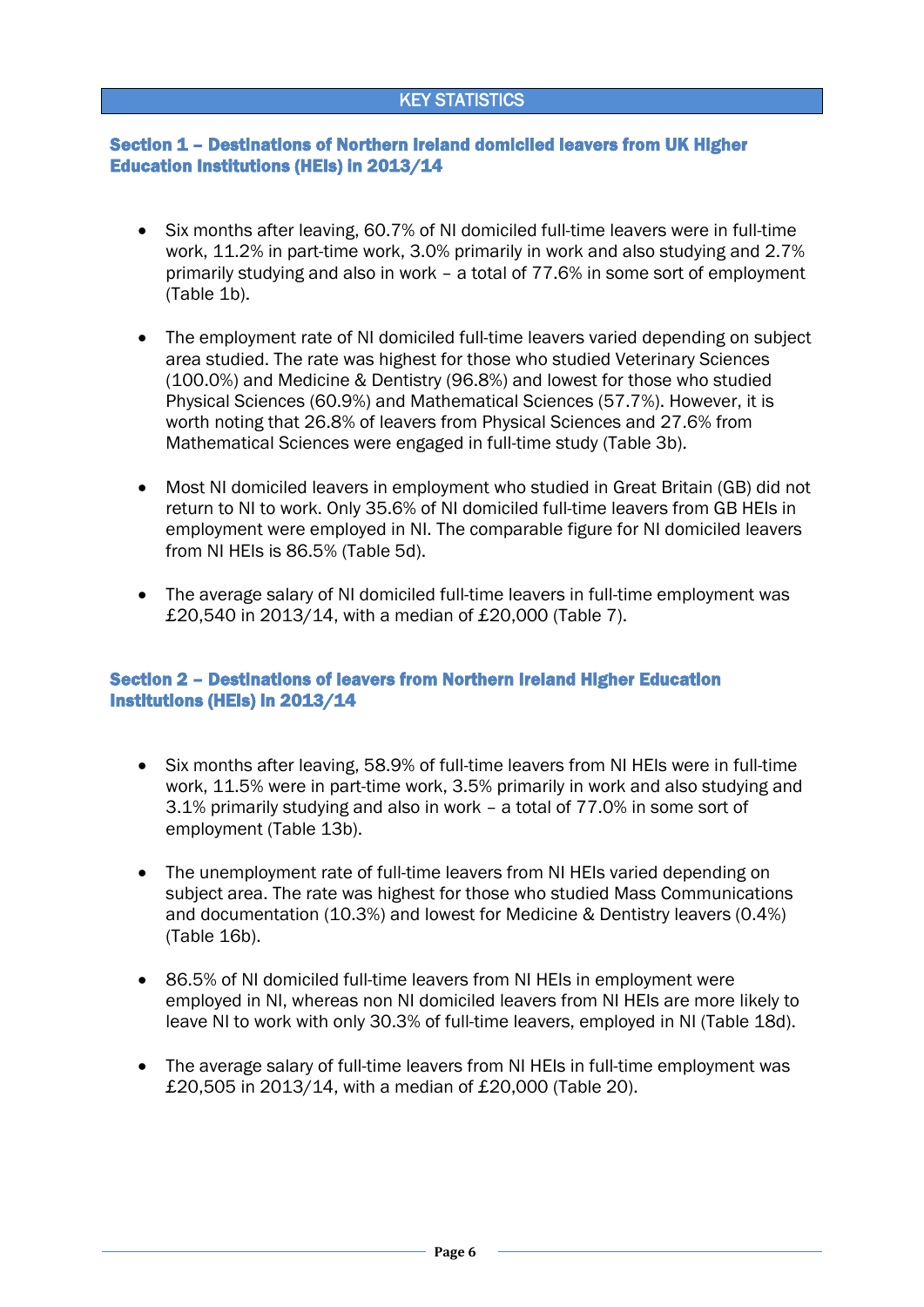# KEY STATISTICS

## Section 1 – Destinations of Northern Ireland domiciled leavers from UK Higher Education Institutions (HEIs) in 2013/14

- Six months after leaving, 60.7% of NI domiciled full-time leavers were in full-time work, 11.2% in part-time work, 3.0% primarily in work and also studying and 2.7% primarily studying and also in work – a total of 77.6% in some sort of employment (Table 1b).

- The employment rate of NI domiciled full-time leavers varied depending on subject area studied. The rate was highest for those who studied Veterinary Sciences (100.0%) and Medicine & Dentistry (96.8%) and lowest for those who studied Physical Sciences (60.9%) and Mathematical Sciences (57.7%). However, it is worth noting that 26.8% of leavers from Physical Sciences and 27.6% from Mathematical Sciences were engaged in full-time study (Table 3b).

- Most NI domiciled leavers in employment who studied in Great Britain (GB) did not return to NI to work. Only 35.6% of NI domiciled full-time leavers from GB HEIs in employment were employed in NI. The comparable figure for NI domiciled leavers from NI HEIs is 86.5% (Table 5d).

- The average salary of NI domiciled full-time leavers in full-time employment was £20,540 in 2013/14, with a median of £20,000 (Table 7).

## Section 2 – Destinations of leavers from Northern Ireland Higher Education Institutions (HEIs) in 2013/14

- Six months after leaving, 58.9% of full-time leavers from NI HEIs were in full-time work, 11.5% were in part-time work, 3.5% primarily in work and also studying and 3.1% primarily studying and also in work – a total of 77.0% in some sort of employment (Table 13b).

- The unemployment rate of full-time leavers from NI HEIs varied depending on subject area. The rate was highest for those who studied Mass Communications and documentation (10.3%) and lowest for Medicine & Dentistry leavers (0.4%) (Table 16b).

- 86.5% of NI domiciled full-time leavers from NI HEIs in employment were employed in NI, whereas non NI domiciled leavers from NI HEIs are more likely to leave NI to work with only 30.3% of full-time leavers, employed in NI (Table 18d).

- The average salary of full-time leavers from NI HEIs in full-time employment was £20,505 in 2013/14, with a median of £20,000 (Table 20).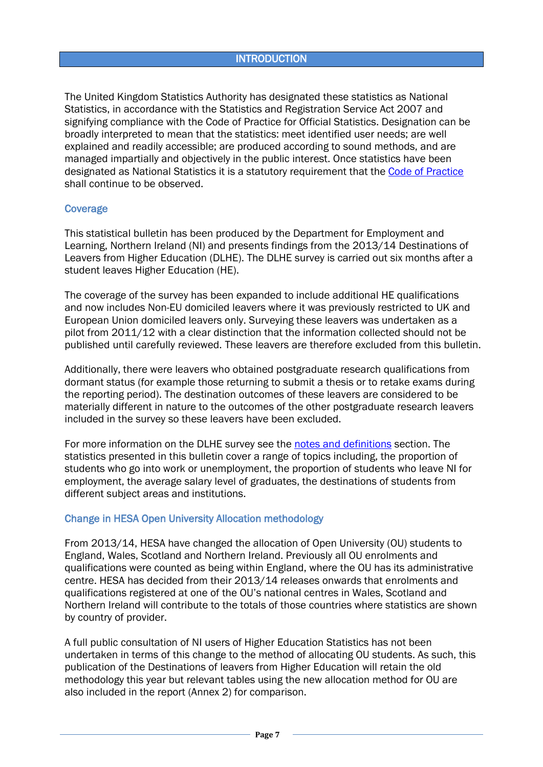# INTRODUCTION

The United Kingdom Statistics Authority has designated these statistics as National Statistics, in accordance with the Statistics and Registration Service Act 2007 and signifying compliance with the Code of Practice for Official Statistics. Designation can be broadly interpreted to mean that the statistics: meet identified user needs; are well explained and readily accessible; are produced according to sound methods, and are managed impartially and objectively in the public interest. Once statistics have been designated as National Statistics it is a statutory requirement that the Code of Practice shall continue to be observed.

## Coverage

This statistical bulletin has been produced by the Department for Employment and Learning, Northern Ireland (NI) and presents findings from the 2013/14 Destinations of Leavers from Higher Education (DLHE). The DLHE survey is carried out six months after a student leaves Higher Education (HE).

The coverage of the survey has been expanded to include additional HE qualifications and now includes Non-EU domiciled leavers where it was previously restricted to UK and European Union domiciled leavers only. Surveying these leavers was undertaken as a pilot from 2011/12 with a clear distinction that the information collected should not be published until carefully reviewed. These leavers are therefore excluded from this bulletin.

Additionally, there were leavers who obtained postgraduate research qualifications from dormant status (for example those returning to submit a thesis or to retake exams during the reporting period). The destination outcomes of these leavers are considered to be materially different in nature to the outcomes of the other postgraduate research leavers included in the survey so these leavers have been excluded.

For more information on the DLHE survey see the notes and definitions section. The statistics presented in this bulletin cover a range of topics including, the proportion of students who go into work or unemployment, the proportion of students who leave NI for employment, the average salary level of graduates, the destinations of students from different subject areas and institutions.

## Change in HESA Open University Allocation methodology

From 2013/14, HESA have changed the allocation of Open University (OU) students to England, Wales, Scotland and Northern Ireland. Previously all OU enrolments and qualifications were counted as being within England, where the OU has its administrative centre. HESA has decided from their 2013/14 releases onwards that enrolments and qualifications registered at one of the OU's national centres in Wales, Scotland and Northern Ireland will contribute to the totals of those countries where statistics are shown by country of provider.

A full public consultation of NI users of Higher Education Statistics has not been undertaken in terms of this change to the method of allocating OU students. As such, this publication of the Destinations of leavers from Higher Education will retain the old methodology this year but relevant tables using the new allocation method for OU are also included in the report (Annex 2) for comparison.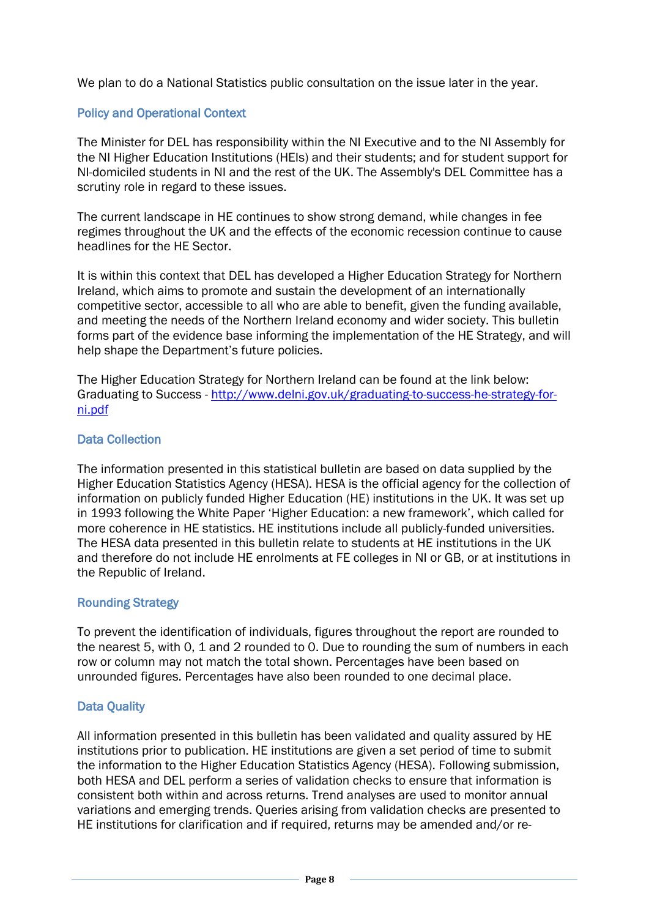We plan to do a National Statistics public consultation on the issue later in the year.

## Policy and Operational Context

The Minister for DEL has responsibility within the NI Executive and to the NI Assembly for the NI Higher Education Institutions (HEIs) and their students; and for student support for NI-domiciled students in NI and the rest of the UK. The Assembly's DEL Committee has a scrutiny role in regard to these issues.

The current landscape in HE continues to show strong demand, while changes in fee regimes throughout the UK and the effects of the economic recession continue to cause headlines for the HE Sector.

It is within this context that DEL has developed a Higher Education Strategy for Northern Ireland, which aims to promote and sustain the development of an internationally competitive sector, accessible to all who are able to benefit, given the funding available, and meeting the needs of the Northern Ireland economy and wider society. This bulletin forms part of the evidence base informing the implementation of the HE Strategy, and will help shape the Department's future policies.

The Higher Education Strategy for Northern Ireland can be found at the link below:
Graduating to Success - [http://www.delni.gov.uk/graduating-to-success-he-strategy-for-ni.pdf](http://www.delni.gov.uk/graduating-to-success-he-strategy-for-ni.pdf)

## Data Collection

The information presented in this statistical bulletin are based on data supplied by the Higher Education Statistics Agency (HESA). HESA is the official agency for the collection of information on publicly funded Higher Education (HE) institutions in the UK. It was set up in 1993 following the White Paper 'Higher Education: a new framework', which called for more coherence in HE statistics. HE institutions include all publicly-funded universities. The HESA data presented in this bulletin relate to students at HE institutions in the UK and therefore do not include HE enrolments at FE colleges in NI or GB, or at institutions in the Republic of Ireland.

## Rounding Strategy

To prevent the identification of individuals, figures throughout the report are rounded to the nearest 5, with 0, 1 and 2 rounded to 0. Due to rounding the sum of numbers in each row or column may not match the total shown. Percentages have been based on unrounded figures. Percentages have also been rounded to one decimal place.

## Data Quality

All information presented in this bulletin has been validated and quality assured by HE institutions prior to publication. HE institutions are given a set period of time to submit the information to the Higher Education Statistics Agency (HESA). Following submission, both HESA and DEL perform a series of validation checks to ensure that information is consistent both within and across returns. Trend analyses are used to monitor annual variations and emerging trends. Queries arising from validation checks are presented to HE institutions for clarification and if required, returns may be amended and/or re-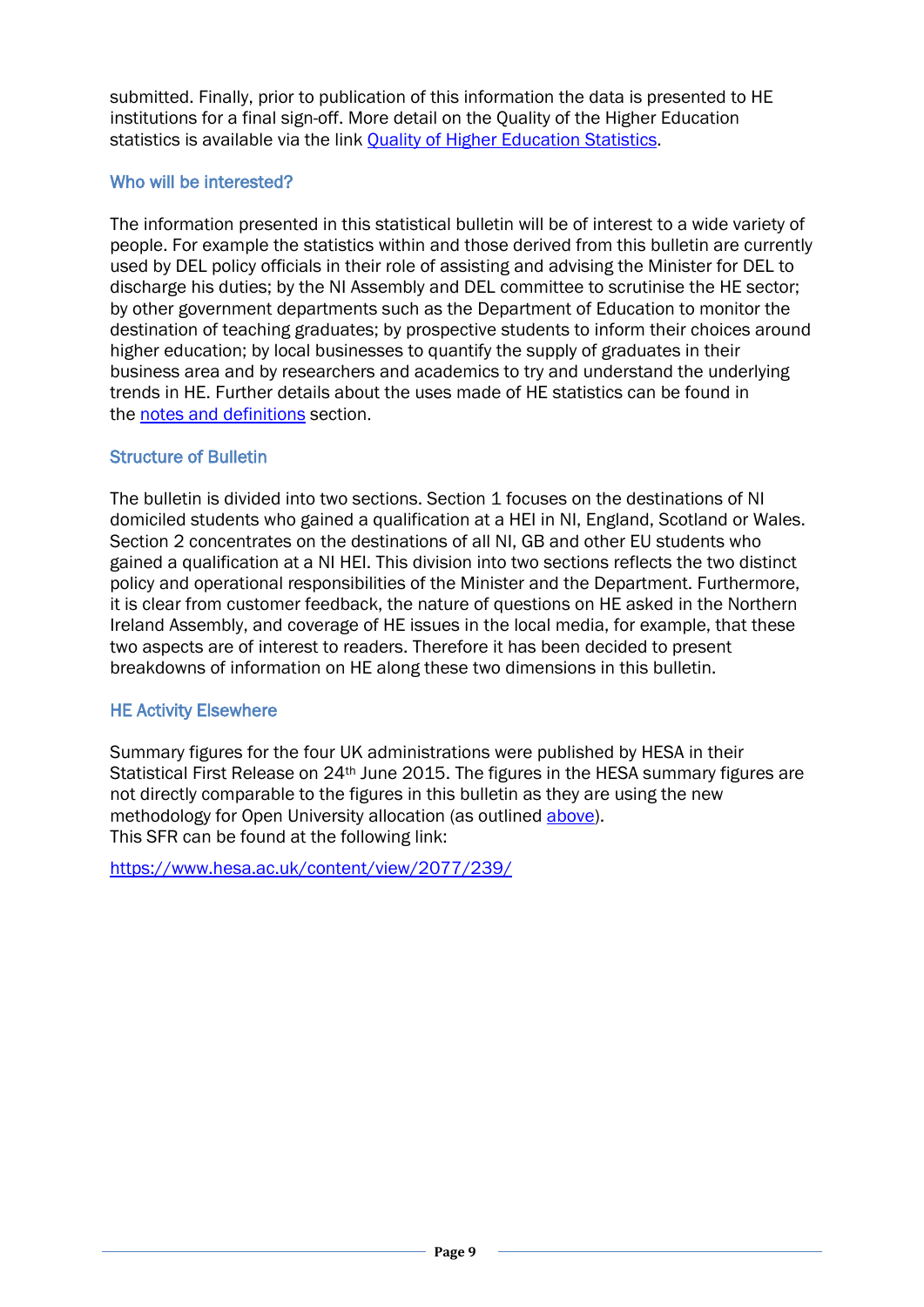submitted. Finally, prior to publication of this information the data is presented to HE institutions for a final sign-off. More detail on the Quality of the Higher Education statistics is available via the link [Quality of Higher Education Statistics](#).

### Who will be interested?

The information presented in this statistical bulletin will be of interest to a wide variety of people. For example the statistics within and those derived from this bulletin are currently used by DEL policy officials in their role of assisting and advising the Minister for DEL to discharge his duties; by the NI Assembly and DEL committee to scrutinise the HE sector; by other government departments such as the Department of Education to monitor the destination of teaching graduates; by prospective students to inform their choices around higher education; by local businesses to quantify the supply of graduates in their business area and by researchers and academics to try and understand the underlying trends in HE. Further details about the uses made of HE statistics can be found in the [notes and definitions](#) section.

### Structure of Bulletin

The bulletin is divided into two sections. Section 1 focuses on the destinations of NI domiciled students who gained a qualification at a HEI in NI, England, Scotland or Wales. Section 2 concentrates on the destinations of all NI, GB and other EU students who gained a qualification at a NI HEI. This division into two sections reflects the two distinct policy and operational responsibilities of the Minister and the Department. Furthermore, it is clear from customer feedback, the nature of questions on HE asked in the Northern Ireland Assembly, and coverage of HE issues in the local media, for example, that these two aspects are of interest to readers. Therefore it has been decided to present breakdowns of information on HE along these two dimensions in this bulletin.

### HE Activity Elsewhere

Summary figures for the four UK administrations were published by HESA in their Statistical First Release on 24th June 2015. The figures in the HESA summary figures are not directly comparable to the figures in this bulletin as they are using the new methodology for Open University allocation (as outlined [above](#)).
This SFR can be found at the following link:

[https://www.hesa.ac.uk/content/view/2077/239/](https://www.hesa.ac.uk/content/view/2077/239/)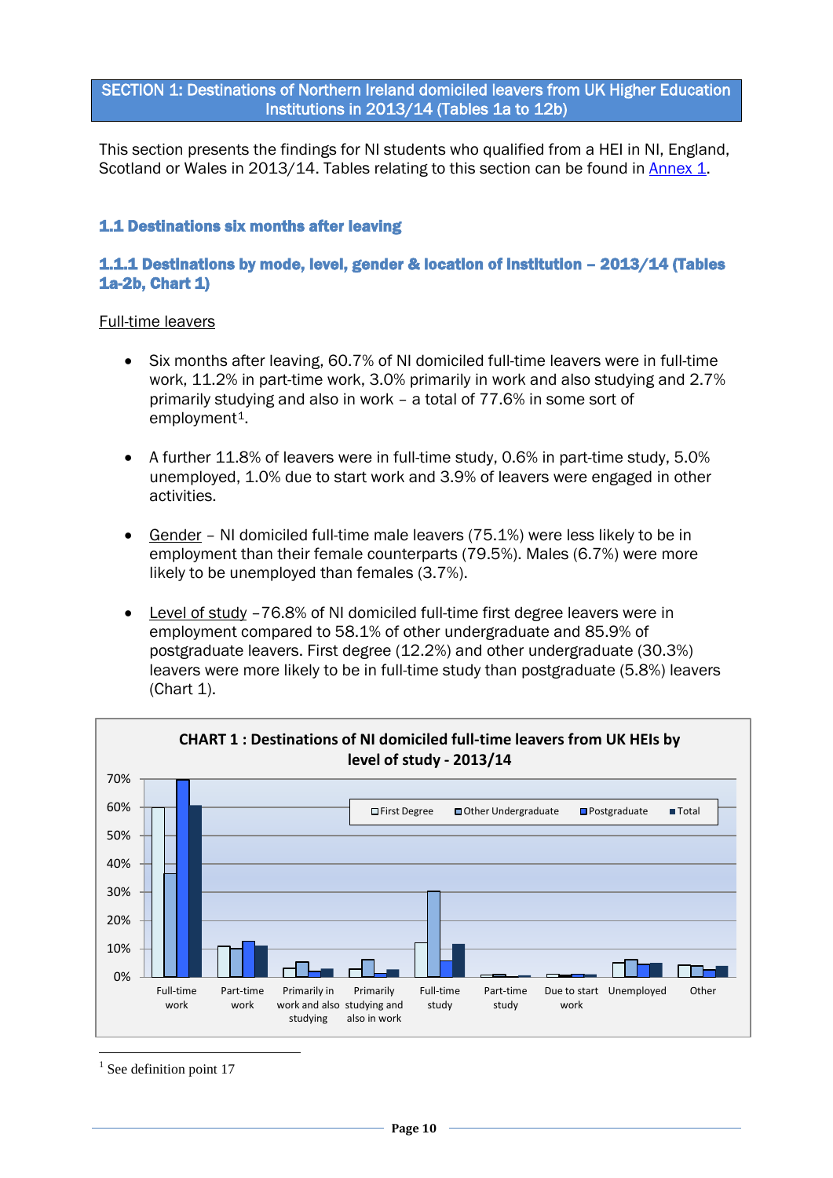## SECTION 1: Destinations of Northern Ireland domiciled leavers from UK Higher Education Institutions in 2013/14 (Tables 1a to 12b)

This section presents the findings for NI students who qualified from a HEI in NI, England, Scotland or Wales in 2013/14. Tables relating to this section can be found in Annex 1.

### 1.1 Destinations six months after leaving

#### 1.1.1 Destinations by mode, level, gender & location of institution – 2013/14 (Tables 1a-2b, Chart 1)

Full-time leavers

- Six months after leaving, 60.7% of NI domiciled full-time leavers were in full-time work, 11.2% in part-time work, 3.0% primarily in work and also studying and 2.7% primarily studying and also in work – a total of 77.6% in some sort of employment[1].

- A further 11.8% of leavers were in full-time study, 0.6% in part-time study, 5.0% unemployed, 1.0% due to start work and 3.9% of leavers were engaged in other activities.

- Gender – NI domiciled full-time male leavers (75.1%) were less likely to be in employment than their female counterparts (79.5%). Males (6.7%) were more likely to be unemployed than females (3.7%).

- Level of study –76.8% of NI domiciled full-time first degree leavers were in employment compared to 58.1% of other undergraduate and 85.9% of postgraduate leavers. First degree (12.2%) and other undergraduate (30.3%) leavers were more likely to be in full-time study than postgraduate (5.8%) leavers (Chart 1).

**CHART 1 : Destinations of NI domiciled full-time leavers from UK HEIs by level of study - 2013/14**

Legend: First Degree, Other Undergraduate, Postgraduate, Total

Categories: Full-time work; Part-time work; Primarily in work and also studying; Primarily studying and also in work; Full-time study; Part-time study; Due to start work; Unemployed; Other

Axis: 0%, 10%, 20%, 30%, 40%, 50%, 60%, 70%

[1] See definition point 17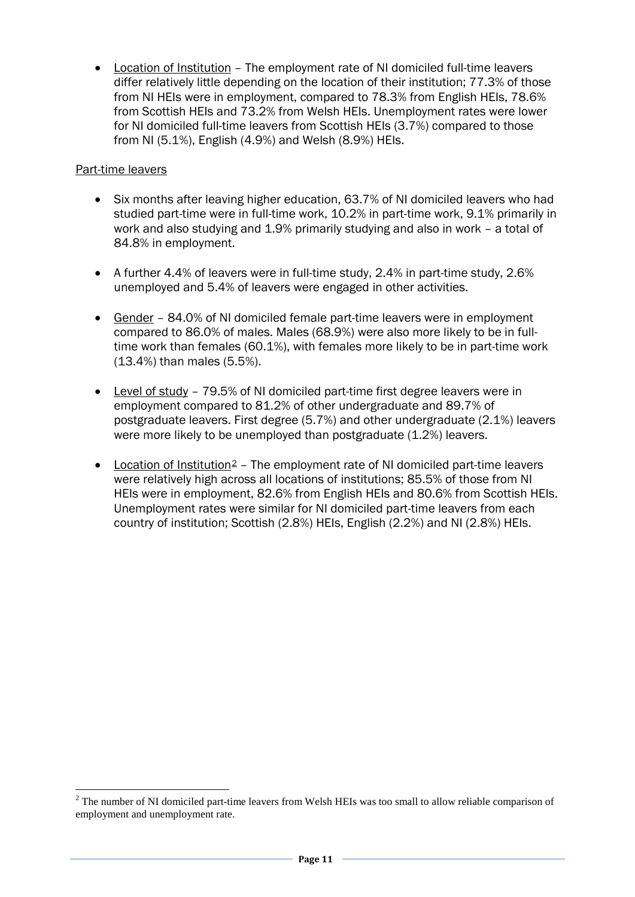- Location of Institution – The employment rate of NI domiciled full-time leavers differ relatively little depending on the location of their institution; 77.3% of those from NI HEIs were in employment, compared to 78.3% from English HEIs, 78.6% from Scottish HEIs and 73.2% from Welsh HEIs. Unemployment rates were lower for NI domiciled full-time leavers from Scottish HEIs (3.7%) compared to those from NI (5.1%), English (4.9%) and Welsh (8.9%) HEIs.

Part-time leavers

- Six months after leaving higher education, 63.7% of NI domiciled leavers who had studied part-time were in full-time work, 10.2% in part-time work, 9.1% primarily in work and also studying and 1.9% primarily studying and also in work – a total of 84.8% in employment.

- A further 4.4% of leavers were in full-time study, 2.4% in part-time study, 2.6% unemployed and 5.4% of leavers were engaged in other activities.

- Gender – 84.0% of NI domiciled female part-time leavers were in employment compared to 86.0% of males. Males (68.9%) were also more likely to be in full-time work than females (60.1%), with females more likely to be in part-time work (13.4%) than males (5.5%).

- Level of study – 79.5% of NI domiciled part-time first degree leavers were in employment compared to 81.2% of other undergraduate and 89.7% of postgraduate leavers. First degree (5.7%) and other undergraduate (2.1%) leavers were more likely to be unemployed than postgraduate (1.2%) leavers.

- Location of Institution[2] – The employment rate of NI domiciled part-time leavers were relatively high across all locations of institutions; 85.5% of those from NI HEIs were in employment, 82.6% from English HEIs and 80.6% from Scottish HEIs. Unemployment rates were similar for NI domiciled part-time leavers from each country of institution; Scottish (2.8%) HEIs, English (2.2%) and NI (2.8%) HEIs.

[2] The number of NI domiciled part-time leavers from Welsh HEIs was too small to allow reliable comparison of employment and unemployment rate.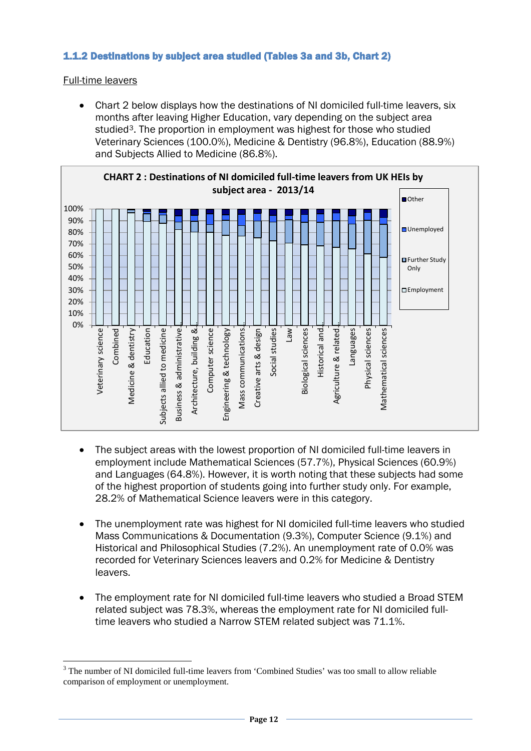### 1.1.2 Destinations by subject area studied (Tables 3a and 3b, Chart 2)

Full-time leavers

- Chart 2 below displays how the destinations of NI domiciled full-time leavers, six months after leaving Higher Education, vary depending on the subject area studied[3]. The proportion in employment was highest for those who studied Veterinary Sciences (100.0%), Medicine & Dentistry (96.8%), Education (88.9%) and Subjects Allied to Medicine (86.8%).

**CHART 2 : Destinations of NI domiciled full-time leavers from UK HEIs by subject area - 2013/14**

- The subject areas with the lowest proportion of NI domiciled full-time leavers in employment include Mathematical Sciences (57.7%), Physical Sciences (60.9%) and Languages (64.8%). However, it is worth noting that these subjects had some of the highest proportion of students going into further study only. For example, 28.2% of Mathematical Science leavers were in this category.

- The unemployment rate was highest for NI domiciled full-time leavers who studied Mass Communications & Documentation (9.3%), Computer Science (9.1%) and Historical and Philosophical Studies (7.2%). An unemployment rate of 0.0% was recorded for Veterinary Sciences leavers and 0.2% for Medicine & Dentistry leavers.

- The employment rate for NI domiciled full-time leavers who studied a Broad STEM related subject was 78.3%, whereas the employment rate for NI domiciled full-time leavers who studied a Narrow STEM related subject was 71.1%.

[3] The number of NI domiciled full-time leavers from 'Combined Studies' was too small to allow reliable comparison of employment or unemployment.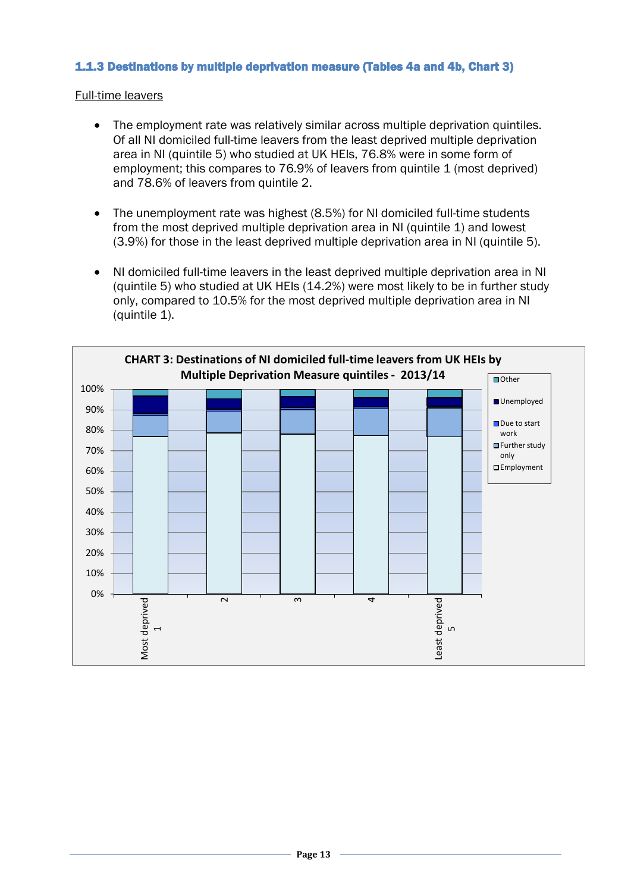### 1.1.3 Destinations by multiple deprivation measure (Tables 4a and 4b, Chart 3)

Full-time leavers

- The employment rate was relatively similar across multiple deprivation quintiles. Of all NI domiciled full-time leavers from the least deprived multiple deprivation area in NI (quintile 5) who studied at UK HEIs, 76.8% were in some form of employment; this compares to 76.9% of leavers from quintile 1 (most deprived) and 78.6% of leavers from quintile 2.

- The unemployment rate was highest (8.5%) for NI domiciled full-time students from the most deprived multiple deprivation area in NI (quintile 1) and lowest (3.9%) for those in the least deprived multiple deprivation area in NI (quintile 5).

- NI domiciled full-time leavers in the least deprived multiple deprivation area in NI (quintile 5) who studied at UK HEIs (14.2%) were most likely to be in further study only, compared to 10.5% for the most deprived multiple deprivation area in NI (quintile 1).

CHART 3: Destinations of NI domiciled full-time leavers from UK HEIs by Multiple Deprivation Measure quintiles - 2013/14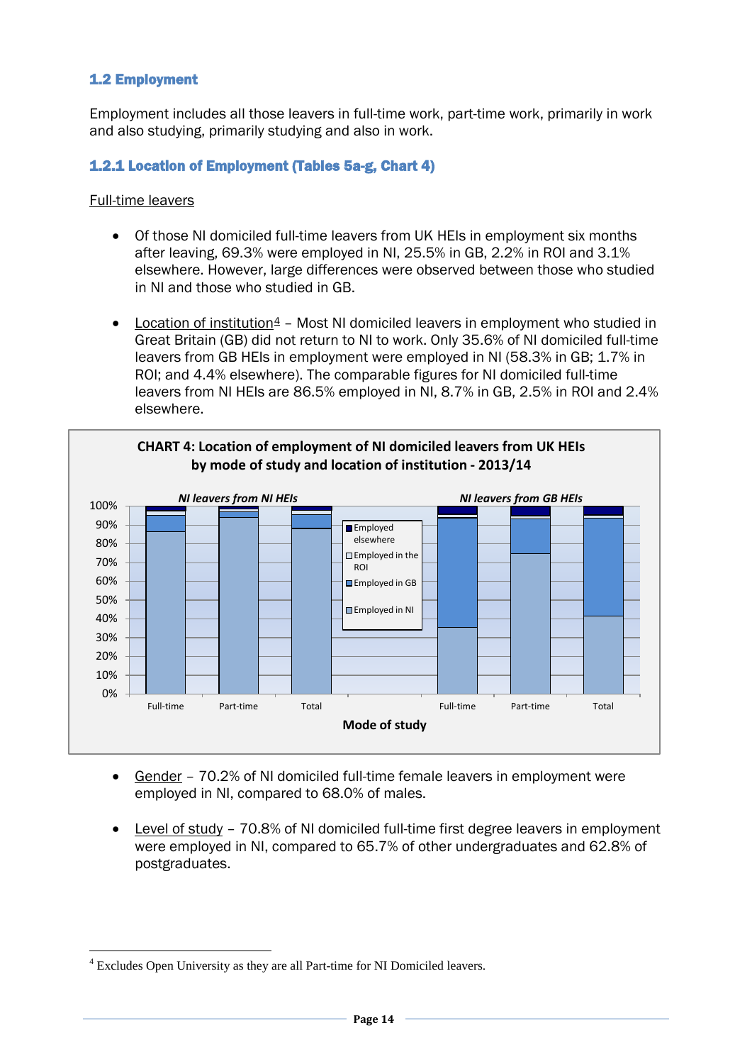## 1.2 Employment

Employment includes all those leavers in full-time work, part-time work, primarily in work and also studying, primarily studying and also in work.

### 1.2.1 Location of Employment (Tables 5a-g, Chart 4)

Full-time leavers

- Of those NI domiciled full-time leavers from UK HEIs in employment six months after leaving, 69.3% were employed in NI, 25.5% in GB, 2.2% in ROI and 3.1% elsewhere. However, large differences were observed between those who studied in NI and those who studied in GB.

- Location of institution[4] – Most NI domiciled leavers in employment who studied in Great Britain (GB) did not return to NI to work. Only 35.6% of NI domiciled full-time leavers from GB HEIs in employment were employed in NI (58.3% in GB; 1.7% in ROI; and 4.4% elsewhere). The comparable figures for NI domiciled full-time leavers from NI HEIs are 86.5% employed in NI, 8.7% in GB, 2.5% in ROI and 2.4% elsewhere.

**CHART 4: Location of employment of NI domiciled leavers from UK HEIs by mode of study and location of institution - 2013/14**

- Gender – 70.2% of NI domiciled full-time female leavers in employment were employed in NI, compared to 68.0% of males.

- Level of study – 70.8% of NI domiciled full-time first degree leavers in employment were employed in NI, compared to 65.7% of other undergraduates and 62.8% of postgraduates.

---

[4] Excludes Open University as they are all Part-time for NI Domiciled leavers.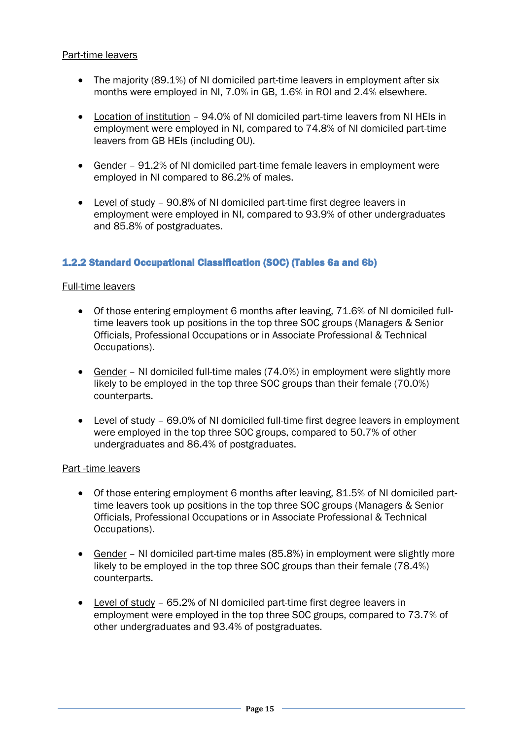Part-time leavers

- The majority (89.1%) of NI domiciled part-time leavers in employment after six months were employed in NI, 7.0% in GB, 1.6% in ROI and 2.4% elsewhere.

- Location of institution – 94.0% of NI domiciled part-time leavers from NI HEIs in employment were employed in NI, compared to 74.8% of NI domiciled part-time leavers from GB HEIs (including OU).

- Gender – 91.2% of NI domiciled part-time female leavers in employment were employed in NI compared to 86.2% of males.

- Level of study – 90.8% of NI domiciled part-time first degree leavers in employment were employed in NI, compared to 93.9% of other undergraduates and 85.8% of postgraduates.

### 1.2.2 Standard Occupational Classification (SOC) (Tables 6a and 6b)

Full-time leavers

- Of those entering employment 6 months after leaving, 71.6% of NI domiciled full-time leavers took up positions in the top three SOC groups (Managers & Senior Officials, Professional Occupations or in Associate Professional & Technical Occupations).

- Gender – NI domiciled full-time males (74.0%) in employment were slightly more likely to be employed in the top three SOC groups than their female (70.0%) counterparts.

- Level of study – 69.0% of NI domiciled full-time first degree leavers in employment were employed in the top three SOC groups, compared to 50.7% of other undergraduates and 86.4% of postgraduates.

Part -time leavers

- Of those entering employment 6 months after leaving, 81.5% of NI domiciled part-time leavers took up positions in the top three SOC groups (Managers & Senior Officials, Professional Occupations or in Associate Professional & Technical Occupations).

- Gender – NI domiciled part-time males (85.8%) in employment were slightly more likely to be employed in the top three SOC groups than their female (78.4%) counterparts.

- Level of study – 65.2% of NI domiciled part-time first degree leavers in employment were employed in the top three SOC groups, compared to 73.7% of other undergraduates and 93.4% of postgraduates.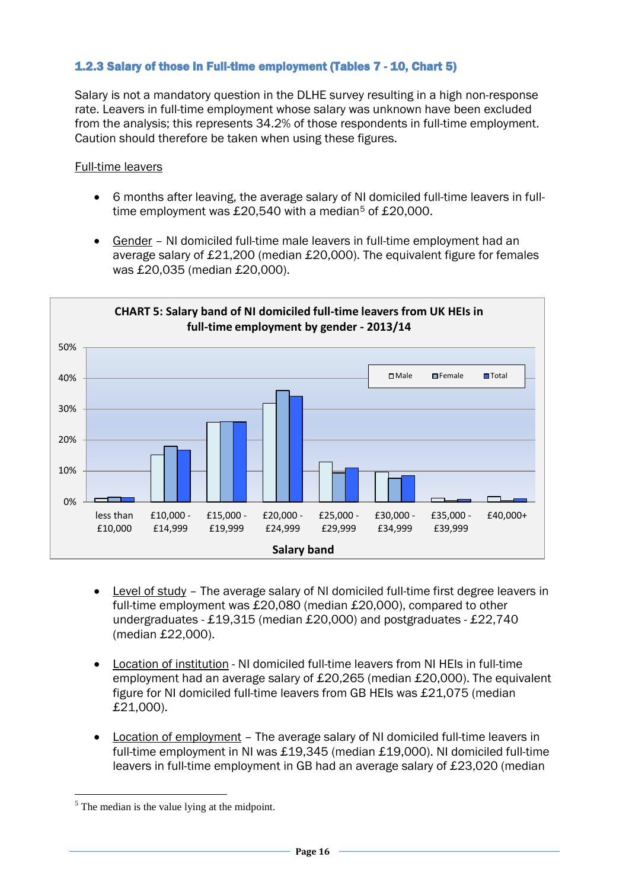### 1.2.3 Salary of those in Full-time employment (Tables 7 - 10, Chart 5)

Salary is not a mandatory question in the DLHE survey resulting in a high non-response rate. Leavers in full-time employment whose salary was unknown have been excluded from the analysis; this represents 34.2% of those respondents in full-time employment. Caution should therefore be taken when using these figures.

Full-time leavers

- 6 months after leaving, the average salary of NI domiciled full-time leavers in full-time employment was £20,540 with a median[5] of £20,000.
- Gender – NI domiciled full-time male leavers in full-time employment had an average salary of £21,200 (median £20,000). The equivalent figure for females was £20,035 (median £20,000).

CHART 5: Salary band of NI domiciled full-time leavers from UK HEIs in full-time employment by gender - 2013/14

- Level of study – The average salary of NI domiciled full-time first degree leavers in full-time employment was £20,080 (median £20,000), compared to other undergraduates - £19,315 (median £20,000) and postgraduates - £22,740 (median £22,000).
- Location of institution - NI domiciled full-time leavers from NI HEIs in full-time employment had an average salary of £20,265 (median £20,000). The equivalent figure for NI domiciled full-time leavers from GB HEIs was £21,075 (median £21,000).
- Location of employment – The average salary of NI domiciled full-time leavers in full-time employment in NI was £19,345 (median £19,000). NI domiciled full-time leavers in full-time employment in GB had an average salary of £23,020 (median

[5] The median is the value lying at the midpoint.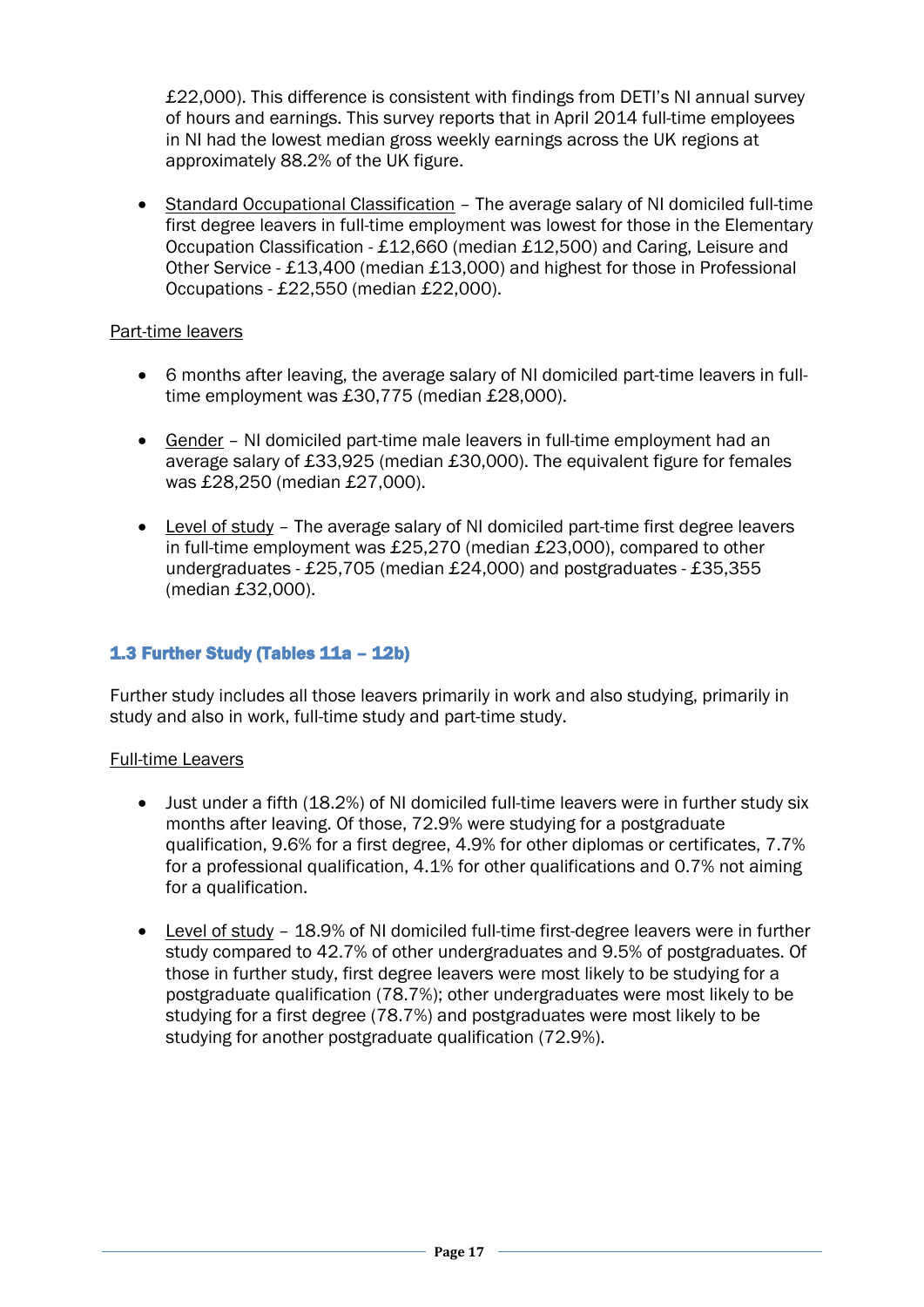£22,000). This difference is consistent with findings from DETI's NI annual survey of hours and earnings. This survey reports that in April 2014 full-time employees in NI had the lowest median gross weekly earnings across the UK regions at approximately 88.2% of the UK figure.

- Standard Occupational Classification – The average salary of NI domiciled full-time first degree leavers in full-time employment was lowest for those in the Elementary Occupation Classification - £12,660 (median £12,500) and Caring, Leisure and Other Service - £13,400 (median £13,000) and highest for those in Professional Occupations - £22,550 (median £22,000).

Part-time leavers

- 6 months after leaving, the average salary of NI domiciled part-time leavers in full-time employment was £30,775 (median £28,000).

- Gender – NI domiciled part-time male leavers in full-time employment had an average salary of £33,925 (median £30,000). The equivalent figure for females was £28,250 (median £27,000).

- Level of study – The average salary of NI domiciled part-time first degree leavers in full-time employment was £25,270 (median £23,000), compared to other undergraduates - £25,705 (median £24,000) and postgraduates - £35,355 (median £32,000).

### 1.3 Further Study (Tables 11a – 12b)

Further study includes all those leavers primarily in work and also studying, primarily in study and also in work, full-time study and part-time study.

Full-time Leavers

- Just under a fifth (18.2%) of NI domiciled full-time leavers were in further study six months after leaving. Of those, 72.9% were studying for a postgraduate qualification, 9.6% for a first degree, 4.9% for other diplomas or certificates, 7.7% for a professional qualification, 4.1% for other qualifications and 0.7% not aiming for a qualification.

- Level of study – 18.9% of NI domiciled full-time first-degree leavers were in further study compared to 42.7% of other undergraduates and 9.5% of postgraduates. Of those in further study, first degree leavers were most likely to be studying for a postgraduate qualification (78.7%); other undergraduates were most likely to be studying for a first degree (78.7%) and postgraduates were most likely to be studying for another postgraduate qualification (72.9%).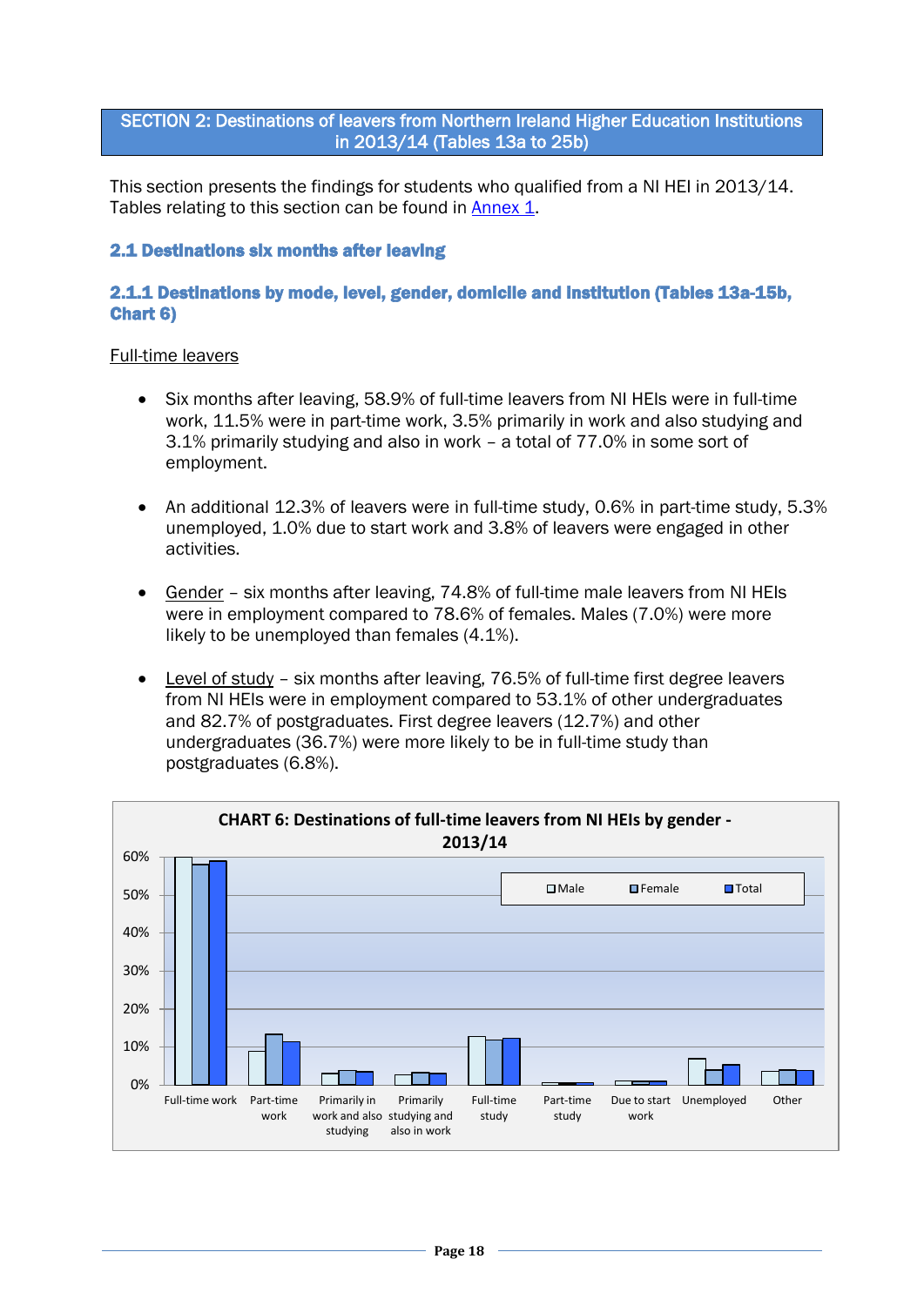## SECTION 2: Destinations of leavers from Northern Ireland Higher Education Institutions in 2013/14 (Tables 13a to 25b)

This section presents the findings for students who qualified from a NI HEI in 2013/14. Tables relating to this section can be found in Annex 1.

### 2.1 Destinations six months after leaving

#### 2.1.1 Destinations by mode, level, gender, domicile and institution (Tables 13a-15b, Chart 6)

Full-time leavers

- Six months after leaving, 58.9% of full-time leavers from NI HEIs were in full-time work, 11.5% were in part-time work, 3.5% primarily in work and also studying and 3.1% primarily studying and also in work – a total of 77.0% in some sort of employment.
- An additional 12.3% of leavers were in full-time study, 0.6% in part-time study, 5.3% unemployed, 1.0% due to start work and 3.8% of leavers were engaged in other activities.
- Gender – six months after leaving, 74.8% of full-time male leavers from NI HEIs were in employment compared to 78.6% of females. Males (7.0%) were more likely to be unemployed than females (4.1%).
- Level of study – six months after leaving, 76.5% of full-time first degree leavers from NI HEIs were in employment compared to 53.1% of other undergraduates and 82.7% of postgraduates. First degree leavers (12.7%) and other undergraduates (36.7%) were more likely to be in full-time study than postgraduates (6.8%).

**CHART 6: Destinations of full-time leavers from NI HEIs by gender - 2013/14**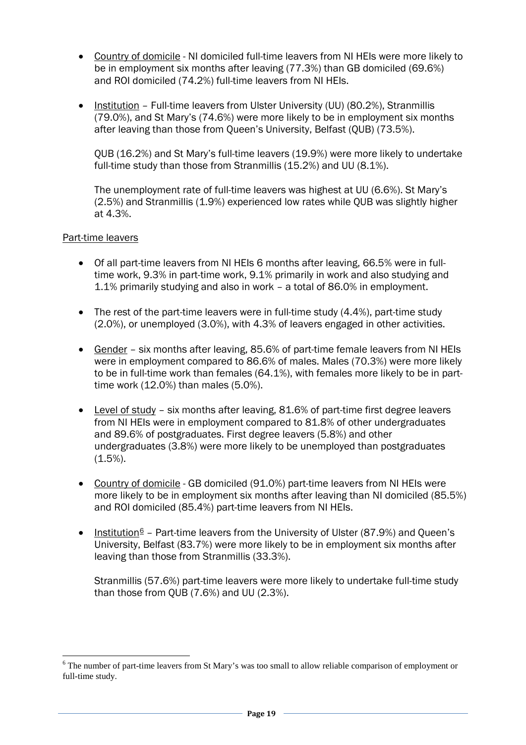- Country of domicile - NI domiciled full-time leavers from NI HEIs were more likely to be in employment six months after leaving (77.3%) than GB domiciled (69.6%) and ROI domiciled (74.2%) full-time leavers from NI HEIs.

- Institution – Full-time leavers from Ulster University (UU) (80.2%), Stranmillis (79.0%), and St Mary's (74.6%) were more likely to be in employment six months after leaving than those from Queen's University, Belfast (QUB) (73.5%).

  QUB (16.2%) and St Mary's full-time leavers (19.9%) were more likely to undertake full-time study than those from Stranmillis (15.2%) and UU (8.1%).

  The unemployment rate of full-time leavers was highest at UU (6.6%). St Mary's (2.5%) and Stranmillis (1.9%) experienced low rates while QUB was slightly higher at 4.3%.

Part-time leavers

- Of all part-time leavers from NI HEIs 6 months after leaving, 66.5% were in full-time work, 9.3% in part-time work, 9.1% primarily in work and also studying and 1.1% primarily studying and also in work – a total of 86.0% in employment.

- The rest of the part-time leavers were in full-time study (4.4%), part-time study (2.0%), or unemployed (3.0%), with 4.3% of leavers engaged in other activities.

- Gender – six months after leaving, 85.6% of part-time female leavers from NI HEIs were in employment compared to 86.6% of males. Males (70.3%) were more likely to be in full-time work than females (64.1%), with females more likely to be in part-time work (12.0%) than males (5.0%).

- Level of study – six months after leaving, 81.6% of part-time first degree leavers from NI HEIs were in employment compared to 81.8% of other undergraduates and 89.6% of postgraduates. First degree leavers (5.8%) and other undergraduates (3.8%) were more likely to be unemployed than postgraduates (1.5%).

- Country of domicile - GB domiciled (91.0%) part-time leavers from NI HEIs were more likely to be in employment six months after leaving than NI domiciled (85.5%) and ROI domiciled (85.4%) part-time leavers from NI HEIs.

- Institution[6] – Part-time leavers from the University of Ulster (87.9%) and Queen's University, Belfast (83.7%) were more likely to be in employment six months after leaving than those from Stranmillis (33.3%).

  Stranmillis (57.6%) part-time leavers were more likely to undertake full-time study than those from QUB (7.6%) and UU (2.3%).

[6] The number of part-time leavers from St Mary's was too small to allow reliable comparison of employment or full-time study.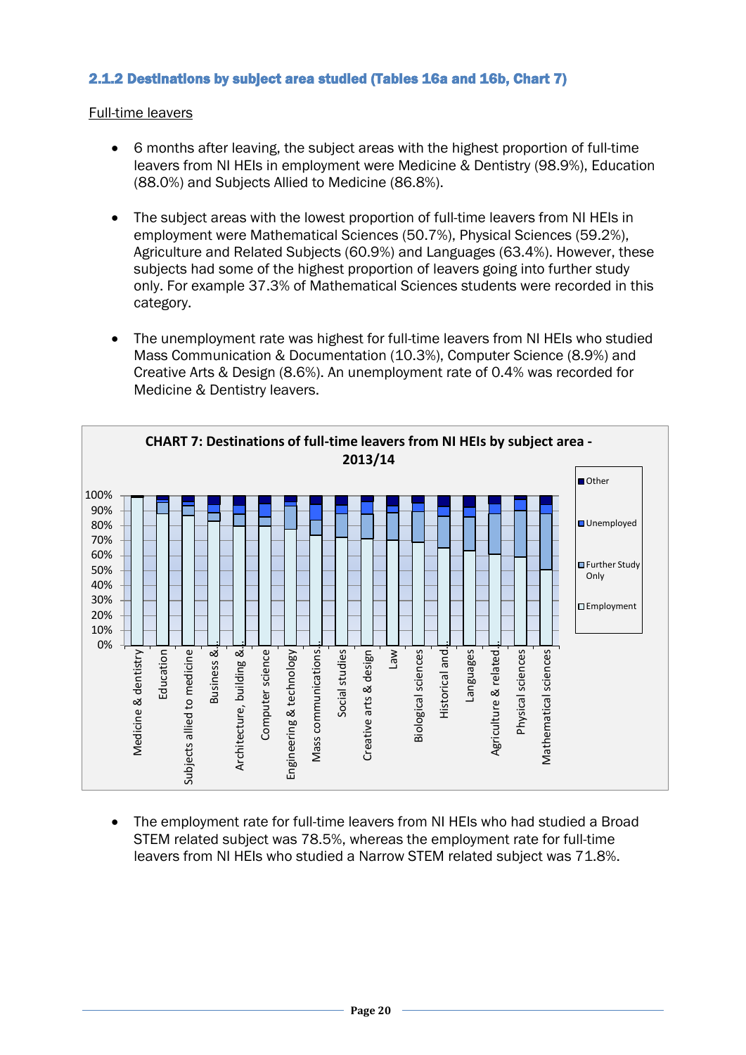### 2.1.2 Destinations by subject area studied (Tables 16a and 16b, Chart 7)

Full-time leavers

- 6 months after leaving, the subject areas with the highest proportion of full-time leavers from NI HEIs in employment were Medicine & Dentistry (98.9%), Education (88.0%) and Subjects Allied to Medicine (86.8%).
- The subject areas with the lowest proportion of full-time leavers from NI HEIs in employment were Mathematical Sciences (50.7%), Physical Sciences (59.2%), Agriculture and Related Subjects (60.9%) and Languages (63.4%). However, these subjects had some of the highest proportion of leavers going into further study only. For example 37.3% of Mathematical Sciences students were recorded in this category.
- The unemployment rate was highest for full-time leavers from NI HEIs who studied Mass Communication & Documentation (10.3%), Computer Science (8.9%) and Creative Arts & Design (8.6%). An unemployment rate of 0.4% was recorded for Medicine & Dentistry leavers.

**CHART 7: Destinations of full-time leavers from NI HEIs by subject area - 2013/14**

- The employment rate for full-time leavers from NI HEIs who had studied a Broad STEM related subject was 78.5%, whereas the employment rate for full-time leavers from NI HEIs who studied a Narrow STEM related subject was 71.8%.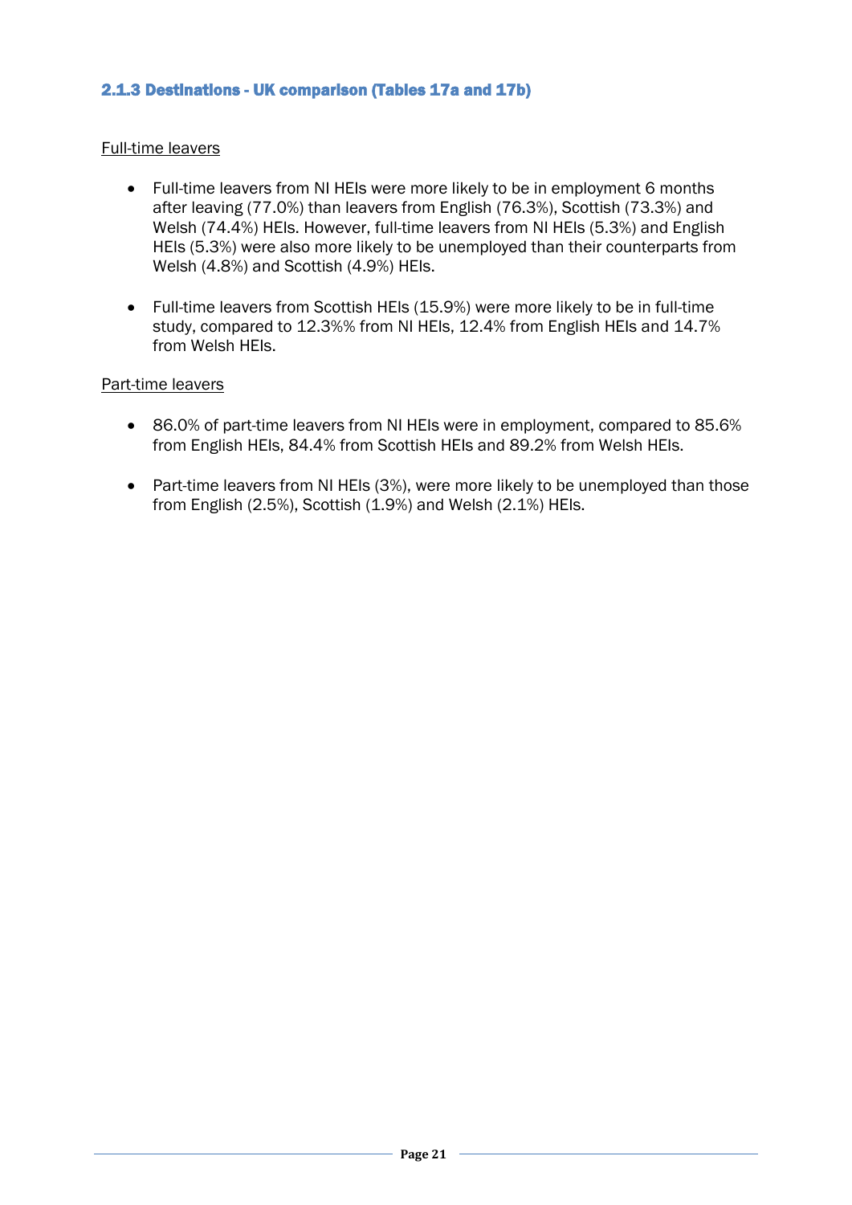### 2.1.3 Destinations - UK comparison (Tables 17a and 17b)

Full-time leavers

- Full-time leavers from NI HEIs were more likely to be in employment 6 months after leaving (77.0%) than leavers from English (76.3%), Scottish (73.3%) and Welsh (74.4%) HEIs. However, full-time leavers from NI HEIs (5.3%) and English HEIs (5.3%) were also more likely to be unemployed than their counterparts from Welsh (4.8%) and Scottish (4.9%) HEIs.

- Full-time leavers from Scottish HEIs (15.9%) were more likely to be in full-time study, compared to 12.3%% from NI HEIs, 12.4% from English HEIs and 14.7% from Welsh HEIs.

Part-time leavers

- 86.0% of part-time leavers from NI HEIs were in employment, compared to 85.6% from English HEIs, 84.4% from Scottish HEIs and 89.2% from Welsh HEIs.

- Part-time leavers from NI HEIs (3%), were more likely to be unemployed than those from English (2.5%), Scottish (1.9%) and Welsh (2.1%) HEIs.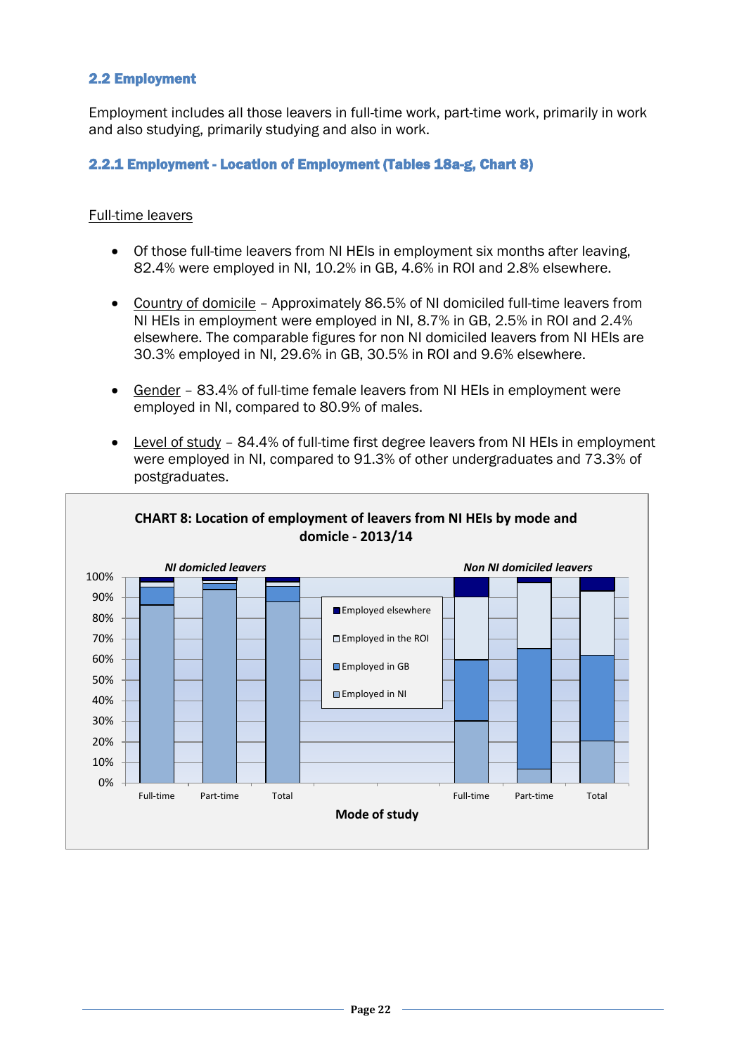## 2.2 Employment

Employment includes all those leavers in full-time work, part-time work, primarily in work and also studying, primarily studying and also in work.

### 2.2.1 Employment - Location of Employment (Tables 18a-g, Chart 8)

Full-time leavers

- Of those full-time leavers from NI HEIs in employment six months after leaving, 82.4% were employed in NI, 10.2% in GB, 4.6% in ROI and 2.8% elsewhere.
- Country of domicile – Approximately 86.5% of NI domiciled full-time leavers from NI HEIs in employment were employed in NI, 8.7% in GB, 2.5% in ROI and 2.4% elsewhere. The comparable figures for non NI domiciled leavers from NI HEIs are 30.3% employed in NI, 29.6% in GB, 30.5% in ROI and 9.6% elsewhere.
- Gender – 83.4% of full-time female leavers from NI HEIs in employment were employed in NI, compared to 80.9% of males.
- Level of study – 84.4% of full-time first degree leavers from NI HEIs in employment were employed in NI, compared to 91.3% of other undergraduates and 73.3% of postgraduates.

**CHART 8: Location of employment of leavers from NI HEIs by mode and domicile - 2013/14**

*NI domiciled leavers* | *Non NI domiciled leavers*

Legend: Employed elsewhere; Employed in the ROI; Employed in GB; Employed in NI

Y-axis: 0% – 100%

X-axis: Full-time, Part-time, Total (NI domiciled leavers); Full-time, Part-time, Total (Non NI domiciled leavers)

Mode of study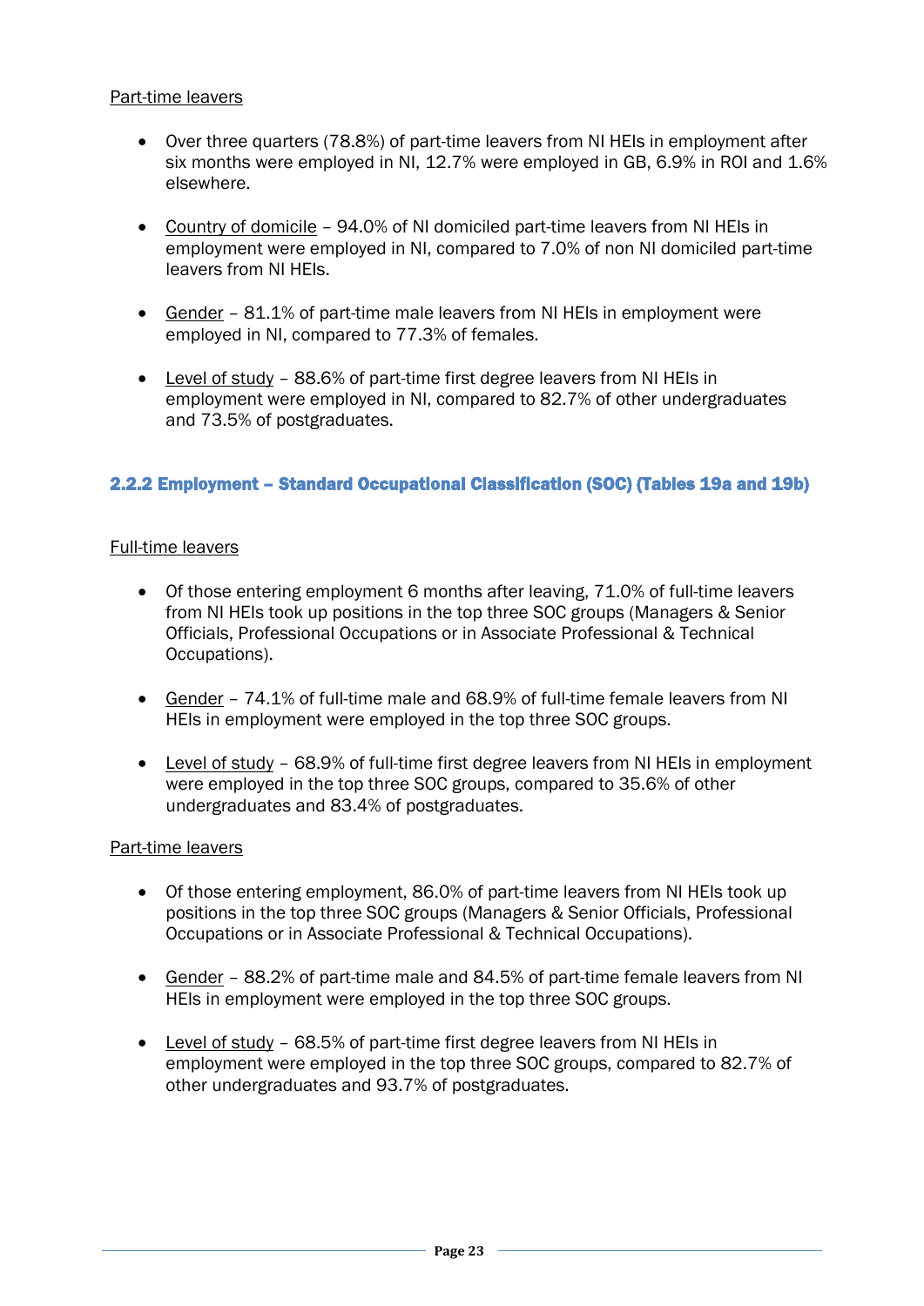Part-time leavers

- Over three quarters (78.8%) of part-time leavers from NI HEIs in employment after six months were employed in NI, 12.7% were employed in GB, 6.9% in ROI and 1.6% elsewhere.

- Country of domicile – 94.0% of NI domiciled part-time leavers from NI HEIs in employment were employed in NI, compared to 7.0% of non NI domiciled part-time leavers from NI HEIs.

- Gender – 81.1% of part-time male leavers from NI HEIs in employment were employed in NI, compared to 77.3% of females.

- Level of study – 88.6% of part-time first degree leavers from NI HEIs in employment were employed in NI, compared to 82.7% of other undergraduates and 73.5% of postgraduates.

### 2.2.2 Employment – Standard Occupational Classification (SOC) (Tables 19a and 19b)

Full-time leavers

- Of those entering employment 6 months after leaving, 71.0% of full-time leavers from NI HEIs took up positions in the top three SOC groups (Managers & Senior Officials, Professional Occupations or in Associate Professional & Technical Occupations).

- Gender – 74.1% of full-time male and 68.9% of full-time female leavers from NI HEIs in employment were employed in the top three SOC groups.

- Level of study – 68.9% of full-time first degree leavers from NI HEIs in employment were employed in the top three SOC groups, compared to 35.6% of other undergraduates and 83.4% of postgraduates.

Part-time leavers

- Of those entering employment, 86.0% of part-time leavers from NI HEIs took up positions in the top three SOC groups (Managers & Senior Officials, Professional Occupations or in Associate Professional & Technical Occupations).

- Gender – 88.2% of part-time male and 84.5% of part-time female leavers from NI HEIs in employment were employed in the top three SOC groups.

- Level of study – 68.5% of part-time first degree leavers from NI HEIs in employment were employed in the top three SOC groups, compared to 82.7% of other undergraduates and 93.7% of postgraduates.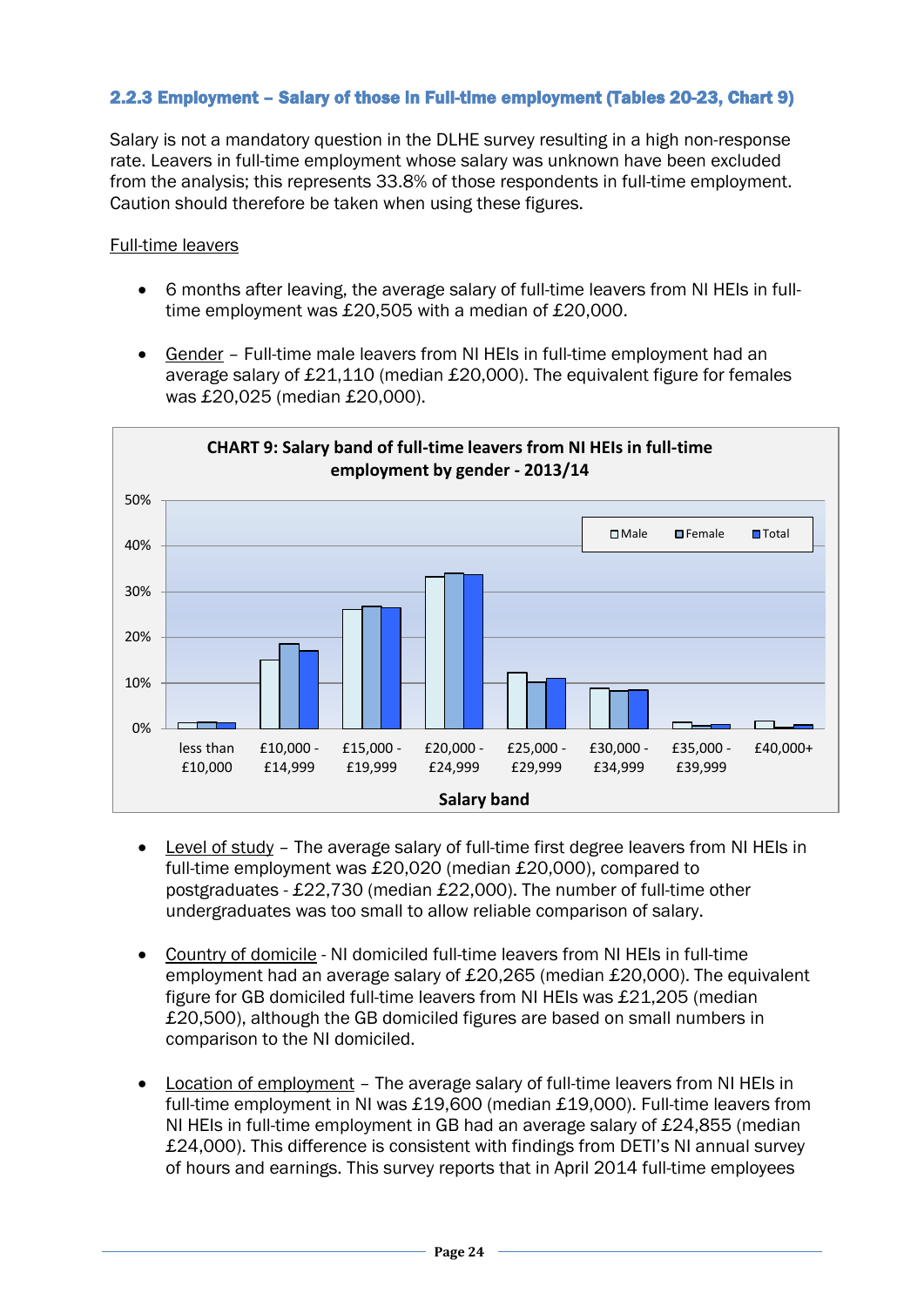### 2.2.3 Employment – Salary of those in Full-time employment (Tables 20-23, Chart 9)

Salary is not a mandatory question in the DLHE survey resulting in a high non-response rate. Leavers in full-time employment whose salary was unknown have been excluded from the analysis; this represents 33.8% of those respondents in full-time employment. Caution should therefore be taken when using these figures.

Full-time leavers

- 6 months after leaving, the average salary of full-time leavers from NI HEIs in full-time employment was £20,505 with a median of £20,000.
- Gender – Full-time male leavers from NI HEIs in full-time employment had an average salary of £21,110 (median £20,000). The equivalent figure for females was £20,025 (median £20,000).

**CHART 9: Salary band of full-time leavers from NI HEIs in full-time employment by gender - 2013/14**

- Level of study – The average salary of full-time first degree leavers from NI HEIs in full-time employment was £20,020 (median £20,000), compared to postgraduates - £22,730 (median £22,000). The number of full-time other undergraduates was too small to allow reliable comparison of salary.
- Country of domicile - NI domiciled full-time leavers from NI HEIs in full-time employment had an average salary of £20,265 (median £20,000). The equivalent figure for GB domiciled full-time leavers from NI HEIs was £21,205 (median £20,500), although the GB domiciled figures are based on small numbers in comparison to the NI domiciled.
- Location of employment – The average salary of full-time leavers from NI HEIs in full-time employment in NI was £19,600 (median £19,000). Full-time leavers from NI HEIs in full-time employment in GB had an average salary of £24,855 (median £24,000). This difference is consistent with findings from DETI's NI annual survey of hours and earnings. This survey reports that in April 2014 full-time employees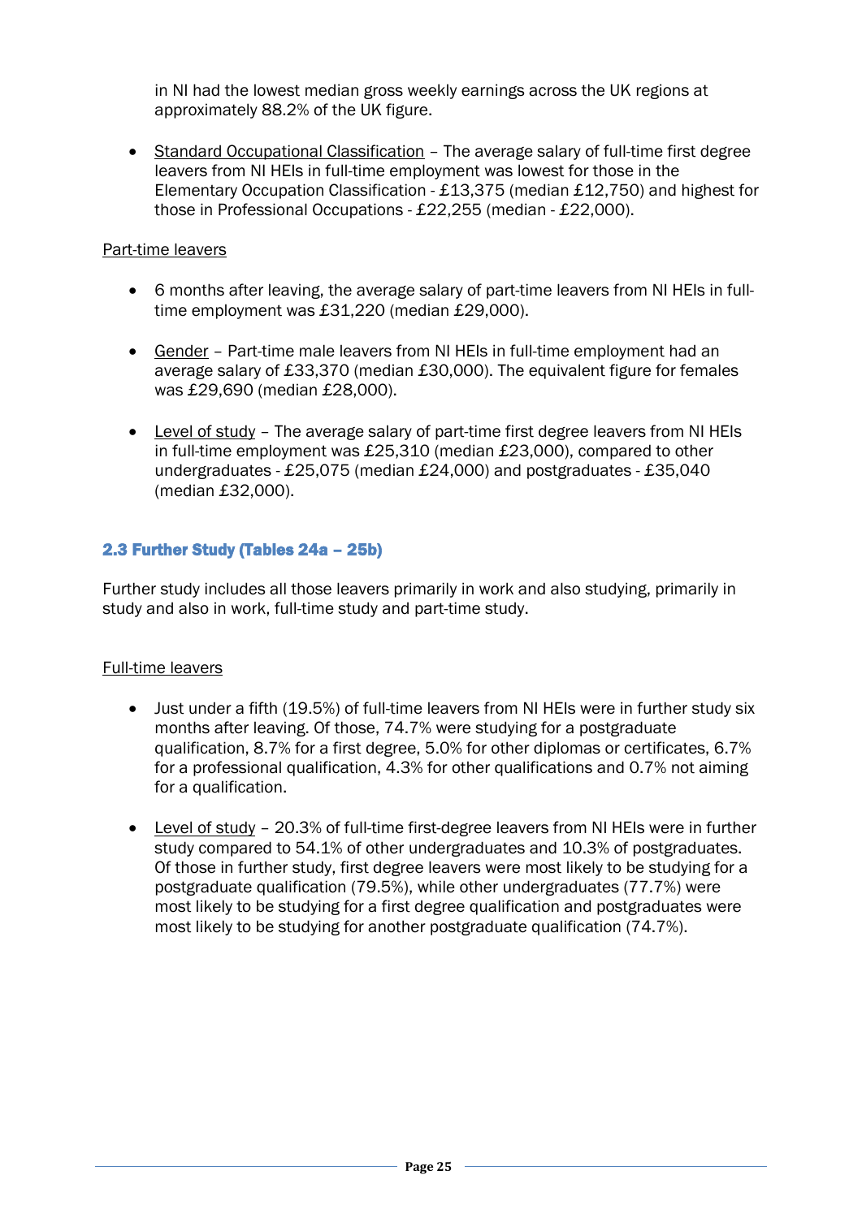in NI had the lowest median gross weekly earnings across the UK regions at approximately 88.2% of the UK figure.

- Standard Occupational Classification – The average salary of full-time first degree leavers from NI HEIs in full-time employment was lowest for those in the Elementary Occupation Classification - £13,375 (median £12,750) and highest for those in Professional Occupations - £22,255 (median - £22,000).

Part-time leavers

- 6 months after leaving, the average salary of part-time leavers from NI HEIs in full-time employment was £31,220 (median £29,000).

- Gender – Part-time male leavers from NI HEIs in full-time employment had an average salary of £33,370 (median £30,000). The equivalent figure for females was £29,690 (median £28,000).

- Level of study – The average salary of part-time first degree leavers from NI HEIs in full-time employment was £25,310 (median £23,000), compared to other undergraduates - £25,075 (median £24,000) and postgraduates - £35,040 (median £32,000).

### 2.3 Further Study (Tables 24a – 25b)

Further study includes all those leavers primarily in work and also studying, primarily in study and also in work, full-time study and part-time study.

Full-time leavers

- Just under a fifth (19.5%) of full-time leavers from NI HEIs were in further study six months after leaving. Of those, 74.7% were studying for a postgraduate qualification, 8.7% for a first degree, 5.0% for other diplomas or certificates, 6.7% for a professional qualification, 4.3% for other qualifications and 0.7% not aiming for a qualification.

- Level of study – 20.3% of full-time first-degree leavers from NI HEIs were in further study compared to 54.1% of other undergraduates and 10.3% of postgraduates. Of those in further study, first degree leavers were most likely to be studying for a postgraduate qualification (79.5%), while other undergraduates (77.7%) were most likely to be studying for a first degree qualification and postgraduates were most likely to be studying for another postgraduate qualification (74.7%).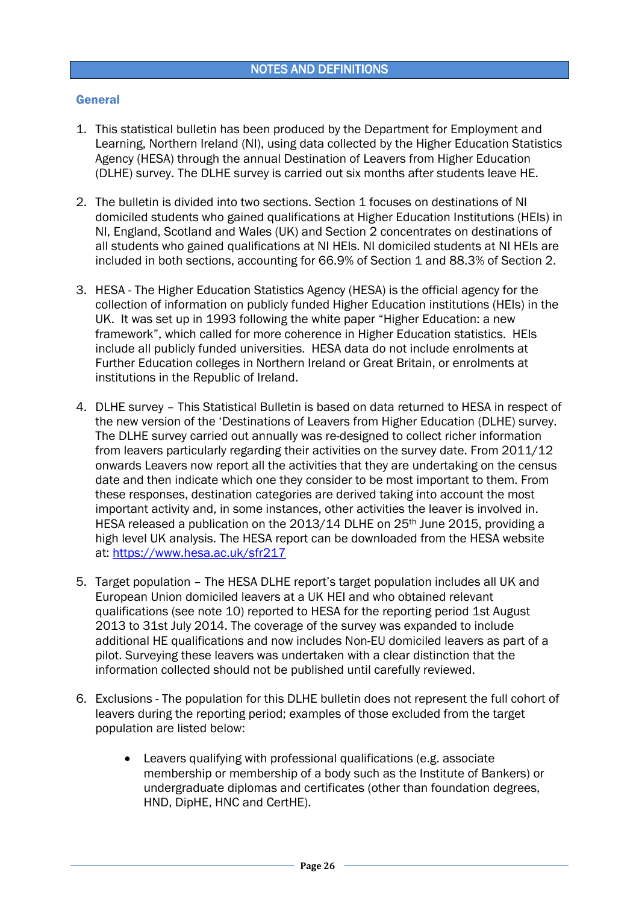# NOTES AND DEFINITIONS

## General

1. This statistical bulletin has been produced by the Department for Employment and Learning, Northern Ireland (NI), using data collected by the Higher Education Statistics Agency (HESA) through the annual Destination of Leavers from Higher Education (DLHE) survey. The DLHE survey is carried out six months after students leave HE.

2. The bulletin is divided into two sections. Section 1 focuses on destinations of NI domiciled students who gained qualifications at Higher Education Institutions (HEIs) in NI, England, Scotland and Wales (UK) and Section 2 concentrates on destinations of all students who gained qualifications at NI HEIs. NI domiciled students at NI HEIs are included in both sections, accounting for 66.9% of Section 1 and 88.3% of Section 2.

3. HESA - The Higher Education Statistics Agency (HESA) is the official agency for the collection of information on publicly funded Higher Education institutions (HEIs) in the UK. It was set up in 1993 following the white paper "Higher Education: a new framework", which called for more coherence in Higher Education statistics. HEIs include all publicly funded universities. HESA data do not include enrolments at Further Education colleges in Northern Ireland or Great Britain, or enrolments at institutions in the Republic of Ireland.

4. DLHE survey – This Statistical Bulletin is based on data returned to HESA in respect of the new version of the 'Destinations of Leavers from Higher Education (DLHE) survey. The DLHE survey carried out annually was re-designed to collect richer information from leavers particularly regarding their activities on the survey date. From 2011/12 onwards Leavers now report all the activities that they are undertaking on the census date and then indicate which one they consider to be most important to them. From these responses, destination categories are derived taking into account the most important activity and, in some instances, other activities the leaver is involved in. HESA released a publication on the 2013/14 DLHE on 25th June 2015, providing a high level UK analysis. The HESA report can be downloaded from the HESA website at: [https://www.hesa.ac.uk/sfr217](https://www.hesa.ac.uk/sfr217)

5. Target population – The HESA DLHE report's target population includes all UK and European Union domiciled leavers at a UK HEI and who obtained relevant qualifications (see note 10) reported to HESA for the reporting period 1st August 2013 to 31st July 2014. The coverage of the survey was expanded to include additional HE qualifications and now includes Non-EU domiciled leavers as part of a pilot. Surveying these leavers was undertaken with a clear distinction that the information collected should not be published until carefully reviewed.

6. Exclusions - The population for this DLHE bulletin does not represent the full cohort of leavers during the reporting period; examples of those excluded from the target population are listed below:

    - Leavers qualifying with professional qualifications (e.g. associate membership or membership of a body such as the Institute of Bankers) or undergraduate diplomas and certificates (other than foundation degrees, HND, DipHE, HNC and CertHE).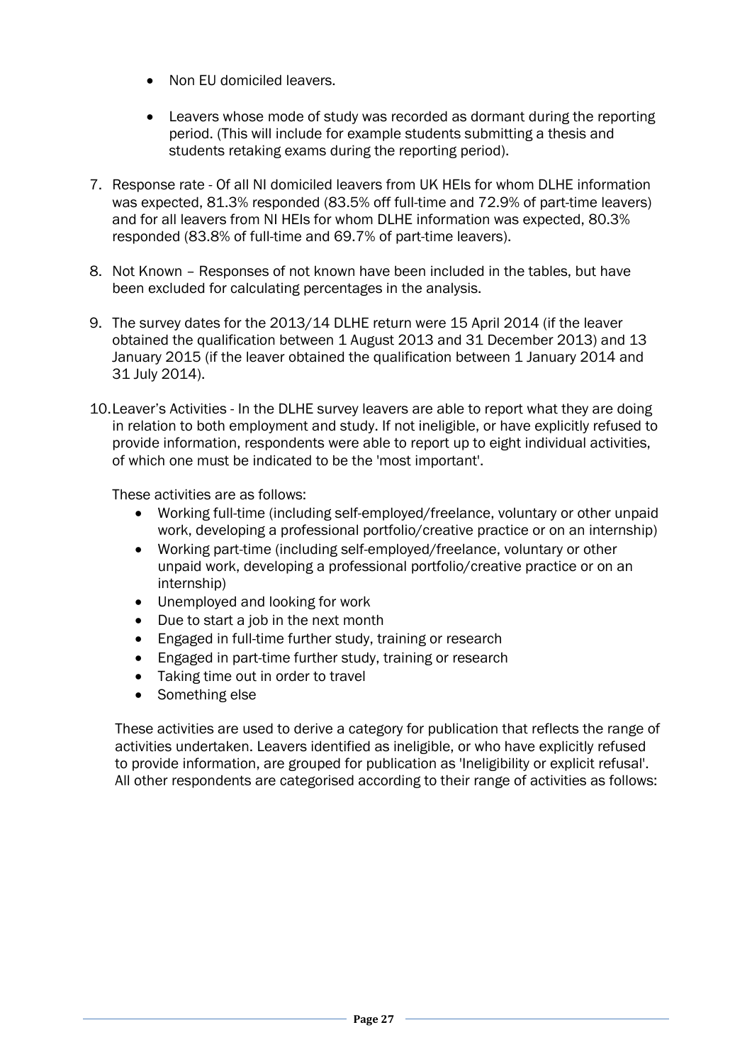- Non EU domiciled leavers.

- Leavers whose mode of study was recorded as dormant during the reporting period. (This will include for example students submitting a thesis and students retaking exams during the reporting period).

7. Response rate - Of all NI domiciled leavers from UK HEIs for whom DLHE information was expected, 81.3% responded (83.5% off full-time and 72.9% of part-time leavers) and for all leavers from NI HEIs for whom DLHE information was expected, 80.3% responded (83.8% of full-time and 69.7% of part-time leavers).

8. Not Known – Responses of not known have been included in the tables, but have been excluded for calculating percentages in the analysis.

9. The survey dates for the 2013/14 DLHE return were 15 April 2014 (if the leaver obtained the qualification between 1 August 2013 and 31 December 2013) and 13 January 2015 (if the leaver obtained the qualification between 1 January 2014 and 31 July 2014).

10. Leaver's Activities - In the DLHE survey leavers are able to report what they are doing in relation to both employment and study. If not ineligible, or have explicitly refused to provide information, respondents were able to report up to eight individual activities, of which one must be indicated to be the 'most important'.

    These activities are as follows:

    - Working full-time (including self-employed/freelance, voluntary or other unpaid work, developing a professional portfolio/creative practice or on an internship)
    - Working part-time (including self-employed/freelance, voluntary or other unpaid work, developing a professional portfolio/creative practice or on an internship)
    - Unemployed and looking for work
    - Due to start a job in the next month
    - Engaged in full-time further study, training or research
    - Engaged in part-time further study, training or research
    - Taking time out in order to travel
    - Something else

    These activities are used to derive a category for publication that reflects the range of activities undertaken. Leavers identified as ineligible, or who have explicitly refused to provide information, are grouped for publication as 'Ineligibility or explicit refusal'. All other respondents are categorised according to their range of activities as follows: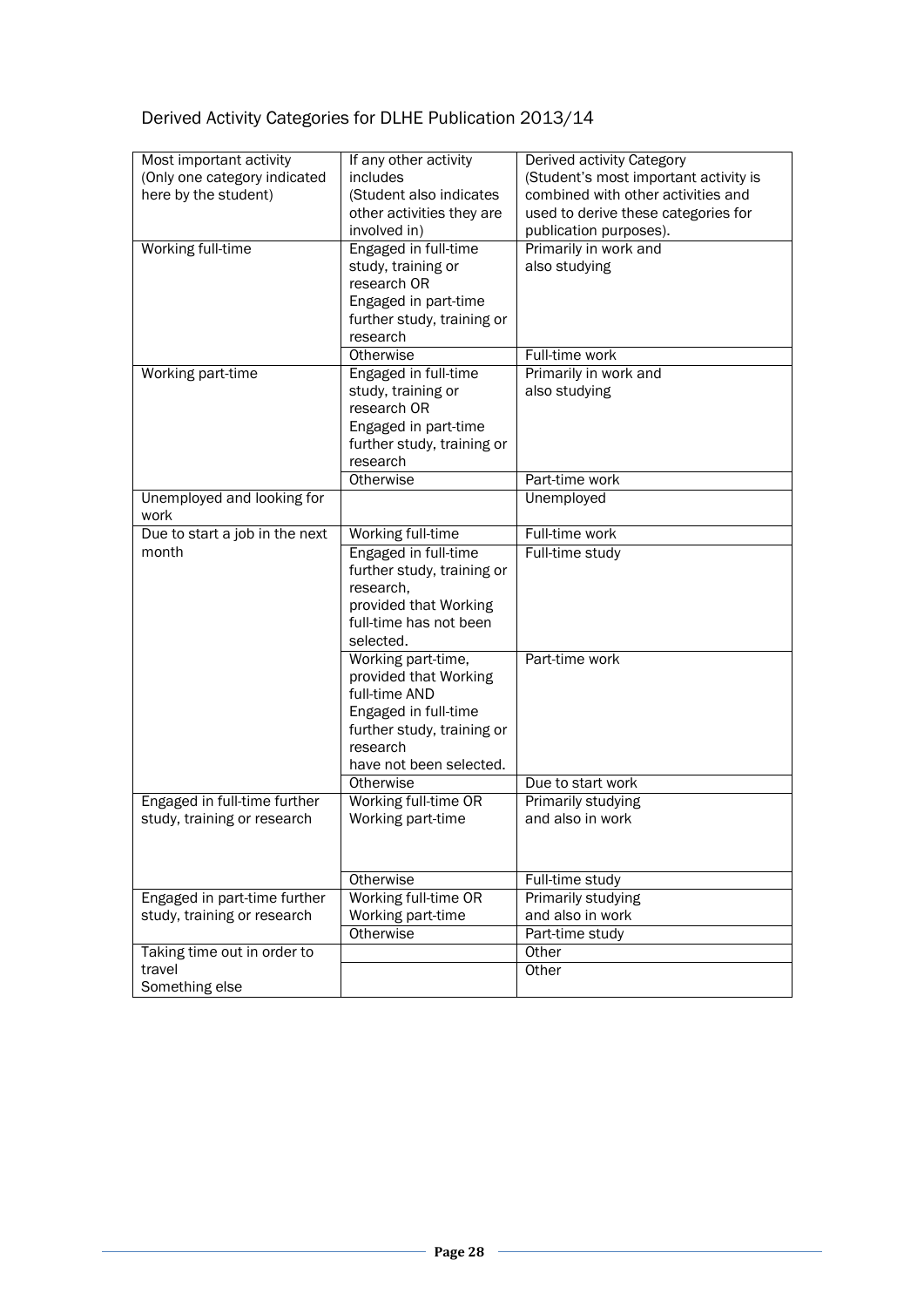# Derived Activity Categories for DLHE Publication 2013/14

| Most important activity (Only one category indicated here by the student) | If any other activity includes (Student also indicates other activities they are involved in) | Derived activity Category (Student's most important activity is combined with other activities and used to derive these categories for publication purposes). |
|---|---|---|
| Working full-time | Engaged in full-time study, training or research OR Engaged in part-time further study, training or research | Primarily in work and also studying |
| | Otherwise | Full-time work |
| Working part-time | Engaged in full-time study, training or research OR Engaged in part-time further study, training or research | Primarily in work and also studying |
| | Otherwise | Part-time work |
| Unemployed and looking for work | | Unemployed |
| Due to start a job in the next month | Working full-time | Full-time work |
| | Engaged in full-time further study, training or research, provided that Working full-time has not been selected. | Full-time study |
| | Working part-time, provided that Working full-time AND Engaged in full-time further study, training or research have not been selected. | Part-time work |
| | Otherwise | Due to start work |
| Engaged in full-time further study, training or research | Working full-time OR Working part-time | Primarily studying and also in work |
| | Otherwise | Full-time study |
| Engaged in part-time further study, training or research | Working full-time OR Working part-time | Primarily studying and also in work |
| | Otherwise | Part-time study |
| Taking time out in order to travel | | Other |
| Something else | | Other |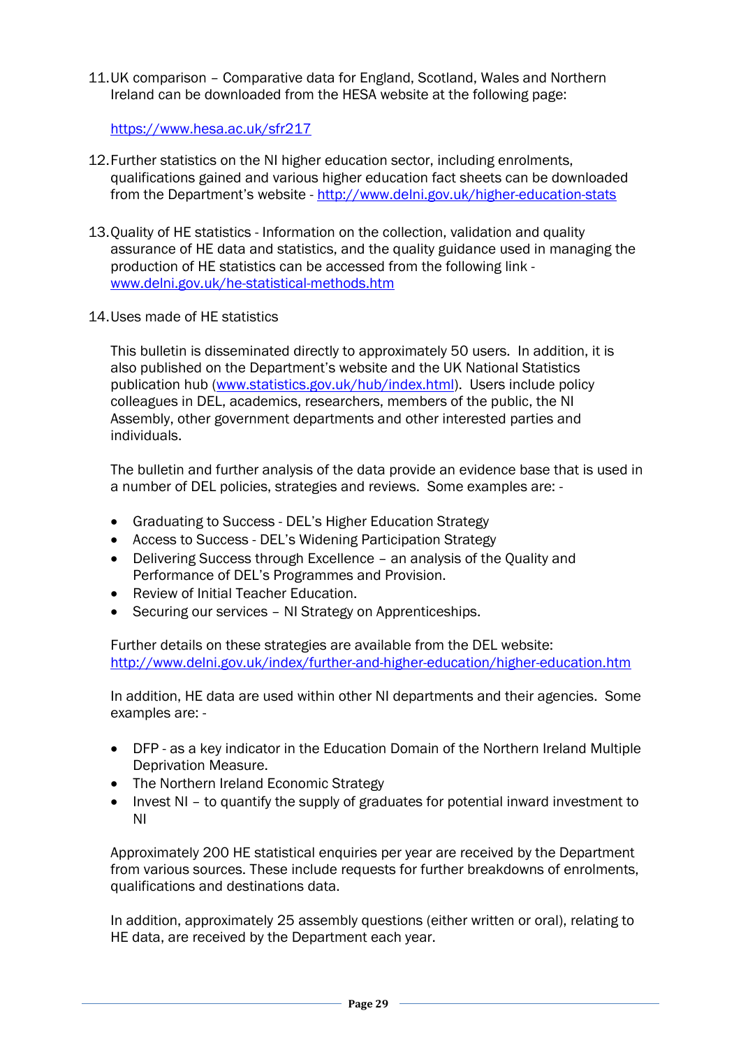11. UK comparison – Comparative data for England, Scotland, Wales and Northern Ireland can be downloaded from the HESA website at the following page:

    https://www.hesa.ac.uk/sfr217

12. Further statistics on the NI higher education sector, including enrolments, qualifications gained and various higher education fact sheets can be downloaded from the Department's website - http://www.delni.gov.uk/higher-education-stats

13. Quality of HE statistics - Information on the collection, validation and quality assurance of HE data and statistics, and the quality guidance used in managing the production of HE statistics can be accessed from the following link - www.delni.gov.uk/he-statistical-methods.htm

14. Uses made of HE statistics

    This bulletin is disseminated directly to approximately 50 users. In addition, it is also published on the Department's website and the UK National Statistics publication hub (www.statistics.gov.uk/hub/index.html). Users include policy colleagues in DEL, academics, researchers, members of the public, the NI Assembly, other government departments and other interested parties and individuals.

    The bulletin and further analysis of the data provide an evidence base that is used in a number of DEL policies, strategies and reviews. Some examples are: -

    - Graduating to Success - DEL's Higher Education Strategy
    - Access to Success - DEL's Widening Participation Strategy
    - Delivering Success through Excellence – an analysis of the Quality and Performance of DEL's Programmes and Provision.
    - Review of Initial Teacher Education.
    - Securing our services – NI Strategy on Apprenticeships.

    Further details on these strategies are available from the DEL website: http://www.delni.gov.uk/index/further-and-higher-education/higher-education.htm

    In addition, HE data are used within other NI departments and their agencies. Some examples are: -

    - DFP - as a key indicator in the Education Domain of the Northern Ireland Multiple Deprivation Measure.
    - The Northern Ireland Economic Strategy
    - Invest NI – to quantify the supply of graduates for potential inward investment to NI

    Approximately 200 HE statistical enquiries per year are received by the Department from various sources. These include requests for further breakdowns of enrolments, qualifications and destinations data.

    In addition, approximately 25 assembly questions (either written or oral), relating to HE data, are received by the Department each year.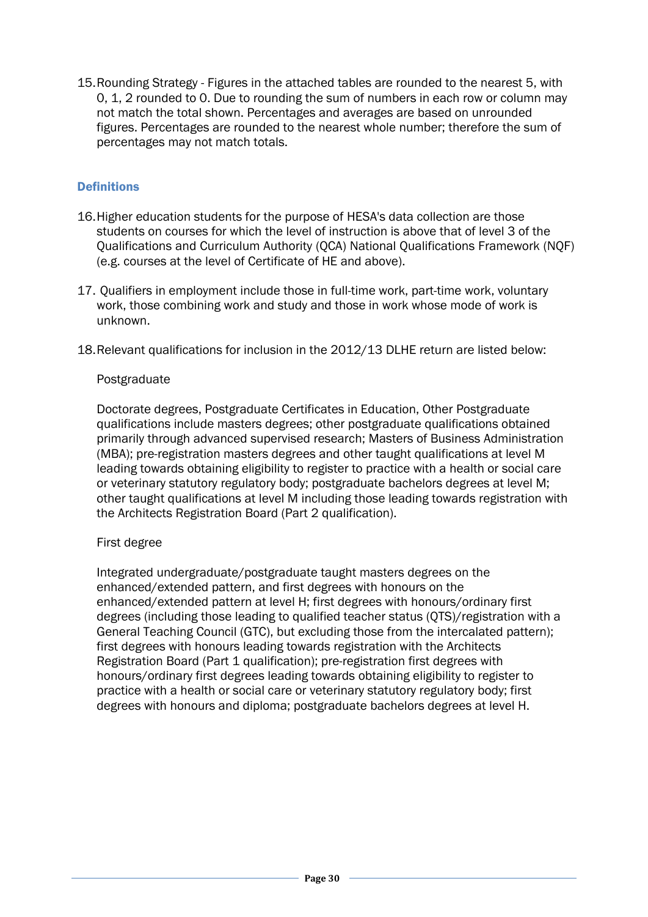15. Rounding Strategy - Figures in the attached tables are rounded to the nearest 5, with 0, 1, 2 rounded to 0. Due to rounding the sum of numbers in each row or column may not match the total shown. Percentages and averages are based on unrounded figures. Percentages are rounded to the nearest whole number; therefore the sum of percentages may not match totals.

### Definitions

16. Higher education students for the purpose of HESA's data collection are those students on courses for which the level of instruction is above that of level 3 of the Qualifications and Curriculum Authority (QCA) National Qualifications Framework (NQF) (e.g. courses at the level of Certificate of HE and above).

17. Qualifiers in employment include those in full-time work, part-time work, voluntary work, those combining work and study and those in work whose mode of work is unknown.

18. Relevant qualifications for inclusion in the 2012/13 DLHE return are listed below:

    Postgraduate

    Doctorate degrees, Postgraduate Certificates in Education, Other Postgraduate qualifications include masters degrees; other postgraduate qualifications obtained primarily through advanced supervised research; Masters of Business Administration (MBA); pre-registration masters degrees and other taught qualifications at level M leading towards obtaining eligibility to register to practice with a health or social care or veterinary statutory regulatory body; postgraduate bachelors degrees at level M; other taught qualifications at level M including those leading towards registration with the Architects Registration Board (Part 2 qualification).

    First degree

    Integrated undergraduate/postgraduate taught masters degrees on the enhanced/extended pattern, and first degrees with honours on the enhanced/extended pattern at level H; first degrees with honours/ordinary first degrees (including those leading to qualified teacher status (QTS)/registration with a General Teaching Council (GTC), but excluding those from the intercalated pattern); first degrees with honours leading towards registration with the Architects Registration Board (Part 1 qualification); pre-registration first degrees with honours/ordinary first degrees leading towards obtaining eligibility to register to practice with a health or social care or veterinary statutory regulatory body; first degrees with honours and diploma; postgraduate bachelors degrees at level H.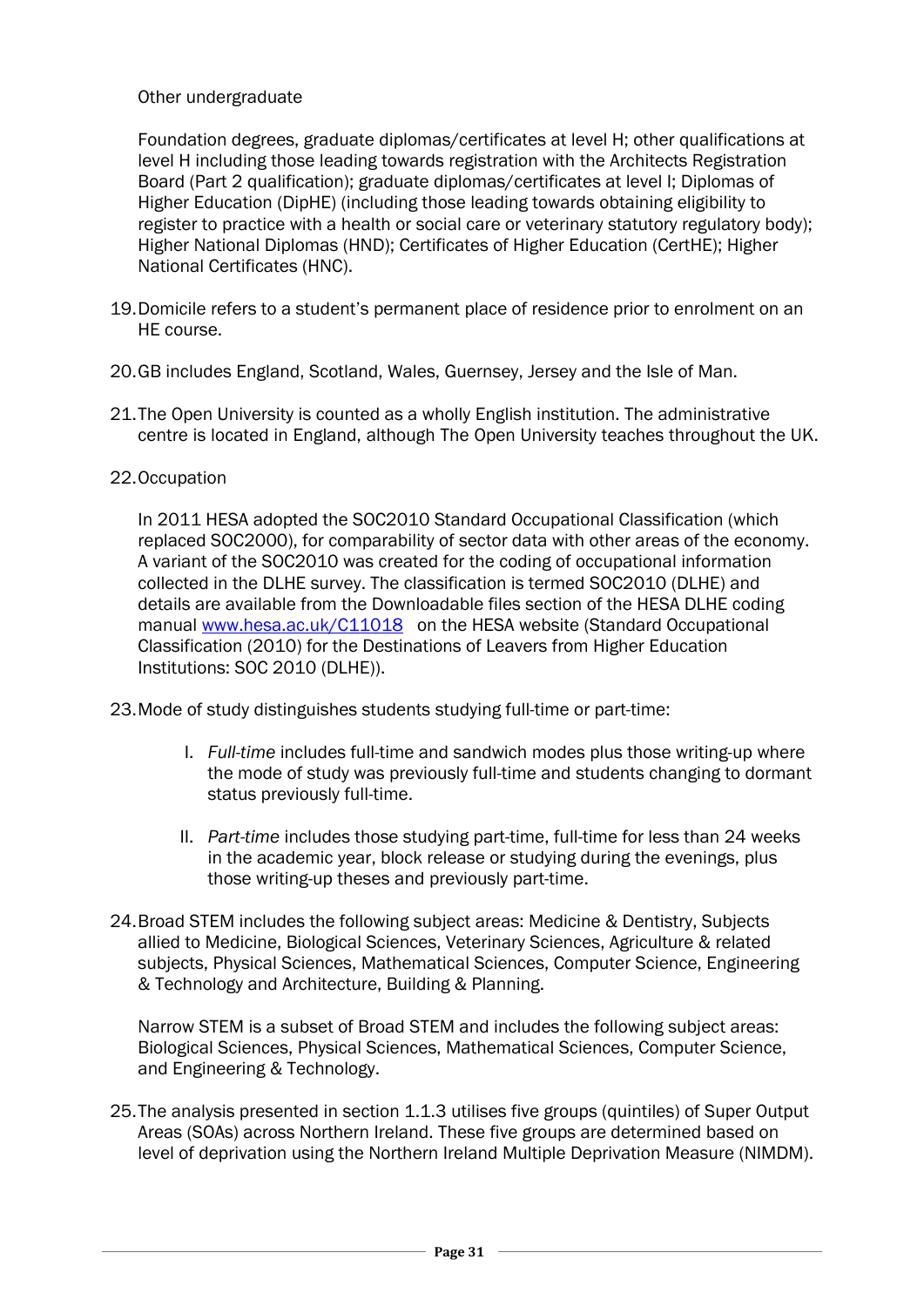Other undergraduate

Foundation degrees, graduate diplomas/certificates at level H; other qualifications at level H including those leading towards registration with the Architects Registration Board (Part 2 qualification); graduate diplomas/certificates at level I; Diplomas of Higher Education (DipHE) (including those leading towards obtaining eligibility to register to practice with a health or social care or veterinary statutory regulatory body); Higher National Diplomas (HND); Certificates of Higher Education (CertHE); Higher National Certificates (HNC).

19. Domicile refers to a student's permanent place of residence prior to enrolment on an HE course.

20. GB includes England, Scotland, Wales, Guernsey, Jersey and the Isle of Man.

21. The Open University is counted as a wholly English institution. The administrative centre is located in England, although The Open University teaches throughout the UK.

22. Occupation

    In 2011 HESA adopted the SOC2010 Standard Occupational Classification (which replaced SOC2000), for comparability of sector data with other areas of the economy. A variant of the SOC2010 was created for the coding of occupational information collected in the DLHE survey. The classification is termed SOC2010 (DLHE) and details are available from the Downloadable files section of the HESA DLHE coding manual [www.hesa.ac.uk/C11018](www.hesa.ac.uk/C11018) on the HESA website (Standard Occupational Classification (2010) for the Destinations of Leavers from Higher Education Institutions: SOC 2010 (DLHE)).

23. Mode of study distinguishes students studying full-time or part-time:

    I. *Full-time* includes full-time and sandwich modes plus those writing-up where the mode of study was previously full-time and students changing to dormant status previously full-time.

    II. *Part-time* includes those studying part-time, full-time for less than 24 weeks in the academic year, block release or studying during the evenings, plus those writing-up theses and previously part-time.

24. Broad STEM includes the following subject areas: Medicine & Dentistry, Subjects allied to Medicine, Biological Sciences, Veterinary Sciences, Agriculture & related subjects, Physical Sciences, Mathematical Sciences, Computer Science, Engineering & Technology and Architecture, Building & Planning.

    Narrow STEM is a subset of Broad STEM and includes the following subject areas: Biological Sciences, Physical Sciences, Mathematical Sciences, Computer Science, and Engineering & Technology.

25. The analysis presented in section 1.1.3 utilises five groups (quintiles) of Super Output Areas (SOAs) across Northern Ireland. These five groups are determined based on level of deprivation using the Northern Ireland Multiple Deprivation Measure (NIMDM).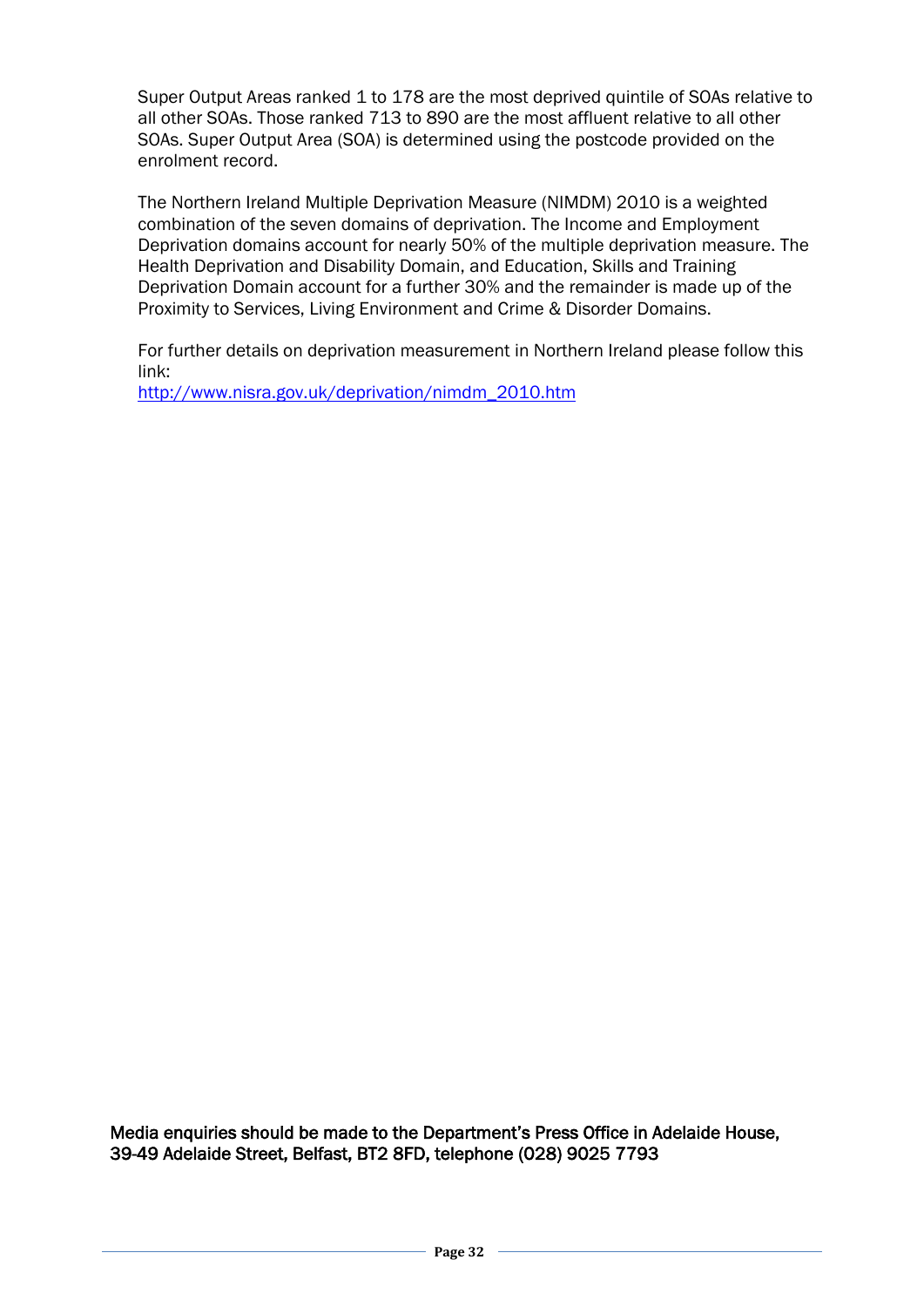Super Output Areas ranked 1 to 178 are the most deprived quintile of SOAs relative to all other SOAs. Those ranked 713 to 890 are the most affluent relative to all other SOAs. Super Output Area (SOA) is determined using the postcode provided on the enrolment record.

The Northern Ireland Multiple Deprivation Measure (NIMDM) 2010 is a weighted combination of the seven domains of deprivation. The Income and Employment Deprivation domains account for nearly 50% of the multiple deprivation measure. The Health Deprivation and Disability Domain, and Education, Skills and Training Deprivation Domain account for a further 30% and the remainder is made up of the Proximity to Services, Living Environment and Crime & Disorder Domains.

For further details on deprivation measurement in Northern Ireland please follow this link:
[http://www.nisra.gov.uk/deprivation/nimdm_2010.htm](http://www.nisra.gov.uk/deprivation/nimdm_2010.htm)

Media enquiries should be made to the Department's Press Office in Adelaide House, 39-49 Adelaide Street, Belfast, BT2 8FD, telephone (028) 9025 7793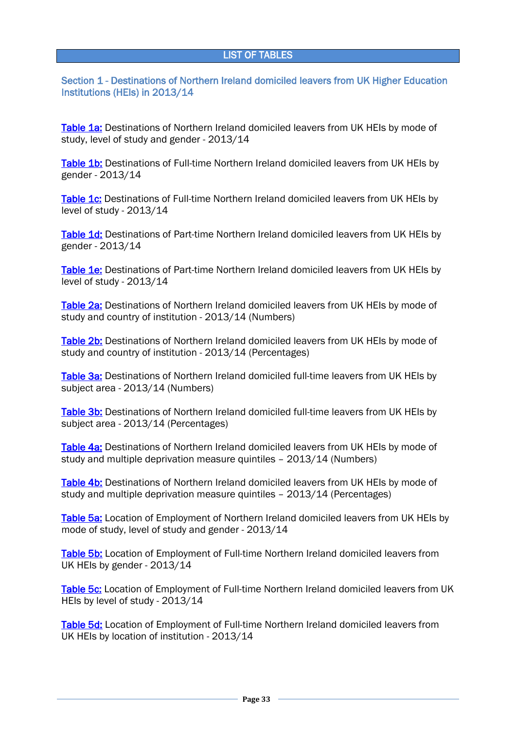# LIST OF TABLES

## Section 1 - Destinations of Northern Ireland domiciled leavers from UK Higher Education Institutions (HEIs) in 2013/14

**Table 1a:** Destinations of Northern Ireland domiciled leavers from UK HEIs by mode of study, level of study and gender - 2013/14

**Table 1b:** Destinations of Full-time Northern Ireland domiciled leavers from UK HEIs by gender - 2013/14

**Table 1c:** Destinations of Full-time Northern Ireland domiciled leavers from UK HEIs by level of study - 2013/14

**Table 1d:** Destinations of Part-time Northern Ireland domiciled leavers from UK HEIs by gender - 2013/14

**Table 1e:** Destinations of Part-time Northern Ireland domiciled leavers from UK HEIs by level of study - 2013/14

**Table 2a:** Destinations of Northern Ireland domiciled leavers from UK HEIs by mode of study and country of institution - 2013/14 (Numbers)

**Table 2b:** Destinations of Northern Ireland domiciled leavers from UK HEIs by mode of study and country of institution - 2013/14 (Percentages)

**Table 3a:** Destinations of Northern Ireland domiciled full-time leavers from UK HEIs by subject area - 2013/14 (Numbers)

**Table 3b:** Destinations of Northern Ireland domiciled full-time leavers from UK HEIs by subject area - 2013/14 (Percentages)

**Table 4a:** Destinations of Northern Ireland domiciled leavers from UK HEIs by mode of study and multiple deprivation measure quintiles – 2013/14 (Numbers)

**Table 4b:** Destinations of Northern Ireland domiciled leavers from UK HEIs by mode of study and multiple deprivation measure quintiles – 2013/14 (Percentages)

**Table 5a:** Location of Employment of Northern Ireland domiciled leavers from UK HEIs by mode of study, level of study and gender - 2013/14

**Table 5b:** Location of Employment of Full-time Northern Ireland domiciled leavers from UK HEIs by gender - 2013/14

**Table 5c:** Location of Employment of Full-time Northern Ireland domiciled leavers from UK HEIs by level of study - 2013/14

**Table 5d:** Location of Employment of Full-time Northern Ireland domiciled leavers from UK HEIs by location of institution - 2013/14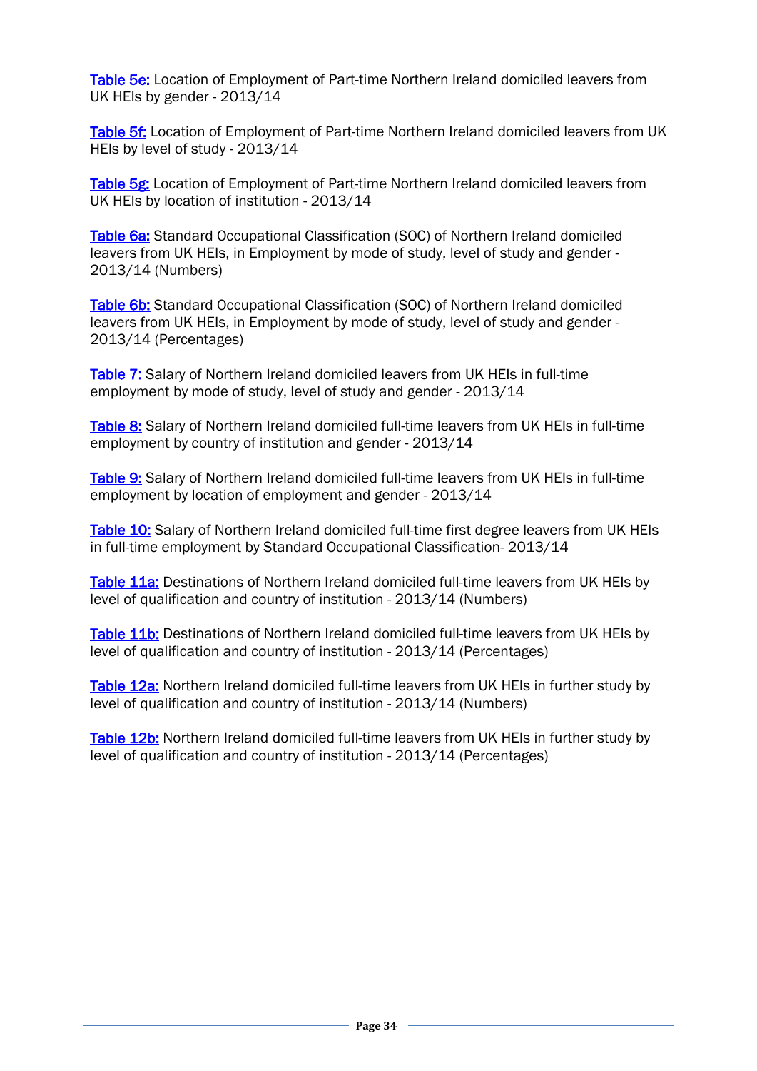**Table 5e:** Location of Employment of Part-time Northern Ireland domiciled leavers from UK HEIs by gender - 2013/14

**Table 5f:** Location of Employment of Part-time Northern Ireland domiciled leavers from UK HEIs by level of study - 2013/14

**Table 5g:** Location of Employment of Part-time Northern Ireland domiciled leavers from UK HEIs by location of institution - 2013/14

**Table 6a:** Standard Occupational Classification (SOC) of Northern Ireland domiciled leavers from UK HEIs, in Employment by mode of study, level of study and gender - 2013/14 (Numbers)

**Table 6b:** Standard Occupational Classification (SOC) of Northern Ireland domiciled leavers from UK HEIs, in Employment by mode of study, level of study and gender - 2013/14 (Percentages)

**Table 7:** Salary of Northern Ireland domiciled leavers from UK HEIs in full-time employment by mode of study, level of study and gender - 2013/14

**Table 8:** Salary of Northern Ireland domiciled full-time leavers from UK HEIs in full-time employment by country of institution and gender - 2013/14

**Table 9:** Salary of Northern Ireland domiciled full-time leavers from UK HEIs in full-time employment by location of employment and gender - 2013/14

**Table 10:** Salary of Northern Ireland domiciled full-time first degree leavers from UK HEIs in full-time employment by Standard Occupational Classification- 2013/14

**Table 11a:** Destinations of Northern Ireland domiciled full-time leavers from UK HEIs by level of qualification and country of institution - 2013/14 (Numbers)

**Table 11b:** Destinations of Northern Ireland domiciled full-time leavers from UK HEIs by level of qualification and country of institution - 2013/14 (Percentages)

**Table 12a:** Northern Ireland domiciled full-time leavers from UK HEIs in further study by level of qualification and country of institution - 2013/14 (Numbers)

**Table 12b:** Northern Ireland domiciled full-time leavers from UK HEIs in further study by level of qualification and country of institution - 2013/14 (Percentages)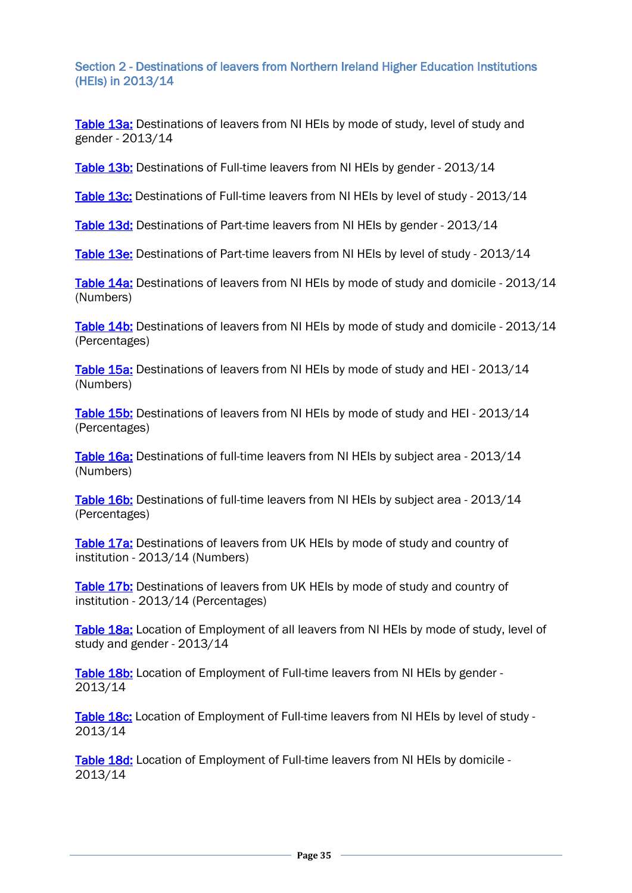## Section 2 - Destinations of leavers from Northern Ireland Higher Education Institutions (HEIs) in 2013/14

Table 13a: Destinations of leavers from NI HEIs by mode of study, level of study and gender - 2013/14

Table 13b: Destinations of Full-time leavers from NI HEIs by gender - 2013/14

Table 13c: Destinations of Full-time leavers from NI HEIs by level of study - 2013/14

Table 13d: Destinations of Part-time leavers from NI HEIs by gender - 2013/14

Table 13e: Destinations of Part-time leavers from NI HEIs by level of study - 2013/14

Table 14a: Destinations of leavers from NI HEIs by mode of study and domicile - 2013/14 (Numbers)

Table 14b: Destinations of leavers from NI HEIs by mode of study and domicile - 2013/14 (Percentages)

Table 15a: Destinations of leavers from NI HEIs by mode of study and HEI - 2013/14 (Numbers)

Table 15b: Destinations of leavers from NI HEIs by mode of study and HEI - 2013/14 (Percentages)

Table 16a: Destinations of full-time leavers from NI HEIs by subject area - 2013/14 (Numbers)

Table 16b: Destinations of full-time leavers from NI HEIs by subject area - 2013/14 (Percentages)

Table 17a: Destinations of leavers from UK HEIs by mode of study and country of institution - 2013/14 (Numbers)

Table 17b: Destinations of leavers from UK HEIs by mode of study and country of institution - 2013/14 (Percentages)

Table 18a: Location of Employment of all leavers from NI HEIs by mode of study, level of study and gender - 2013/14

Table 18b: Location of Employment of Full-time leavers from NI HEIs by gender - 2013/14

Table 18c: Location of Employment of Full-time leavers from NI HEIs by level of study - 2013/14

Table 18d: Location of Employment of Full-time leavers from NI HEIs by domicile - 2013/14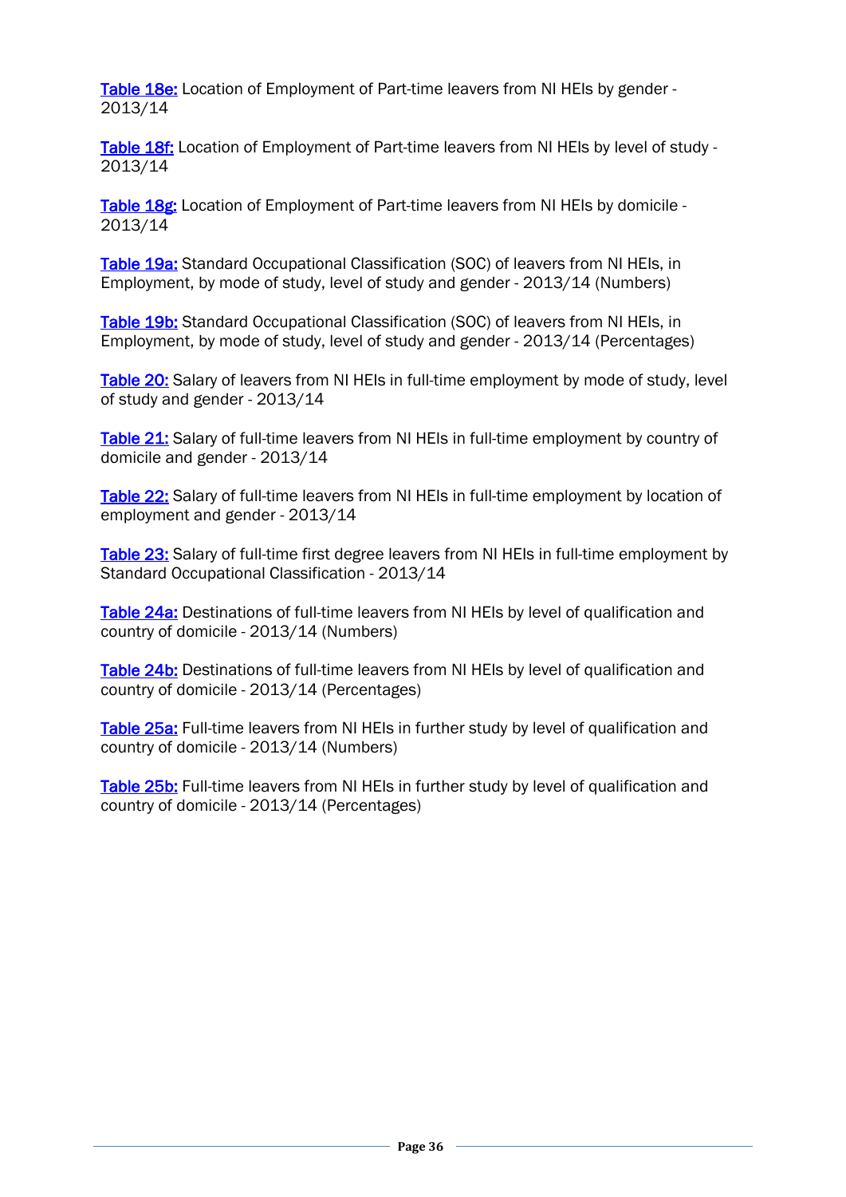**Table 18e:** Location of Employment of Part-time leavers from NI HEIs by gender - 2013/14

**Table 18f:** Location of Employment of Part-time leavers from NI HEIs by level of study - 2013/14

**Table 18g:** Location of Employment of Part-time leavers from NI HEIs by domicile - 2013/14

**Table 19a:** Standard Occupational Classification (SOC) of leavers from NI HEIs, in Employment, by mode of study, level of study and gender - 2013/14 (Numbers)

**Table 19b:** Standard Occupational Classification (SOC) of leavers from NI HEIs, in Employment, by mode of study, level of study and gender - 2013/14 (Percentages)

**Table 20:** Salary of leavers from NI HEIs in full-time employment by mode of study, level of study and gender - 2013/14

**Table 21:** Salary of full-time leavers from NI HEIs in full-time employment by country of domicile and gender - 2013/14

**Table 22:** Salary of full-time leavers from NI HEIs in full-time employment by location of employment and gender - 2013/14

**Table 23:** Salary of full-time first degree leavers from NI HEIs in full-time employment by Standard Occupational Classification - 2013/14

**Table 24a:** Destinations of full-time leavers from NI HEIs by level of qualification and country of domicile - 2013/14 (Numbers)

**Table 24b:** Destinations of full-time leavers from NI HEIs by level of qualification and country of domicile - 2013/14 (Percentages)

**Table 25a:** Full-time leavers from NI HEIs in further study by level of qualification and country of domicile - 2013/14 (Numbers)

**Table 25b:** Full-time leavers from NI HEIs in further study by level of qualification and country of domicile - 2013/14 (Percentages)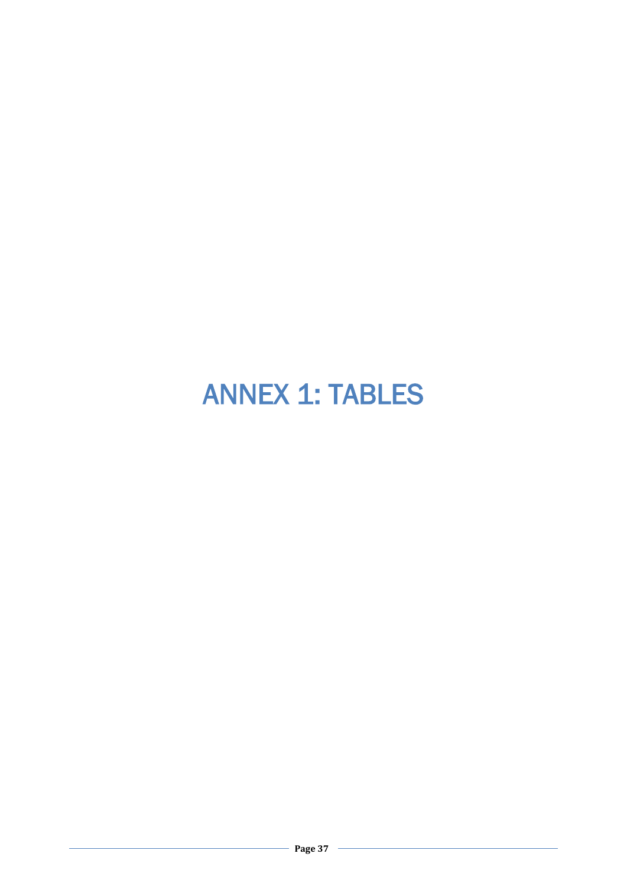# ANNEX 1: TABLES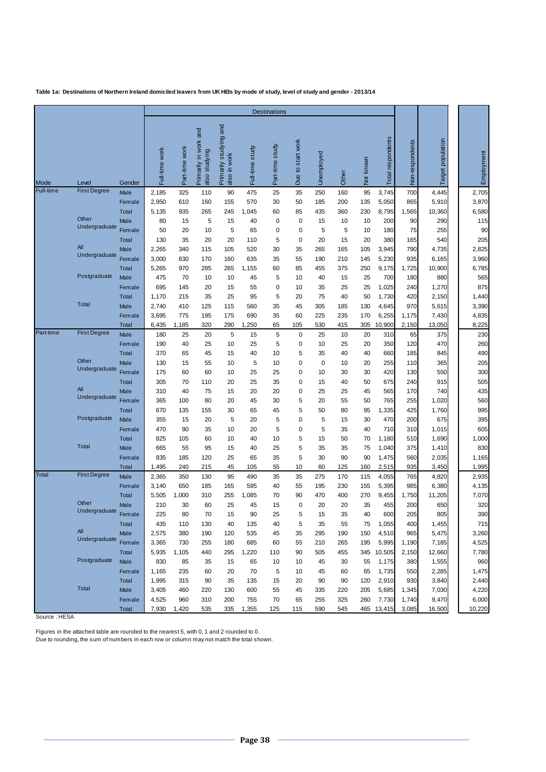**Table 1a: Destinations of Northern Ireland domiciled leavers from UK HEIs by mode of study, level of study and gender - 2013/14**

| Mode | Level | Gender | Full-time work | Part-time work | Primarily in work and also studying | Primarily studying and also in work | Full-time study | Part-time study | Due to start work | Unemployed | Other | Not known | Total respondents | Non-respondents | Target population | Employment |
|---|---|---|---|---|---|---|---|---|---|---|---|---|---|---|---|---|
| | | | Destinations | | | | | | | | | | | | | |
| Full-time | First Degree | Male | 2,185 | 325 | 110 | 90 | 475 | 25 | 35 | 250 | 160 | 95 | 3,745 | 700 | 4,445 | 2,705 |
| | | Female | 2,950 | 610 | 160 | 155 | 570 | 30 | 50 | 185 | 200 | 135 | 5,050 | 865 | 5,910 | 3,870 |
| | | Total | 5,135 | 935 | 265 | 245 | 1,045 | 60 | 85 | 435 | 360 | 230 | 8,795 | 1,565 | 10,360 | 6,580 |
| | Other Undergraduate | Male | 80 | 15 | 5 | 15 | 40 | 0 | 0 | 15 | 10 | 10 | 200 | 90 | 290 | 115 |
| | | Female | 50 | 20 | 10 | 5 | 65 | 0 | 0 | 5 | 5 | 10 | 180 | 75 | 255 | 90 |
| | | Total | 130 | 35 | 20 | 20 | 110 | 5 | 0 | 20 | 15 | 20 | 380 | 165 | 540 | 205 |
| | All Undergraduate | Male | 2,265 | 340 | 115 | 105 | 520 | 30 | 35 | 265 | 165 | 105 | 3,945 | 790 | 4,735 | 2,825 |
| | | Female | 3,000 | 630 | 170 | 160 | 635 | 35 | 55 | 190 | 210 | 145 | 5,230 | 935 | 6,165 | 3,960 |
| | | Total | 5,265 | 970 | 285 | 265 | 1,155 | 60 | 85 | 455 | 375 | 250 | 9,175 | 1,725 | 10,900 | 6,785 |
| | Postgraduate | Male | 475 | 70 | 10 | 10 | 45 | 5 | 10 | 40 | 15 | 25 | 700 | 180 | 880 | 565 |
| | | Female | 695 | 145 | 20 | 15 | 55 | 0 | 10 | 35 | 25 | 25 | 1,025 | 240 | 1,270 | 875 |
| | | Total | 1,170 | 215 | 35 | 25 | 95 | 5 | 20 | 75 | 40 | 50 | 1,730 | 420 | 2,150 | 1,440 |
| | Total | Male | 2,740 | 410 | 125 | 115 | 560 | 35 | 45 | 305 | 185 | 130 | 4,645 | 970 | 5,615 | 3,390 |
| | | Female | 3,695 | 775 | 195 | 175 | 690 | 35 | 60 | 225 | 235 | 170 | 6,255 | 1,175 | 7,430 | 4,835 |
| | | Total | 6,435 | 1,185 | 320 | 290 | 1,250 | 65 | 105 | 530 | 415 | 305 | 10,900 | 2,150 | 13,050 | 8,225 |
| Part-time | First Degree | Male | 180 | 25 | 20 | 5 | 15 | 5 | 0 | 25 | 10 | 20 | 310 | 65 | 375 | 230 |
| | | Female | 190 | 40 | 25 | 10 | 25 | 5 | 0 | 10 | 25 | 20 | 350 | 120 | 470 | 260 |
| | | Total | 370 | 65 | 45 | 15 | 40 | 10 | 5 | 35 | 40 | 40 | 660 | 185 | 845 | 490 |
| | Other Undergraduate | Male | 130 | 15 | 55 | 10 | 5 | 10 | 0 | 0 | 10 | 20 | 255 | 110 | 365 | 205 |
| | | Female | 175 | 60 | 60 | 10 | 25 | 25 | 0 | 10 | 30 | 30 | 420 | 130 | 550 | 300 |
| | | Total | 305 | 70 | 110 | 20 | 25 | 35 | 0 | 15 | 40 | 50 | 675 | 240 | 915 | 505 |
| | All Undergraduate | Male | 310 | 40 | 75 | 15 | 20 | 20 | 0 | 25 | 25 | 45 | 565 | 170 | 740 | 435 |
| | | Female | 365 | 100 | 80 | 20 | 45 | 30 | 5 | 20 | 55 | 50 | 765 | 255 | 1,020 | 560 |
| | | Total | 670 | 135 | 155 | 30 | 65 | 45 | 5 | 50 | 80 | 95 | 1,335 | 425 | 1,760 | 995 |
| | Postgraduate | Male | 355 | 15 | 20 | 5 | 20 | 5 | 0 | 5 | 15 | 30 | 470 | 200 | 675 | 395 |
| | | Female | 470 | 90 | 35 | 10 | 20 | 5 | 0 | 5 | 35 | 40 | 710 | 310 | 1,015 | 605 |
| | | Total | 825 | 105 | 60 | 10 | 40 | 10 | 5 | 15 | 50 | 70 | 1,180 | 510 | 1,690 | 1,000 |
| | Total | Male | 665 | 55 | 95 | 15 | 40 | 25 | 5 | 35 | 35 | 75 | 1,040 | 375 | 1,410 | 830 |
| | | Female | 835 | 185 | 120 | 25 | 65 | 35 | 5 | 30 | 90 | 90 | 1,475 | 560 | 2,035 | 1,165 |
| | | Total | 1,495 | 240 | 215 | 45 | 105 | 55 | 10 | 60 | 125 | 160 | 2,515 | 935 | 3,450 | 1,995 |
| Total | First Degree | Male | 2,365 | 350 | 130 | 95 | 490 | 35 | 35 | 275 | 170 | 115 | 4,055 | 765 | 4,820 | 2,935 |
| | | Female | 3,140 | 650 | 185 | 165 | 595 | 40 | 55 | 195 | 230 | 155 | 5,395 | 985 | 6,380 | 4,135 |
| | | Total | 5,505 | 1,000 | 310 | 255 | 1,085 | 70 | 90 | 470 | 400 | 270 | 9,455 | 1,750 | 11,205 | 7,070 |
| | Other Undergraduate | Male | 210 | 30 | 60 | 25 | 45 | 15 | 0 | 20 | 20 | 35 | 455 | 200 | 650 | 320 |
| | | Female | 225 | 80 | 70 | 15 | 90 | 25 | 5 | 15 | 35 | 40 | 600 | 205 | 805 | 390 |
| | | Total | 435 | 110 | 130 | 40 | 135 | 40 | 5 | 35 | 55 | 75 | 1,055 | 400 | 1,455 | 715 |
| | All Undergraduate | Male | 2,575 | 380 | 190 | 120 | 535 | 45 | 35 | 295 | 190 | 150 | 4,510 | 965 | 5,475 | 3,260 |
| | | Female | 3,365 | 730 | 255 | 180 | 685 | 60 | 55 | 210 | 265 | 195 | 5,995 | 1,190 | 7,185 | 4,525 |
| | | Total | 5,935 | 1,105 | 440 | 295 | 1,220 | 110 | 90 | 505 | 455 | 345 | 10,505 | 2,150 | 12,660 | 7,780 |
| | Postgraduate | Male | 830 | 85 | 35 | 15 | 65 | 10 | 10 | 45 | 30 | 55 | 1,175 | 380 | 1,555 | 960 |
| | | Female | 1,165 | 235 | 60 | 20 | 70 | 5 | 10 | 45 | 60 | 65 | 1,735 | 550 | 2,285 | 1,475 |
| | | Total | 1,995 | 315 | 90 | 35 | 135 | 15 | 20 | 90 | 90 | 120 | 2,910 | 930 | 3,840 | 2,440 |
| | Total | Male | 3,405 | 460 | 220 | 130 | 600 | 55 | 45 | 335 | 220 | 205 | 5,685 | 1,345 | 7,030 | 4,220 |
| | | Female | 4,525 | 960 | 310 | 200 | 755 | 70 | 65 | 255 | 325 | 260 | 7,730 | 1,740 | 9,470 | 6,000 |
| | | Total | 7,930 | 1,420 | 535 | 335 | 1,355 | 125 | 115 | 590 | 545 | 465 | 13,415 | 3,085 | 16,500 | 10,220 |

Source : HESA

Figures in the attached table are rounded to the nearest 5, with 0, 1 and 2 rounded to 0.
Due to rounding, the sum of numbers in each row or column may not match the total shown.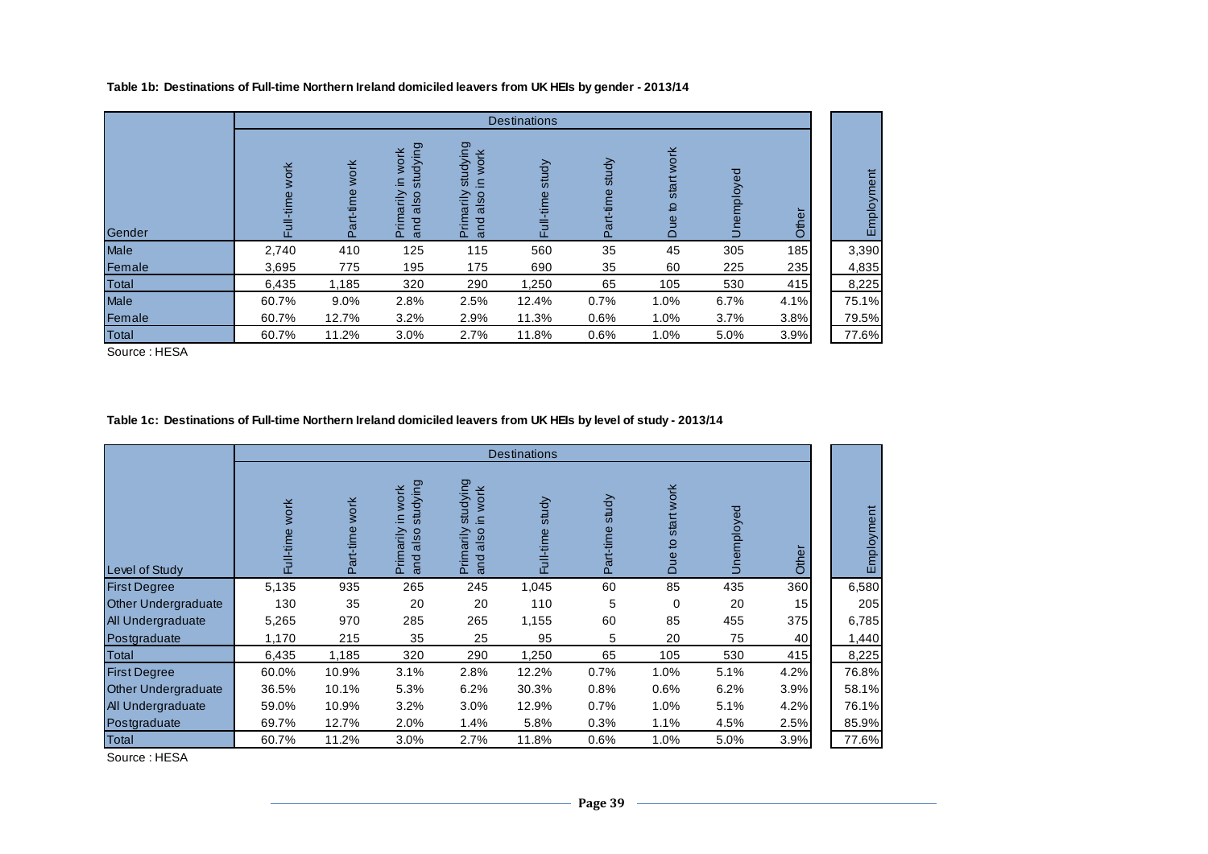**Table 1b: Destinations of Full-time Northern Ireland domiciled leavers from UK HEIs by gender - 2013/14**

| | Destinations | | | | | | | | | |
|---|---|---|---|---|---|---|---|---|---|---|
| Gender | Full-time work | Part-time work | Primarily in work and also studying | Primarily studying and also in work | Full-time study | Part-time study | Due to start work | Unemployed | Other | Employment |
| Male | 2,740 | 410 | 125 | 115 | 560 | 35 | 45 | 305 | 185 | 3,390 |
| Female | 3,695 | 775 | 195 | 175 | 690 | 35 | 60 | 225 | 235 | 4,835 |
| Total | 6,435 | 1,185 | 320 | 290 | 1,250 | 65 | 105 | 530 | 415 | 8,225 |
| Male | 60.7% | 9.0% | 2.8% | 2.5% | 12.4% | 0.7% | 1.0% | 6.7% | 4.1% | 75.1% |
| Female | 60.7% | 12.7% | 3.2% | 2.9% | 11.3% | 0.6% | 1.0% | 3.7% | 3.8% | 79.5% |
| Total | 60.7% | 11.2% | 3.0% | 2.7% | 11.8% | 0.6% | 1.0% | 5.0% | 3.9% | 77.6% |

Source : HESA

**Table 1c: Destinations of Full-time Northern Ireland domiciled leavers from UK HEIs by level of study - 2013/14**

| | Destinations | | | | | | | | | |
|---|---|---|---|---|---|---|---|---|---|---|
| Level of Study | Full-time work | Part-time work | Primarily in work and also studying | Primarily studying and also in work | Full-time study | Part-time study | Due to start work | Unemployed | Other | Employment |
| First Degree | 5,135 | 935 | 265 | 245 | 1,045 | 60 | 85 | 435 | 360 | 6,580 |
| Other Undergraduate | 130 | 35 | 20 | 20 | 110 | 5 | 0 | 20 | 15 | 205 |
| All Undergraduate | 5,265 | 970 | 285 | 265 | 1,155 | 60 | 85 | 455 | 375 | 6,785 |
| Postgraduate | 1,170 | 215 | 35 | 25 | 95 | 5 | 20 | 75 | 40 | 1,440 |
| Total | 6,435 | 1,185 | 320 | 290 | 1,250 | 65 | 105 | 530 | 415 | 8,225 |
| First Degree | 60.0% | 10.9% | 3.1% | 2.8% | 12.2% | 0.7% | 1.0% | 5.1% | 4.2% | 76.8% |
| Other Undergraduate | 36.5% | 10.1% | 5.3% | 6.2% | 30.3% | 0.8% | 0.6% | 6.2% | 3.9% | 58.1% |
| All Undergraduate | 59.0% | 10.9% | 3.2% | 3.0% | 12.9% | 0.7% | 1.0% | 5.1% | 4.2% | 76.1% |
| Postgraduate | 69.7% | 12.7% | 2.0% | 1.4% | 5.8% | 0.3% | 1.1% | 4.5% | 2.5% | 85.9% |
| Total | 60.7% | 11.2% | 3.0% | 2.7% | 11.8% | 0.6% | 1.0% | 5.0% | 3.9% | 77.6% |

Source : HESA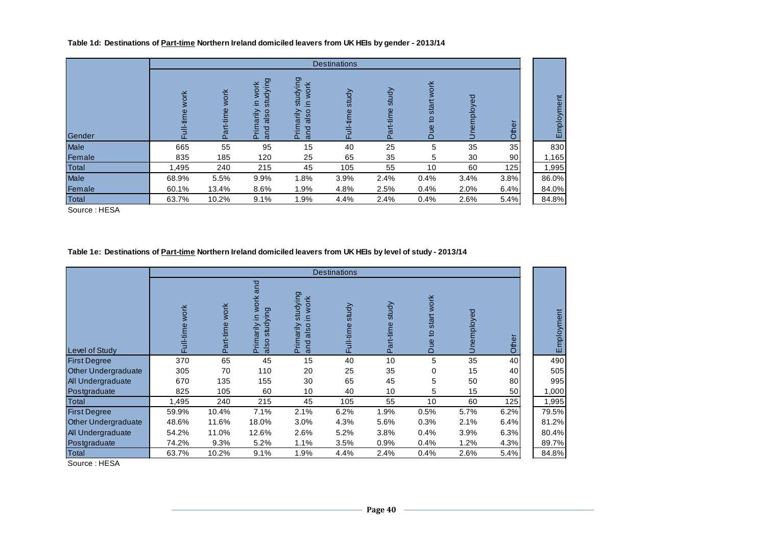**Table 1d: Destinations of Part-time Northern Ireland domiciled leavers from UK HEIs by gender - 2013/14**

| | Destinations | | | | | | | | | |
|---|---|---|---|---|---|---|---|---|---|---|
| Gender | Full-time work | Part-time work | Primarily in work and also studying | Primarily studying and also in work | Full-time study | Part-time study | Due to start work | Unemployed | Other | Employment |
| Male | 665 | 55 | 95 | 15 | 40 | 25 | 5 | 35 | 35 | 830 |
| Female | 835 | 185 | 120 | 25 | 65 | 35 | 5 | 30 | 90 | 1,165 |
| Total | 1,495 | 240 | 215 | 45 | 105 | 55 | 10 | 60 | 125 | 1,995 |
| Male | 68.9% | 5.5% | 9.9% | 1.8% | 3.9% | 2.4% | 0.4% | 3.4% | 3.8% | 86.0% |
| Female | 60.1% | 13.4% | 8.6% | 1.9% | 4.8% | 2.5% | 0.4% | 2.0% | 6.4% | 84.0% |
| Total | 63.7% | 10.2% | 9.1% | 1.9% | 4.4% | 2.4% | 0.4% | 2.6% | 5.4% | 84.8% |

Source : HESA

**Table 1e: Destinations of Part-time Northern Ireland domiciled leavers from UK HEIs by level of study - 2013/14**

| | Destinations | | | | | | | | | |
|---|---|---|---|---|---|---|---|---|---|---|
| Level of Study | Full-time work | Part-time work | Primarily in work and also studying | Primarily studying and also in work | Full-time study | Part-time study | Due to start work | Unemployed | Other | Employment |
| First Degree | 370 | 65 | 45 | 15 | 40 | 10 | 5 | 35 | 40 | 490 |
| Other Undergraduate | 305 | 70 | 110 | 20 | 25 | 35 | 0 | 15 | 40 | 505 |
| All Undergraduate | 670 | 135 | 155 | 30 | 65 | 45 | 5 | 50 | 80 | 995 |
| Postgraduate | 825 | 105 | 60 | 10 | 40 | 10 | 5 | 15 | 50 | 1,000 |
| Total | 1,495 | 240 | 215 | 45 | 105 | 55 | 10 | 60 | 125 | 1,995 |
| First Degree | 59.9% | 10.4% | 7.1% | 2.1% | 6.2% | 1.9% | 0.5% | 5.7% | 6.2% | 79.5% |
| Other Undergraduate | 48.6% | 11.6% | 18.0% | 3.0% | 4.3% | 5.6% | 0.3% | 2.1% | 6.4% | 81.2% |
| All Undergraduate | 54.2% | 11.0% | 12.6% | 2.6% | 5.2% | 3.8% | 0.4% | 3.9% | 6.3% | 80.4% |
| Postgraduate | 74.2% | 9.3% | 5.2% | 1.1% | 3.5% | 0.9% | 0.4% | 1.2% | 4.3% | 89.7% |
| Total | 63.7% | 10.2% | 9.1% | 1.9% | 4.4% | 2.4% | 0.4% | 2.6% | 5.4% | 84.8% |

Source : HESA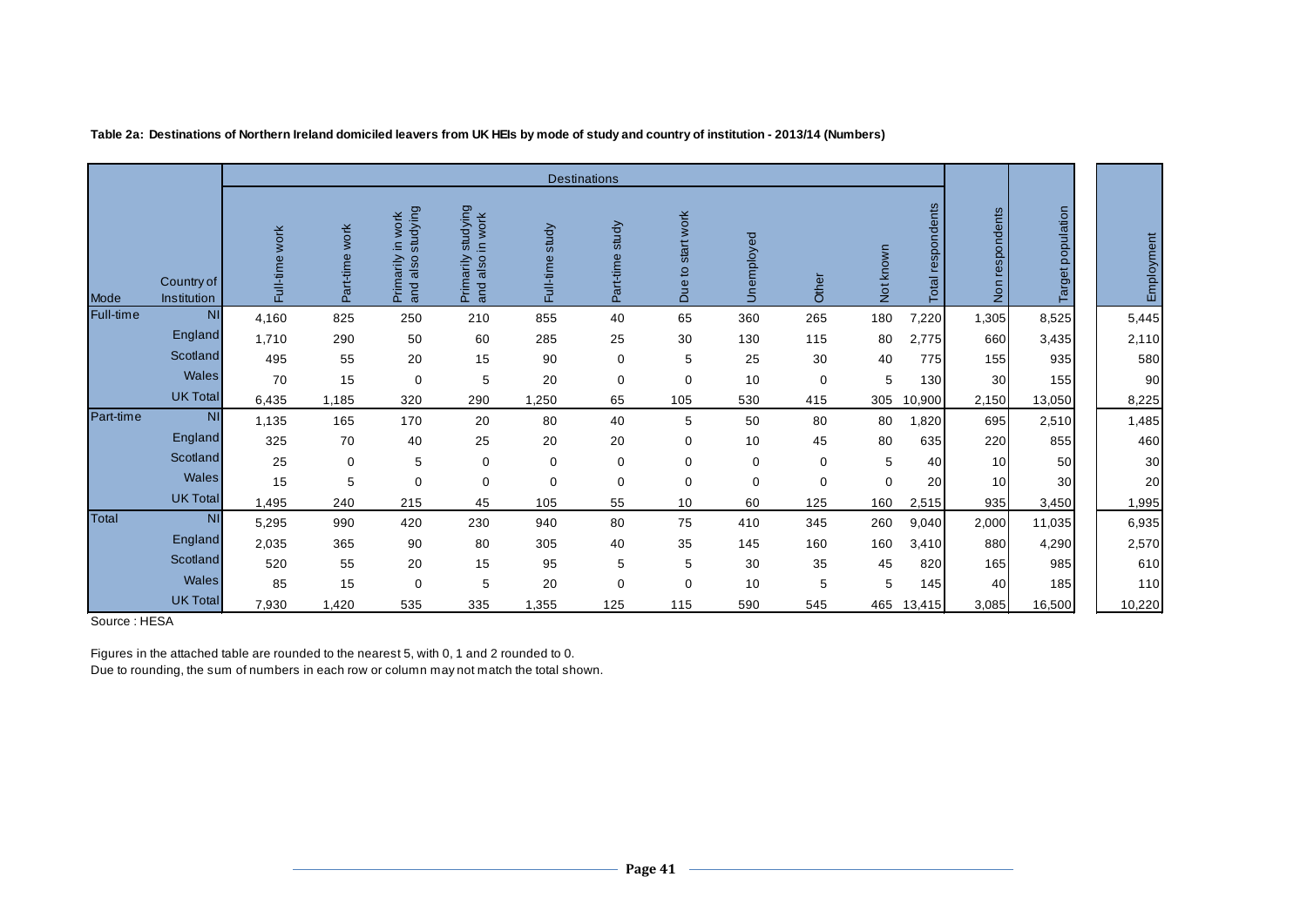**Table 2a: Destinations of Northern Ireland domiciled leavers from UK HEIs by mode of study and country of institution - 2013/14 (Numbers)**

| | | Destinations | | | | | | | | | | | | | |
|---|---|---|---|---|---|---|---|---|---|---|---|---|---|---|---|
| Mode | Country of Institution | Full-time work | Part-time work | Primarily in work and also studying | Primarily studying and also in work | Full-time study | Part-time study | Due to start work | Unemployed | Other | Not known | Total respondents | Non respondents | Target population | Employment |
| Full-time | NI | 4,160 | 825 | 250 | 210 | 855 | 40 | 65 | 360 | 265 | 180 | 7,220 | 1,305 | 8,525 | 5,445 |
| | England | 1,710 | 290 | 50 | 60 | 285 | 25 | 30 | 130 | 115 | 80 | 2,775 | 660 | 3,435 | 2,110 |
| | Scotland | 495 | 55 | 20 | 15 | 90 | 0 | 5 | 25 | 30 | 40 | 775 | 155 | 935 | 580 |
| | Wales | 70 | 15 | 0 | 5 | 20 | 0 | 0 | 10 | 0 | 5 | 130 | 30 | 155 | 90 |
| | UK Total | 6,435 | 1,185 | 320 | 290 | 1,250 | 65 | 105 | 530 | 415 | 305 | 10,900 | 2,150 | 13,050 | 8,225 |
| Part-time | NI | 1,135 | 165 | 170 | 20 | 80 | 40 | 5 | 50 | 80 | 80 | 1,820 | 695 | 2,510 | 1,485 |
| | England | 325 | 70 | 40 | 25 | 20 | 20 | 0 | 10 | 45 | 80 | 635 | 220 | 855 | 460 |
| | Scotland | 25 | 0 | 5 | 0 | 0 | 0 | 0 | 0 | 0 | 5 | 40 | 10 | 50 | 30 |
| | Wales | 15 | 5 | 0 | 0 | 0 | 0 | 0 | 0 | 0 | 0 | 20 | 10 | 30 | 20 |
| | UK Total | 1,495 | 240 | 215 | 45 | 105 | 55 | 10 | 60 | 125 | 160 | 2,515 | 935 | 3,450 | 1,995 |
| Total | NI | 5,295 | 990 | 420 | 230 | 940 | 80 | 75 | 410 | 345 | 260 | 9,040 | 2,000 | 11,035 | 6,935 |
| | England | 2,035 | 365 | 90 | 80 | 305 | 40 | 35 | 145 | 160 | 160 | 3,410 | 880 | 4,290 | 2,570 |
| | Scotland | 520 | 55 | 20 | 15 | 95 | 5 | 5 | 30 | 35 | 45 | 820 | 165 | 985 | 610 |
| | Wales | 85 | 15 | 0 | 5 | 20 | 0 | 0 | 10 | 5 | 5 | 145 | 40 | 185 | 110 |
| | UK Total | 7,930 | 1,420 | 535 | 335 | 1,355 | 125 | 115 | 590 | 545 | 465 | 13,415 | 3,085 | 16,500 | 10,220 |

Source : HESA

Figures in the attached table are rounded to the nearest 5, with 0, 1 and 2 rounded to 0.
Due to rounding, the sum of numbers in each row or column may not match the total shown.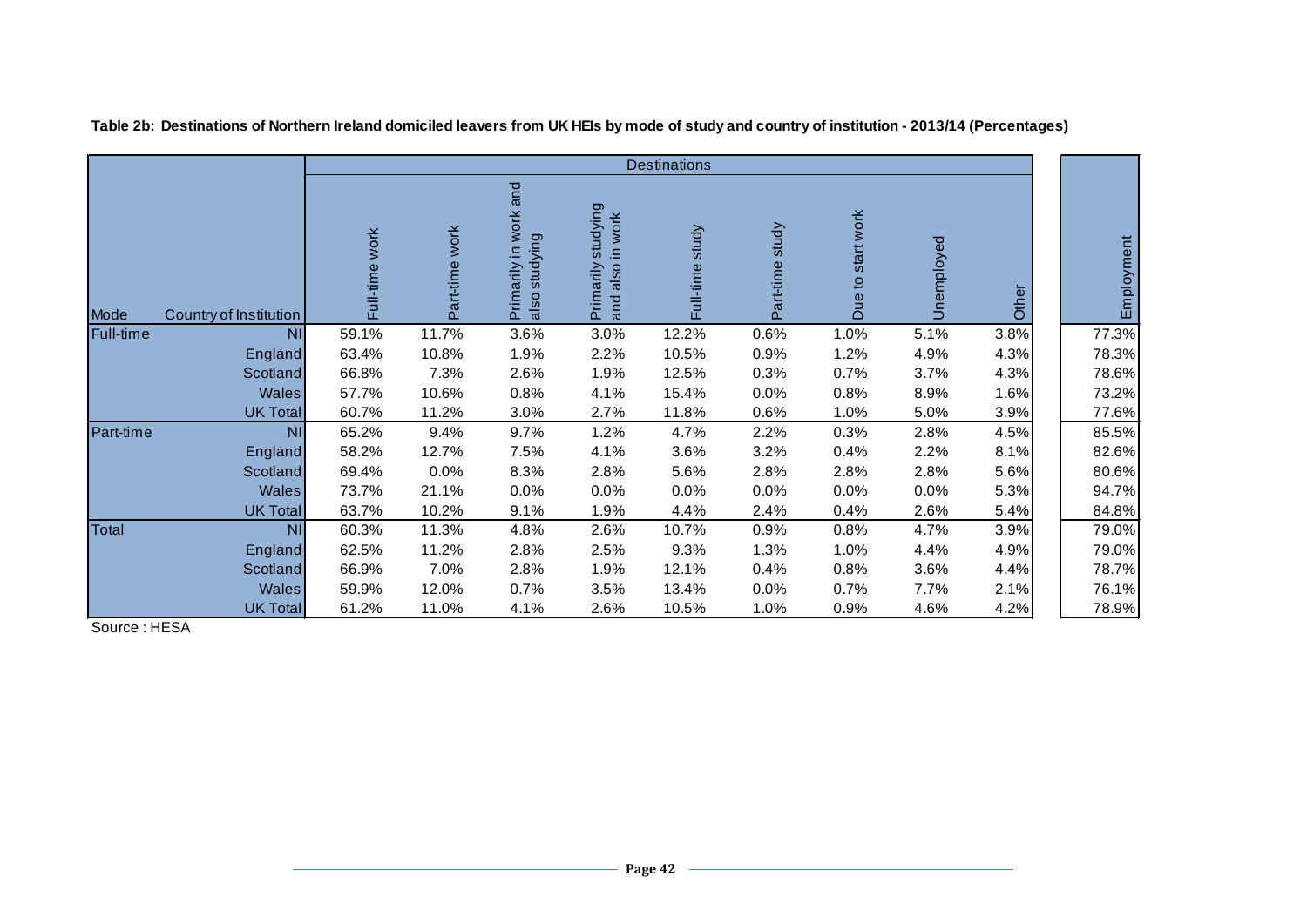**Table 2b: Destinations of Northern Ireland domiciled leavers from UK HEIs by mode of study and country of institution - 2013/14 (Percentages)**

| | | Destinations | | | | | | | | | |
|---|---|---|---|---|---|---|---|---|---|---|---|
| Mode | Country of Institution | Full-time work | Part-time work | Primarily in work and also studying | Primarily studying and also in work | Full-time study | Part-time study | Due to start work | Unemployed | Other | Employment |
| Full-time | NI | 59.1% | 11.7% | 3.6% | 3.0% | 12.2% | 0.6% | 1.0% | 5.1% | 3.8% | 77.3% |
| | England | 63.4% | 10.8% | 1.9% | 2.2% | 10.5% | 0.9% | 1.2% | 4.9% | 4.3% | 78.3% |
| | Scotland | 66.8% | 7.3% | 2.6% | 1.9% | 12.5% | 0.3% | 0.7% | 3.7% | 4.3% | 78.6% |
| | Wales | 57.7% | 10.6% | 0.8% | 4.1% | 15.4% | 0.0% | 0.8% | 8.9% | 1.6% | 73.2% |
| | UK Total | 60.7% | 11.2% | 3.0% | 2.7% | 11.8% | 0.6% | 1.0% | 5.0% | 3.9% | 77.6% |
| Part-time | NI | 65.2% | 9.4% | 9.7% | 1.2% | 4.7% | 2.2% | 0.3% | 2.8% | 4.5% | 85.5% |
| | England | 58.2% | 12.7% | 7.5% | 4.1% | 3.6% | 3.2% | 0.4% | 2.2% | 8.1% | 82.6% |
| | Scotland | 69.4% | 0.0% | 8.3% | 2.8% | 5.6% | 2.8% | 2.8% | 2.8% | 5.6% | 80.6% |
| | Wales | 73.7% | 21.1% | 0.0% | 0.0% | 0.0% | 0.0% | 0.0% | 0.0% | 5.3% | 94.7% |
| | UK Total | 63.7% | 10.2% | 9.1% | 1.9% | 4.4% | 2.4% | 0.4% | 2.6% | 5.4% | 84.8% |
| Total | NI | 60.3% | 11.3% | 4.8% | 2.6% | 10.7% | 0.9% | 0.8% | 4.7% | 3.9% | 79.0% |
| | England | 62.5% | 11.2% | 2.8% | 2.5% | 9.3% | 1.3% | 1.0% | 4.4% | 4.9% | 79.0% |
| | Scotland | 66.9% | 7.0% | 2.8% | 1.9% | 12.1% | 0.4% | 0.8% | 3.6% | 4.4% | 78.7% |
| | Wales | 59.9% | 12.0% | 0.7% | 3.5% | 13.4% | 0.0% | 0.7% | 7.7% | 2.1% | 76.1% |
| | UK Total | 61.2% | 11.0% | 4.1% | 2.6% | 10.5% | 1.0% | 0.9% | 4.6% | 4.2% | 78.9% |

Source : HESA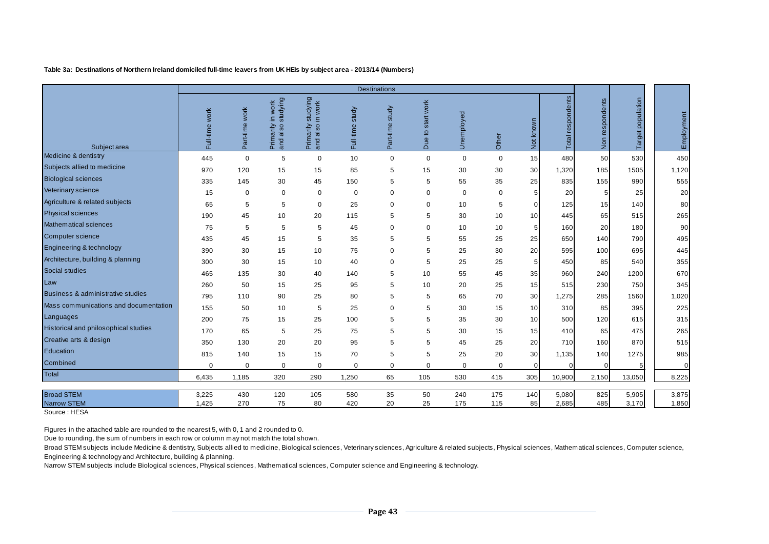**Table 3a: Destinations of Northern Ireland domiciled full-time leavers from UK HEIs by subject area - 2013/14 (Numbers)**

| Subject area | Destinations | | | | | | | | | | | | | |
|---|---|---|---|---|---|---|---|---|---|---|---|---|---|---|
| | Full-time work | Part-time work | Primarily in work and also studying | Primarily studying and also in work | Full-time study | Part-time study | Due to start work | Unemployed | Other | Not known | Total respondents | Non respondents | Target population | Employment |
| Medicine & dentistry | 445 | 0 | 5 | 0 | 10 | 0 | 0 | 0 | 0 | 15 | 480 | 50 | 530 | 450 |
| Subjects allied to medicine | 970 | 120 | 15 | 15 | 85 | 5 | 15 | 30 | 30 | 30 | 1,320 | 185 | 1505 | 1,120 |
| Biological sciences | 335 | 145 | 30 | 45 | 150 | 5 | 5 | 55 | 35 | 25 | 835 | 155 | 990 | 555 |
| Veterinary science | 15 | 0 | 0 | 0 | 0 | 0 | 0 | 0 | 0 | 5 | 20 | 5 | 25 | 20 |
| Agriculture & related subjects | 65 | 5 | 5 | 0 | 25 | 0 | 0 | 10 | 5 | 0 | 125 | 15 | 140 | 80 |
| Physical sciences | 190 | 45 | 10 | 20 | 115 | 5 | 5 | 30 | 10 | 10 | 445 | 65 | 515 | 265 |
| Mathematical sciences | 75 | 5 | 5 | 5 | 45 | 0 | 0 | 10 | 10 | 5 | 160 | 20 | 180 | 90 |
| Computer science | 435 | 45 | 15 | 5 | 35 | 5 | 5 | 55 | 25 | 25 | 650 | 140 | 790 | 495 |
| Engineering & technology | 390 | 30 | 15 | 10 | 75 | 0 | 5 | 25 | 30 | 20 | 595 | 100 | 695 | 445 |
| Architecture, building & planning | 300 | 30 | 15 | 10 | 40 | 0 | 5 | 25 | 25 | 5 | 450 | 85 | 540 | 355 |
| Social studies | 465 | 135 | 30 | 40 | 140 | 5 | 10 | 55 | 45 | 35 | 960 | 240 | 1200 | 670 |
| Law | 260 | 50 | 15 | 25 | 95 | 5 | 10 | 20 | 25 | 15 | 515 | 230 | 750 | 345 |
| Business & administrative studies | 795 | 110 | 90 | 25 | 80 | 5 | 5 | 65 | 70 | 30 | 1,275 | 285 | 1560 | 1,020 |
| Mass communications and documentation | 155 | 50 | 10 | 5 | 25 | 0 | 5 | 30 | 15 | 10 | 310 | 85 | 395 | 225 |
| Languages | 200 | 75 | 15 | 25 | 100 | 5 | 5 | 35 | 30 | 10 | 500 | 120 | 615 | 315 |
| Historical and philosophical studies | 170 | 65 | 5 | 25 | 75 | 5 | 5 | 30 | 15 | 15 | 410 | 65 | 475 | 265 |
| Creative arts & design | 350 | 130 | 20 | 20 | 95 | 5 | 5 | 45 | 25 | 20 | 710 | 160 | 870 | 515 |
| Education | 815 | 140 | 15 | 15 | 70 | 5 | 5 | 25 | 20 | 30 | 1,135 | 140 | 1275 | 985 |
| Combined | 0 | 0 | 0 | 0 | 0 | 0 | 0 | 0 | 0 | 0 | 0 | 0 | 5 | 0 |
| Total | 6,435 | 1,185 | 320 | 290 | 1,250 | 65 | 105 | 530 | 415 | 305 | 10,900 | 2,150 | 13,050 | 8,225 |
| Broad STEM | 3,225 | 430 | 120 | 105 | 580 | 35 | 50 | 240 | 175 | 140 | 5,080 | 825 | 5,905 | 3,875 |
| Narrow STEM | 1,425 | 270 | 75 | 80 | 420 | 20 | 25 | 175 | 115 | 85 | 2,685 | 485 | 3,170 | 1,850 |

Source : HESA

Figures in the attached table are rounded to the nearest 5, with 0, 1 and 2 rounded to 0.

Due to rounding, the sum of numbers in each row or column may not match the total shown.

Broad STEM subjects include Medicine & dentistry, Subjects allied to medicine, Biological sciences, Veterinary sciences, Agriculture & related subjects, Physical sciences, Mathematical sciences, Computer science, Engineering & technology and Architecture, building & planning.

Narrow STEM subjects include Biological sciences, Physical sciences, Mathematical sciences, Computer science and Engineering & technology.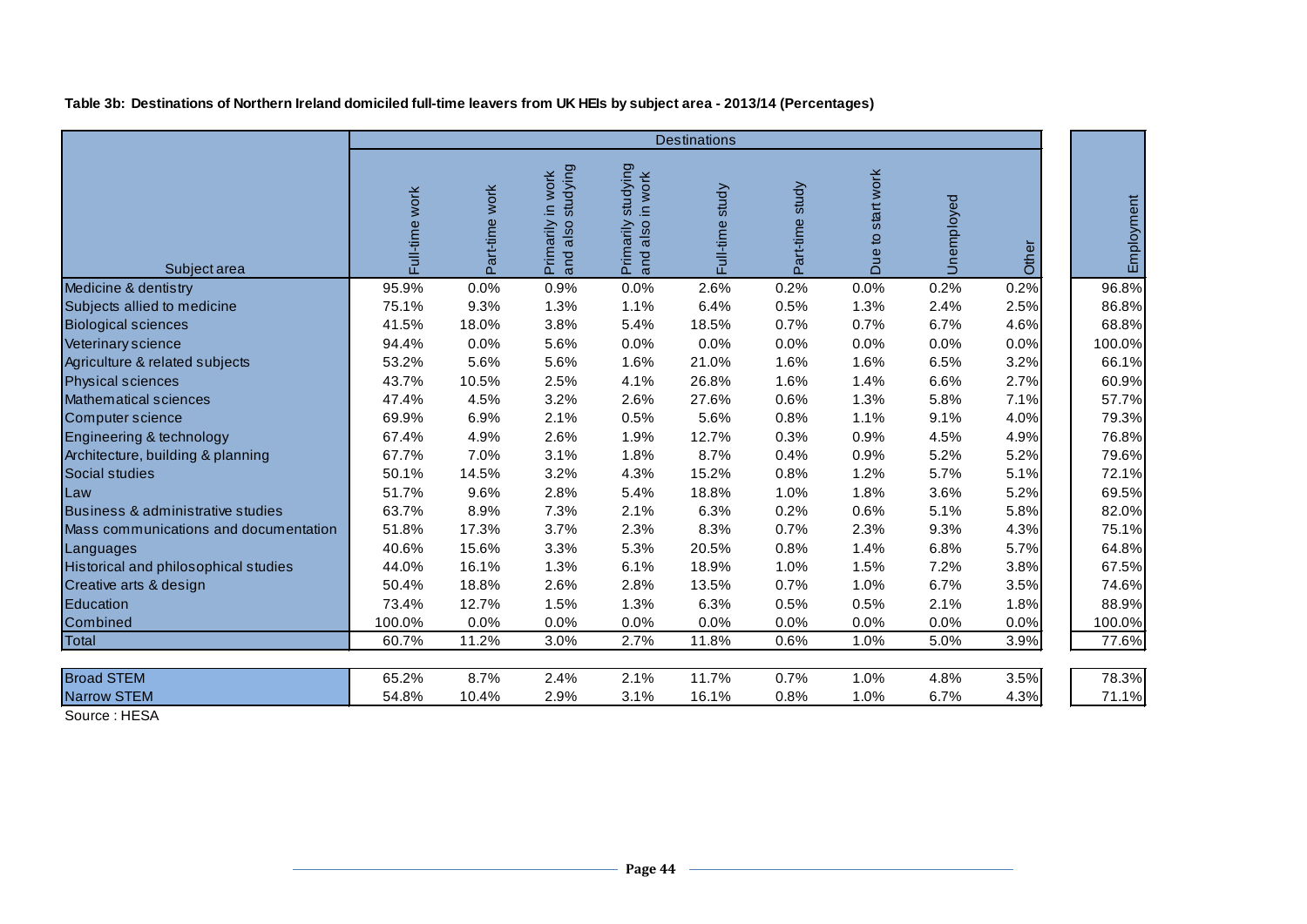**Table 3b: Destinations of Northern Ireland domiciled full-time leavers from UK HEIs by subject area - 2013/14 (Percentages)**

| | Destinations | | | | | | | | | |
|---|---|---|---|---|---|---|---|---|---|---|
| Subject area | Full-time work | Part-time work | Primarily in work and also studying | Primarily studying and also in work | Full-time study | Part-time study | Due to start work | Unemployed | Other | Employment |
| Medicine & dentistry | 95.9% | 0.0% | 0.9% | 0.0% | 2.6% | 0.2% | 0.0% | 0.2% | 0.2% | 96.8% |
| Subjects allied to medicine | 75.1% | 9.3% | 1.3% | 1.1% | 6.4% | 0.5% | 1.3% | 2.4% | 2.5% | 86.8% |
| Biological sciences | 41.5% | 18.0% | 3.8% | 5.4% | 18.5% | 0.7% | 0.7% | 6.7% | 4.6% | 68.8% |
| Veterinary science | 94.4% | 0.0% | 5.6% | 0.0% | 0.0% | 0.0% | 0.0% | 0.0% | 0.0% | 100.0% |
| Agriculture & related subjects | 53.2% | 5.6% | 5.6% | 1.6% | 21.0% | 1.6% | 1.6% | 6.5% | 3.2% | 66.1% |
| Physical sciences | 43.7% | 10.5% | 2.5% | 4.1% | 26.8% | 1.6% | 1.4% | 6.6% | 2.7% | 60.9% |
| Mathematical sciences | 47.4% | 4.5% | 3.2% | 2.6% | 27.6% | 0.6% | 1.3% | 5.8% | 7.1% | 57.7% |
| Computer science | 69.9% | 6.9% | 2.1% | 0.5% | 5.6% | 0.8% | 1.1% | 9.1% | 4.0% | 79.3% |
| Engineering & technology | 67.4% | 4.9% | 2.6% | 1.9% | 12.7% | 0.3% | 0.9% | 4.5% | 4.9% | 76.8% |
| Architecture, building & planning | 67.7% | 7.0% | 3.1% | 1.8% | 8.7% | 0.4% | 0.9% | 5.2% | 5.2% | 79.6% |
| Social studies | 50.1% | 14.5% | 3.2% | 4.3% | 15.2% | 0.8% | 1.2% | 5.7% | 5.1% | 72.1% |
| Law | 51.7% | 9.6% | 2.8% | 5.4% | 18.8% | 1.0% | 1.8% | 3.6% | 5.2% | 69.5% |
| Business & administrative studies | 63.7% | 8.9% | 7.3% | 2.1% | 6.3% | 0.2% | 0.6% | 5.1% | 5.8% | 82.0% |
| Mass communications and documentation | 51.8% | 17.3% | 3.7% | 2.3% | 8.3% | 0.7% | 2.3% | 9.3% | 4.3% | 75.1% |
| Languages | 40.6% | 15.6% | 3.3% | 5.3% | 20.5% | 0.8% | 1.4% | 6.8% | 5.7% | 64.8% |
| Historical and philosophical studies | 44.0% | 16.1% | 1.3% | 6.1% | 18.9% | 1.0% | 1.5% | 7.2% | 3.8% | 67.5% |
| Creative arts & design | 50.4% | 18.8% | 2.6% | 2.8% | 13.5% | 0.7% | 1.0% | 6.7% | 3.5% | 74.6% |
| Education | 73.4% | 12.7% | 1.5% | 1.3% | 6.3% | 0.5% | 0.5% | 2.1% | 1.8% | 88.9% |
| Combined | 100.0% | 0.0% | 0.0% | 0.0% | 0.0% | 0.0% | 0.0% | 0.0% | 0.0% | 100.0% |
| Total | 60.7% | 11.2% | 3.0% | 2.7% | 11.8% | 0.6% | 1.0% | 5.0% | 3.9% | 77.6% |
| Broad STEM | 65.2% | 8.7% | 2.4% | 2.1% | 11.7% | 0.7% | 1.0% | 4.8% | 3.5% | 78.3% |
| Narrow STEM | 54.8% | 10.4% | 2.9% | 3.1% | 16.1% | 0.8% | 1.0% | 6.7% | 4.3% | 71.1% |

Source : HESA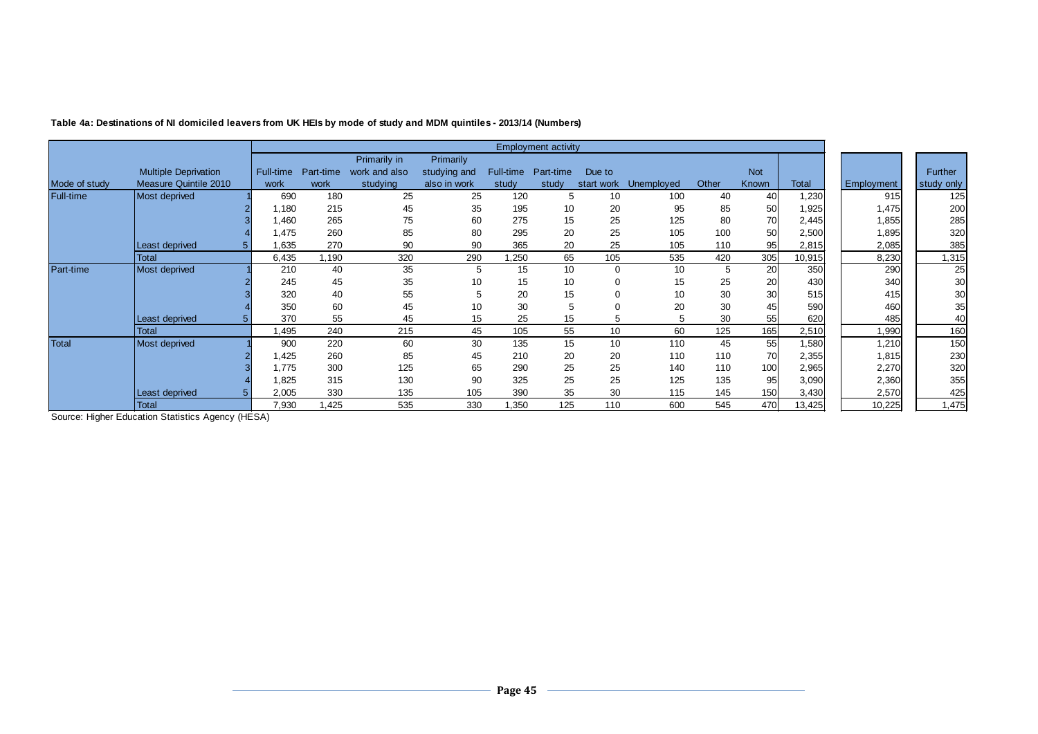**Table 4a: Destinations of NI domiciled leavers from UK HEIs by mode of study and MDM quintiles - 2013/14 (Numbers)**

| | | | Employment activity | | | | | | | | | | | | |
|---|---|---|---|---|---|---|---|---|---|---|---|---|---|---|---|
| Mode of study | Multiple Deprivation Measure Quintile 2010 | | Full-time work | Part-time work | Primarily in work and also studying | Primarily studying and also in work | Full-time study | Part-time study | Due to start work | Unemployed | Other | Not Known | Total | Employment | Further study only |
| Full-time | Most deprived | 1 | 690 | 180 | 25 | 25 | 120 | 5 | 10 | 100 | 40 | 40 | 1,230 | 915 | 125 |
| | | 2 | 1,180 | 215 | 45 | 35 | 195 | 10 | 20 | 95 | 85 | 50 | 1,925 | 1,475 | 200 |
| | | 3 | 1,460 | 265 | 75 | 60 | 275 | 15 | 25 | 125 | 80 | 70 | 2,445 | 1,855 | 285 |
| | | 4 | 1,475 | 260 | 85 | 80 | 295 | 20 | 25 | 105 | 100 | 50 | 2,500 | 1,895 | 320 |
| | Least deprived | 5 | 1,635 | 270 | 90 | 90 | 365 | 20 | 25 | 105 | 110 | 95 | 2,815 | 2,085 | 385 |
| | Total | | 6,435 | 1,190 | 320 | 290 | 1,250 | 65 | 105 | 535 | 420 | 305 | 10,915 | 8,230 | 1,315 |
| Part-time | Most deprived | 1 | 210 | 40 | 35 | 5 | 15 | 10 | 0 | 10 | 5 | 20 | 350 | 290 | 25 |
| | | 2 | 245 | 45 | 35 | 10 | 15 | 10 | 0 | 15 | 25 | 20 | 430 | 340 | 30 |
| | | 3 | 320 | 40 | 55 | 5 | 20 | 15 | 0 | 10 | 30 | 30 | 515 | 415 | 30 |
| | | 4 | 350 | 60 | 45 | 10 | 30 | 5 | 0 | 20 | 30 | 45 | 590 | 460 | 35 |
| | Least deprived | 5 | 370 | 55 | 45 | 15 | 25 | 15 | 5 | 5 | 30 | 55 | 620 | 485 | 40 |
| | Total | | 1,495 | 240 | 215 | 45 | 105 | 55 | 10 | 60 | 125 | 165 | 2,510 | 1,990 | 160 |
| Total | Most deprived | 1 | 900 | 220 | 60 | 30 | 135 | 15 | 10 | 110 | 45 | 55 | 1,580 | 1,210 | 150 |
| | | 2 | 1,425 | 260 | 85 | 45 | 210 | 20 | 20 | 110 | 110 | 70 | 2,355 | 1,815 | 230 |
| | | 3 | 1,775 | 300 | 125 | 65 | 290 | 25 | 25 | 140 | 110 | 100 | 2,965 | 2,270 | 320 |
| | | 4 | 1,825 | 315 | 130 | 90 | 325 | 25 | 25 | 125 | 135 | 95 | 3,090 | 2,360 | 355 |
| | Least deprived | 5 | 2,005 | 330 | 135 | 105 | 390 | 35 | 30 | 115 | 145 | 150 | 3,430 | 2,570 | 425 |
| | Total | | 7,930 | 1,425 | 535 | 330 | 1,350 | 125 | 110 | 600 | 545 | 470 | 13,425 | 10,225 | 1,475 |

Source: Higher Education Statistics Agency (HESA)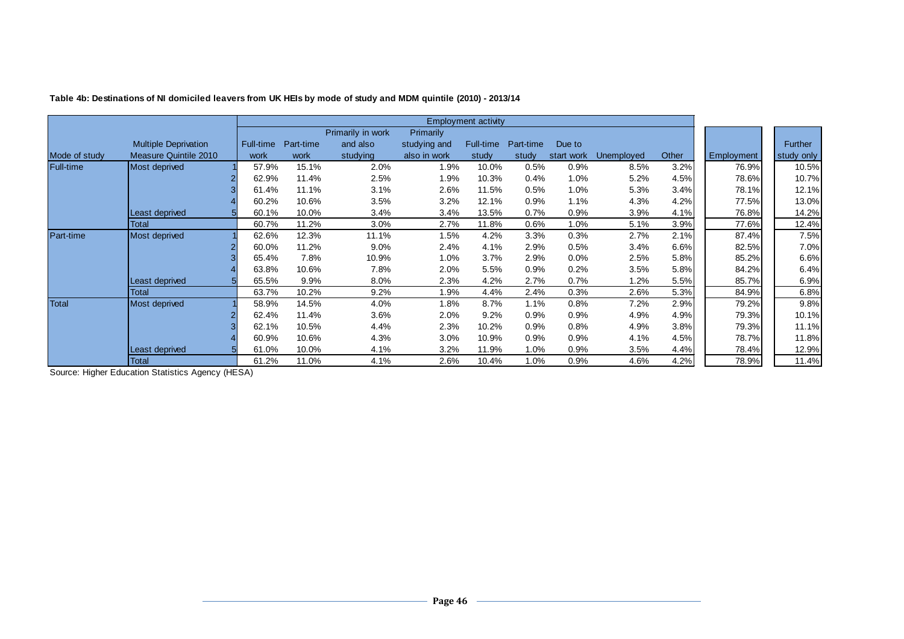**Table 4b: Destinations of NI domiciled leavers from UK HEIs by mode of study and MDM quintile (2010) - 2013/14**

| Mode of study | Multiple Deprivation Measure Quintile 2010 | | Employment activity: Full-time work | Part-time work | Primarily in work and also studying | Primarily studying and also in work | Full-time study | Part-time study | Due to start work | Unemployed | Other | Employment | Further study only |
|---|---|---|---|---|---|---|---|---|---|---|---|---|---|
| Full-time | Most deprived | 1 | 57.9% | 15.1% | 2.0% | 1.9% | 10.0% | 0.5% | 0.9% | 8.5% | 3.2% | 76.9% | 10.5% |
| | | 2 | 62.9% | 11.4% | 2.5% | 1.9% | 10.3% | 0.4% | 1.0% | 5.2% | 4.5% | 78.6% | 10.7% |
| | | 3 | 61.4% | 11.1% | 3.1% | 2.6% | 11.5% | 0.5% | 1.0% | 5.3% | 3.4% | 78.1% | 12.1% |
| | | 4 | 60.2% | 10.6% | 3.5% | 3.2% | 12.1% | 0.9% | 1.1% | 4.3% | 4.2% | 77.5% | 13.0% |
| | Least deprived | 5 | 60.1% | 10.0% | 3.4% | 3.4% | 13.5% | 0.7% | 0.9% | 3.9% | 4.1% | 76.8% | 14.2% |
| | Total | | 60.7% | 11.2% | 3.0% | 2.7% | 11.8% | 0.6% | 1.0% | 5.1% | 3.9% | 77.6% | 12.4% |
| Part-time | Most deprived | 1 | 62.6% | 12.3% | 11.1% | 1.5% | 4.2% | 3.3% | 0.3% | 2.7% | 2.1% | 87.4% | 7.5% |
| | | 2 | 60.0% | 11.2% | 9.0% | 2.4% | 4.1% | 2.9% | 0.5% | 3.4% | 6.6% | 82.5% | 7.0% |
| | | 3 | 65.4% | 7.8% | 10.9% | 1.0% | 3.7% | 2.9% | 0.0% | 2.5% | 5.8% | 85.2% | 6.6% |
| | | 4 | 63.8% | 10.6% | 7.8% | 2.0% | 5.5% | 0.9% | 0.2% | 3.5% | 5.8% | 84.2% | 6.4% |
| | Least deprived | 5 | 65.5% | 9.9% | 8.0% | 2.3% | 4.2% | 2.7% | 0.7% | 1.2% | 5.5% | 85.7% | 6.9% |
| | Total | | 63.7% | 10.2% | 9.2% | 1.9% | 4.4% | 2.4% | 0.3% | 2.6% | 5.3% | 84.9% | 6.8% |
| Total | Most deprived | 1 | 58.9% | 14.5% | 4.0% | 1.8% | 8.7% | 1.1% | 0.8% | 7.2% | 2.9% | 79.2% | 9.8% |
| | | 2 | 62.4% | 11.4% | 3.6% | 2.0% | 9.2% | 0.9% | 0.9% | 4.9% | 4.9% | 79.3% | 10.1% |
| | | 3 | 62.1% | 10.5% | 4.4% | 2.3% | 10.2% | 0.9% | 0.8% | 4.9% | 3.8% | 79.3% | 11.1% |
| | | 4 | 60.9% | 10.6% | 4.3% | 3.0% | 10.9% | 0.9% | 0.9% | 4.1% | 4.5% | 78.7% | 11.8% |
| | Least deprived | 5 | 61.0% | 10.0% | 4.1% | 3.2% | 11.9% | 1.0% | 0.9% | 3.5% | 4.4% | 78.4% | 12.9% |
| | Total | | 61.2% | 11.0% | 4.1% | 2.6% | 10.4% | 1.0% | 0.9% | 4.6% | 4.2% | 78.9% | 11.4% |

Source: Higher Education Statistics Agency (HESA)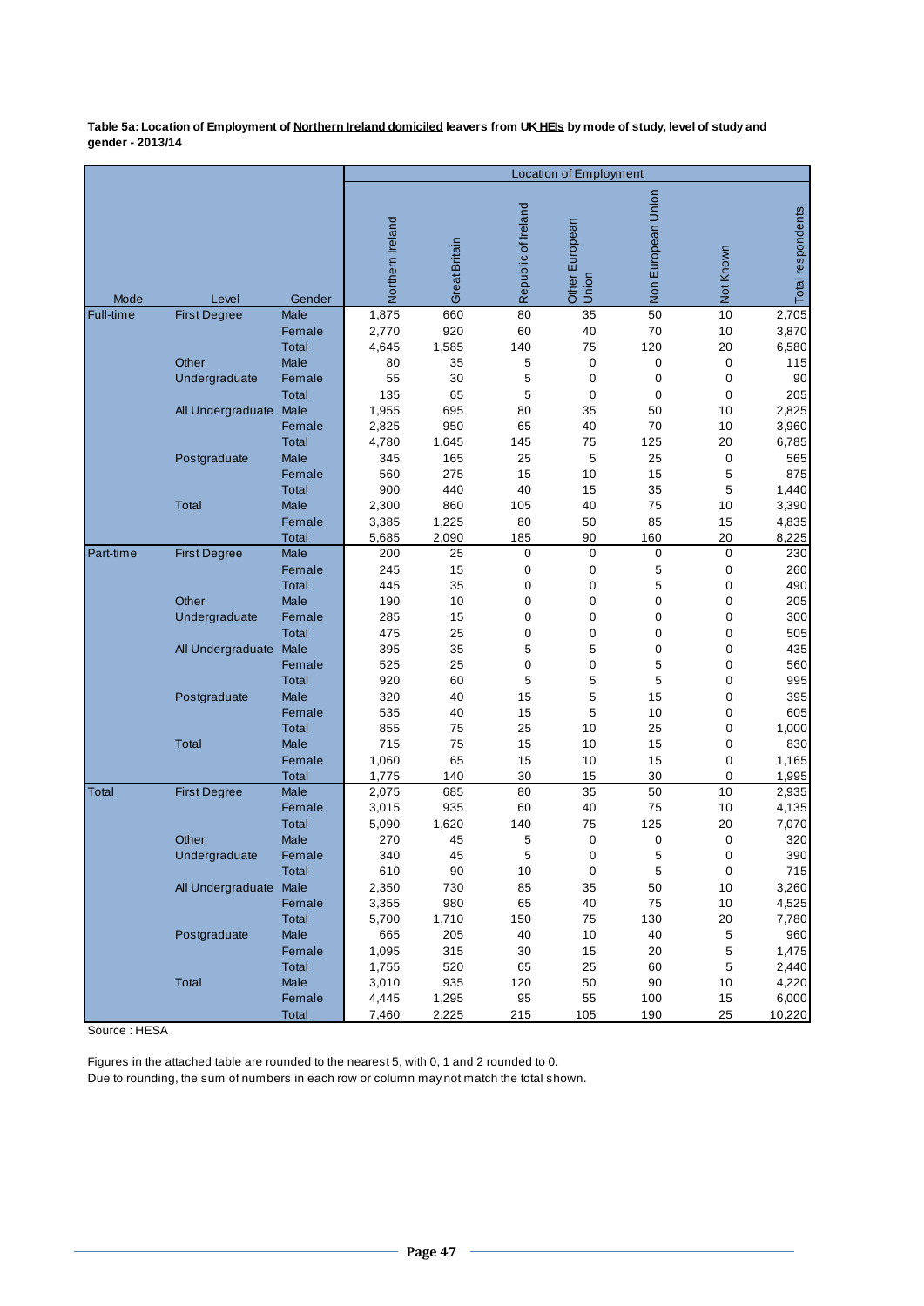**Table 5a: Location of Employment of Northern Ireland domiciled leavers from UK HEIs by mode of study, level of study and gender - 2013/14**

| Mode | Level | Gender | Location of Employment | | | | | | |
|---|---|---|---|---|---|---|---|---|---|
| | | | Northern Ireland | Great Britain | Republic of Ireland | Other European Union | Non European Union | Not Known | Total respondents |
| Full-time | First Degree | Male | 1,875 | 660 | 80 | 35 | 50 | 10 | 2,705 |
| | | Female | 2,770 | 920 | 60 | 40 | 70 | 10 | 3,870 |
| | | Total | 4,645 | 1,585 | 140 | 75 | 120 | 20 | 6,580 |
| | Other Undergraduate | Male | 80 | 35 | 5 | 0 | 0 | 0 | 115 |
| | | Female | 55 | 30 | 5 | 0 | 0 | 0 | 90 |
| | | Total | 135 | 65 | 5 | 0 | 0 | 0 | 205 |
| | All Undergraduate | Male | 1,955 | 695 | 80 | 35 | 50 | 10 | 2,825 |
| | | Female | 2,825 | 950 | 65 | 40 | 70 | 10 | 3,960 |
| | | Total | 4,780 | 1,645 | 145 | 75 | 125 | 20 | 6,785 |
| | Postgraduate | Male | 345 | 165 | 25 | 5 | 25 | 0 | 565 |
| | | Female | 560 | 275 | 15 | 10 | 15 | 5 | 875 |
| | | Total | 900 | 440 | 40 | 15 | 35 | 5 | 1,440 |
| | Total | Male | 2,300 | 860 | 105 | 40 | 75 | 10 | 3,390 |
| | | Female | 3,385 | 1,225 | 80 | 50 | 85 | 15 | 4,835 |
| | | Total | 5,685 | 2,090 | 185 | 90 | 160 | 20 | 8,225 |
| Part-time | First Degree | Male | 200 | 25 | 0 | 0 | 0 | 0 | 230 |
| | | Female | 245 | 15 | 0 | 0 | 5 | 0 | 260 |
| | | Total | 445 | 35 | 0 | 0 | 5 | 0 | 490 |
| | Other Undergraduate | Male | 190 | 10 | 0 | 0 | 0 | 0 | 205 |
| | | Female | 285 | 15 | 0 | 0 | 0 | 0 | 300 |
| | | Total | 475 | 25 | 0 | 0 | 0 | 0 | 505 |
| | All Undergraduate | Male | 395 | 35 | 5 | 5 | 0 | 0 | 435 |
| | | Female | 525 | 25 | 0 | 0 | 5 | 0 | 560 |
| | | Total | 920 | 60 | 5 | 5 | 5 | 0 | 995 |
| | Postgraduate | Male | 320 | 40 | 15 | 5 | 15 | 0 | 395 |
| | | Female | 535 | 40 | 15 | 5 | 10 | 0 | 605 |
| | | Total | 855 | 75 | 25 | 10 | 25 | 0 | 1,000 |
| | Total | Male | 715 | 75 | 15 | 10 | 15 | 0 | 830 |
| | | Female | 1,060 | 65 | 15 | 10 | 15 | 0 | 1,165 |
| | | Total | 1,775 | 140 | 30 | 15 | 30 | 0 | 1,995 |
| Total | First Degree | Male | 2,075 | 685 | 80 | 35 | 50 | 10 | 2,935 |
| | | Female | 3,015 | 935 | 60 | 40 | 75 | 10 | 4,135 |
| | | Total | 5,090 | 1,620 | 140 | 75 | 125 | 20 | 7,070 |
| | Other Undergraduate | Male | 270 | 45 | 5 | 0 | 0 | 0 | 320 |
| | | Female | 340 | 45 | 5 | 0 | 5 | 0 | 390 |
| | | Total | 610 | 90 | 10 | 0 | 5 | 0 | 715 |
| | All Undergraduate | Male | 2,350 | 730 | 85 | 35 | 50 | 10 | 3,260 |
| | | Female | 3,355 | 980 | 65 | 40 | 75 | 10 | 4,525 |
| | | Total | 5,700 | 1,710 | 150 | 75 | 130 | 20 | 7,780 |
| | Postgraduate | Male | 665 | 205 | 40 | 10 | 40 | 5 | 960 |
| | | Female | 1,095 | 315 | 30 | 15 | 20 | 5 | 1,475 |
| | | Total | 1,755 | 520 | 65 | 25 | 60 | 5 | 2,440 |
| | Total | Male | 3,010 | 935 | 120 | 50 | 90 | 10 | 4,220 |
| | | Female | 4,445 | 1,295 | 95 | 55 | 100 | 15 | 6,000 |
| | | Total | 7,460 | 2,225 | 215 | 105 | 190 | 25 | 10,220 |

Source : HESA

Figures in the attached table are rounded to the nearest 5, with 0, 1 and 2 rounded to 0.
Due to rounding, the sum of numbers in each row or column may not match the total shown.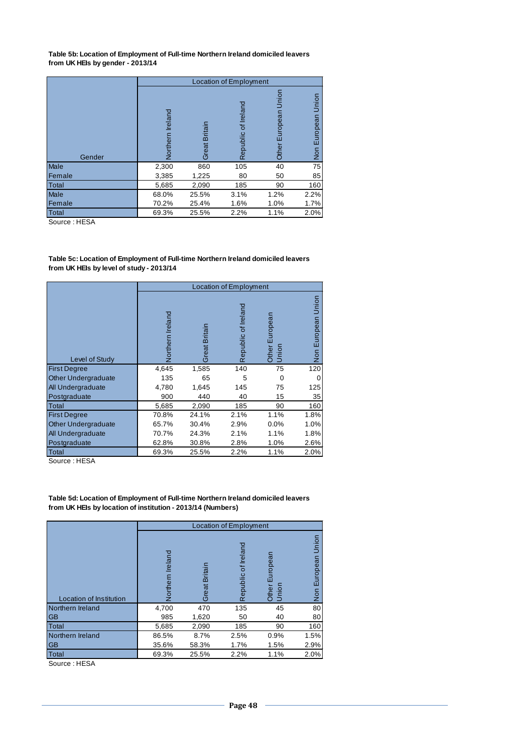**Table 5b: Location of Employment of Full-time Northern Ireland domiciled leavers from UK HEIs by gender - 2013/14**

| Gender | Location of Employment | | | | |
|---|---|---|---|---|---|
| | Northern Ireland | Great Britain | Republic of Ireland | Other European Union | Non European Union |
| Male | 2,300 | 860 | 105 | 40 | 75 |
| Female | 3,385 | 1,225 | 80 | 50 | 85 |
| Total | 5,685 | 2,090 | 185 | 90 | 160 |
| Male | 68.0% | 25.5% | 3.1% | 1.2% | 2.2% |
| Female | 70.2% | 25.4% | 1.6% | 1.0% | 1.7% |
| Total | 69.3% | 25.5% | 2.2% | 1.1% | 2.0% |

Source : HESA

**Table 5c: Location of Employment of Full-time Northern Ireland domiciled leavers from UK HEIs by level of study - 2013/14**

| Level of Study | Location of Employment | | | | |
|---|---|---|---|---|---|
| | Northern Ireland | Great Britain | Republic of Ireland | Other European Union | Non European Union |
| First Degree | 4,645 | 1,585 | 140 | 75 | 120 |
| Other Undergraduate | 135 | 65 | 5 | 0 | 0 |
| All Undergraduate | 4,780 | 1,645 | 145 | 75 | 125 |
| Postgraduate | 900 | 440 | 40 | 15 | 35 |
| Total | 5,685 | 2,090 | 185 | 90 | 160 |
| First Degree | 70.8% | 24.1% | 2.1% | 1.1% | 1.8% |
| Other Undergraduate | 65.7% | 30.4% | 2.9% | 0.0% | 1.0% |
| All Undergraduate | 70.7% | 24.3% | 2.1% | 1.1% | 1.8% |
| Postgraduate | 62.8% | 30.8% | 2.8% | 1.0% | 2.6% |
| Total | 69.3% | 25.5% | 2.2% | 1.1% | 2.0% |

Source : HESA

**Table 5d: Location of Employment of Full-time Northern Ireland domiciled leavers from UK HEIs by location of institution - 2013/14 (Numbers)**

| Location of Institution | Location of Employment | | | | |
|---|---|---|---|---|---|
| | Northern Ireland | Great Britain | Republic of Ireland | Other European Union | Non European Union |
| Northern Ireland | 4,700 | 470 | 135 | 45 | 80 |
| GB | 985 | 1,620 | 50 | 40 | 80 |
| Total | 5,685 | 2,090 | 185 | 90 | 160 |
| Northern Ireland | 86.5% | 8.7% | 2.5% | 0.9% | 1.5% |
| GB | 35.6% | 58.3% | 1.7% | 1.5% | 2.9% |
| Total | 69.3% | 25.5% | 2.2% | 1.1% | 2.0% |

Source : HESA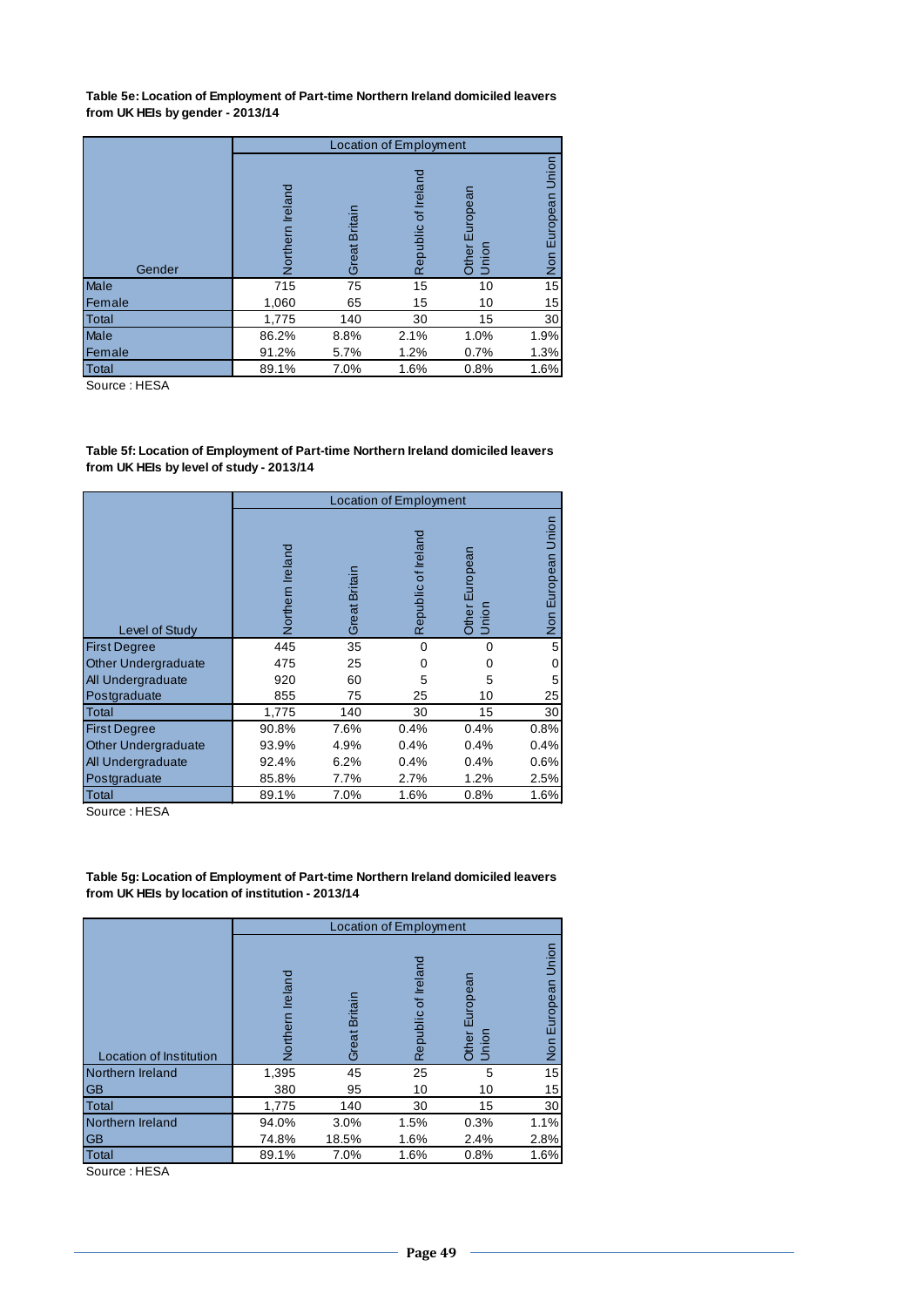**Table 5e: Location of Employment of Part-time Northern Ireland domiciled leavers from UK HEIs by gender - 2013/14**

| | Location of Employment | | | | |
|---|---|---|---|---|---|
| Gender | Northern Ireland | Great Britain | Republic of Ireland | Other European Union | Non European Union |
| Male | 715 | 75 | 15 | 10 | 15 |
| Female | 1,060 | 65 | 15 | 10 | 15 |
| Total | 1,775 | 140 | 30 | 15 | 30 |
| Male | 86.2% | 8.8% | 2.1% | 1.0% | 1.9% |
| Female | 91.2% | 5.7% | 1.2% | 0.7% | 1.3% |
| Total | 89.1% | 7.0% | 1.6% | 0.8% | 1.6% |

Source : HESA

**Table 5f: Location of Employment of Part-time Northern Ireland domiciled leavers from UK HEIs by level of study - 2013/14**

| | Location of Employment | | | | |
|---|---|---|---|---|---|
| Level of Study | Northern Ireland | Great Britain | Republic of Ireland | Other European Union | Non European Union |
| First Degree | 445 | 35 | 0 | 0 | 5 |
| Other Undergraduate | 475 | 25 | 0 | 0 | 0 |
| All Undergraduate | 920 | 60 | 5 | 5 | 5 |
| Postgraduate | 855 | 75 | 25 | 10 | 25 |
| Total | 1,775 | 140 | 30 | 15 | 30 |
| First Degree | 90.8% | 7.6% | 0.4% | 0.4% | 0.8% |
| Other Undergraduate | 93.9% | 4.9% | 0.4% | 0.4% | 0.4% |
| All Undergraduate | 92.4% | 6.2% | 0.4% | 0.4% | 0.6% |
| Postgraduate | 85.8% | 7.7% | 2.7% | 1.2% | 2.5% |
| Total | 89.1% | 7.0% | 1.6% | 0.8% | 1.6% |

Source : HESA

**Table 5g: Location of Employment of Part-time Northern Ireland domiciled leavers from UK HEIs by location of institution - 2013/14**

| | Location of Employment | | | | |
|---|---|---|---|---|---|
| Location of Institution | Northern Ireland | Great Britain | Republic of Ireland | Other European Union | Non European Union |
| Northern Ireland | 1,395 | 45 | 25 | 5 | 15 |
| GB | 380 | 95 | 10 | 10 | 15 |
| Total | 1,775 | 140 | 30 | 15 | 30 |
| Northern Ireland | 94.0% | 3.0% | 1.5% | 0.3% | 1.1% |
| GB | 74.8% | 18.5% | 1.6% | 2.4% | 2.8% |
| Total | 89.1% | 7.0% | 1.6% | 0.8% | 1.6% |

Source : HESA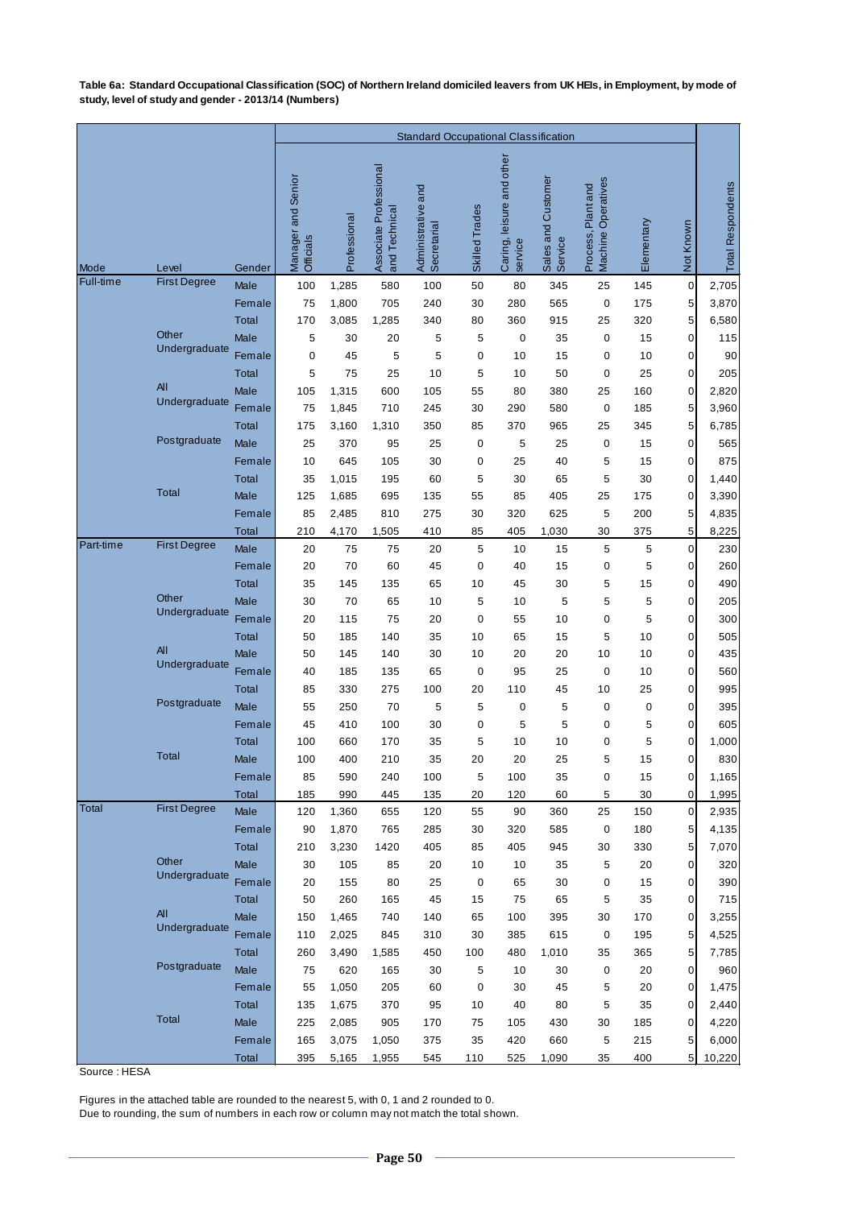**Table 6a: Standard Occupational Classification (SOC) of Northern Ireland domiciled leavers from UK HEIs, in Employment, by mode of study, level of study and gender - 2013/14 (Numbers)**

| | | | Standard Occupational Classification | | | | | | | | | | |
|---|---|---|---|---|---|---|---|---|---|---|---|---|---|
| Mode | Level | Gender | Manager and Senior Officials | Professional | Associate Professional and Technical | Administrative and Secretarial | Skilled Trades | Caring, leisure and other service | Sales and Customer Service | Process, Plant and Machine Operatives | Elementary | Not Known | Total Respondents |
| Full-time | First Degree | Male | 100 | 1,285 | 580 | 100 | 50 | 80 | 345 | 25 | 145 | 0 | 2,705 |
| | | Female | 75 | 1,800 | 705 | 240 | 30 | 280 | 565 | 0 | 175 | 5 | 3,870 |
| | | Total | 170 | 3,085 | 1,285 | 340 | 80 | 360 | 915 | 25 | 320 | 5 | 6,580 |
| | Other Undergraduate | Male | 5 | 30 | 20 | 5 | 5 | 0 | 35 | 0 | 15 | 0 | 115 |
| | | Female | 0 | 45 | 5 | 5 | 0 | 10 | 15 | 0 | 10 | 0 | 90 |
| | | Total | 5 | 75 | 25 | 10 | 5 | 10 | 50 | 0 | 25 | 0 | 205 |
| | All Undergraduate | Male | 105 | 1,315 | 600 | 105 | 55 | 80 | 380 | 25 | 160 | 0 | 2,820 |
| | | Female | 75 | 1,845 | 710 | 245 | 30 | 290 | 580 | 0 | 185 | 5 | 3,960 |
| | | Total | 175 | 3,160 | 1,310 | 350 | 85 | 370 | 965 | 25 | 345 | 5 | 6,785 |
| | Postgraduate | Male | 25 | 370 | 95 | 25 | 0 | 5 | 25 | 0 | 15 | 0 | 565 |
| | | Female | 10 | 645 | 105 | 30 | 0 | 25 | 40 | 5 | 15 | 0 | 875 |
| | | Total | 35 | 1,015 | 195 | 60 | 5 | 30 | 65 | 5 | 30 | 0 | 1,440 |
| | Total | Male | 125 | 1,685 | 695 | 135 | 55 | 85 | 405 | 25 | 175 | 0 | 3,390 |
| | | Female | 85 | 2,485 | 810 | 275 | 30 | 320 | 625 | 5 | 200 | 5 | 4,835 |
| | | Total | 210 | 4,170 | 1,505 | 410 | 85 | 405 | 1,030 | 30 | 375 | 5 | 8,225 |
| Part-time | First Degree | Male | 20 | 75 | 75 | 20 | 5 | 10 | 15 | 5 | 5 | 0 | 230 |
| | | Female | 20 | 70 | 60 | 45 | 0 | 40 | 15 | 0 | 5 | 0 | 260 |
| | | Total | 35 | 145 | 135 | 65 | 10 | 45 | 30 | 5 | 15 | 0 | 490 |
| | Other Undergraduate | Male | 30 | 70 | 65 | 10 | 5 | 10 | 5 | 5 | 5 | 0 | 205 |
| | | Female | 20 | 115 | 75 | 20 | 0 | 55 | 10 | 0 | 5 | 0 | 300 |
| | | Total | 50 | 185 | 140 | 35 | 10 | 65 | 15 | 5 | 10 | 0 | 505 |
| | All Undergraduate | Male | 50 | 145 | 140 | 30 | 10 | 20 | 20 | 10 | 10 | 0 | 435 |
| | | Female | 40 | 185 | 135 | 65 | 0 | 95 | 25 | 0 | 10 | 0 | 560 |
| | | Total | 85 | 330 | 275 | 100 | 20 | 110 | 45 | 10 | 25 | 0 | 995 |
| | Postgraduate | Male | 55 | 250 | 70 | 5 | 5 | 0 | 5 | 0 | 0 | 0 | 395 |
| | | Female | 45 | 410 | 100 | 30 | 0 | 5 | 5 | 0 | 5 | 0 | 605 |
| | | Total | 100 | 660 | 170 | 35 | 5 | 10 | 10 | 0 | 5 | 0 | 1,000 |
| | Total | Male | 100 | 400 | 210 | 35 | 20 | 20 | 25 | 5 | 15 | 0 | 830 |
| | | Female | 85 | 590 | 240 | 100 | 5 | 100 | 35 | 0 | 15 | 0 | 1,165 |
| | | Total | 185 | 990 | 445 | 135 | 20 | 120 | 60 | 5 | 30 | 0 | 1,995 |
| Total | First Degree | Male | 120 | 1,360 | 655 | 120 | 55 | 90 | 360 | 25 | 150 | 0 | 2,935 |
| | | Female | 90 | 1,870 | 765 | 285 | 30 | 320 | 585 | 0 | 180 | 5 | 4,135 |
| | | Total | 210 | 3,230 | 1420 | 405 | 85 | 405 | 945 | 30 | 330 | 5 | 7,070 |
| | Other Undergraduate | Male | 30 | 105 | 85 | 20 | 10 | 10 | 35 | 5 | 20 | 0 | 320 |
| | | Female | 20 | 155 | 80 | 25 | 0 | 65 | 30 | 0 | 15 | 0 | 390 |
| | | Total | 50 | 260 | 165 | 45 | 15 | 75 | 65 | 5 | 35 | 0 | 715 |
| | All Undergraduate | Male | 150 | 1,465 | 740 | 140 | 65 | 100 | 395 | 30 | 170 | 0 | 3,255 |
| | | Female | 110 | 2,025 | 845 | 310 | 30 | 385 | 615 | 0 | 195 | 5 | 4,525 |
| | | Total | 260 | 3,490 | 1,585 | 450 | 100 | 480 | 1,010 | 35 | 365 | 5 | 7,785 |
| | Postgraduate | Male | 75 | 620 | 165 | 30 | 5 | 10 | 30 | 0 | 20 | 0 | 960 |
| | | Female | 55 | 1,050 | 205 | 60 | 0 | 30 | 45 | 5 | 20 | 0 | 1,475 |
| | | Total | 135 | 1,675 | 370 | 95 | 10 | 40 | 80 | 5 | 35 | 0 | 2,440 |
| | Total | Male | 225 | 2,085 | 905 | 170 | 75 | 105 | 430 | 30 | 185 | 0 | 4,220 |
| | | Female | 165 | 3,075 | 1,050 | 375 | 35 | 420 | 660 | 5 | 215 | 5 | 6,000 |
| | | Total | 395 | 5,165 | 1,955 | 545 | 110 | 525 | 1,090 | 35 | 400 | 5 | 10,220 |

Source : HESA

Figures in the attached table are rounded to the nearest 5, with 0, 1 and 2 rounded to 0.
Due to rounding, the sum of numbers in each row or column may not match the total shown.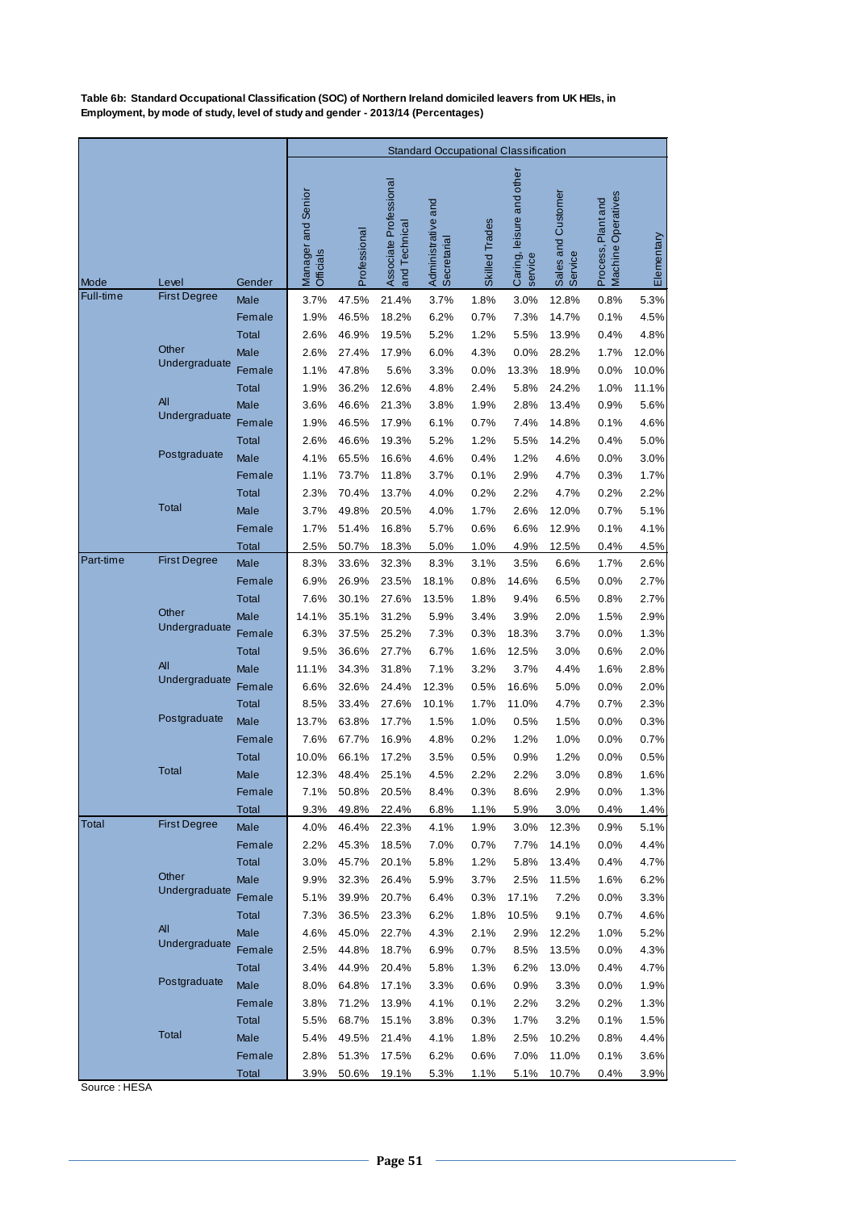**Table 6b: Standard Occupational Classification (SOC) of Northern Ireland domiciled leavers from UK HEIs, in Employment, by mode of study, level of study and gender - 2013/14 (Percentages)**

| | | | Standard Occupational Classification | | | | | | | | |
|---|---|---|---|---|---|---|---|---|---|---|---|
| Mode | Level | Gender | Manager and Senior Officials | Professional | Associate Professional and Technical | Administrative and Secretarial | Skilled Trades | Caring, leisure and other service | Sales and Customer Service | Process, Plant and Machine Operatives | Elementary |
| Full-time | First Degree | Male | 3.7% | 47.5% | 21.4% | 3.7% | 1.8% | 3.0% | 12.8% | 0.8% | 5.3% |
| | | Female | 1.9% | 46.5% | 18.2% | 6.2% | 0.7% | 7.3% | 14.7% | 0.1% | 4.5% |
| | | Total | 2.6% | 46.9% | 19.5% | 5.2% | 1.2% | 5.5% | 13.9% | 0.4% | 4.8% |
| | Other Undergraduate | Male | 2.6% | 27.4% | 17.9% | 6.0% | 4.3% | 0.0% | 28.2% | 1.7% | 12.0% |
| | | Female | 1.1% | 47.8% | 5.6% | 3.3% | 0.0% | 13.3% | 18.9% | 0.0% | 10.0% |
| | | Total | 1.9% | 36.2% | 12.6% | 4.8% | 2.4% | 5.8% | 24.2% | 1.0% | 11.1% |
| | All Undergraduate | Male | 3.6% | 46.6% | 21.3% | 3.8% | 1.9% | 2.8% | 13.4% | 0.9% | 5.6% |
| | | Female | 1.9% | 46.5% | 17.9% | 6.1% | 0.7% | 7.4% | 14.8% | 0.1% | 4.6% |
| | | Total | 2.6% | 46.6% | 19.3% | 5.2% | 1.2% | 5.5% | 14.2% | 0.4% | 5.0% |
| | Postgraduate | Male | 4.1% | 65.5% | 16.6% | 4.6% | 0.4% | 1.2% | 4.6% | 0.0% | 3.0% |
| | | Female | 1.1% | 73.7% | 11.8% | 3.7% | 0.1% | 2.9% | 4.7% | 0.3% | 1.7% |
| | | Total | 2.3% | 70.4% | 13.7% | 4.0% | 0.2% | 2.2% | 4.7% | 0.2% | 2.2% |
| | Total | Male | 3.7% | 49.8% | 20.5% | 4.0% | 1.7% | 2.6% | 12.0% | 0.7% | 5.1% |
| | | Female | 1.7% | 51.4% | 16.8% | 5.7% | 0.6% | 6.6% | 12.9% | 0.1% | 4.1% |
| | | Total | 2.5% | 50.7% | 18.3% | 5.0% | 1.0% | 4.9% | 12.5% | 0.4% | 4.5% |
| Part-time | First Degree | Male | 8.3% | 33.6% | 32.3% | 8.3% | 3.1% | 3.5% | 6.6% | 1.7% | 2.6% |
| | | Female | 6.9% | 26.9% | 23.5% | 18.1% | 0.8% | 14.6% | 6.5% | 0.0% | 2.7% |
| | | Total | 7.6% | 30.1% | 27.6% | 13.5% | 1.8% | 9.4% | 6.5% | 0.8% | 2.7% |
| | Other Undergraduate | Male | 14.1% | 35.1% | 31.2% | 5.9% | 3.4% | 3.9% | 2.0% | 1.5% | 2.9% |
| | | Female | 6.3% | 37.5% | 25.2% | 7.3% | 0.3% | 18.3% | 3.7% | 0.0% | 1.3% |
| | | Total | 9.5% | 36.6% | 27.7% | 6.7% | 1.6% | 12.5% | 3.0% | 0.6% | 2.0% |
| | All Undergraduate | Male | 11.1% | 34.3% | 31.8% | 7.1% | 3.2% | 3.7% | 4.4% | 1.6% | 2.8% |
| | | Female | 6.6% | 32.6% | 24.4% | 12.3% | 0.5% | 16.6% | 5.0% | 0.0% | 2.0% |
| | | Total | 8.5% | 33.4% | 27.6% | 10.1% | 1.7% | 11.0% | 4.7% | 0.7% | 2.3% |
| | Postgraduate | Male | 13.7% | 63.8% | 17.7% | 1.5% | 1.0% | 0.5% | 1.5% | 0.0% | 0.3% |
| | | Female | 7.6% | 67.7% | 16.9% | 4.8% | 0.2% | 1.2% | 1.0% | 0.0% | 0.7% |
| | | Total | 10.0% | 66.1% | 17.2% | 3.5% | 0.5% | 0.9% | 1.2% | 0.0% | 0.5% |
| | Total | Male | 12.3% | 48.4% | 25.1% | 4.5% | 2.2% | 2.2% | 3.0% | 0.8% | 1.6% |
| | | Female | 7.1% | 50.8% | 20.5% | 8.4% | 0.3% | 8.6% | 2.9% | 0.0% | 1.3% |
| | | Total | 9.3% | 49.8% | 22.4% | 6.8% | 1.1% | 5.9% | 3.0% | 0.4% | 1.4% |
| Total | First Degree | Male | 4.0% | 46.4% | 22.3% | 4.1% | 1.9% | 3.0% | 12.3% | 0.9% | 5.1% |
| | | Female | 2.2% | 45.3% | 18.5% | 7.0% | 0.7% | 7.7% | 14.1% | 0.0% | 4.4% |
| | | Total | 3.0% | 45.7% | 20.1% | 5.8% | 1.2% | 5.8% | 13.4% | 0.4% | 4.7% |
| | Other Undergraduate | Male | 9.9% | 32.3% | 26.4% | 5.9% | 3.7% | 2.5% | 11.5% | 1.6% | 6.2% |
| | | Female | 5.1% | 39.9% | 20.7% | 6.4% | 0.3% | 17.1% | 7.2% | 0.0% | 3.3% |
| | | Total | 7.3% | 36.5% | 23.3% | 6.2% | 1.8% | 10.5% | 9.1% | 0.7% | 4.6% |
| | All Undergraduate | Male | 4.6% | 45.0% | 22.7% | 4.3% | 2.1% | 2.9% | 12.2% | 1.0% | 5.2% |
| | | Female | 2.5% | 44.8% | 18.7% | 6.9% | 0.7% | 8.5% | 13.5% | 0.0% | 4.3% |
| | | Total | 3.4% | 44.9% | 20.4% | 5.8% | 1.3% | 6.2% | 13.0% | 0.4% | 4.7% |
| | Postgraduate | Male | 8.0% | 64.8% | 17.1% | 3.3% | 0.6% | 0.9% | 3.3% | 0.0% | 1.9% |
| | | Female | 3.8% | 71.2% | 13.9% | 4.1% | 0.1% | 2.2% | 3.2% | 0.2% | 1.3% |
| | | Total | 5.5% | 68.7% | 15.1% | 3.8% | 0.3% | 1.7% | 3.2% | 0.1% | 1.5% |
| | Total | Male | 5.4% | 49.5% | 21.4% | 4.1% | 1.8% | 2.5% | 10.2% | 0.8% | 4.4% |
| | | Female | 2.8% | 51.3% | 17.5% | 6.2% | 0.6% | 7.0% | 11.0% | 0.1% | 3.6% |
| | | Total | 3.9% | 50.6% | 19.1% | 5.3% | 1.1% | 5.1% | 10.7% | 0.4% | 3.9% |

Source : HESA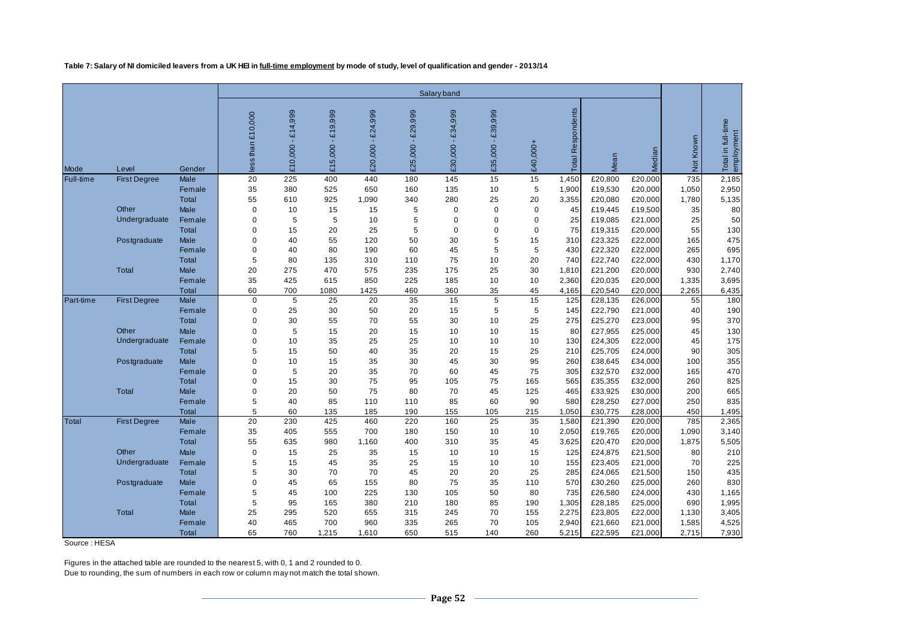**Table 7: Salary of NI domiciled leavers from a UK HEI in full-time employment by mode of study, level of qualification and gender - 2013/14**

| | | | Salary band | | | | | | | | | | | | |
|---|---|---|---|---|---|---|---|---|---|---|---|---|---|---|---|
| Mode | Level | Gender | less than £10,000 | £10,000 - £14,999 | £15,000 - £19,999 | £20,000 - £24,999 | £25,000 - £29,999 | £30,000 - £34,999 | £35,000 - £39,999 | £40,000+ | Total Respondents | Mean | Median | Not Known | Total in full-time employment |
| Full-time | First Degree | Male | 20 | 225 | 400 | 440 | 180 | 145 | 15 | 15 | 1,450 | £20,800 | £20,000 | 735 | 2,185 |
| | | Female | 35 | 380 | 525 | 650 | 160 | 135 | 10 | 5 | 1,900 | £19,530 | £20,000 | 1,050 | 2,950 |
| | | Total | 55 | 610 | 925 | 1,090 | 340 | 280 | 25 | 20 | 3,355 | £20,080 | £20,000 | 1,780 | 5,135 |
| | Other Undergraduate | Male | 0 | 10 | 15 | 15 | 5 | 0 | 0 | 0 | 45 | £19,445 | £19,500 | 35 | 80 |
| | | Female | 0 | 5 | 5 | 10 | 5 | 0 | 0 | 0 | 25 | £19,085 | £21,000 | 25 | 50 |
| | | Total | 0 | 15 | 20 | 25 | 5 | 0 | 0 | 0 | 75 | £19,315 | £20,000 | 55 | 130 |
| | Postgraduate | Male | 0 | 40 | 55 | 120 | 50 | 30 | 5 | 15 | 310 | £23,325 | £22,000 | 165 | 475 |
| | | Female | 0 | 40 | 80 | 190 | 60 | 45 | 5 | 5 | 430 | £22,320 | £22,000 | 265 | 695 |
| | | Total | 5 | 80 | 135 | 310 | 110 | 75 | 10 | 20 | 740 | £22,740 | £22,000 | 430 | 1,170 |
| | Total | Male | 20 | 275 | 470 | 575 | 235 | 175 | 25 | 30 | 1,810 | £21,200 | £20,000 | 930 | 2,740 |
| | | Female | 35 | 425 | 615 | 850 | 225 | 185 | 10 | 10 | 2,360 | £20,035 | £20,000 | 1,335 | 3,695 |
| | | Total | 60 | 700 | 1080 | 1425 | 460 | 360 | 35 | 45 | 4,165 | £20,540 | £20,000 | 2,265 | 6,435 |
| Part-time | First Degree | Male | 0 | 5 | 25 | 20 | 35 | 15 | 5 | 15 | 125 | £28,135 | £26,000 | 55 | 180 |
| | | Female | 0 | 25 | 30 | 50 | 20 | 15 | 5 | 5 | 145 | £22,790 | £21,000 | 40 | 190 |
| | | Total | 0 | 30 | 55 | 70 | 55 | 30 | 10 | 25 | 275 | £25,270 | £23,000 | 95 | 370 |
| | Other Undergraduate | Male | 0 | 5 | 15 | 20 | 15 | 10 | 10 | 15 | 80 | £27,955 | £25,000 | 45 | 130 |
| | | Female | 0 | 10 | 35 | 25 | 25 | 10 | 10 | 10 | 130 | £24,305 | £22,000 | 45 | 175 |
| | | Total | 5 | 15 | 50 | 40 | 35 | 20 | 15 | 25 | 210 | £25,705 | £24,000 | 90 | 305 |
| | Postgraduate | Male | 0 | 10 | 15 | 35 | 30 | 45 | 30 | 95 | 260 | £38,645 | £34,000 | 100 | 355 |
| | | Female | 0 | 5 | 20 | 35 | 70 | 60 | 45 | 75 | 305 | £32,570 | £32,000 | 165 | 470 |
| | | Total | 0 | 15 | 30 | 75 | 95 | 105 | 75 | 165 | 565 | £35,355 | £32,000 | 260 | 825 |
| | Total | Male | 0 | 20 | 50 | 75 | 80 | 70 | 45 | 125 | 465 | £33,925 | £30,000 | 200 | 665 |
| | | Female | 5 | 40 | 85 | 110 | 110 | 85 | 60 | 90 | 580 | £28,250 | £27,000 | 250 | 835 |
| | | Total | 5 | 60 | 135 | 185 | 190 | 155 | 105 | 215 | 1,050 | £30,775 | £28,000 | 450 | 1,495 |
| Total | First Degree | Male | 20 | 230 | 425 | 460 | 220 | 160 | 25 | 35 | 1,580 | £21,390 | £20,000 | 785 | 2,365 |
| | | Female | 35 | 405 | 555 | 700 | 180 | 150 | 10 | 10 | 2,050 | £19,765 | £20,000 | 1,090 | 3,140 |
| | | Total | 55 | 635 | 980 | 1,160 | 400 | 310 | 35 | 45 | 3,625 | £20,470 | £20,000 | 1,875 | 5,505 |
| | Other Undergraduate | Male | 0 | 15 | 25 | 35 | 15 | 10 | 10 | 15 | 125 | £24,875 | £21,500 | 80 | 210 |
| | | Female | 5 | 15 | 45 | 35 | 25 | 15 | 10 | 10 | 155 | £23,405 | £21,000 | 70 | 225 |
| | | Total | 5 | 30 | 70 | 70 | 45 | 20 | 20 | 25 | 285 | £24,065 | £21,500 | 150 | 435 |
| | Postgraduate | Male | 0 | 45 | 65 | 155 | 80 | 75 | 35 | 110 | 570 | £30,260 | £25,000 | 260 | 830 |
| | | Female | 5 | 45 | 100 | 225 | 130 | 105 | 50 | 80 | 735 | £26,580 | £24,000 | 430 | 1,165 |
| | | Total | 5 | 95 | 165 | 380 | 210 | 180 | 85 | 190 | 1,305 | £28,185 | £25,000 | 690 | 1,995 |
| | Total | Male | 25 | 295 | 520 | 655 | 315 | 245 | 70 | 155 | 2,275 | £23,805 | £22,000 | 1,130 | 3,405 |
| | | Female | 40 | 465 | 700 | 960 | 335 | 265 | 70 | 105 | 2,940 | £21,660 | £21,000 | 1,585 | 4,525 |
| | | Total | 65 | 760 | 1,215 | 1,610 | 650 | 515 | 140 | 260 | 5,215 | £22,595 | £21,000 | 2,715 | 7,930 |

Source : HESA

Figures in the attached table are rounded to the nearest 5, with 0, 1 and 2 rounded to 0.
Due to rounding, the sum of numbers in each row or column may not match the total shown.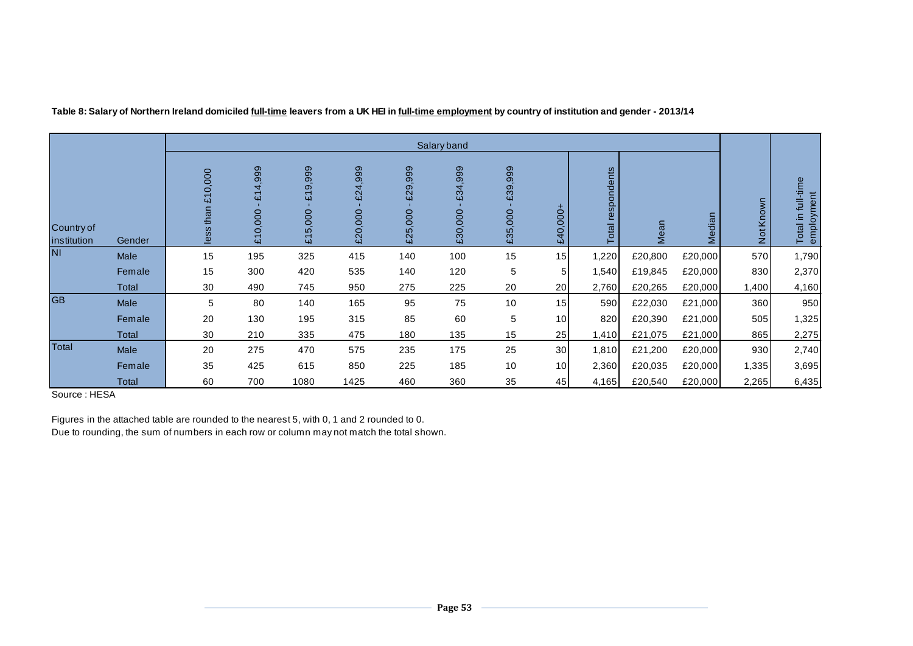**Table 8: Salary of Northern Ireland domiciled full-time leavers from a UK HEI in full-time employment by country of institution and gender - 2013/14**

| Country of institution | Gender | Salary band | | | | | | | | | | | Not Known | Total in full-time employment |
|---|---|---|---|---|---|---|---|---|---|---|---|---|---|---|
| | | less than £10,000 | £10,000 - £14,999 | £15,000 - £19,999 | £20,000 - £24,999 | £25,000 - £29,999 | £30,000 - £34,999 | £35,000 - £39,999 | £40,000+ | Total respondents | Mean | Median | | |
| NI | Male | 15 | 195 | 325 | 415 | 140 | 100 | 15 | 15 | 1,220 | £20,800 | £20,000 | 570 | 1,790 |
| | Female | 15 | 300 | 420 | 535 | 140 | 120 | 5 | 5 | 1,540 | £19,845 | £20,000 | 830 | 2,370 |
| | Total | 30 | 490 | 745 | 950 | 275 | 225 | 20 | 20 | 2,760 | £20,265 | £20,000 | 1,400 | 4,160 |
| GB | Male | 5 | 80 | 140 | 165 | 95 | 75 | 10 | 15 | 590 | £22,030 | £21,000 | 360 | 950 |
| | Female | 20 | 130 | 195 | 315 | 85 | 60 | 5 | 10 | 820 | £20,390 | £21,000 | 505 | 1,325 |
| | Total | 30 | 210 | 335 | 475 | 180 | 135 | 15 | 25 | 1,410 | £21,075 | £21,000 | 865 | 2,275 |
| Total | Male | 20 | 275 | 470 | 575 | 235 | 175 | 25 | 30 | 1,810 | £21,200 | £20,000 | 930 | 2,740 |
| | Female | 35 | 425 | 615 | 850 | 225 | 185 | 10 | 10 | 2,360 | £20,035 | £20,000 | 1,335 | 3,695 |
| | Total | 60 | 700 | 1080 | 1425 | 460 | 360 | 35 | 45 | 4,165 | £20,540 | £20,000 | 2,265 | 6,435 |

Source : HESA

Figures in the attached table are rounded to the nearest 5, with 0, 1 and 2 rounded to 0.
Due to rounding, the sum of numbers in each row or column may not match the total shown.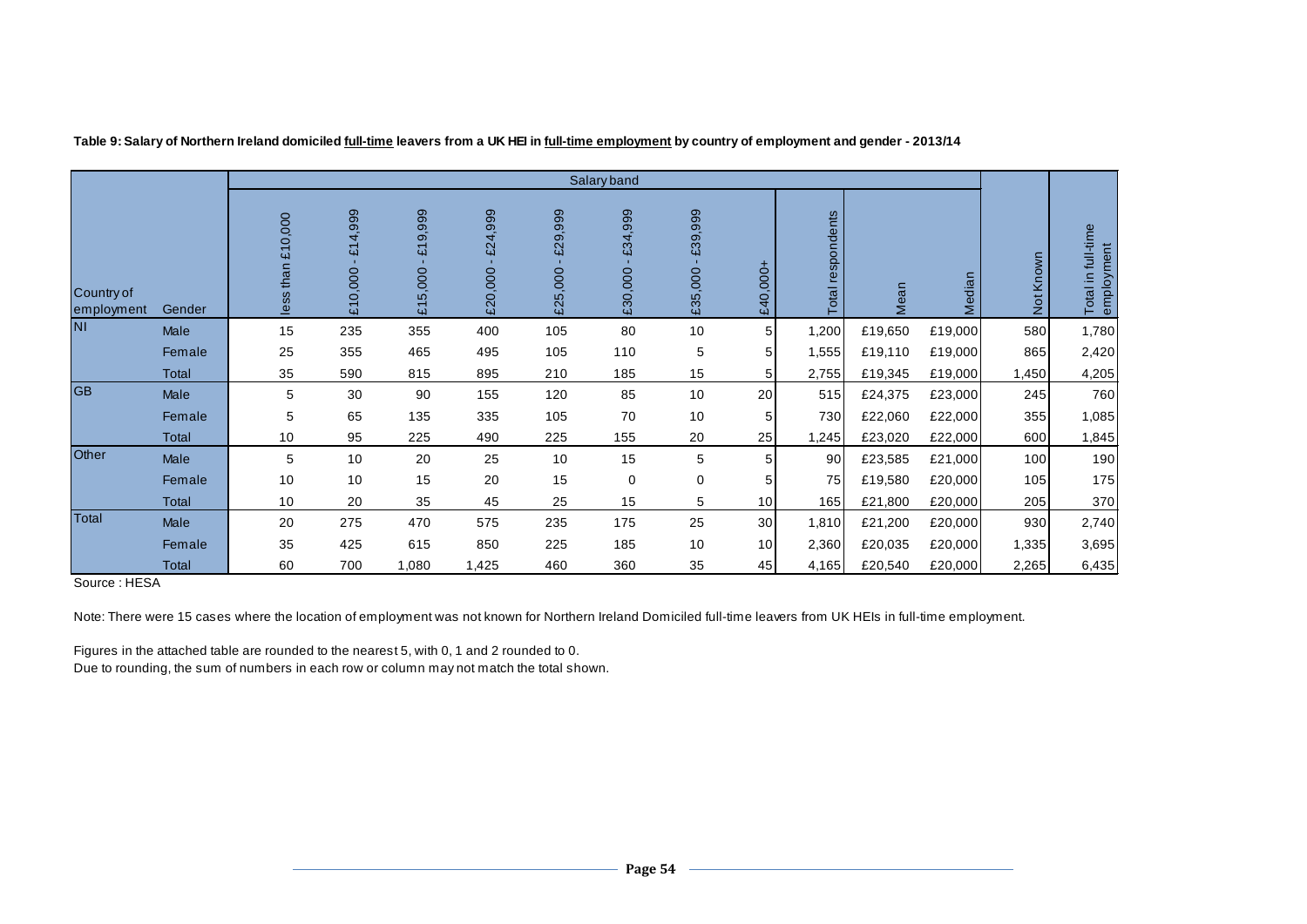**Table 9: Salary of Northern Ireland domiciled full-time leavers from a UK HEI in full-time employment by country of employment and gender - 2013/14**

| Country of employment | Gender | Salary band | | | | | | | | | | | Not Known | Total in full-time employment |
|---|---|---|---|---|---|---|---|---|---|---|---|---|---|---|
| | | less than £10,000 | £10,000 - £14,999 | £15,000 - £19,999 | £20,000 - £24,999 | £25,000 - £29,999 | £30,000 - £34,999 | £35,000 - £39,999 | £40,000+ | Total respondents | Mean | Median | | |
| NI | Male | 15 | 235 | 355 | 400 | 105 | 80 | 10 | 5 | 1,200 | £19,650 | £19,000 | 580 | 1,780 |
| | Female | 25 | 355 | 465 | 495 | 105 | 110 | 5 | 5 | 1,555 | £19,110 | £19,000 | 865 | 2,420 |
| | Total | 35 | 590 | 815 | 895 | 210 | 185 | 15 | 5 | 2,755 | £19,345 | £19,000 | 1,450 | 4,205 |
| GB | Male | 5 | 30 | 90 | 155 | 120 | 85 | 10 | 20 | 515 | £24,375 | £23,000 | 245 | 760 |
| | Female | 5 | 65 | 135 | 335 | 105 | 70 | 10 | 5 | 730 | £22,060 | £22,000 | 355 | 1,085 |
| | Total | 10 | 95 | 225 | 490 | 225 | 155 | 20 | 25 | 1,245 | £23,020 | £22,000 | 600 | 1,845 |
| Other | Male | 5 | 10 | 20 | 25 | 10 | 15 | 5 | 5 | 90 | £23,585 | £21,000 | 100 | 190 |
| | Female | 10 | 10 | 15 | 20 | 15 | 0 | 0 | 5 | 75 | £19,580 | £20,000 | 105 | 175 |
| | Total | 10 | 20 | 35 | 45 | 25 | 15 | 5 | 10 | 165 | £21,800 | £20,000 | 205 | 370 |
| Total | Male | 20 | 275 | 470 | 575 | 235 | 175 | 25 | 30 | 1,810 | £21,200 | £20,000 | 930 | 2,740 |
| | Female | 35 | 425 | 615 | 850 | 225 | 185 | 10 | 10 | 2,360 | £20,035 | £20,000 | 1,335 | 3,695 |
| | Total | 60 | 700 | 1,080 | 1,425 | 460 | 360 | 35 | 45 | 4,165 | £20,540 | £20,000 | 2,265 | 6,435 |

Source : HESA

Note: There were 15 cases where the location of employment was not known for Northern Ireland Domiciled full-time leavers from UK HEIs in full-time employment.

Figures in the attached table are rounded to the nearest 5, with 0, 1 and 2 rounded to 0.
Due to rounding, the sum of numbers in each row or column may not match the total shown.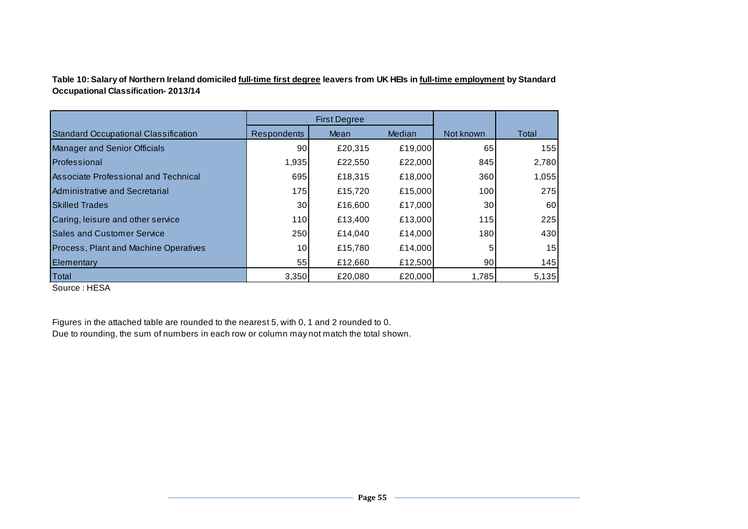**Table 10: Salary of Northern Ireland domiciled <u>full-time first degree</u> leavers from UK HEIs in <u>full-time employment</u> by Standard Occupational Classification- 2013/14**

| | First Degree | | | | |
|---|---|---|---|---|---|
| Standard Occupational Classification | Respondents | Mean | Median | Not known | Total |
| Manager and Senior Officials | 90 | £20,315 | £19,000 | 65 | 155 |
| Professional | 1,935 | £22,550 | £22,000 | 845 | 2,780 |
| Associate Professional and Technical | 695 | £18,315 | £18,000 | 360 | 1,055 |
| Administrative and Secretarial | 175 | £15,720 | £15,000 | 100 | 275 |
| Skilled Trades | 30 | £16,600 | £17,000 | 30 | 60 |
| Caring, leisure and other service | 110 | £13,400 | £13,000 | 115 | 225 |
| Sales and Customer Service | 250 | £14,040 | £14,000 | 180 | 430 |
| Process, Plant and Machine Operatives | 10 | £15,780 | £14,000 | 5 | 15 |
| Elementary | 55 | £12,660 | £12,500 | 90 | 145 |
| Total | 3,350 | £20,080 | £20,000 | 1,785 | 5,135 |

Source : HESA

Figures in the attached table are rounded to the nearest 5, with 0, 1 and 2 rounded to 0.
Due to rounding, the sum of numbers in each row or column may not match the total shown.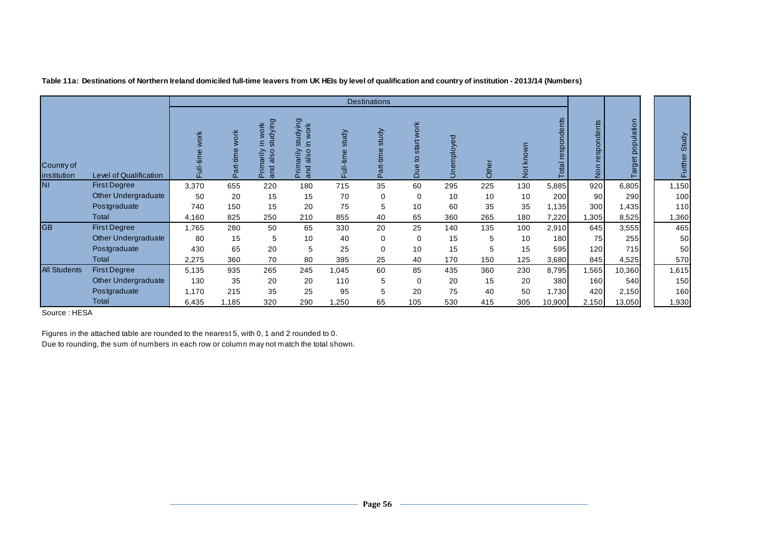**Table 11a: Destinations of Northern Ireland domiciled full-time leavers from UK HEIs by level of qualification and country of institution - 2013/14 (Numbers)**

| | | Destinations | | | | | | | | | | | | | | |
|---|---|---|---|---|---|---|---|---|---|---|---|---|---|---|---|---|
| Country of institution | Level of Qualification | Full-time work | Part-time work | Primarily in work and also studying | Primarily studying and also in work | Full-time study | Part-time study | Due to start work | Unemployed | Other | Not known | Total respondents | Non respondents | Target population | | Further Study |
| NI | First Degree | 3,370 | 655 | 220 | 180 | 715 | 35 | 60 | 295 | 225 | 130 | 5,885 | 920 | 6,805 | | 1,150 |
| | Other Undergraduate | 50 | 20 | 15 | 15 | 70 | 0 | 0 | 10 | 10 | 10 | 200 | 90 | 290 | | 100 |
| | Postgraduate | 740 | 150 | 15 | 20 | 75 | 5 | 10 | 60 | 35 | 35 | 1,135 | 300 | 1,435 | | 110 |
| | Total | 4,160 | 825 | 250 | 210 | 855 | 40 | 65 | 360 | 265 | 180 | 7,220 | 1,305 | 8,525 | | 1,360 |
| GB | First Degree | 1,765 | 280 | 50 | 65 | 330 | 20 | 25 | 140 | 135 | 100 | 2,910 | 645 | 3,555 | | 465 |
| | Other Undergraduate | 80 | 15 | 5 | 10 | 40 | 0 | 0 | 15 | 5 | 10 | 180 | 75 | 255 | | 50 |
| | Postgraduate | 430 | 65 | 20 | 5 | 25 | 0 | 10 | 15 | 5 | 15 | 595 | 120 | 715 | | 50 |
| | Total | 2,275 | 360 | 70 | 80 | 395 | 25 | 40 | 170 | 150 | 125 | 3,680 | 845 | 4,525 | | 570 |
| All Students | First Degree | 5,135 | 935 | 265 | 245 | 1,045 | 60 | 85 | 435 | 360 | 230 | 8,795 | 1,565 | 10,360 | | 1,615 |
| | Other Undergraduate | 130 | 35 | 20 | 20 | 110 | 5 | 0 | 20 | 15 | 20 | 380 | 160 | 540 | | 150 |
| | Postgraduate | 1,170 | 215 | 35 | 25 | 95 | 5 | 20 | 75 | 40 | 50 | 1,730 | 420 | 2,150 | | 160 |
| | Total | 6,435 | 1,185 | 320 | 290 | 1,250 | 65 | 105 | 530 | 415 | 305 | 10,900 | 2,150 | 13,050 | | 1,930 |

Source : HESA

Figures in the attached table are rounded to the nearest 5, with 0, 1 and 2 rounded to 0.
Due to rounding, the sum of numbers in each row or column may not match the total shown.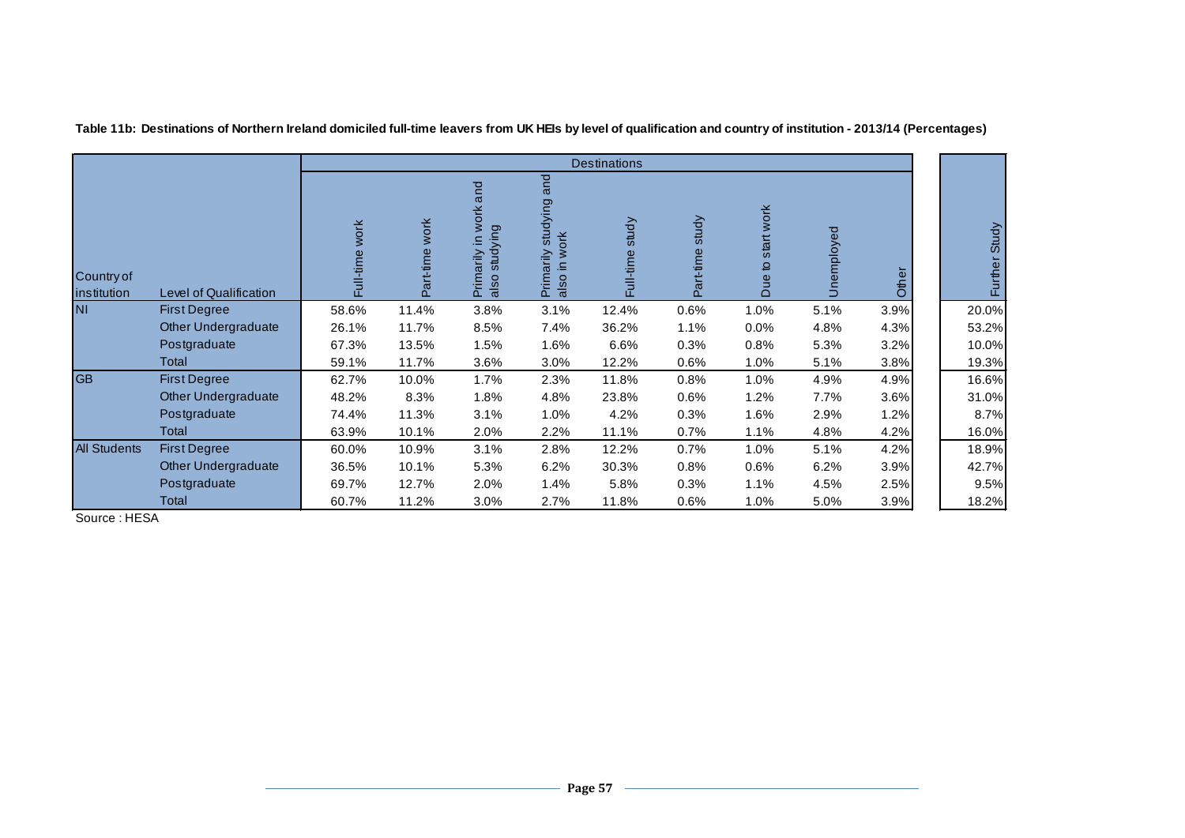**Table 11b: Destinations of Northern Ireland domiciled full-time leavers from UK HEIs by level of qualification and country of institution - 2013/14 (Percentages)**

| | | Destinations | | | | | | | | | |
|---|---|---|---|---|---|---|---|---|---|---|---|
| Country of institution | Level of Qualification | Full-time work | Part-time work | Primarily in work and also studying | Primarily studying and also in work | Full-time study | Part-time study | Due to start work | Unemployed | Other | Further Study |
| NI | First Degree | 58.6% | 11.4% | 3.8% | 3.1% | 12.4% | 0.6% | 1.0% | 5.1% | 3.9% | 20.0% |
| | Other Undergraduate | 26.1% | 11.7% | 8.5% | 7.4% | 36.2% | 1.1% | 0.0% | 4.8% | 4.3% | 53.2% |
| | Postgraduate | 67.3% | 13.5% | 1.5% | 1.6% | 6.6% | 0.3% | 0.8% | 5.3% | 3.2% | 10.0% |
| | Total | 59.1% | 11.7% | 3.6% | 3.0% | 12.2% | 0.6% | 1.0% | 5.1% | 3.8% | 19.3% |
| GB | First Degree | 62.7% | 10.0% | 1.7% | 2.3% | 11.8% | 0.8% | 1.0% | 4.9% | 4.9% | 16.6% |
| | Other Undergraduate | 48.2% | 8.3% | 1.8% | 4.8% | 23.8% | 0.6% | 1.2% | 7.7% | 3.6% | 31.0% |
| | Postgraduate | 74.4% | 11.3% | 3.1% | 1.0% | 4.2% | 0.3% | 1.6% | 2.9% | 1.2% | 8.7% |
| | Total | 63.9% | 10.1% | 2.0% | 2.2% | 11.1% | 0.7% | 1.1% | 4.8% | 4.2% | 16.0% |
| All Students | First Degree | 60.0% | 10.9% | 3.1% | 2.8% | 12.2% | 0.7% | 1.0% | 5.1% | 4.2% | 18.9% |
| | Other Undergraduate | 36.5% | 10.1% | 5.3% | 6.2% | 30.3% | 0.8% | 0.6% | 6.2% | 3.9% | 42.7% |
| | Postgraduate | 69.7% | 12.7% | 2.0% | 1.4% | 5.8% | 0.3% | 1.1% | 4.5% | 2.5% | 9.5% |
| | Total | 60.7% | 11.2% | 3.0% | 2.7% | 11.8% | 0.6% | 1.0% | 5.0% | 3.9% | 18.2% |

Source : HESA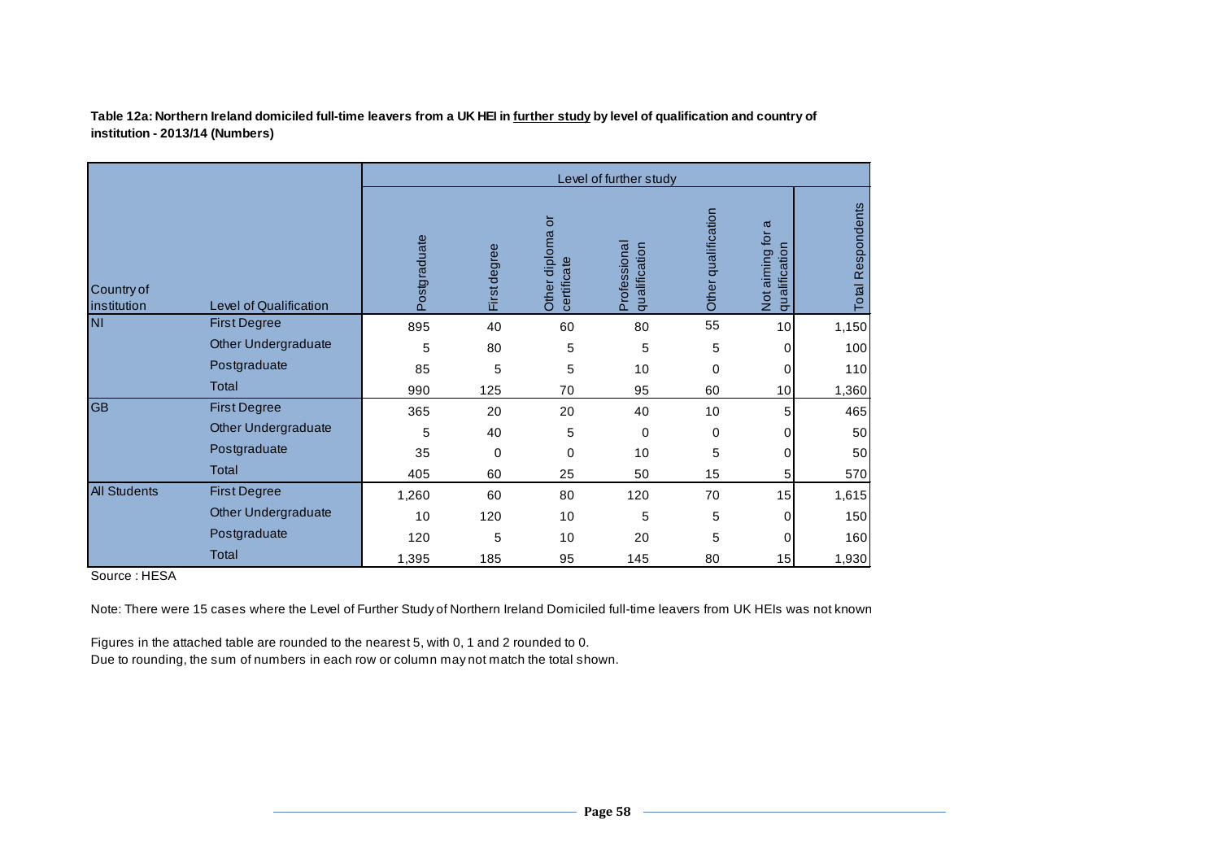**Table 12a: Northern Ireland domiciled full-time leavers from a UK HEI in <u>further study</u> by level of qualification and country of institution - 2013/14 (Numbers)**

| | | Level of further study | | | | | | |
|---|---|---|---|---|---|---|---|---|
| Country of institution | Level of Qualification | Postgraduate | First degree | Other diploma or certificate | Professional qualification | Other qualification | Not aiming for a qualification | Total Respondents |
| NI | First Degree | 895 | 40 | 60 | 80 | 55 | 10 | 1,150 |
| | Other Undergraduate | 5 | 80 | 5 | 5 | 5 | 0 | 100 |
| | Postgraduate | 85 | 5 | 5 | 10 | 0 | 0 | 110 |
| | Total | 990 | 125 | 70 | 95 | 60 | 10 | 1,360 |
| GB | First Degree | 365 | 20 | 20 | 40 | 10 | 5 | 465 |
| | Other Undergraduate | 5 | 40 | 5 | 0 | 0 | 0 | 50 |
| | Postgraduate | 35 | 0 | 0 | 10 | 5 | 0 | 50 |
| | Total | 405 | 60 | 25 | 50 | 15 | 5 | 570 |
| All Students | First Degree | 1,260 | 60 | 80 | 120 | 70 | 15 | 1,615 |
| | Other Undergraduate | 10 | 120 | 10 | 5 | 5 | 0 | 150 |
| | Postgraduate | 120 | 5 | 10 | 20 | 5 | 0 | 160 |
| | Total | 1,395 | 185 | 95 | 145 | 80 | 15 | 1,930 |

Source : HESA

Note: There were 15 cases where the Level of Further Study of Northern Ireland Domiciled full-time leavers from UK HEIs was not known

Figures in the attached table are rounded to the nearest 5, with 0, 1 and 2 rounded to 0.
Due to rounding, the sum of numbers in each row or column may not match the total shown.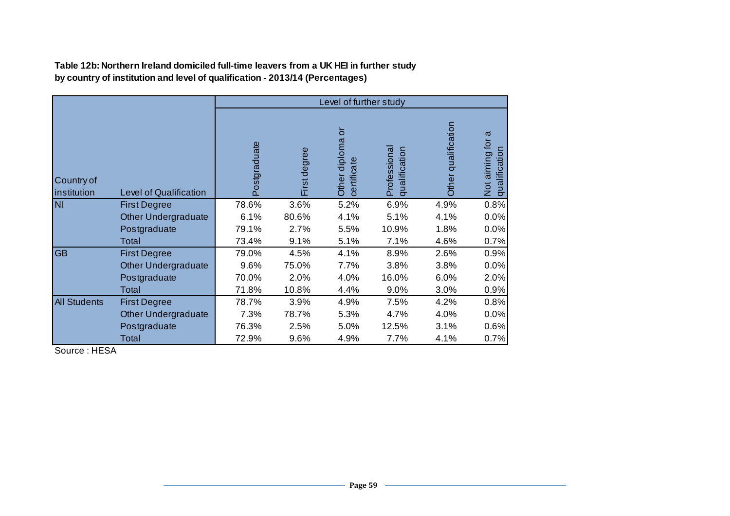**Table 12b: Northern Ireland domiciled full-time leavers from a UK HEI in further study by country of institution and level of qualification - 2013/14 (Percentages)**

| | | Level of further study | | | | | |
|---|---|---|---|---|---|---|---|
| Country of institution | Level of Qualification | Postgraduate | First degree | Other diploma or certificate | Professional qualification | Other qualification | Not aiming for a qualification |
| NI | First Degree | 78.6% | 3.6% | 5.2% | 6.9% | 4.9% | 0.8% |
| | Other Undergraduate | 6.1% | 80.6% | 4.1% | 5.1% | 4.1% | 0.0% |
| | Postgraduate | 79.1% | 2.7% | 5.5% | 10.9% | 1.8% | 0.0% |
| | Total | 73.4% | 9.1% | 5.1% | 7.1% | 4.6% | 0.7% |
| GB | First Degree | 79.0% | 4.5% | 4.1% | 8.9% | 2.6% | 0.9% |
| | Other Undergraduate | 9.6% | 75.0% | 7.7% | 3.8% | 3.8% | 0.0% |
| | Postgraduate | 70.0% | 2.0% | 4.0% | 16.0% | 6.0% | 2.0% |
| | Total | 71.8% | 10.8% | 4.4% | 9.0% | 3.0% | 0.9% |
| All Students | First Degree | 78.7% | 3.9% | 4.9% | 7.5% | 4.2% | 0.8% |
| | Other Undergraduate | 7.3% | 78.7% | 5.3% | 4.7% | 4.0% | 0.0% |
| | Postgraduate | 76.3% | 2.5% | 5.0% | 12.5% | 3.1% | 0.6% |
| | Total | 72.9% | 9.6% | 4.9% | 7.7% | 4.1% | 0.7% |

Source : HESA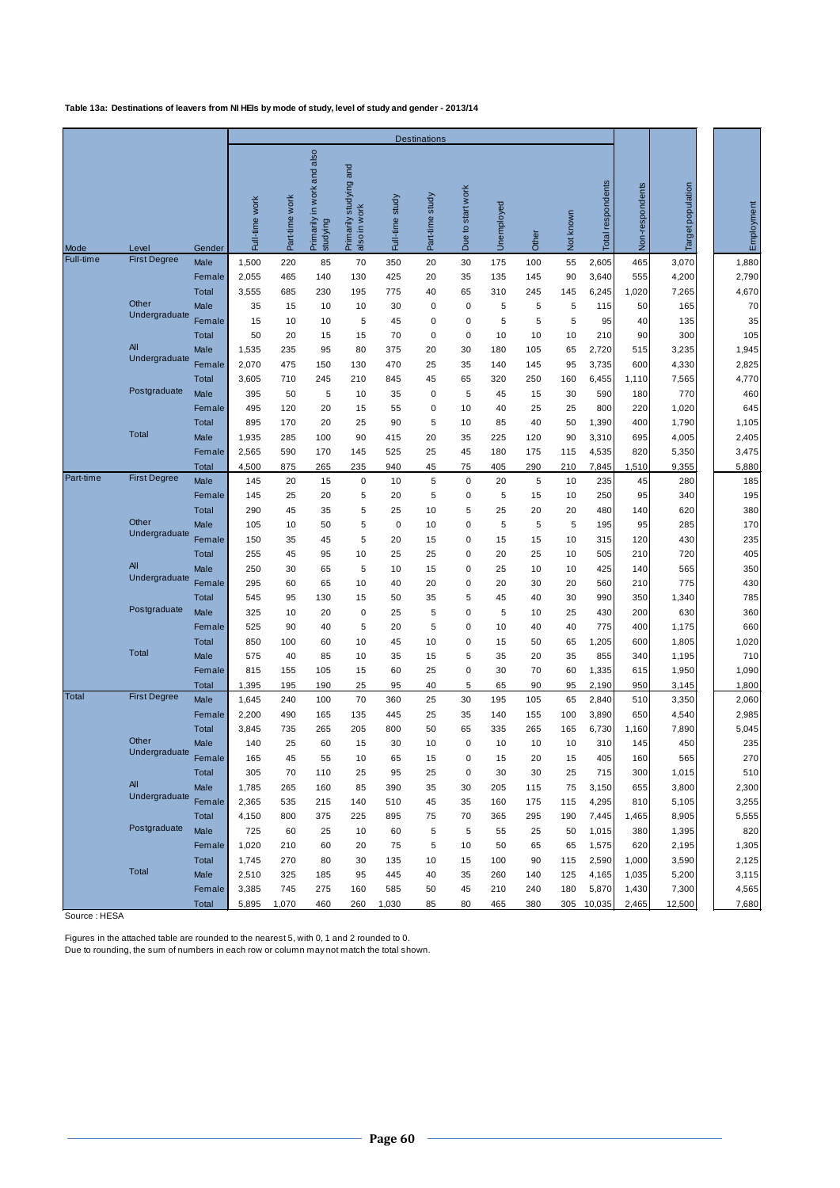**Table 13a: Destinations of leavers from NI HEIs by mode of study, level of study and gender - 2013/14**

| Mode | Level | Gender | Destinations | | | | | | | | | | Total respondents | Non-respondents | Target population | Employment |
|---|---|---|---|---|---|---|---|---|---|---|---|---|---|---|---|---|
| | | | Full-time work | Part-time work | Primarily in work and also studying | Primarily studying and also in work | Full-time study | Part-time study | Due to start work | Unemployed | Other | Not known | | | | |
| Full-time | First Degree | Male | 1,500 | 220 | 85 | 70 | 350 | 20 | 30 | 175 | 100 | 55 | 2,605 | 465 | 3,070 | 1,880 |
| | | Female | 2,055 | 465 | 140 | 130 | 425 | 20 | 35 | 135 | 145 | 90 | 3,640 | 555 | 4,200 | 2,790 |
| | | Total | 3,555 | 685 | 230 | 195 | 775 | 40 | 65 | 310 | 245 | 145 | 6,245 | 1,020 | 7,265 | 4,670 |
| | Other Undergraduate | Male | 35 | 15 | 10 | 10 | 30 | 0 | 0 | 5 | 5 | 5 | 115 | 50 | 165 | 70 |
| | | Female | 15 | 10 | 10 | 5 | 45 | 0 | 0 | 5 | 5 | 5 | 95 | 40 | 135 | 35 |
| | | Total | 50 | 20 | 15 | 15 | 70 | 0 | 0 | 10 | 10 | 10 | 210 | 90 | 300 | 105 |
| | All Undergraduate | Male | 1,535 | 235 | 95 | 80 | 375 | 20 | 30 | 180 | 105 | 65 | 2,720 | 515 | 3,235 | 1,945 |
| | | Female | 2,070 | 475 | 150 | 130 | 470 | 25 | 35 | 140 | 145 | 95 | 3,735 | 600 | 4,330 | 2,825 |
| | | Total | 3,605 | 710 | 245 | 210 | 845 | 45 | 65 | 320 | 250 | 160 | 6,455 | 1,110 | 7,565 | 4,770 |
| | Postgraduate | Male | 395 | 50 | 5 | 10 | 35 | 0 | 5 | 45 | 15 | 30 | 590 | 180 | 770 | 460 |
| | | Female | 495 | 120 | 20 | 15 | 55 | 0 | 10 | 40 | 25 | 25 | 800 | 220 | 1,020 | 645 |
| | | Total | 895 | 170 | 20 | 25 | 90 | 5 | 10 | 85 | 40 | 50 | 1,390 | 400 | 1,790 | 1,105 |
| | Total | Male | 1,935 | 285 | 100 | 90 | 415 | 20 | 35 | 225 | 120 | 90 | 3,310 | 695 | 4,005 | 2,405 |
| | | Female | 2,565 | 590 | 170 | 145 | 525 | 25 | 45 | 180 | 175 | 115 | 4,535 | 820 | 5,350 | 3,475 |
| | | Total | 4,500 | 875 | 265 | 235 | 940 | 45 | 75 | 405 | 290 | 210 | 7,845 | 1,510 | 9,355 | 5,880 |
| Part-time | First Degree | Male | 145 | 20 | 15 | 0 | 10 | 5 | 0 | 20 | 5 | 10 | 235 | 45 | 280 | 185 |
| | | Female | 145 | 25 | 20 | 5 | 20 | 5 | 0 | 5 | 15 | 10 | 250 | 95 | 340 | 195 |
| | | Total | 290 | 45 | 35 | 5 | 25 | 10 | 5 | 25 | 20 | 20 | 480 | 140 | 620 | 380 |
| | Other Undergraduate | Male | 105 | 10 | 50 | 5 | 0 | 10 | 0 | 5 | 5 | 5 | 195 | 95 | 285 | 170 |
| | | Female | 150 | 35 | 45 | 5 | 20 | 15 | 0 | 15 | 15 | 10 | 315 | 120 | 430 | 235 |
| | | Total | 255 | 45 | 95 | 10 | 25 | 25 | 0 | 20 | 25 | 10 | 505 | 210 | 720 | 405 |
| | All Undergraduate | Male | 250 | 30 | 65 | 5 | 10 | 15 | 0 | 25 | 10 | 10 | 425 | 140 | 565 | 350 |
| | | Female | 295 | 60 | 65 | 10 | 40 | 20 | 0 | 20 | 30 | 20 | 560 | 210 | 775 | 430 |
| | | Total | 545 | 95 | 130 | 15 | 50 | 35 | 5 | 45 | 40 | 30 | 990 | 350 | 1,340 | 785 |
| | Postgraduate | Male | 325 | 10 | 20 | 0 | 25 | 5 | 0 | 5 | 10 | 25 | 430 | 200 | 630 | 360 |
| | | Female | 525 | 90 | 40 | 5 | 20 | 5 | 0 | 10 | 40 | 40 | 775 | 400 | 1,175 | 660 |
| | | Total | 850 | 100 | 60 | 10 | 45 | 10 | 0 | 15 | 50 | 65 | 1,205 | 600 | 1,805 | 1,020 |
| | Total | Male | 575 | 40 | 85 | 10 | 35 | 15 | 5 | 35 | 20 | 35 | 855 | 340 | 1,195 | 710 |
| | | Female | 815 | 155 | 105 | 15 | 60 | 25 | 0 | 30 | 70 | 60 | 1,335 | 615 | 1,950 | 1,090 |
| | | Total | 1,395 | 195 | 190 | 25 | 95 | 40 | 5 | 65 | 90 | 95 | 2,190 | 950 | 3,145 | 1,800 |
| Total | First Degree | Male | 1,645 | 240 | 100 | 70 | 360 | 25 | 30 | 195 | 105 | 65 | 2,840 | 510 | 3,350 | 2,060 |
| | | Female | 2,200 | 490 | 165 | 135 | 445 | 25 | 35 | 140 | 155 | 100 | 3,890 | 650 | 4,540 | 2,985 |
| | | Total | 3,845 | 735 | 265 | 205 | 800 | 50 | 65 | 335 | 265 | 165 | 6,730 | 1,160 | 7,890 | 5,045 |
| | Other Undergraduate | Male | 140 | 25 | 60 | 15 | 30 | 10 | 0 | 10 | 10 | 10 | 310 | 145 | 450 | 235 |
| | | Female | 165 | 45 | 55 | 10 | 65 | 15 | 0 | 15 | 20 | 15 | 405 | 160 | 565 | 270 |
| | | Total | 305 | 70 | 110 | 25 | 95 | 25 | 0 | 30 | 30 | 25 | 715 | 300 | 1,015 | 510 |
| | All Undergraduate | Male | 1,785 | 265 | 160 | 85 | 390 | 35 | 30 | 205 | 115 | 75 | 3,150 | 655 | 3,800 | 2,300 |
| | | Female | 2,365 | 535 | 215 | 140 | 510 | 45 | 35 | 160 | 175 | 115 | 4,295 | 810 | 5,105 | 3,255 |
| | | Total | 4,150 | 800 | 375 | 225 | 895 | 75 | 70 | 365 | 295 | 190 | 7,445 | 1,465 | 8,905 | 5,555 |
| | Postgraduate | Male | 725 | 60 | 25 | 10 | 60 | 5 | 5 | 55 | 25 | 50 | 1,015 | 380 | 1,395 | 820 |
| | | Female | 1,020 | 210 | 60 | 20 | 75 | 5 | 10 | 50 | 65 | 65 | 1,575 | 620 | 2,195 | 1,305 |
| | | Total | 1,745 | 270 | 80 | 30 | 135 | 10 | 15 | 100 | 90 | 115 | 2,590 | 1,000 | 3,590 | 2,125 |
| | Total | Male | 2,510 | 325 | 185 | 95 | 445 | 40 | 35 | 260 | 140 | 125 | 4,165 | 1,035 | 5,200 | 3,115 |
| | | Female | 3,385 | 745 | 275 | 160 | 585 | 50 | 45 | 210 | 240 | 180 | 5,870 | 1,430 | 7,300 | 4,565 |
| | | Total | 5,895 | 1,070 | 460 | 260 | 1,030 | 85 | 80 | 465 | 380 | 305 | 10,035 | 2,465 | 12,500 | 7,680 |

Source : HESA

Figures in the attached table are rounded to the nearest 5, with 0, 1 and 2 rounded to 0.
Due to rounding, the sum of numbers in each row or column may not match the total shown.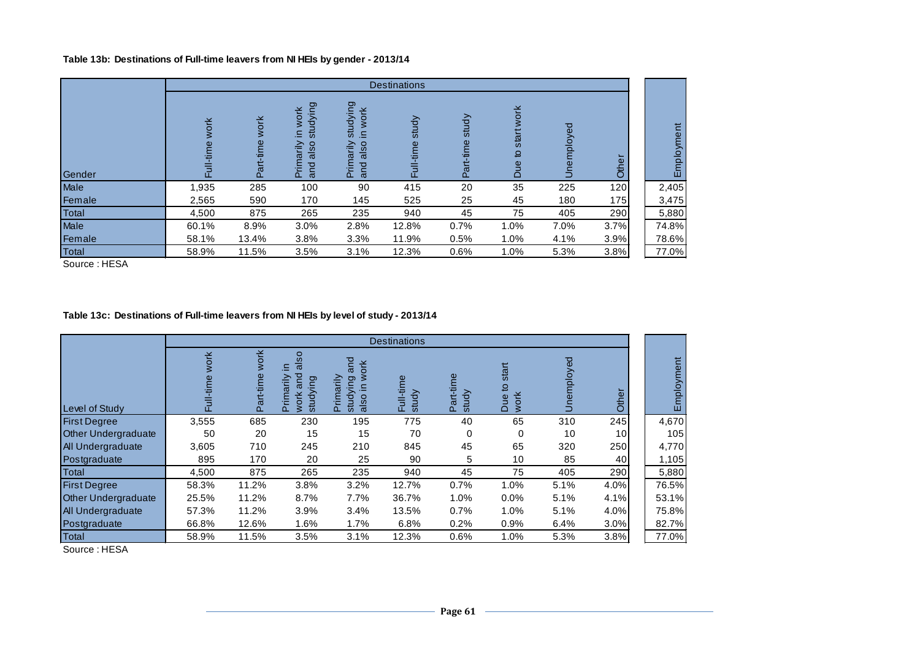**Table 13b: Destinations of Full-time leavers from NI HEIs by gender - 2013/14**

| | Destinations | | | | | | | | | |
|---|---|---|---|---|---|---|---|---|---|---|
| Gender | Full-time work | Part-time work | Primarily in work and also studying | Primarily studying and also in work | Full-time study | Part-time study | Due to start work | Unemployed | Other | Employment |
| Male | 1,935 | 285 | 100 | 90 | 415 | 20 | 35 | 225 | 120 | 2,405 |
| Female | 2,565 | 590 | 170 | 145 | 525 | 25 | 45 | 180 | 175 | 3,475 |
| Total | 4,500 | 875 | 265 | 235 | 940 | 45 | 75 | 405 | 290 | 5,880 |
| Male | 60.1% | 8.9% | 3.0% | 2.8% | 12.8% | 0.7% | 1.0% | 7.0% | 3.7% | 74.8% |
| Female | 58.1% | 13.4% | 3.8% | 3.3% | 11.9% | 0.5% | 1.0% | 4.1% | 3.9% | 78.6% |
| Total | 58.9% | 11.5% | 3.5% | 3.1% | 12.3% | 0.6% | 1.0% | 5.3% | 3.8% | 77.0% |

Source : HESA

**Table 13c: Destinations of Full-time leavers from NI HEIs by level of study - 2013/14**

| | Destinations | | | | | | | | | |
|---|---|---|---|---|---|---|---|---|---|---|
| Level of Study | Full-time work | Part-time work | Primarily in work and also studying | Primarily studying and also in work | Full-time study | Part-time study | Due to start work | Unemployed | Other | Employment |
| First Degree | 3,555 | 685 | 230 | 195 | 775 | 40 | 65 | 310 | 245 | 4,670 |
| Other Undergraduate | 50 | 20 | 15 | 15 | 70 | 0 | 0 | 10 | 10 | 105 |
| All Undergraduate | 3,605 | 710 | 245 | 210 | 845 | 45 | 65 | 320 | 250 | 4,770 |
| Postgraduate | 895 | 170 | 20 | 25 | 90 | 5 | 10 | 85 | 40 | 1,105 |
| Total | 4,500 | 875 | 265 | 235 | 940 | 45 | 75 | 405 | 290 | 5,880 |
| First Degree | 58.3% | 11.2% | 3.8% | 3.2% | 12.7% | 0.7% | 1.0% | 5.1% | 4.0% | 76.5% |
| Other Undergraduate | 25.5% | 11.2% | 8.7% | 7.7% | 36.7% | 1.0% | 0.0% | 5.1% | 4.1% | 53.1% |
| All Undergraduate | 57.3% | 11.2% | 3.9% | 3.4% | 13.5% | 0.7% | 1.0% | 5.1% | 4.0% | 75.8% |
| Postgraduate | 66.8% | 12.6% | 1.6% | 1.7% | 6.8% | 0.2% | 0.9% | 6.4% | 3.0% | 82.7% |
| Total | 58.9% | 11.5% | 3.5% | 3.1% | 12.3% | 0.6% | 1.0% | 5.3% | 3.8% | 77.0% |

Source : HESA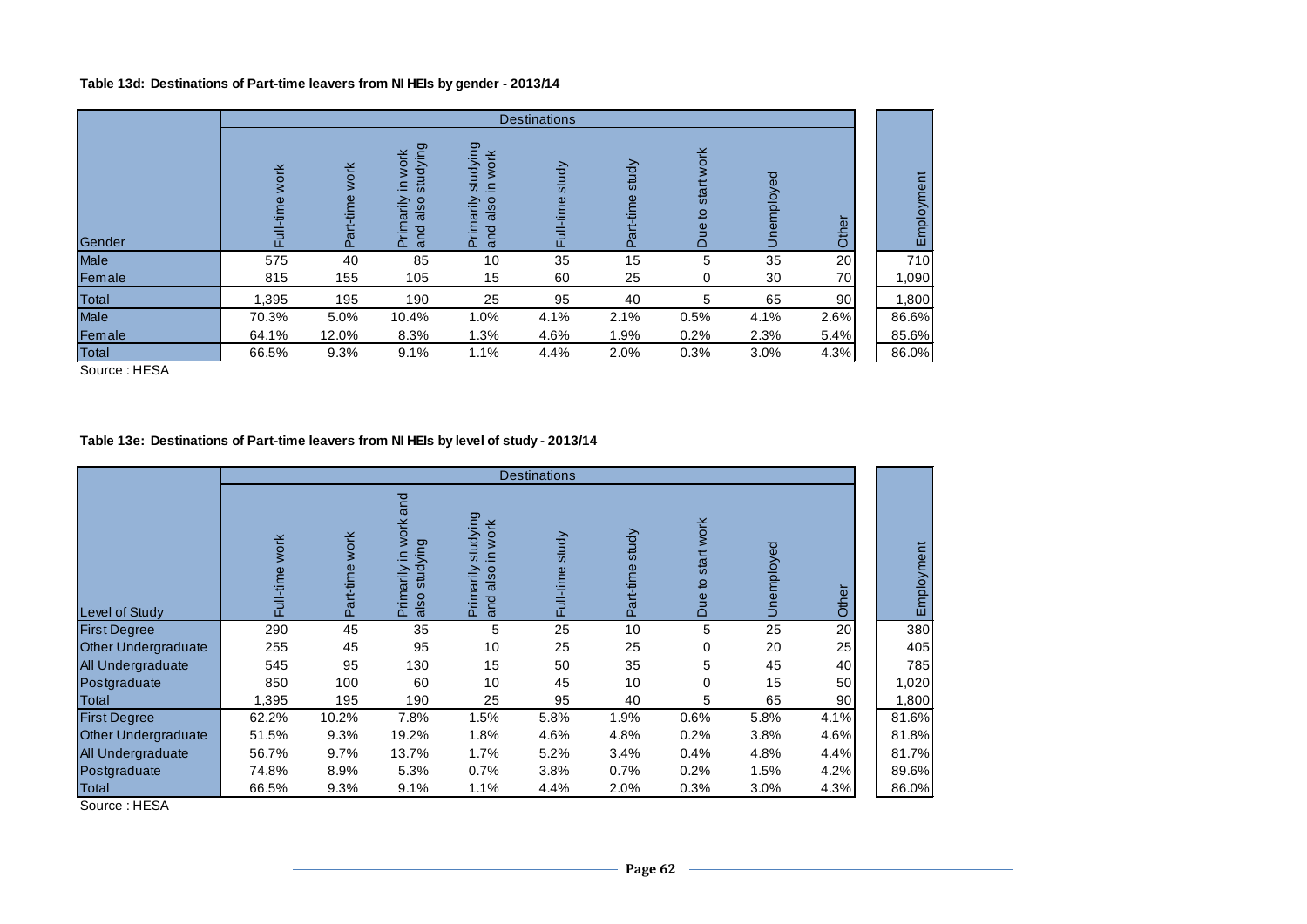**Table 13d: Destinations of Part-time leavers from NI HEIs by gender - 2013/14**

| Gender | Destinations | | | | | | | | | Employment |
|---|---|---|---|---|---|---|---|---|---|---|
| | Full-time work | Part-time work | Primarily in work and also studying | Primarily studying and also in work | Full-time study | Part-time study | Due to start work | Unemployed | Other | |
| Male | 575 | 40 | 85 | 10 | 35 | 15 | 5 | 35 | 20 | 710 |
| Female | 815 | 155 | 105 | 15 | 60 | 25 | 0 | 30 | 70 | 1,090 |
| Total | 1,395 | 195 | 190 | 25 | 95 | 40 | 5 | 65 | 90 | 1,800 |
| Male | 70.3% | 5.0% | 10.4% | 1.0% | 4.1% | 2.1% | 0.5% | 4.1% | 2.6% | 86.6% |
| Female | 64.1% | 12.0% | 8.3% | 1.3% | 4.6% | 1.9% | 0.2% | 2.3% | 5.4% | 85.6% |
| Total | 66.5% | 9.3% | 9.1% | 1.1% | 4.4% | 2.0% | 0.3% | 3.0% | 4.3% | 86.0% |

Source : HESA

**Table 13e: Destinations of Part-time leavers from NI HEIs by level of study - 2013/14**

| Level of Study | Destinations | | | | | | | | | Employment |
|---|---|---|---|---|---|---|---|---|---|---|
| | Full-time work | Part-time work | Primarily in work and also studying | Primarily studying and also in work | Full-time study | Part-time study | Due to start work | Unemployed | Other | |
| First Degree | 290 | 45 | 35 | 5 | 25 | 10 | 5 | 25 | 20 | 380 |
| Other Undergraduate | 255 | 45 | 95 | 10 | 25 | 25 | 0 | 20 | 25 | 405 |
| All Undergraduate | 545 | 95 | 130 | 15 | 50 | 35 | 5 | 45 | 40 | 785 |
| Postgraduate | 850 | 100 | 60 | 10 | 45 | 10 | 0 | 15 | 50 | 1,020 |
| Total | 1,395 | 195 | 190 | 25 | 95 | 40 | 5 | 65 | 90 | 1,800 |
| First Degree | 62.2% | 10.2% | 7.8% | 1.5% | 5.8% | 1.9% | 0.6% | 5.8% | 4.1% | 81.6% |
| Other Undergraduate | 51.5% | 9.3% | 19.2% | 1.8% | 4.6% | 4.8% | 0.2% | 3.8% | 4.6% | 81.8% |
| All Undergraduate | 56.7% | 9.7% | 13.7% | 1.7% | 5.2% | 3.4% | 0.4% | 4.8% | 4.4% | 81.7% |
| Postgraduate | 74.8% | 8.9% | 5.3% | 0.7% | 3.8% | 0.7% | 0.2% | 1.5% | 4.2% | 89.6% |
| Total | 66.5% | 9.3% | 9.1% | 1.1% | 4.4% | 2.0% | 0.3% | 3.0% | 4.3% | 86.0% |

Source : HESA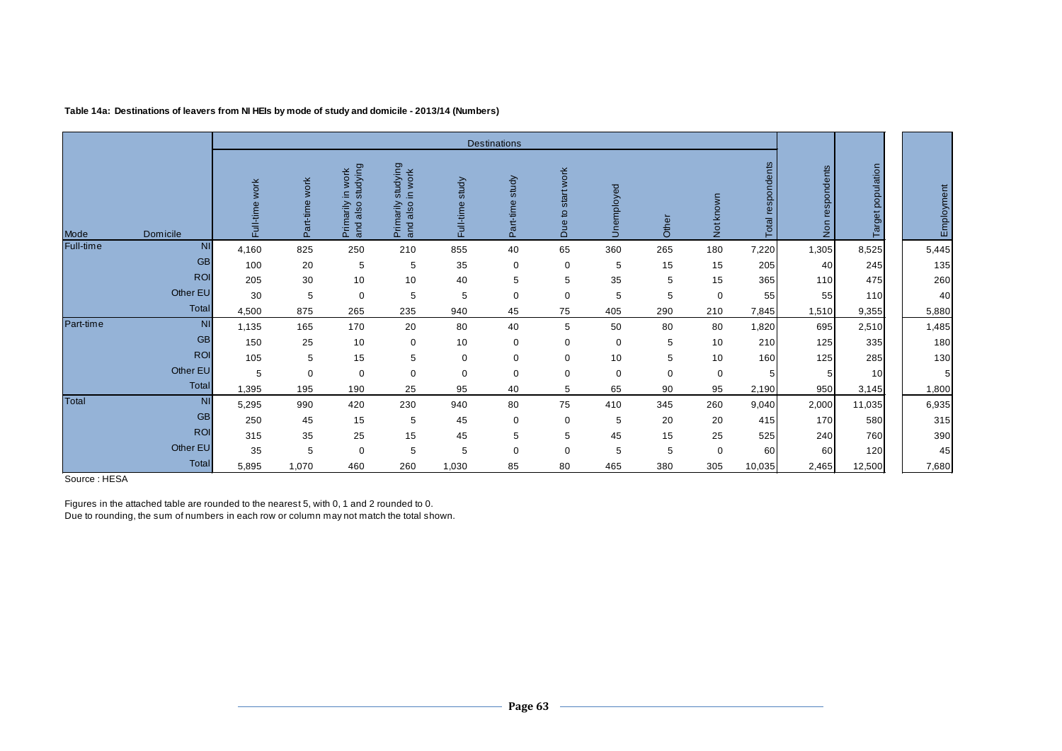**Table 14a: Destinations of leavers from NI HEIs by mode of study and domicile - 2013/14 (Numbers)**

| Mode | Domicile | Destinations | | | | | | | | | | | Non respondents | Target population | Employment |
|---|---|---|---|---|---|---|---|---|---|---|---|---|---|---|---|
| | | Full-time work | Part-time work | Primarily in work and also studying | Primarily studying and also in work | Full-time study | Part-time study | Due to start work | Unemployed | Other | Not known | Total respondents | | | |
| Full-time | NI | 4,160 | 825 | 250 | 210 | 855 | 40 | 65 | 360 | 265 | 180 | 7,220 | 1,305 | 8,525 | 5,445 |
| | GB | 100 | 20 | 5 | 5 | 35 | 0 | 0 | 5 | 15 | 15 | 205 | 40 | 245 | 135 |
| | ROI | 205 | 30 | 10 | 10 | 40 | 5 | 5 | 35 | 5 | 15 | 365 | 110 | 475 | 260 |
| | Other EU | 30 | 5 | 0 | 5 | 5 | 0 | 0 | 5 | 5 | 0 | 55 | 55 | 110 | 40 |
| | Total | 4,500 | 875 | 265 | 235 | 940 | 45 | 75 | 405 | 290 | 210 | 7,845 | 1,510 | 9,355 | 5,880 |
| Part-time | NI | 1,135 | 165 | 170 | 20 | 80 | 40 | 5 | 50 | 80 | 80 | 1,820 | 695 | 2,510 | 1,485 |
| | GB | 150 | 25 | 10 | 0 | 10 | 0 | 0 | 0 | 5 | 10 | 210 | 125 | 335 | 180 |
| | ROI | 105 | 5 | 15 | 5 | 0 | 0 | 0 | 10 | 5 | 10 | 160 | 125 | 285 | 130 |
| | Other EU | 5 | 0 | 0 | 0 | 0 | 0 | 0 | 0 | 0 | 0 | 5 | 5 | 10 | 5 |
| | Total | 1,395 | 195 | 190 | 25 | 95 | 40 | 5 | 65 | 90 | 95 | 2,190 | 950 | 3,145 | 1,800 |
| Total | NI | 5,295 | 990 | 420 | 230 | 940 | 80 | 75 | 410 | 345 | 260 | 9,040 | 2,000 | 11,035 | 6,935 |
| | GB | 250 | 45 | 15 | 5 | 45 | 0 | 0 | 5 | 20 | 20 | 415 | 170 | 580 | 315 |
| | ROI | 315 | 35 | 25 | 15 | 45 | 5 | 5 | 45 | 15 | 25 | 525 | 240 | 760 | 390 |
| | Other EU | 35 | 5 | 0 | 5 | 5 | 0 | 0 | 5 | 5 | 0 | 60 | 60 | 120 | 45 |
| | Total | 5,895 | 1,070 | 460 | 260 | 1,030 | 85 | 80 | 465 | 380 | 305 | 10,035 | 2,465 | 12,500 | 7,680 |

Source : HESA

Figures in the attached table are rounded to the nearest 5, with 0, 1 and 2 rounded to 0.
Due to rounding, the sum of numbers in each row or column may not match the total shown.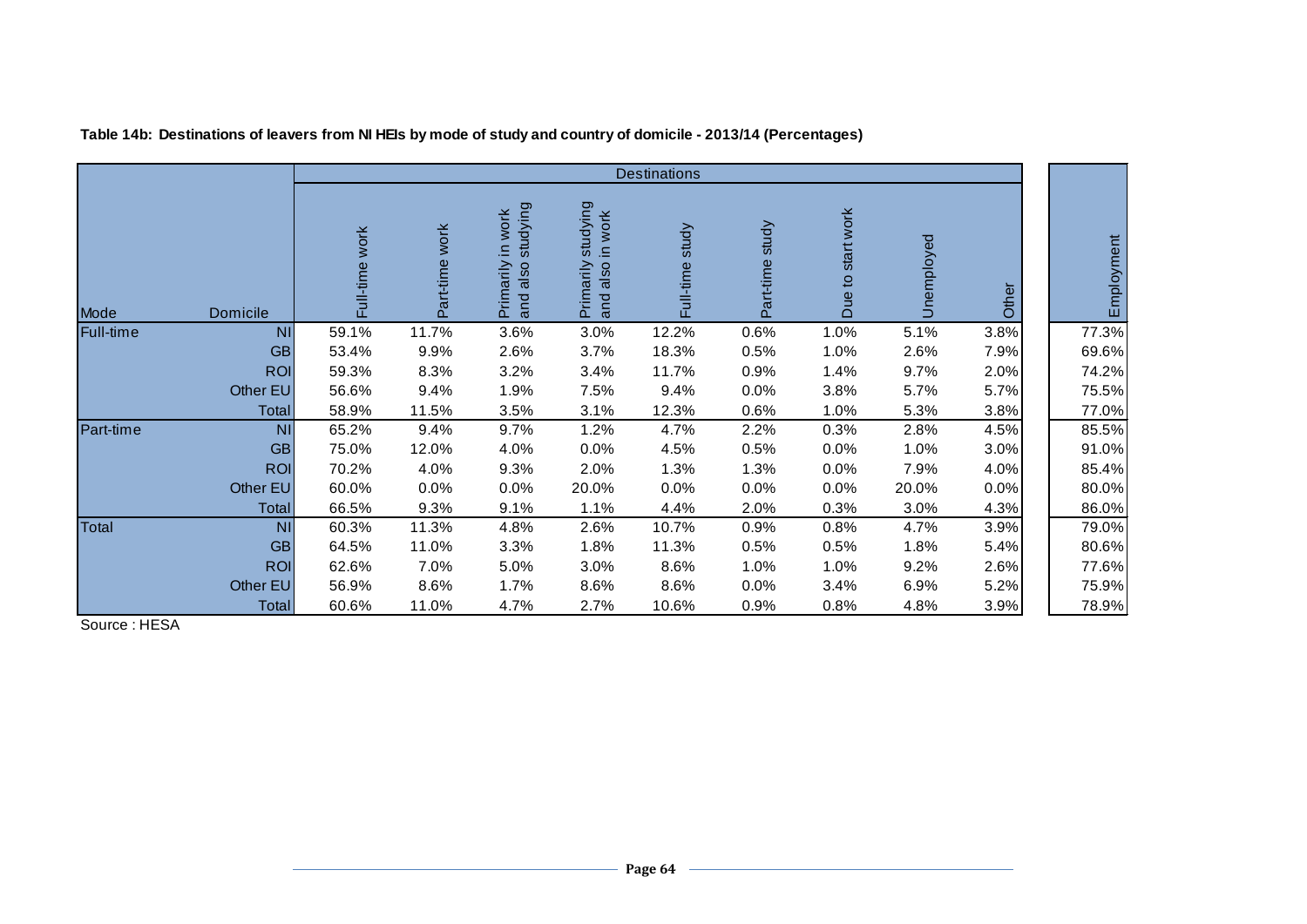**Table 14b: Destinations of leavers from NI HEIs by mode of study and country of domicile - 2013/14 (Percentages)**

| | | Destinations | | | | | | | | | |
|---|---|---|---|---|---|---|---|---|---|---|---|
| Mode | Domicile | Full-time work | Part-time work | Primarily in work and also studying | Primarily studying and also in work | Full-time study | Part-time study | Due to start work | Unemployed | Other | Employment |
| Full-time | NI | 59.1% | 11.7% | 3.6% | 3.0% | 12.2% | 0.6% | 1.0% | 5.1% | 3.8% | 77.3% |
| | GB | 53.4% | 9.9% | 2.6% | 3.7% | 18.3% | 0.5% | 1.0% | 2.6% | 7.9% | 69.6% |
| | ROI | 59.3% | 8.3% | 3.2% | 3.4% | 11.7% | 0.9% | 1.4% | 9.7% | 2.0% | 74.2% |
| | Other EU | 56.6% | 9.4% | 1.9% | 7.5% | 9.4% | 0.0% | 3.8% | 5.7% | 5.7% | 75.5% |
| | Total | 58.9% | 11.5% | 3.5% | 3.1% | 12.3% | 0.6% | 1.0% | 5.3% | 3.8% | 77.0% |
| Part-time | NI | 65.2% | 9.4% | 9.7% | 1.2% | 4.7% | 2.2% | 0.3% | 2.8% | 4.5% | 85.5% |
| | GB | 75.0% | 12.0% | 4.0% | 0.0% | 4.5% | 0.5% | 0.0% | 1.0% | 3.0% | 91.0% |
| | ROI | 70.2% | 4.0% | 9.3% | 2.0% | 1.3% | 1.3% | 0.0% | 7.9% | 4.0% | 85.4% |
| | Other EU | 60.0% | 0.0% | 0.0% | 20.0% | 0.0% | 0.0% | 0.0% | 20.0% | 0.0% | 80.0% |
| | Total | 66.5% | 9.3% | 9.1% | 1.1% | 4.4% | 2.0% | 0.3% | 3.0% | 4.3% | 86.0% |
| Total | NI | 60.3% | 11.3% | 4.8% | 2.6% | 10.7% | 0.9% | 0.8% | 4.7% | 3.9% | 79.0% |
| | GB | 64.5% | 11.0% | 3.3% | 1.8% | 11.3% | 0.5% | 0.5% | 1.8% | 5.4% | 80.6% |
| | ROI | 62.6% | 7.0% | 5.0% | 3.0% | 8.6% | 1.0% | 1.0% | 9.2% | 2.6% | 77.6% |
| | Other EU | 56.9% | 8.6% | 1.7% | 8.6% | 8.6% | 0.0% | 3.4% | 6.9% | 5.2% | 75.9% |
| | Total | 60.6% | 11.0% | 4.7% | 2.7% | 10.6% | 0.9% | 0.8% | 4.8% | 3.9% | 78.9% |

Source : HESA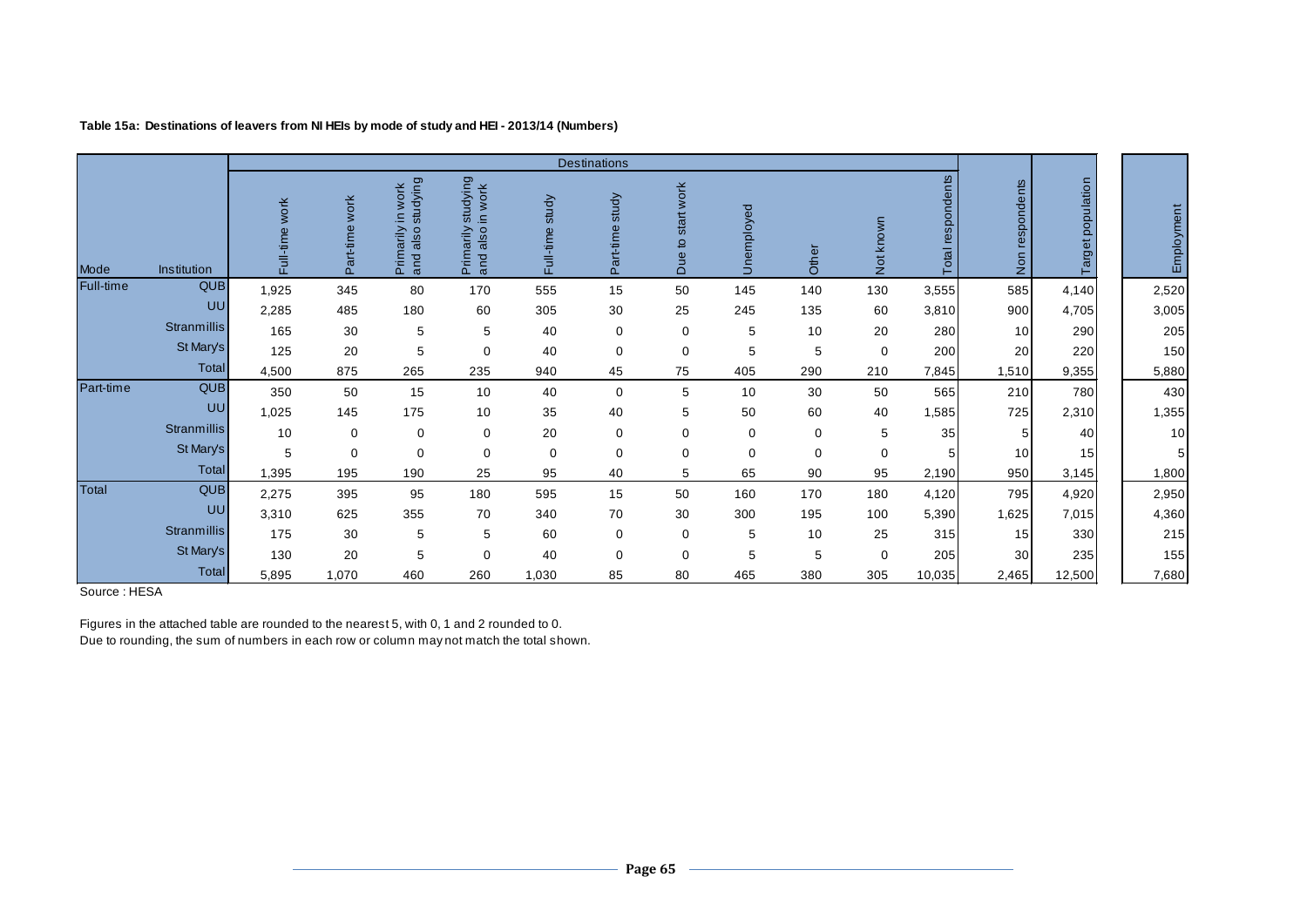**Table 15a: Destinations of leavers from NI HEIs by mode of study and HEI - 2013/14 (Numbers)**

| | | Destinations | | | | | | | | | | | | | |
|---|---|---|---|---|---|---|---|---|---|---|---|---|---|---|---|
| Mode | Institution | Full-time work | Part-time work | Primarily in work and also studying | Primarily studying and also in work | Full-time study | Part-time study | Due to start work | Unemployed | Other | Not known | Total respondents | Non respondents | Target population | Employment |
| Full-time | QUB | 1,925 | 345 | 80 | 170 | 555 | 15 | 50 | 145 | 140 | 130 | 3,555 | 585 | 4,140 | 2,520 |
| | UU | 2,285 | 485 | 180 | 60 | 305 | 30 | 25 | 245 | 135 | 60 | 3,810 | 900 | 4,705 | 3,005 |
| | Stranmillis | 165 | 30 | 5 | 5 | 40 | 0 | 0 | 5 | 10 | 20 | 280 | 10 | 290 | 205 |
| | St Mary's | 125 | 20 | 5 | 0 | 40 | 0 | 0 | 5 | 5 | 0 | 200 | 20 | 220 | 150 |
| | Total | 4,500 | 875 | 265 | 235 | 940 | 45 | 75 | 405 | 290 | 210 | 7,845 | 1,510 | 9,355 | 5,880 |
| Part-time | QUB | 350 | 50 | 15 | 10 | 40 | 0 | 5 | 10 | 30 | 50 | 565 | 210 | 780 | 430 |
| | UU | 1,025 | 145 | 175 | 10 | 35 | 40 | 5 | 50 | 60 | 40 | 1,585 | 725 | 2,310 | 1,355 |
| | Stranmillis | 10 | 0 | 0 | 0 | 20 | 0 | 0 | 0 | 0 | 5 | 35 | 5 | 40 | 10 |
| | St Mary's | 5 | 0 | 0 | 0 | 0 | 0 | 0 | 0 | 0 | 0 | 5 | 10 | 15 | 5 |
| | Total | 1,395 | 195 | 190 | 25 | 95 | 40 | 5 | 65 | 90 | 95 | 2,190 | 950 | 3,145 | 1,800 |
| Total | QUB | 2,275 | 395 | 95 | 180 | 595 | 15 | 50 | 160 | 170 | 180 | 4,120 | 795 | 4,920 | 2,950 |
| | UU | 3,310 | 625 | 355 | 70 | 340 | 70 | 30 | 300 | 195 | 100 | 5,390 | 1,625 | 7,015 | 4,360 |
| | Stranmillis | 175 | 30 | 5 | 5 | 60 | 0 | 0 | 5 | 10 | 25 | 315 | 15 | 330 | 215 |
| | St Mary's | 130 | 20 | 5 | 0 | 40 | 0 | 0 | 5 | 5 | 0 | 205 | 30 | 235 | 155 |
| | Total | 5,895 | 1,070 | 460 | 260 | 1,030 | 85 | 80 | 465 | 380 | 305 | 10,035 | 2,465 | 12,500 | 7,680 |

Source : HESA

Figures in the attached table are rounded to the nearest 5, with 0, 1 and 2 rounded to 0.
Due to rounding, the sum of numbers in each row or column may not match the total shown.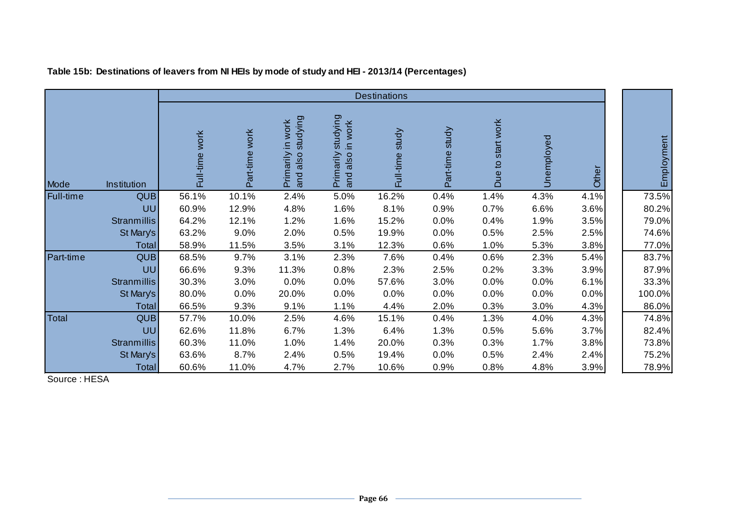**Table 15b: Destinations of leavers from NI HEIs by mode of study and HEI - 2013/14 (Percentages)**

| | | Destinations | | | | | | | | | |
|---|---|---|---|---|---|---|---|---|---|---|---|
| Mode | Institution | Full-time work | Part-time work | Primarily in work and also studying | Primarily studying and also in work | Full-time study | Part-time study | Due to start work | Unemployed | Other | Employment |
| Full-time | QUB | 56.1% | 10.1% | 2.4% | 5.0% | 16.2% | 0.4% | 1.4% | 4.3% | 4.1% | 73.5% |
| | UU | 60.9% | 12.9% | 4.8% | 1.6% | 8.1% | 0.9% | 0.7% | 6.6% | 3.6% | 80.2% |
| | Stranmillis | 64.2% | 12.1% | 1.2% | 1.6% | 15.2% | 0.0% | 0.4% | 1.9% | 3.5% | 79.0% |
| | St Mary's | 63.2% | 9.0% | 2.0% | 0.5% | 19.9% | 0.0% | 0.5% | 2.5% | 2.5% | 74.6% |
| | Total | 58.9% | 11.5% | 3.5% | 3.1% | 12.3% | 0.6% | 1.0% | 5.3% | 3.8% | 77.0% |
| Part-time | QUB | 68.5% | 9.7% | 3.1% | 2.3% | 7.6% | 0.4% | 0.6% | 2.3% | 5.4% | 83.7% |
| | UU | 66.6% | 9.3% | 11.3% | 0.8% | 2.3% | 2.5% | 0.2% | 3.3% | 3.9% | 87.9% |
| | Stranmillis | 30.3% | 3.0% | 0.0% | 0.0% | 57.6% | 3.0% | 0.0% | 0.0% | 6.1% | 33.3% |
| | St Mary's | 80.0% | 0.0% | 20.0% | 0.0% | 0.0% | 0.0% | 0.0% | 0.0% | 0.0% | 100.0% |
| | Total | 66.5% | 9.3% | 9.1% | 1.1% | 4.4% | 2.0% | 0.3% | 3.0% | 4.3% | 86.0% |
| Total | QUB | 57.7% | 10.0% | 2.5% | 4.6% | 15.1% | 0.4% | 1.3% | 4.0% | 4.3% | 74.8% |
| | UU | 62.6% | 11.8% | 6.7% | 1.3% | 6.4% | 1.3% | 0.5% | 5.6% | 3.7% | 82.4% |
| | Stranmillis | 60.3% | 11.0% | 1.0% | 1.4% | 20.0% | 0.3% | 0.3% | 1.7% | 3.8% | 73.8% |
| | St Mary's | 63.6% | 8.7% | 2.4% | 0.5% | 19.4% | 0.0% | 0.5% | 2.4% | 2.4% | 75.2% |
| | Total | 60.6% | 11.0% | 4.7% | 2.7% | 10.6% | 0.9% | 0.8% | 4.8% | 3.9% | 78.9% |

Source : HESA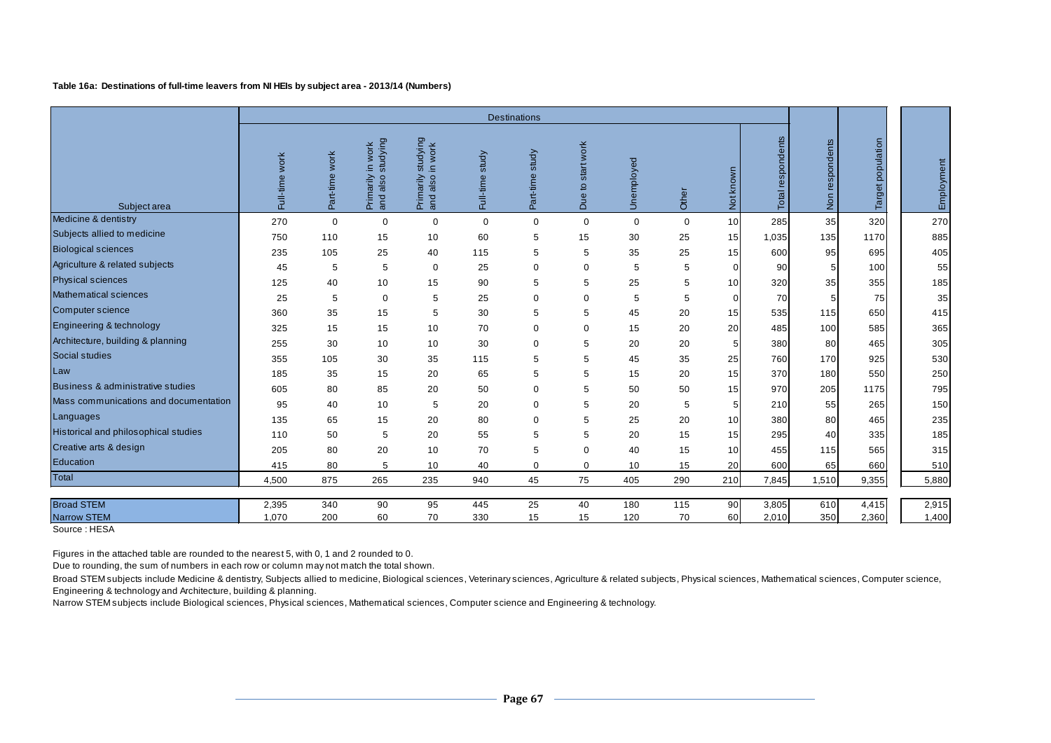**Table 16a: Destinations of full-time leavers from NI HEIs by subject area - 2013/14 (Numbers)**

| Subject area | Destinations | | | | | | | | | | | | | |
|---|---|---|---|---|---|---|---|---|---|---|---|---|---|---|
| | Full-time work | Part-time work | Primarily in work and also studying | Primarily studying and also in work | Full-time study | Part-time study | Due to start work | Unemployed | Other | Not known | Total respondents | Non respondents | Target population | Employment |
| Medicine & dentistry | 270 | 0 | 0 | 0 | 0 | 0 | 0 | 0 | 0 | 10 | 285 | 35 | 320 | 270 |
| Subjects allied to medicine | 750 | 110 | 15 | 10 | 60 | 5 | 15 | 30 | 25 | 15 | 1,035 | 135 | 1170 | 885 |
| Biological sciences | 235 | 105 | 25 | 40 | 115 | 5 | 5 | 35 | 25 | 15 | 600 | 95 | 695 | 405 |
| Agriculture & related subjects | 45 | 5 | 5 | 0 | 25 | 0 | 0 | 5 | 5 | 0 | 90 | 5 | 100 | 55 |
| Physical sciences | 125 | 40 | 10 | 15 | 90 | 5 | 5 | 25 | 5 | 10 | 320 | 35 | 355 | 185 |
| Mathematical sciences | 25 | 5 | 0 | 5 | 25 | 0 | 0 | 5 | 5 | 0 | 70 | 5 | 75 | 35 |
| Computer science | 360 | 35 | 15 | 5 | 30 | 5 | 5 | 45 | 20 | 15 | 535 | 115 | 650 | 415 |
| Engineering & technology | 325 | 15 | 15 | 10 | 70 | 0 | 0 | 15 | 20 | 20 | 485 | 100 | 585 | 365 |
| Architecture, building & planning | 255 | 30 | 10 | 10 | 30 | 0 | 5 | 20 | 20 | 5 | 380 | 80 | 465 | 305 |
| Social studies | 355 | 105 | 30 | 35 | 115 | 5 | 5 | 45 | 35 | 25 | 760 | 170 | 925 | 530 |
| Law | 185 | 35 | 15 | 20 | 65 | 5 | 5 | 15 | 20 | 15 | 370 | 180 | 550 | 250 |
| Business & administrative studies | 605 | 80 | 85 | 20 | 50 | 0 | 5 | 50 | 50 | 15 | 970 | 205 | 1175 | 795 |
| Mass communications and documentation | 95 | 40 | 10 | 5 | 20 | 0 | 5 | 20 | 5 | 5 | 210 | 55 | 265 | 150 |
| Languages | 135 | 65 | 15 | 20 | 80 | 0 | 5 | 25 | 20 | 10 | 380 | 80 | 465 | 235 |
| Historical and philosophical studies | 110 | 50 | 5 | 20 | 55 | 5 | 5 | 20 | 15 | 15 | 295 | 40 | 335 | 185 |
| Creative arts & design | 205 | 80 | 20 | 10 | 70 | 5 | 0 | 40 | 15 | 10 | 455 | 115 | 565 | 315 |
| Education | 415 | 80 | 5 | 10 | 40 | 0 | 0 | 10 | 15 | 20 | 600 | 65 | 660 | 510 |
| Total | 4,500 | 875 | 265 | 235 | 940 | 45 | 75 | 405 | 290 | 210 | 7,845 | 1,510 | 9,355 | 5,880 |
| Broad STEM | 2,395 | 340 | 90 | 95 | 445 | 25 | 40 | 180 | 115 | 90 | 3,805 | 610 | 4,415 | 2,915 |
| Narrow STEM | 1,070 | 200 | 60 | 70 | 330 | 15 | 15 | 120 | 70 | 60 | 2,010 | 350 | 2,360 | 1,400 |

Source : HESA

Figures in the attached table are rounded to the nearest 5, with 0, 1 and 2 rounded to 0.

Due to rounding, the sum of numbers in each row or column may not match the total shown.

Broad STEM subjects include Medicine & dentistry, Subjects allied to medicine, Biological sciences, Veterinary sciences, Agriculture & related subjects, Physical sciences, Mathematical sciences, Computer science, Engineering & technology and Architecture, building & planning.

Narrow STEM subjects include Biological sciences, Physical sciences, Mathematical sciences, Computer science and Engineering & technology.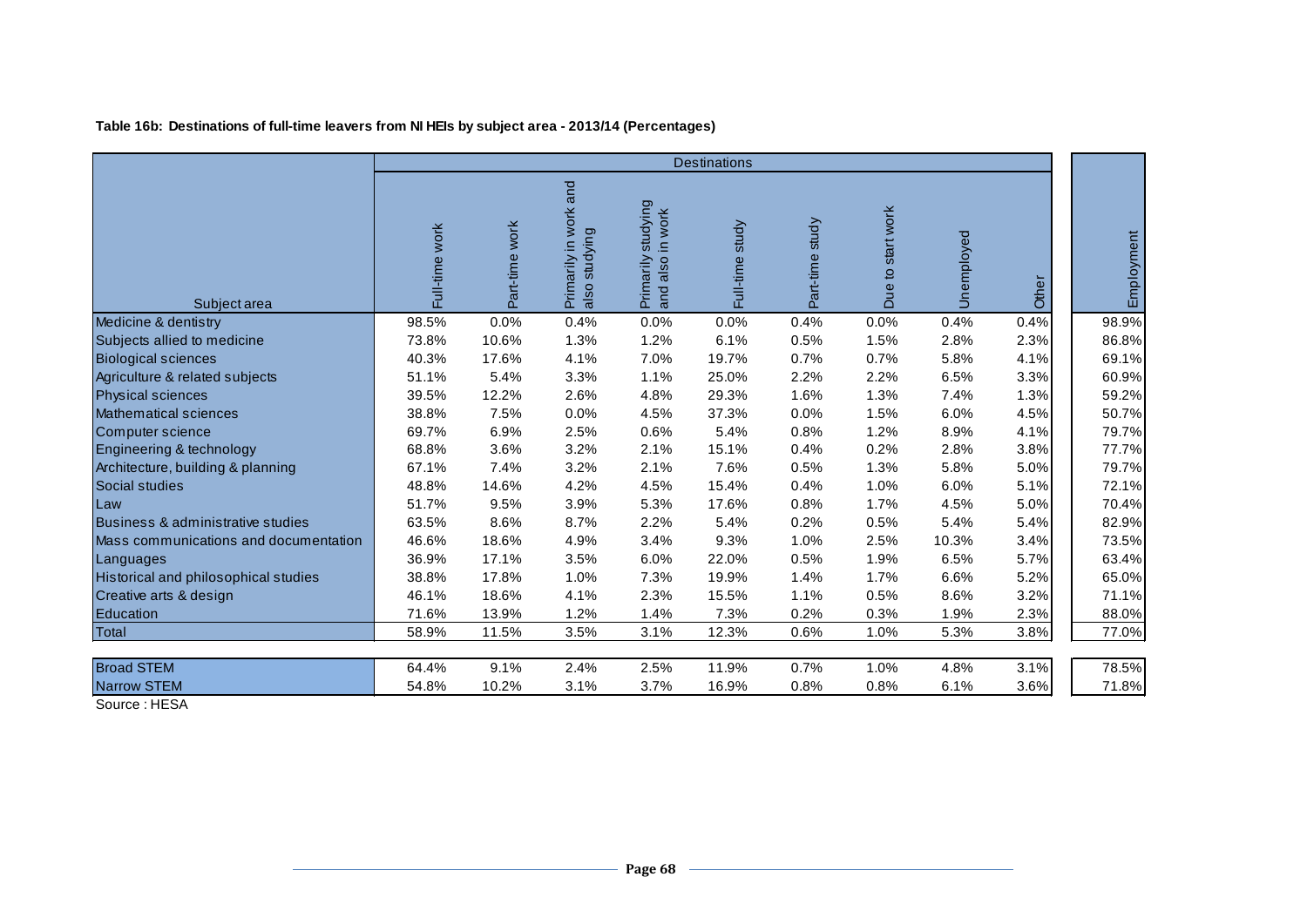**Table 16b: Destinations of full-time leavers from NI HEIs by subject area - 2013/14 (Percentages)**

| Subject area | Destinations | | | | | | | | | |
|---|---|---|---|---|---|---|---|---|---|---|
| | Full-time work | Part-time work | Primarily in work and also studying | Primarily studying and also in work | Full-time study | Part-time study | Due to start work | Unemployed | Other | Employment |
| Medicine & dentistry | 98.5% | 0.0% | 0.4% | 0.0% | 0.0% | 0.4% | 0.0% | 0.4% | 0.4% | 98.9% |
| Subjects allied to medicine | 73.8% | 10.6% | 1.3% | 1.2% | 6.1% | 0.5% | 1.5% | 2.8% | 2.3% | 86.8% |
| Biological sciences | 40.3% | 17.6% | 4.1% | 7.0% | 19.7% | 0.7% | 0.7% | 5.8% | 4.1% | 69.1% |
| Agriculture & related subjects | 51.1% | 5.4% | 3.3% | 1.1% | 25.0% | 2.2% | 2.2% | 6.5% | 3.3% | 60.9% |
| Physical sciences | 39.5% | 12.2% | 2.6% | 4.8% | 29.3% | 1.6% | 1.3% | 7.4% | 1.3% | 59.2% |
| Mathematical sciences | 38.8% | 7.5% | 0.0% | 4.5% | 37.3% | 0.0% | 1.5% | 6.0% | 4.5% | 50.7% |
| Computer science | 69.7% | 6.9% | 2.5% | 0.6% | 5.4% | 0.8% | 1.2% | 8.9% | 4.1% | 79.7% |
| Engineering & technology | 68.8% | 3.6% | 3.2% | 2.1% | 15.1% | 0.4% | 0.2% | 2.8% | 3.8% | 77.7% |
| Architecture, building & planning | 67.1% | 7.4% | 3.2% | 2.1% | 7.6% | 0.5% | 1.3% | 5.8% | 5.0% | 79.7% |
| Social studies | 48.8% | 14.6% | 4.2% | 4.5% | 15.4% | 0.4% | 1.0% | 6.0% | 5.1% | 72.1% |
| Law | 51.7% | 9.5% | 3.9% | 5.3% | 17.6% | 0.8% | 1.7% | 4.5% | 5.0% | 70.4% |
| Business & administrative studies | 63.5% | 8.6% | 8.7% | 2.2% | 5.4% | 0.2% | 0.5% | 5.4% | 5.4% | 82.9% |
| Mass communications and documentation | 46.6% | 18.6% | 4.9% | 3.4% | 9.3% | 1.0% | 2.5% | 10.3% | 3.4% | 73.5% |
| Languages | 36.9% | 17.1% | 3.5% | 6.0% | 22.0% | 0.5% | 1.9% | 6.5% | 5.7% | 63.4% |
| Historical and philosophical studies | 38.8% | 17.8% | 1.0% | 7.3% | 19.9% | 1.4% | 1.7% | 6.6% | 5.2% | 65.0% |
| Creative arts & design | 46.1% | 18.6% | 4.1% | 2.3% | 15.5% | 1.1% | 0.5% | 8.6% | 3.2% | 71.1% |
| Education | 71.6% | 13.9% | 1.2% | 1.4% | 7.3% | 0.2% | 0.3% | 1.9% | 2.3% | 88.0% |
| Total | 58.9% | 11.5% | 3.5% | 3.1% | 12.3% | 0.6% | 1.0% | 5.3% | 3.8% | 77.0% |
| Broad STEM | 64.4% | 9.1% | 2.4% | 2.5% | 11.9% | 0.7% | 1.0% | 4.8% | 3.1% | 78.5% |
| Narrow STEM | 54.8% | 10.2% | 3.1% | 3.7% | 16.9% | 0.8% | 0.8% | 6.1% | 3.6% | 71.8% |

Source : HESA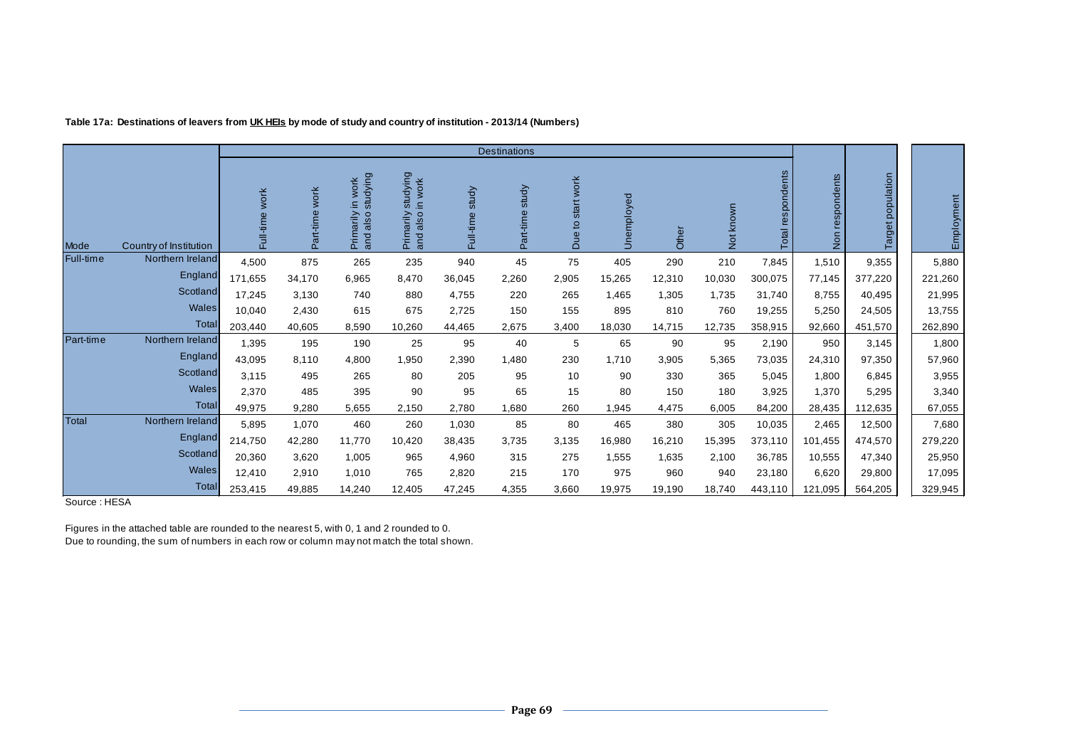**Table 17a: Destinations of leavers from UK HEIs by mode of study and country of institution - 2013/14 (Numbers)**

| | | Destinations | | | | | | | | | | | | | |
|---|---|---|---|---|---|---|---|---|---|---|---|---|---|---|---|
| Mode | Country of Institution | Full-time work | Part-time work | Primarily in work and also studying | Primarily studying and also in work | Full-time study | Part-time study | Due to start work | Unemployed | Other | Not known | Total respondents | Non respondents | Target population | Employment |
| Full-time | Northern Ireland | 4,500 | 875 | 265 | 235 | 940 | 45 | 75 | 405 | 290 | 210 | 7,845 | 1,510 | 9,355 | 5,880 |
| | England | 171,655 | 34,170 | 6,965 | 8,470 | 36,045 | 2,260 | 2,905 | 15,265 | 12,310 | 10,030 | 300,075 | 77,145 | 377,220 | 221,260 |
| | Scotland | 17,245 | 3,130 | 740 | 880 | 4,755 | 220 | 265 | 1,465 | 1,305 | 1,735 | 31,740 | 8,755 | 40,495 | 21,995 |
| | Wales | 10,040 | 2,430 | 615 | 675 | 2,725 | 150 | 155 | 895 | 810 | 760 | 19,255 | 5,250 | 24,505 | 13,755 |
| | Total | 203,440 | 40,605 | 8,590 | 10,260 | 44,465 | 2,675 | 3,400 | 18,030 | 14,715 | 12,735 | 358,915 | 92,660 | 451,570 | 262,890 |
| Part-time | Northern Ireland | 1,395 | 195 | 190 | 25 | 95 | 40 | 5 | 65 | 90 | 95 | 2,190 | 950 | 3,145 | 1,800 |
| | England | 43,095 | 8,110 | 4,800 | 1,950 | 2,390 | 1,480 | 230 | 1,710 | 3,905 | 5,365 | 73,035 | 24,310 | 97,350 | 57,960 |
| | Scotland | 3,115 | 495 | 265 | 80 | 205 | 95 | 10 | 90 | 330 | 365 | 5,045 | 1,800 | 6,845 | 3,955 |
| | Wales | 2,370 | 485 | 395 | 90 | 95 | 65 | 15 | 80 | 150 | 180 | 3,925 | 1,370 | 5,295 | 3,340 |
| | Total | 49,975 | 9,280 | 5,655 | 2,150 | 2,780 | 1,680 | 260 | 1,945 | 4,475 | 6,005 | 84,200 | 28,435 | 112,635 | 67,055 |
| Total | Northern Ireland | 5,895 | 1,070 | 460 | 260 | 1,030 | 85 | 80 | 465 | 380 | 305 | 10,035 | 2,465 | 12,500 | 7,680 |
| | England | 214,750 | 42,280 | 11,770 | 10,420 | 38,435 | 3,735 | 3,135 | 16,980 | 16,210 | 15,395 | 373,110 | 101,455 | 474,570 | 279,220 |
| | Scotland | 20,360 | 3,620 | 1,005 | 965 | 4,960 | 315 | 275 | 1,555 | 1,635 | 2,100 | 36,785 | 10,555 | 47,340 | 25,950 |
| | Wales | 12,410 | 2,910 | 1,010 | 765 | 2,820 | 215 | 170 | 975 | 960 | 940 | 23,180 | 6,620 | 29,800 | 17,095 |
| | Total | 253,415 | 49,885 | 14,240 | 12,405 | 47,245 | 4,355 | 3,660 | 19,975 | 19,190 | 18,740 | 443,110 | 121,095 | 564,205 | 329,945 |

Source : HESA

Figures in the attached table are rounded to the nearest 5, with 0, 1 and 2 rounded to 0.
Due to rounding, the sum of numbers in each row or column may not match the total shown.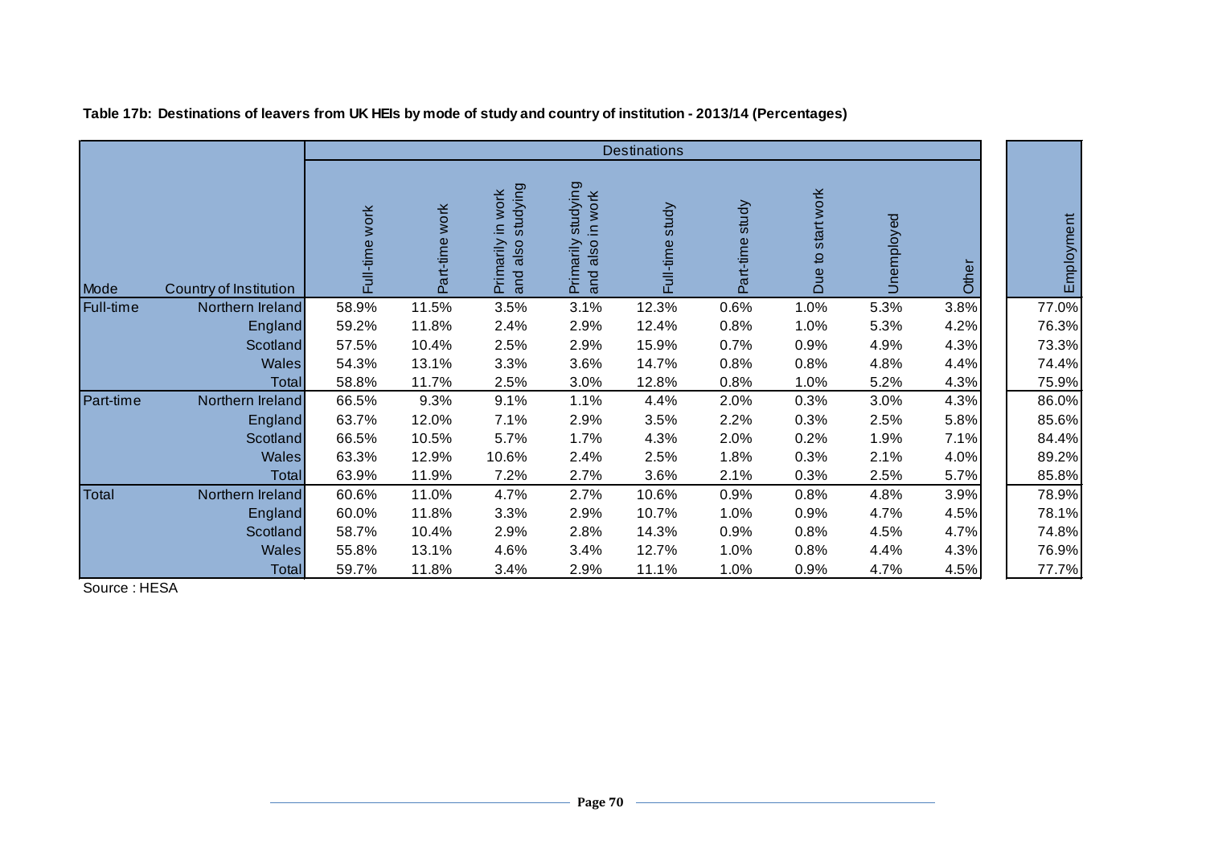**Table 17b: Destinations of leavers from UK HEIs by mode of study and country of institution - 2013/14 (Percentages)**

| | | Destinations | | | | | | | | | |
|---|---|---|---|---|---|---|---|---|---|---|---|
| Mode | Country of Institution | Full-time work | Part-time work | Primarily in work and also studying | Primarily studying and also in work | Full-time study | Part-time study | Due to start work | Unemployed | Other | Employment |
| Full-time | Northern Ireland | 58.9% | 11.5% | 3.5% | 3.1% | 12.3% | 0.6% | 1.0% | 5.3% | 3.8% | 77.0% |
| | England | 59.2% | 11.8% | 2.4% | 2.9% | 12.4% | 0.8% | 1.0% | 5.3% | 4.2% | 76.3% |
| | Scotland | 57.5% | 10.4% | 2.5% | 2.9% | 15.9% | 0.7% | 0.9% | 4.9% | 4.3% | 73.3% |
| | Wales | 54.3% | 13.1% | 3.3% | 3.6% | 14.7% | 0.8% | 0.8% | 4.8% | 4.4% | 74.4% |
| | Total | 58.8% | 11.7% | 2.5% | 3.0% | 12.8% | 0.8% | 1.0% | 5.2% | 4.3% | 75.9% |
| Part-time | Northern Ireland | 66.5% | 9.3% | 9.1% | 1.1% | 4.4% | 2.0% | 0.3% | 3.0% | 4.3% | 86.0% |
| | England | 63.7% | 12.0% | 7.1% | 2.9% | 3.5% | 2.2% | 0.3% | 2.5% | 5.8% | 85.6% |
| | Scotland | 66.5% | 10.5% | 5.7% | 1.7% | 4.3% | 2.0% | 0.2% | 1.9% | 7.1% | 84.4% |
| | Wales | 63.3% | 12.9% | 10.6% | 2.4% | 2.5% | 1.8% | 0.3% | 2.1% | 4.0% | 89.2% |
| | Total | 63.9% | 11.9% | 7.2% | 2.7% | 3.6% | 2.1% | 0.3% | 2.5% | 5.7% | 85.8% |
| Total | Northern Ireland | 60.6% | 11.0% | 4.7% | 2.7% | 10.6% | 0.9% | 0.8% | 4.8% | 3.9% | 78.9% |
| | England | 60.0% | 11.8% | 3.3% | 2.9% | 10.7% | 1.0% | 0.9% | 4.7% | 4.5% | 78.1% |
| | Scotland | 58.7% | 10.4% | 2.9% | 2.8% | 14.3% | 0.9% | 0.8% | 4.5% | 4.7% | 74.8% |
| | Wales | 55.8% | 13.1% | 4.6% | 3.4% | 12.7% | 1.0% | 0.8% | 4.4% | 4.3% | 76.9% |
| | Total | 59.7% | 11.8% | 3.4% | 2.9% | 11.1% | 1.0% | 0.9% | 4.7% | 4.5% | 77.7% |

Source : HESA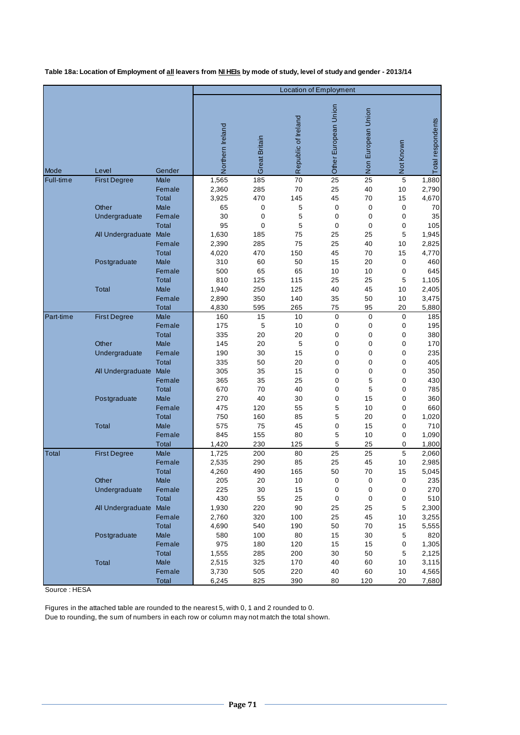**Table 18a: Location of Employment of all leavers from NI HEIs by mode of study, level of study and gender - 2013/14**

| Mode | Level | Gender | Location of Employment | | | | | | |
|---|---|---|---|---|---|---|---|---|---|
| | | | Northern Ireland | Great Britain | Republic of Ireland | Other European Union | Non European Union | Not Known | Total respondents |
| Full-time | First Degree | Male | 1,565 | 185 | 70 | 25 | 25 | 5 | 1,880 |
| | | Female | 2,360 | 285 | 70 | 25 | 40 | 10 | 2,790 |
| | | Total | 3,925 | 470 | 145 | 45 | 70 | 15 | 4,670 |
| | Other Undergraduate | Male | 65 | 0 | 5 | 0 | 0 | 0 | 70 |
| | | Female | 30 | 0 | 5 | 0 | 0 | 0 | 35 |
| | | Total | 95 | 0 | 5 | 0 | 0 | 0 | 105 |
| | All Undergraduate | Male | 1,630 | 185 | 75 | 25 | 25 | 5 | 1,945 |
| | | Female | 2,390 | 285 | 75 | 25 | 40 | 10 | 2,825 |
| | | Total | 4,020 | 470 | 150 | 45 | 70 | 15 | 4,770 |
| | Postgraduate | Male | 310 | 60 | 50 | 15 | 20 | 0 | 460 |
| | | Female | 500 | 65 | 65 | 10 | 10 | 0 | 645 |
| | | Total | 810 | 125 | 115 | 25 | 25 | 5 | 1,105 |
| | Total | Male | 1,940 | 250 | 125 | 40 | 45 | 10 | 2,405 |
| | | Female | 2,890 | 350 | 140 | 35 | 50 | 10 | 3,475 |
| | | Total | 4,830 | 595 | 265 | 75 | 95 | 20 | 5,880 |
| Part-time | First Degree | Male | 160 | 15 | 10 | 0 | 0 | 0 | 185 |
| | | Female | 175 | 5 | 10 | 0 | 0 | 0 | 195 |
| | | Total | 335 | 20 | 20 | 0 | 0 | 0 | 380 |
| | Other Undergraduate | Male | 145 | 20 | 5 | 0 | 0 | 0 | 170 |
| | | Female | 190 | 30 | 15 | 0 | 0 | 0 | 235 |
| | | Total | 335 | 50 | 20 | 0 | 0 | 0 | 405 |
| | All Undergraduate | Male | 305 | 35 | 15 | 0 | 0 | 0 | 350 |
| | | Female | 365 | 35 | 25 | 0 | 5 | 0 | 430 |
| | | Total | 670 | 70 | 40 | 0 | 5 | 0 | 785 |
| | Postgraduate | Male | 270 | 40 | 30 | 0 | 15 | 0 | 360 |
| | | Female | 475 | 120 | 55 | 5 | 10 | 0 | 660 |
| | | Total | 750 | 160 | 85 | 5 | 20 | 0 | 1,020 |
| | Total | Male | 575 | 75 | 45 | 0 | 15 | 0 | 710 |
| | | Female | 845 | 155 | 80 | 5 | 10 | 0 | 1,090 |
| | | Total | 1,420 | 230 | 125 | 5 | 25 | 0 | 1,800 |
| Total | First Degree | Male | 1,725 | 200 | 80 | 25 | 25 | 5 | 2,060 |
| | | Female | 2,535 | 290 | 85 | 25 | 45 | 10 | 2,985 |
| | | Total | 4,260 | 490 | 165 | 50 | 70 | 15 | 5,045 |
| | Other Undergraduate | Male | 205 | 20 | 10 | 0 | 0 | 0 | 235 |
| | | Female | 225 | 30 | 15 | 0 | 0 | 0 | 270 |
| | | Total | 430 | 55 | 25 | 0 | 0 | 0 | 510 |
| | All Undergraduate | Male | 1,930 | 220 | 90 | 25 | 25 | 5 | 2,300 |
| | | Female | 2,760 | 320 | 100 | 25 | 45 | 10 | 3,255 |
| | | Total | 4,690 | 540 | 190 | 50 | 70 | 15 | 5,555 |
| | Postgraduate | Male | 580 | 100 | 80 | 15 | 30 | 5 | 820 |
| | | Female | 975 | 180 | 120 | 15 | 15 | 0 | 1,305 |
| | | Total | 1,555 | 285 | 200 | 30 | 50 | 5 | 2,125 |
| | Total | Male | 2,515 | 325 | 170 | 40 | 60 | 10 | 3,115 |
| | | Female | 3,730 | 505 | 220 | 40 | 60 | 10 | 4,565 |
| | | Total | 6,245 | 825 | 390 | 80 | 120 | 20 | 7,680 |

Source : HESA

Figures in the attached table are rounded to the nearest 5, with 0, 1 and 2 rounded to 0.
Due to rounding, the sum of numbers in each row or column may not match the total shown.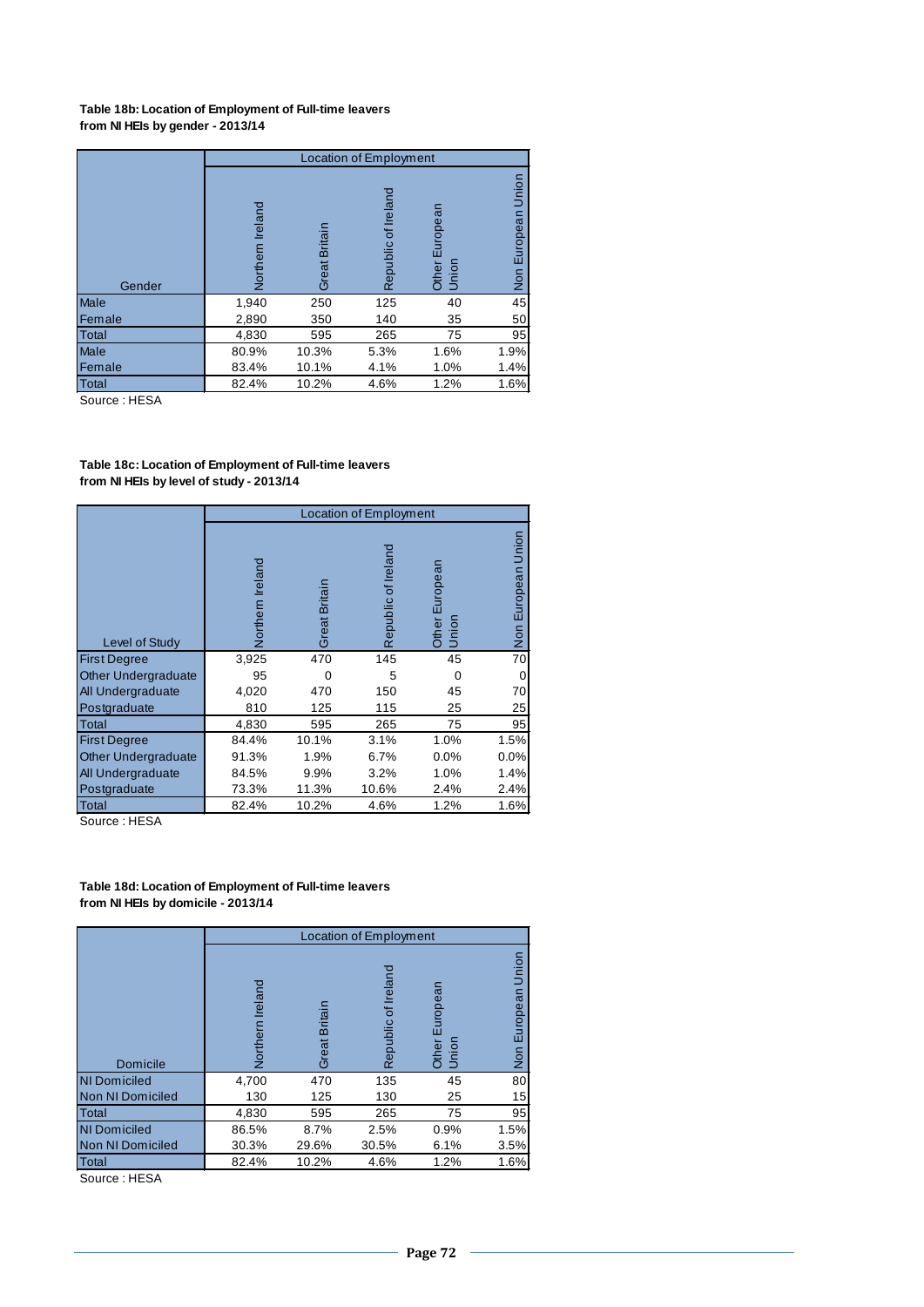**Table 18b: Location of Employment of Full-time leavers from NI HEIs by gender - 2013/14**

| Gender | Location of Employment | | | | |
|---|---|---|---|---|---|
| | Northern Ireland | Great Britain | Republic of Ireland | Other European Union | Non European Union |
| Male | 1,940 | 250 | 125 | 40 | 45 |
| Female | 2,890 | 350 | 140 | 35 | 50 |
| Total | 4,830 | 595 | 265 | 75 | 95 |
| Male | 80.9% | 10.3% | 5.3% | 1.6% | 1.9% |
| Female | 83.4% | 10.1% | 4.1% | 1.0% | 1.4% |
| Total | 82.4% | 10.2% | 4.6% | 1.2% | 1.6% |

Source : HESA

**Table 18c: Location of Employment of Full-time leavers from NI HEIs by level of study - 2013/14**

| Level of Study | Location of Employment | | | | |
|---|---|---|---|---|---|
| | Northern Ireland | Great Britain | Republic of Ireland | Other European Union | Non European Union |
| First Degree | 3,925 | 470 | 145 | 45 | 70 |
| Other Undergraduate | 95 | 0 | 5 | 0 | 0 |
| All Undergraduate | 4,020 | 470 | 150 | 45 | 70 |
| Postgraduate | 810 | 125 | 115 | 25 | 25 |
| Total | 4,830 | 595 | 265 | 75 | 95 |
| First Degree | 84.4% | 10.1% | 3.1% | 1.0% | 1.5% |
| Other Undergraduate | 91.3% | 1.9% | 6.7% | 0.0% | 0.0% |
| All Undergraduate | 84.5% | 9.9% | 3.2% | 1.0% | 1.4% |
| Postgraduate | 73.3% | 11.3% | 10.6% | 2.4% | 2.4% |
| Total | 82.4% | 10.2% | 4.6% | 1.2% | 1.6% |

Source : HESA

**Table 18d: Location of Employment of Full-time leavers from NI HEIs by domicile - 2013/14**

| Domicile | Location of Employment | | | | |
|---|---|---|---|---|---|
| | Northern Ireland | Great Britain | Republic of Ireland | Other European Union | Non European Union |
| NI Domiciled | 4,700 | 470 | 135 | 45 | 80 |
| Non NI Domiciled | 130 | 125 | 130 | 25 | 15 |
| Total | 4,830 | 595 | 265 | 75 | 95 |
| NI Domiciled | 86.5% | 8.7% | 2.5% | 0.9% | 1.5% |
| Non NI Domiciled | 30.3% | 29.6% | 30.5% | 6.1% | 3.5% |
| Total | 82.4% | 10.2% | 4.6% | 1.2% | 1.6% |

Source : HESA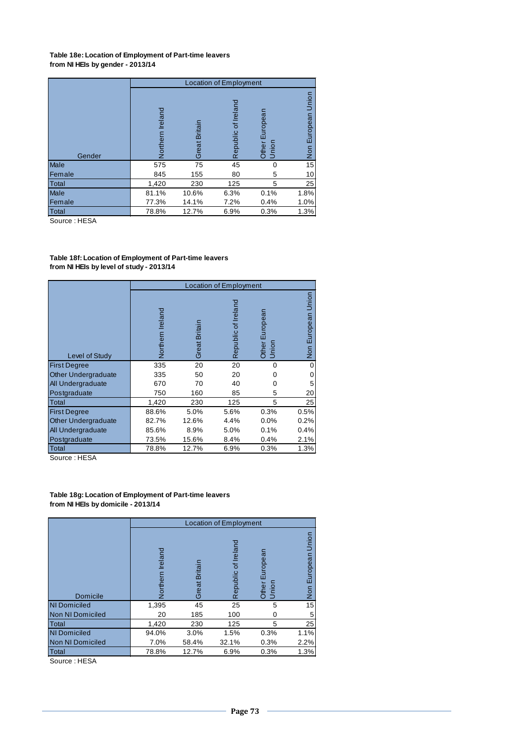**Table 18e: Location of Employment of Part-time leavers from NI HEIs by gender - 2013/14**

| Gender | Location of Employment | | | | |
|---|---|---|---|---|---|
| | Northern Ireland | Great Britain | Republic of Ireland | Other European Union | Non European Union |
| Male | 575 | 75 | 45 | 0 | 15 |
| Female | 845 | 155 | 80 | 5 | 10 |
| Total | 1,420 | 230 | 125 | 5 | 25 |
| Male | 81.1% | 10.6% | 6.3% | 0.1% | 1.8% |
| Female | 77.3% | 14.1% | 7.2% | 0.4% | 1.0% |
| Total | 78.8% | 12.7% | 6.9% | 0.3% | 1.3% |

Source : HESA

**Table 18f: Location of Employment of Part-time leavers from NI HEIs by level of study - 2013/14**

| Level of Study | Location of Employment | | | | |
|---|---|---|---|---|---|
| | Northern Ireland | Great Britain | Republic of Ireland | Other European Union | Non European Union |
| First Degree | 335 | 20 | 20 | 0 | 0 |
| Other Undergraduate | 335 | 50 | 20 | 0 | 0 |
| All Undergraduate | 670 | 70 | 40 | 0 | 5 |
| Postgraduate | 750 | 160 | 85 | 5 | 20 |
| Total | 1,420 | 230 | 125 | 5 | 25 |
| First Degree | 88.6% | 5.0% | 5.6% | 0.3% | 0.5% |
| Other Undergraduate | 82.7% | 12.6% | 4.4% | 0.0% | 0.2% |
| All Undergraduate | 85.6% | 8.9% | 5.0% | 0.1% | 0.4% |
| Postgraduate | 73.5% | 15.6% | 8.4% | 0.4% | 2.1% |
| Total | 78.8% | 12.7% | 6.9% | 0.3% | 1.3% |

Source : HESA

**Table 18g: Location of Employment of Part-time leavers from NI HEIs by domicile - 2013/14**

| Domicile | Location of Employment | | | | |
|---|---|---|---|---|---|
| | Northern Ireland | Great Britain | Republic of Ireland | Other European Union | Non European Union |
| NI Domiciled | 1,395 | 45 | 25 | 5 | 15 |
| Non NI Domiciled | 20 | 185 | 100 | 0 | 5 |
| Total | 1,420 | 230 | 125 | 5 | 25 |
| NI Domiciled | 94.0% | 3.0% | 1.5% | 0.3% | 1.1% |
| Non NI Domiciled | 7.0% | 58.4% | 32.1% | 0.3% | 2.2% |
| Total | 78.8% | 12.7% | 6.9% | 0.3% | 1.3% |

Source : HESA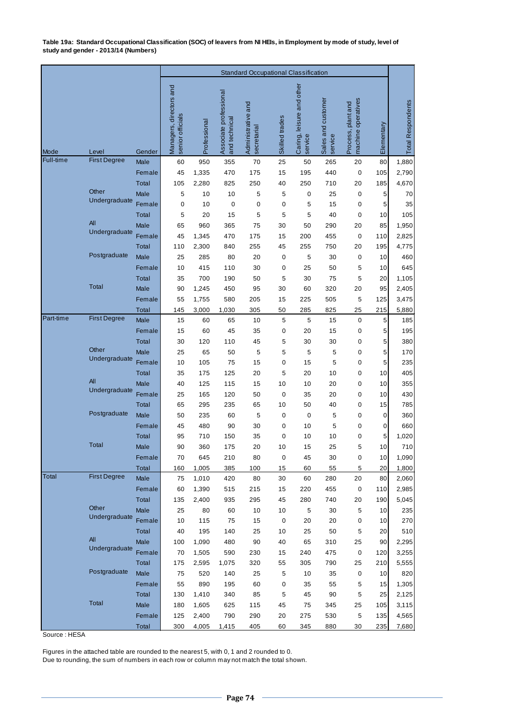**Table 19a: Standard Occupational Classification (SOC) of leavers from NI HEIs, in Employment by mode of study, level of study and gender - 2013/14 (Numbers)**

| | | | Standard Occupational Classification | | | | | | | | | |
|---|---|---|---|---|---|---|---|---|---|---|---|---|
| Mode | Level | Gender | Managers, directors and senior officials | Professional | Associate professional and technical | Administrative and secretarial | Skilled trades | Caring, leisure and other service | Sales and customer service | Process, plant and machine operatives | Elementary | Total Respondents |
| Full-time | First Degree | Male | 60 | 950 | 355 | 70 | 25 | 50 | 265 | 20 | 80 | 1,880 |
| | | Female | 45 | 1,335 | 470 | 175 | 15 | 195 | 440 | 0 | 105 | 2,790 |
| | | Total | 105 | 2,280 | 825 | 250 | 40 | 250 | 710 | 20 | 185 | 4,670 |
| | Other Undergraduate | Male | 5 | 10 | 10 | 5 | 5 | 0 | 25 | 0 | 5 | 70 |
| | | Female | 0 | 10 | 0 | 0 | 0 | 5 | 15 | 0 | 5 | 35 |
| | | Total | 5 | 20 | 15 | 5 | 5 | 5 | 40 | 0 | 10 | 105 |
| | All Undergraduate | Male | 65 | 960 | 365 | 75 | 30 | 50 | 290 | 20 | 85 | 1,950 |
| | | Female | 45 | 1,345 | 470 | 175 | 15 | 200 | 455 | 0 | 110 | 2,825 |
| | | Total | 110 | 2,300 | 840 | 255 | 45 | 255 | 750 | 20 | 195 | 4,775 |
| | Postgraduate | Male | 25 | 285 | 80 | 20 | 0 | 5 | 30 | 0 | 10 | 460 |
| | | Female | 10 | 415 | 110 | 30 | 0 | 25 | 50 | 5 | 10 | 645 |
| | | Total | 35 | 700 | 190 | 50 | 5 | 30 | 75 | 5 | 20 | 1,105 |
| | Total | Male | 90 | 1,245 | 450 | 95 | 30 | 60 | 320 | 20 | 95 | 2,405 |
| | | Female | 55 | 1,755 | 580 | 205 | 15 | 225 | 505 | 5 | 125 | 3,475 |
| | | Total | 145 | 3,000 | 1,030 | 305 | 50 | 285 | 825 | 25 | 215 | 5,880 |
| Part-time | First Degree | Male | 15 | 60 | 65 | 10 | 5 | 5 | 15 | 0 | 5 | 185 |
| | | Female | 15 | 60 | 45 | 35 | 0 | 20 | 15 | 0 | 5 | 195 |
| | | Total | 30 | 120 | 110 | 45 | 5 | 30 | 30 | 0 | 5 | 380 |
| | Other Undergraduate | Male | 25 | 65 | 50 | 5 | 5 | 5 | 5 | 0 | 5 | 170 |
| | | Female | 10 | 105 | 75 | 15 | 0 | 15 | 5 | 0 | 5 | 235 |
| | | Total | 35 | 175 | 125 | 20 | 5 | 20 | 10 | 0 | 10 | 405 |
| | All Undergraduate | Male | 40 | 125 | 115 | 15 | 10 | 10 | 20 | 0 | 10 | 355 |
| | | Female | 25 | 165 | 120 | 50 | 0 | 35 | 20 | 0 | 10 | 430 |
| | | Total | 65 | 295 | 235 | 65 | 10 | 50 | 40 | 0 | 15 | 785 |
| | Postgraduate | Male | 50 | 235 | 60 | 5 | 0 | 0 | 5 | 0 | 0 | 360 |
| | | Female | 45 | 480 | 90 | 30 | 0 | 10 | 5 | 0 | 0 | 660 |
| | | Total | 95 | 710 | 150 | 35 | 0 | 10 | 10 | 0 | 5 | 1,020 |
| | Total | Male | 90 | 360 | 175 | 20 | 10 | 15 | 25 | 5 | 10 | 710 |
| | | Female | 70 | 645 | 210 | 80 | 0 | 45 | 30 | 0 | 10 | 1,090 |
| | | Total | 160 | 1,005 | 385 | 100 | 15 | 60 | 55 | 5 | 20 | 1,800 |
| Total | First Degree | Male | 75 | 1,010 | 420 | 80 | 30 | 60 | 280 | 20 | 80 | 2,060 |
| | | Female | 60 | 1,390 | 515 | 215 | 15 | 220 | 455 | 0 | 110 | 2,985 |
| | | Total | 135 | 2,400 | 935 | 295 | 45 | 280 | 740 | 20 | 190 | 5,045 |
| | Other Undergraduate | Male | 25 | 80 | 60 | 10 | 10 | 5 | 30 | 5 | 10 | 235 |
| | | Female | 10 | 115 | 75 | 15 | 0 | 20 | 20 | 0 | 10 | 270 |
| | | Total | 40 | 195 | 140 | 25 | 10 | 25 | 50 | 5 | 20 | 510 |
| | All Undergraduate | Male | 100 | 1,090 | 480 | 90 | 40 | 65 | 310 | 25 | 90 | 2,295 |
| | | Female | 70 | 1,505 | 590 | 230 | 15 | 240 | 475 | 0 | 120 | 3,255 |
| | | Total | 175 | 2,595 | 1,075 | 320 | 55 | 305 | 790 | 25 | 210 | 5,555 |
| | Postgraduate | Male | 75 | 520 | 140 | 25 | 5 | 10 | 35 | 0 | 10 | 820 |
| | | Female | 55 | 890 | 195 | 60 | 0 | 35 | 55 | 5 | 15 | 1,305 |
| | | Total | 130 | 1,410 | 340 | 85 | 5 | 45 | 90 | 5 | 25 | 2,125 |
| | Total | Male | 180 | 1,605 | 625 | 115 | 45 | 75 | 345 | 25 | 105 | 3,115 |
| | | Female | 125 | 2,400 | 790 | 290 | 20 | 275 | 530 | 5 | 135 | 4,565 |
| | | Total | 300 | 4,005 | 1,415 | 405 | 60 | 345 | 880 | 30 | 235 | 7,680 |

Source : HESA

Figures in the attached table are rounded to the nearest 5, with 0, 1 and 2 rounded to 0.
Due to rounding, the sum of numbers in each row or column may not match the total shown.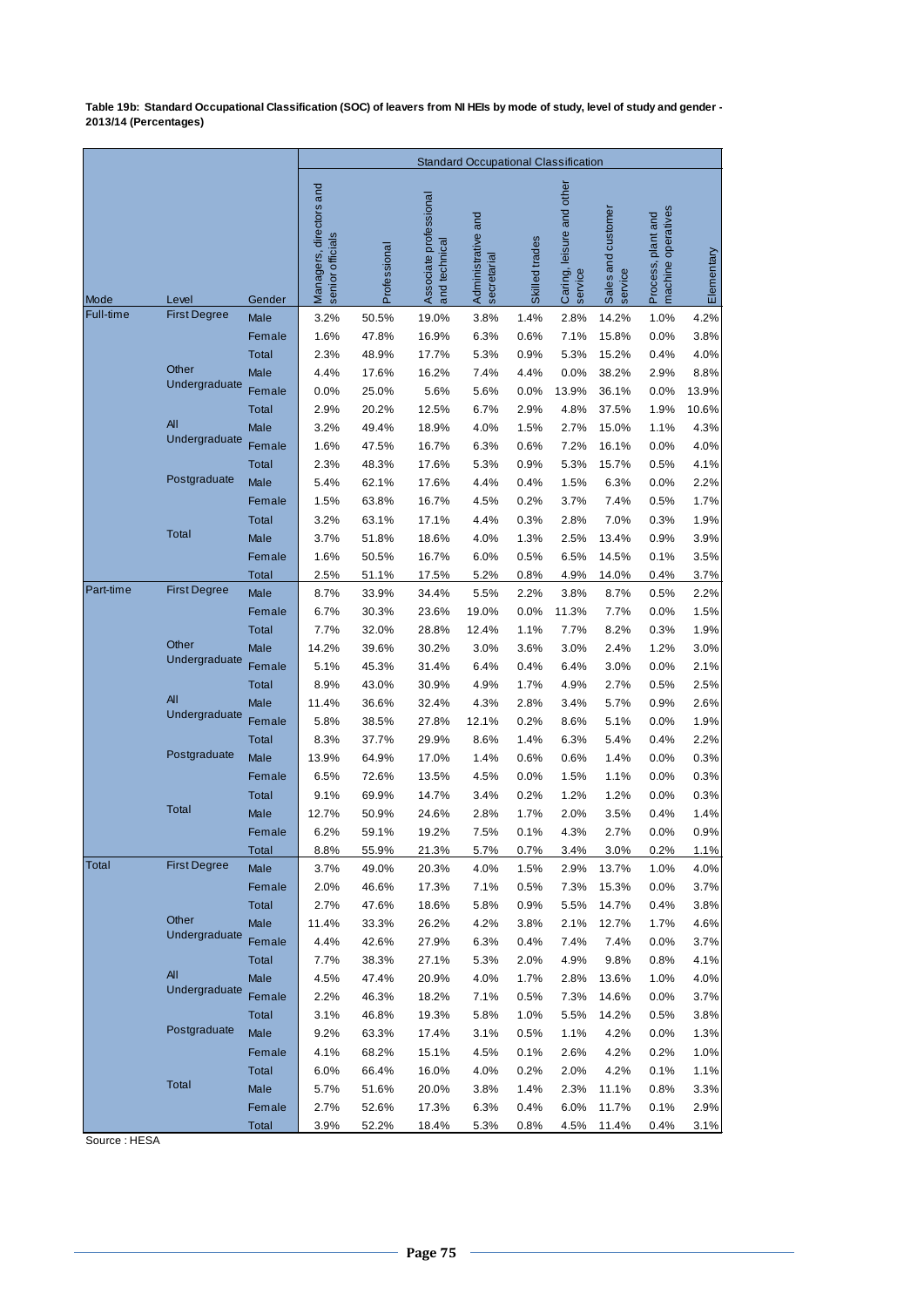**Table 19b: Standard Occupational Classification (SOC) of leavers from NI HEIs by mode of study, level of study and gender - 2013/14 (Percentages)**

| | | | Standard Occupational Classification | | | | | | | | |
|---|---|---|---|---|---|---|---|---|---|---|---|
| Mode | Level | Gender | Managers, directors and senior officials | Professional | Associate professional and technical | Administrative and secretarial | Skilled trades | Caring, leisure and other service | Sales and customer service | Process, plant and machine operatives | Elementary |
| Full-time | First Degree | Male | 3.2% | 50.5% | 19.0% | 3.8% | 1.4% | 2.8% | 14.2% | 1.0% | 4.2% |
| | | Female | 1.6% | 47.8% | 16.9% | 6.3% | 0.6% | 7.1% | 15.8% | 0.0% | 3.8% |
| | | Total | 2.3% | 48.9% | 17.7% | 5.3% | 0.9% | 5.3% | 15.2% | 0.4% | 4.0% |
| | Other Undergraduate | Male | 4.4% | 17.6% | 16.2% | 7.4% | 4.4% | 0.0% | 38.2% | 2.9% | 8.8% |
| | | Female | 0.0% | 25.0% | 5.6% | 5.6% | 0.0% | 13.9% | 36.1% | 0.0% | 13.9% |
| | | Total | 2.9% | 20.2% | 12.5% | 6.7% | 2.9% | 4.8% | 37.5% | 1.9% | 10.6% |
| | All Undergraduate | Male | 3.2% | 49.4% | 18.9% | 4.0% | 1.5% | 2.7% | 15.0% | 1.1% | 4.3% |
| | | Female | 1.6% | 47.5% | 16.7% | 6.3% | 0.6% | 7.2% | 16.1% | 0.0% | 4.0% |
| | | Total | 2.3% | 48.3% | 17.6% | 5.3% | 0.9% | 5.3% | 15.7% | 0.5% | 4.1% |
| | Postgraduate | Male | 5.4% | 62.1% | 17.6% | 4.4% | 0.4% | 1.5% | 6.3% | 0.0% | 2.2% |
| | | Female | 1.5% | 63.8% | 16.7% | 4.5% | 0.2% | 3.7% | 7.4% | 0.5% | 1.7% |
| | | Total | 3.2% | 63.1% | 17.1% | 4.4% | 0.3% | 2.8% | 7.0% | 0.3% | 1.9% |
| | Total | Male | 3.7% | 51.8% | 18.6% | 4.0% | 1.3% | 2.5% | 13.4% | 0.9% | 3.9% |
| | | Female | 1.6% | 50.5% | 16.7% | 6.0% | 0.5% | 6.5% | 14.5% | 0.1% | 3.5% |
| | | Total | 2.5% | 51.1% | 17.5% | 5.2% | 0.8% | 4.9% | 14.0% | 0.4% | 3.7% |
| Part-time | First Degree | Male | 8.7% | 33.9% | 34.4% | 5.5% | 2.2% | 3.8% | 8.7% | 0.5% | 2.2% |
| | | Female | 6.7% | 30.3% | 23.6% | 19.0% | 0.0% | 11.3% | 7.7% | 0.0% | 1.5% |
| | | Total | 7.7% | 32.0% | 28.8% | 12.4% | 1.1% | 7.7% | 8.2% | 0.3% | 1.9% |
| | Other Undergraduate | Male | 14.2% | 39.6% | 30.2% | 3.0% | 3.6% | 3.0% | 2.4% | 1.2% | 3.0% |
| | | Female | 5.1% | 45.3% | 31.4% | 6.4% | 0.4% | 6.4% | 3.0% | 0.0% | 2.1% |
| | | Total | 8.9% | 43.0% | 30.9% | 4.9% | 1.7% | 4.9% | 2.7% | 0.5% | 2.5% |
| | All Undergraduate | Male | 11.4% | 36.6% | 32.4% | 4.3% | 2.8% | 3.4% | 5.7% | 0.9% | 2.6% |
| | | Female | 5.8% | 38.5% | 27.8% | 12.1% | 0.2% | 8.6% | 5.1% | 0.0% | 1.9% |
| | | Total | 8.3% | 37.7% | 29.9% | 8.6% | 1.4% | 6.3% | 5.4% | 0.4% | 2.2% |
| | Postgraduate | Male | 13.9% | 64.9% | 17.0% | 1.4% | 0.6% | 0.6% | 1.4% | 0.0% | 0.3% |
| | | Female | 6.5% | 72.6% | 13.5% | 4.5% | 0.0% | 1.5% | 1.1% | 0.0% | 0.3% |
| | | Total | 9.1% | 69.9% | 14.7% | 3.4% | 0.2% | 1.2% | 1.2% | 0.0% | 0.3% |
| | Total | Male | 12.7% | 50.9% | 24.6% | 2.8% | 1.7% | 2.0% | 3.5% | 0.4% | 1.4% |
| | | Female | 6.2% | 59.1% | 19.2% | 7.5% | 0.1% | 4.3% | 2.7% | 0.0% | 0.9% |
| | | Total | 8.8% | 55.9% | 21.3% | 5.7% | 0.7% | 3.4% | 3.0% | 0.2% | 1.1% |
| Total | First Degree | Male | 3.7% | 49.0% | 20.3% | 4.0% | 1.5% | 2.9% | 13.7% | 1.0% | 4.0% |
| | | Female | 2.0% | 46.6% | 17.3% | 7.1% | 0.5% | 7.3% | 15.3% | 0.0% | 3.7% |
| | | Total | 2.7% | 47.6% | 18.6% | 5.8% | 0.9% | 5.5% | 14.7% | 0.4% | 3.8% |
| | Other Undergraduate | Male | 11.4% | 33.3% | 26.2% | 4.2% | 3.8% | 2.1% | 12.7% | 1.7% | 4.6% |
| | | Female | 4.4% | 42.6% | 27.9% | 6.3% | 0.4% | 7.4% | 7.4% | 0.0% | 3.7% |
| | | Total | 7.7% | 38.3% | 27.1% | 5.3% | 2.0% | 4.9% | 9.8% | 0.8% | 4.1% |
| | All Undergraduate | Male | 4.5% | 47.4% | 20.9% | 4.0% | 1.7% | 2.8% | 13.6% | 1.0% | 4.0% |
| | | Female | 2.2% | 46.3% | 18.2% | 7.1% | 0.5% | 7.3% | 14.6% | 0.0% | 3.7% |
| | | Total | 3.1% | 46.8% | 19.3% | 5.8% | 1.0% | 5.5% | 14.2% | 0.5% | 3.8% |
| | Postgraduate | Male | 9.2% | 63.3% | 17.4% | 3.1% | 0.5% | 1.1% | 4.2% | 0.0% | 1.3% |
| | | Female | 4.1% | 68.2% | 15.1% | 4.5% | 0.1% | 2.6% | 4.2% | 0.2% | 1.0% |
| | | Total | 6.0% | 66.4% | 16.0% | 4.0% | 0.2% | 2.0% | 4.2% | 0.1% | 1.1% |
| | Total | Male | 5.7% | 51.6% | 20.0% | 3.8% | 1.4% | 2.3% | 11.1% | 0.8% | 3.3% |
| | | Female | 2.7% | 52.6% | 17.3% | 6.3% | 0.4% | 6.0% | 11.7% | 0.1% | 2.9% |
| | | Total | 3.9% | 52.2% | 18.4% | 5.3% | 0.8% | 4.5% | 11.4% | 0.4% | 3.1% |

Source : HESA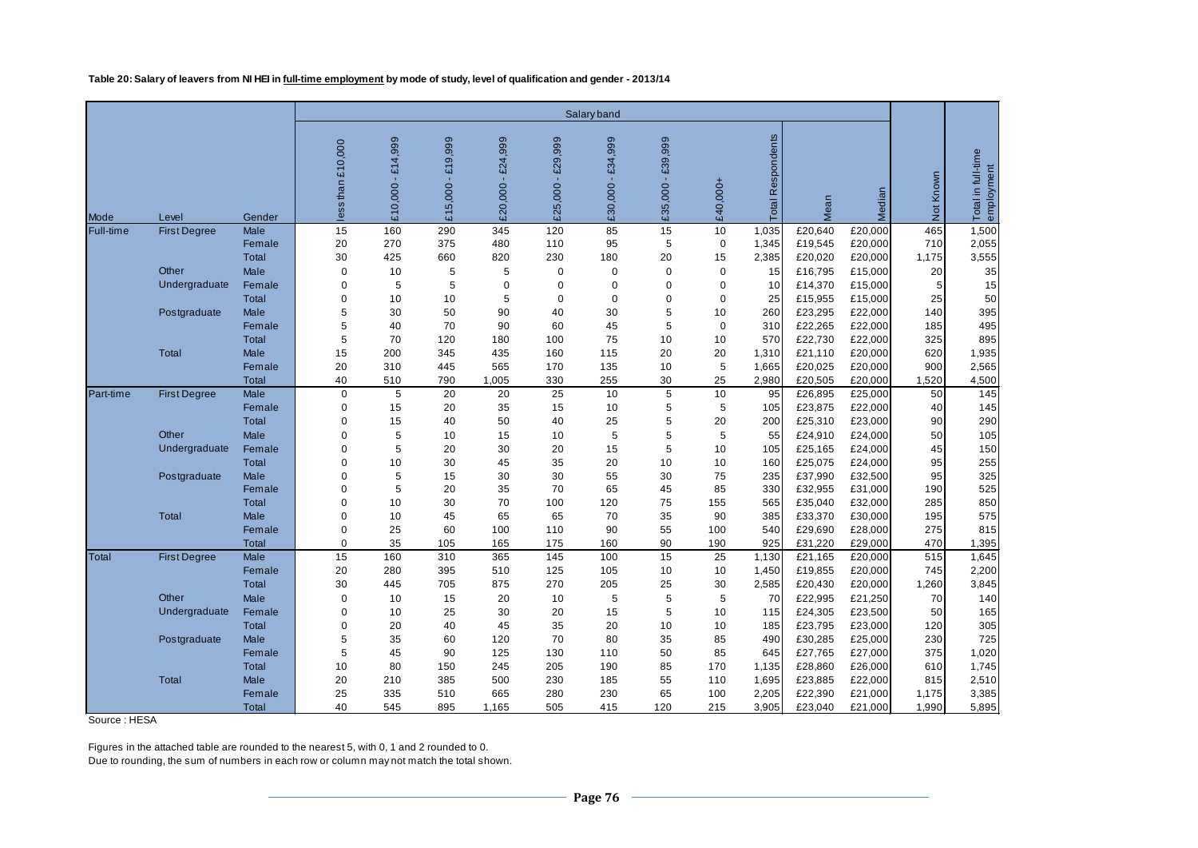**Table 20: Salary of leavers from NI HEI in full-time employment by mode of study, level of qualification and gender - 2013/14**

| Mode | Level | Gender | Salary band | | | | | | | | | | | | |
|---|---|---|---|---|---|---|---|---|---|---|---|---|---|---|---|
| | | | less than £10,000 | £10,000 - £14,999 | £15,000 - £19,999 | £20,000 - £24,999 | £25,000 - £29,999 | £30,000 - £34,999 | £35,000 - £39,999 | £40,000+ | Total Respondents | Mean | Median | Not Known | Total in full-time employment |
| Full-time | First Degree | Male | 15 | 160 | 290 | 345 | 120 | 85 | 15 | 10 | 1,035 | £20,640 | £20,000 | 465 | 1,500 |
| | | Female | 20 | 270 | 375 | 480 | 110 | 95 | 5 | 0 | 1,345 | £19,545 | £20,000 | 710 | 2,055 |
| | | Total | 30 | 425 | 660 | 820 | 230 | 180 | 20 | 15 | 2,385 | £20,020 | £20,000 | 1,175 | 3,555 |
| | Other Undergraduate | Male | 0 | 10 | 5 | 5 | 0 | 0 | 0 | 0 | 15 | £16,795 | £15,000 | 20 | 35 |
| | | Female | 0 | 5 | 5 | 0 | 0 | 0 | 0 | 0 | 10 | £14,370 | £15,000 | 5 | 15 |
| | | Total | 0 | 10 | 10 | 5 | 0 | 0 | 0 | 0 | 25 | £15,955 | £15,000 | 25 | 50 |
| | Postgraduate | Male | 5 | 30 | 50 | 90 | 40 | 30 | 5 | 10 | 260 | £23,295 | £22,000 | 140 | 395 |
| | | Female | 5 | 40 | 70 | 90 | 60 | 45 | 5 | 0 | 310 | £22,265 | £22,000 | 185 | 495 |
| | | Total | 5 | 70 | 120 | 180 | 100 | 75 | 10 | 10 | 570 | £22,730 | £22,000 | 325 | 895 |
| | Total | Male | 15 | 200 | 345 | 435 | 160 | 115 | 20 | 20 | 1,310 | £21,110 | £20,000 | 620 | 1,935 |
| | | Female | 20 | 310 | 445 | 565 | 170 | 135 | 10 | 5 | 1,665 | £20,025 | £20,000 | 900 | 2,565 |
| | | Total | 40 | 510 | 790 | 1,005 | 330 | 255 | 30 | 25 | 2,980 | £20,505 | £20,000 | 1,520 | 4,500 |
| Part-time | First Degree | Male | 0 | 5 | 20 | 20 | 25 | 10 | 5 | 10 | 95 | £26,895 | £25,000 | 50 | 145 |
| | | Female | 0 | 15 | 20 | 35 | 15 | 10 | 5 | 5 | 105 | £23,875 | £22,000 | 40 | 145 |
| | | Total | 0 | 15 | 40 | 50 | 40 | 25 | 5 | 20 | 200 | £25,310 | £23,000 | 90 | 290 |
| | Other Undergraduate | Male | 0 | 5 | 10 | 15 | 10 | 5 | 5 | 5 | 55 | £24,910 | £24,000 | 50 | 105 |
| | | Female | 0 | 5 | 20 | 30 | 20 | 15 | 5 | 10 | 105 | £25,165 | £24,000 | 45 | 150 |
| | | Total | 0 | 10 | 30 | 45 | 35 | 20 | 10 | 10 | 160 | £25,075 | £24,000 | 95 | 255 |
| | Postgraduate | Male | 0 | 5 | 15 | 30 | 30 | 55 | 30 | 75 | 235 | £37,990 | £32,500 | 95 | 325 |
| | | Female | 0 | 5 | 20 | 35 | 70 | 65 | 45 | 85 | 330 | £32,955 | £31,000 | 190 | 525 |
| | | Total | 0 | 10 | 30 | 70 | 100 | 120 | 75 | 155 | 565 | £35,040 | £32,000 | 285 | 850 |
| | Total | Male | 0 | 10 | 45 | 65 | 65 | 70 | 35 | 90 | 385 | £33,370 | £30,000 | 195 | 575 |
| | | Female | 0 | 25 | 60 | 100 | 110 | 90 | 55 | 100 | 540 | £29,690 | £28,000 | 275 | 815 |
| | | Total | 0 | 35 | 105 | 165 | 175 | 160 | 90 | 190 | 925 | £31,220 | £29,000 | 470 | 1,395 |
| Total | First Degree | Male | 15 | 160 | 310 | 365 | 145 | 100 | 15 | 25 | 1,130 | £21,165 | £20,000 | 515 | 1,645 |
| | | Female | 20 | 280 | 395 | 510 | 125 | 105 | 10 | 10 | 1,450 | £19,855 | £20,000 | 745 | 2,200 |
| | | Total | 30 | 445 | 705 | 875 | 270 | 205 | 25 | 30 | 2,585 | £20,430 | £20,000 | 1,260 | 3,845 |
| | Other Undergraduate | Male | 0 | 10 | 15 | 20 | 10 | 5 | 5 | 5 | 70 | £22,995 | £21,250 | 70 | 140 |
| | | Female | 0 | 10 | 25 | 30 | 20 | 15 | 5 | 10 | 115 | £24,305 | £23,500 | 50 | 165 |
| | | Total | 0 | 20 | 40 | 45 | 35 | 20 | 10 | 10 | 185 | £23,795 | £23,000 | 120 | 305 |
| | Postgraduate | Male | 5 | 35 | 60 | 120 | 70 | 80 | 35 | 85 | 490 | £30,285 | £25,000 | 230 | 725 |
| | | Female | 5 | 45 | 90 | 125 | 130 | 110 | 50 | 85 | 645 | £27,765 | £27,000 | 375 | 1,020 |
| | | Total | 10 | 80 | 150 | 245 | 205 | 190 | 85 | 170 | 1,135 | £28,860 | £26,000 | 610 | 1,745 |
| | Total | Male | 20 | 210 | 385 | 500 | 230 | 185 | 55 | 110 | 1,695 | £23,885 | £22,000 | 815 | 2,510 |
| | | Female | 25 | 335 | 510 | 665 | 280 | 230 | 65 | 100 | 2,205 | £22,390 | £21,000 | 1,175 | 3,385 |
| | | Total | 40 | 545 | 895 | 1,165 | 505 | 415 | 120 | 215 | 3,905 | £23,040 | £21,000 | 1,990 | 5,895 |

Source : HESA

Figures in the attached table are rounded to the nearest 5, with 0, 1 and 2 rounded to 0.
Due to rounding, the sum of numbers in each row or column may not match the total shown.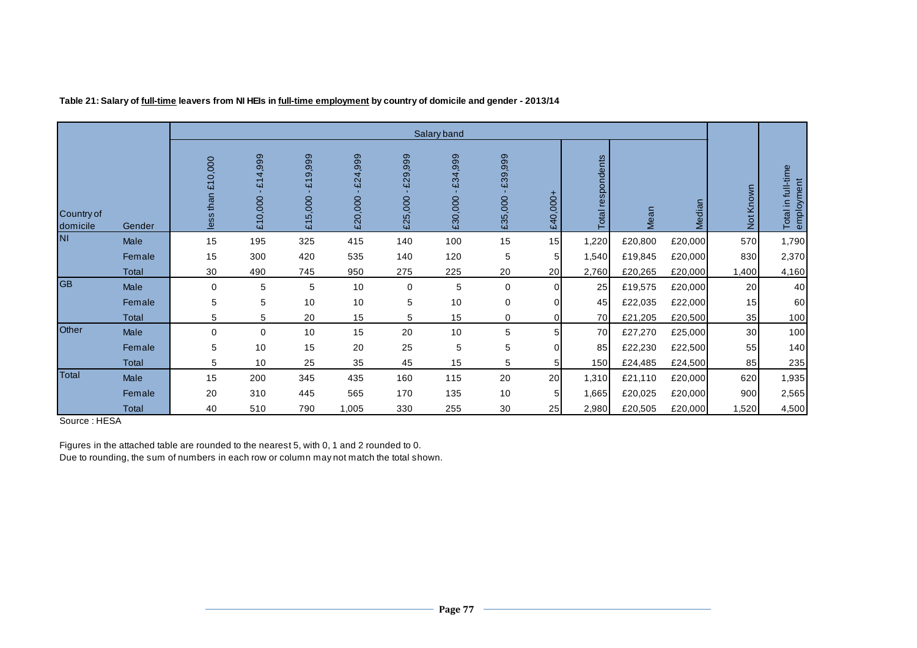**Table 21: Salary of <u>full-time</u> leavers from NI HEIs in <u>full-time employment</u> by country of domicile and gender - 2013/14**

| | | Salary band | | | | | | | | | | | | |
|---|---|---|---|---|---|---|---|---|---|---|---|---|---|---|
| Country of domicile | Gender | less than £10,000 | £10,000 - £14,999 | £15,000 - £19,999 | £20,000 - £24,999 | £25,000 - £29,999 | £30,000 - £34,999 | £35,000 - £39,999 | £40,000+ | Total respondents | Mean | Median | Not Known | Total in full-time employment |
| NI | Male | 15 | 195 | 325 | 415 | 140 | 100 | 15 | 15 | 1,220 | £20,800 | £20,000 | 570 | 1,790 |
| | Female | 15 | 300 | 420 | 535 | 140 | 120 | 5 | 5 | 1,540 | £19,845 | £20,000 | 830 | 2,370 |
| | Total | 30 | 490 | 745 | 950 | 275 | 225 | 20 | 20 | 2,760 | £20,265 | £20,000 | 1,400 | 4,160 |
| GB | Male | 0 | 5 | 5 | 10 | 0 | 5 | 0 | 0 | 25 | £19,575 | £20,000 | 20 | 40 |
| | Female | 5 | 5 | 10 | 10 | 5 | 10 | 0 | 0 | 45 | £22,035 | £22,000 | 15 | 60 |
| | Total | 5 | 5 | 20 | 15 | 5 | 15 | 0 | 0 | 70 | £21,205 | £20,500 | 35 | 100 |
| Other | Male | 0 | 0 | 10 | 15 | 20 | 10 | 5 | 5 | 70 | £27,270 | £25,000 | 30 | 100 |
| | Female | 5 | 10 | 15 | 20 | 25 | 5 | 5 | 0 | 85 | £22,230 | £22,500 | 55 | 140 |
| | Total | 5 | 10 | 25 | 35 | 45 | 15 | 5 | 5 | 150 | £24,485 | £24,500 | 85 | 235 |
| Total | Male | 15 | 200 | 345 | 435 | 160 | 115 | 20 | 20 | 1,310 | £21,110 | £20,000 | 620 | 1,935 |
| | Female | 20 | 310 | 445 | 565 | 170 | 135 | 10 | 5 | 1,665 | £20,025 | £20,000 | 900 | 2,565 |
| | Total | 40 | 510 | 790 | 1,005 | 330 | 255 | 30 | 25 | 2,980 | £20,505 | £20,000 | 1,520 | 4,500 |

Source : HESA

Figures in the attached table are rounded to the nearest 5, with 0, 1 and 2 rounded to 0.
Due to rounding, the sum of numbers in each row or column may not match the total shown.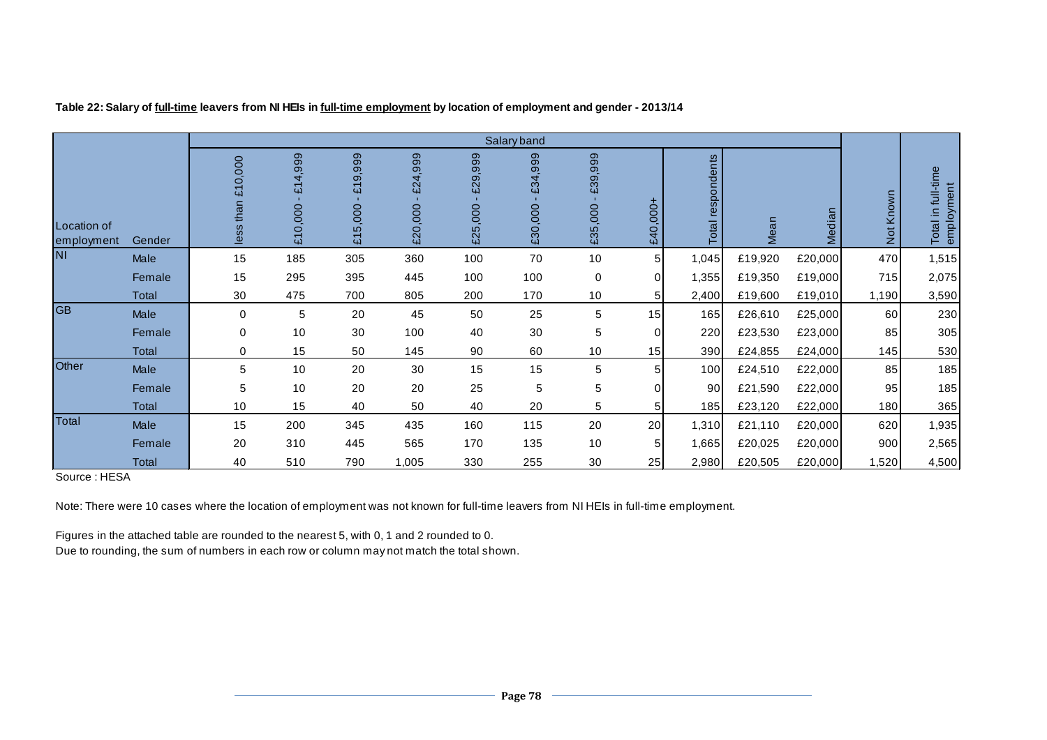**Table 22: Salary of full-time leavers from NI HEIs in full-time employment by location of employment and gender - 2013/14**

| Location of employment | Gender | Salary band | | | | | | | | | | | Not Known | Total in full-time employment |
|---|---|---|---|---|---|---|---|---|---|---|---|---|---|---|
| | | less than £10,000 | £10,000 - £14,999 | £15,000 - £19,999 | £20,000 - £24,999 | £25,000 - £29,999 | £30,000 - £34,999 | £35,000 - £39,999 | £40,000+ | Total respondents | Mean | Median | | |
| NI | Male | 15 | 185 | 305 | 360 | 100 | 70 | 10 | 5 | 1,045 | £19,920 | £20,000 | 470 | 1,515 |
| | Female | 15 | 295 | 395 | 445 | 100 | 100 | 0 | 0 | 1,355 | £19,350 | £19,000 | 715 | 2,075 |
| | Total | 30 | 475 | 700 | 805 | 200 | 170 | 10 | 5 | 2,400 | £19,600 | £19,010 | 1,190 | 3,590 |
| GB | Male | 0 | 5 | 20 | 45 | 50 | 25 | 5 | 15 | 165 | £26,610 | £25,000 | 60 | 230 |
| | Female | 0 | 10 | 30 | 100 | 40 | 30 | 5 | 0 | 220 | £23,530 | £23,000 | 85 | 305 |
| | Total | 0 | 15 | 50 | 145 | 90 | 60 | 10 | 15 | 390 | £24,855 | £24,000 | 145 | 530 |
| Other | Male | 5 | 10 | 20 | 30 | 15 | 15 | 5 | 5 | 100 | £24,510 | £22,000 | 85 | 185 |
| | Female | 5 | 10 | 20 | 20 | 25 | 5 | 5 | 0 | 90 | £21,590 | £22,000 | 95 | 185 |
| | Total | 10 | 15 | 40 | 50 | 40 | 20 | 5 | 5 | 185 | £23,120 | £22,000 | 180 | 365 |
| Total | Male | 15 | 200 | 345 | 435 | 160 | 115 | 20 | 20 | 1,310 | £21,110 | £20,000 | 620 | 1,935 |
| | Female | 20 | 310 | 445 | 565 | 170 | 135 | 10 | 5 | 1,665 | £20,025 | £20,000 | 900 | 2,565 |
| | Total | 40 | 510 | 790 | 1,005 | 330 | 255 | 30 | 25 | 2,980 | £20,505 | £20,000 | 1,520 | 4,500 |

Source : HESA

Note: There were 10 cases where the location of employment was not known for full-time leavers from NI HEIs in full-time employment.

Figures in the attached table are rounded to the nearest 5, with 0, 1 and 2 rounded to 0.
Due to rounding, the sum of numbers in each row or column may not match the total shown.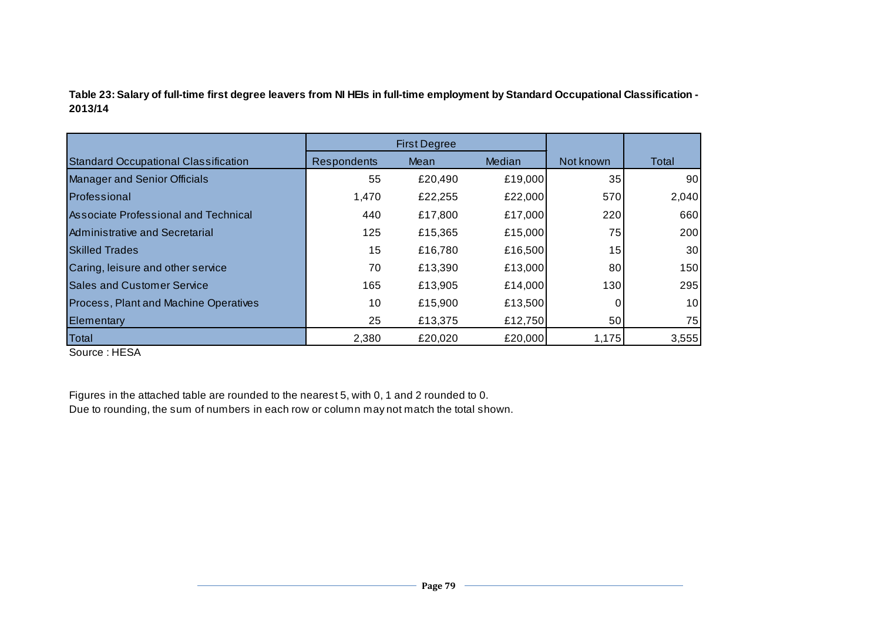**Table 23: Salary of full-time first degree leavers from NI HEIs in full-time employment by Standard Occupational Classification - 2013/14**

| | First Degree | | | | |
|---|---|---|---|---|---|
| Standard Occupational Classification | Respondents | Mean | Median | Not known | Total |
| Manager and Senior Officials | 55 | £20,490 | £19,000 | 35 | 90 |
| Professional | 1,470 | £22,255 | £22,000 | 570 | 2,040 |
| Associate Professional and Technical | 440 | £17,800 | £17,000 | 220 | 660 |
| Administrative and Secretarial | 125 | £15,365 | £15,000 | 75 | 200 |
| Skilled Trades | 15 | £16,780 | £16,500 | 15 | 30 |
| Caring, leisure and other service | 70 | £13,390 | £13,000 | 80 | 150 |
| Sales and Customer Service | 165 | £13,905 | £14,000 | 130 | 295 |
| Process, Plant and Machine Operatives | 10 | £15,900 | £13,500 | 0 | 10 |
| Elementary | 25 | £13,375 | £12,750 | 50 | 75 |
| Total | 2,380 | £20,020 | £20,000 | 1,175 | 3,555 |

Source : HESA

Figures in the attached table are rounded to the nearest 5, with 0, 1 and 2 rounded to 0.
Due to rounding, the sum of numbers in each row or column may not match the total shown.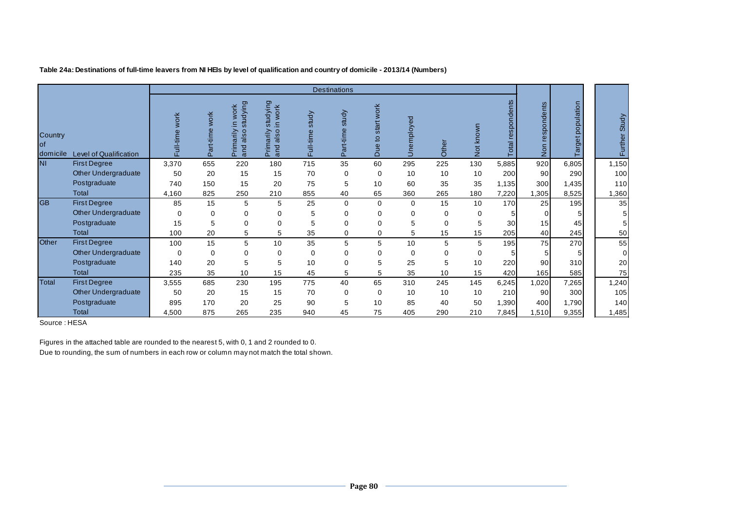**Table 24a: Destinations of full-time leavers from NI HEIs by level of qualification and country of domicile - 2013/14 (Numbers)**

| Country of domicile | Level of Qualification | Destinations | | | | | | | | | | Total respondents | Non respondents | Target population | Further Study |
|---|---|---|---|---|---|---|---|---|---|---|---|---|---|---|---|
| | | Full-time work | Part-time work | Primarily in work and also studying | Primarily studying and also in work | Full-time study | Part-time study | Due to start work | Unemployed | Other | Not known | | | | |
| NI | First Degree | 3,370 | 655 | 220 | 180 | 715 | 35 | 60 | 295 | 225 | 130 | 5,885 | 920 | 6,805 | 1,150 |
| | Other Undergraduate | 50 | 20 | 15 | 15 | 70 | 0 | 0 | 10 | 10 | 10 | 200 | 90 | 290 | 100 |
| | Postgraduate | 740 | 150 | 15 | 20 | 75 | 5 | 10 | 60 | 35 | 35 | 1,135 | 300 | 1,435 | 110 |
| | Total | 4,160 | 825 | 250 | 210 | 855 | 40 | 65 | 360 | 265 | 180 | 7,220 | 1,305 | 8,525 | 1,360 |
| GB | First Degree | 85 | 15 | 5 | 5 | 25 | 0 | 0 | 0 | 15 | 10 | 170 | 25 | 195 | 35 |
| | Other Undergraduate | 0 | 0 | 0 | 0 | 5 | 0 | 0 | 0 | 0 | 0 | 5 | 0 | 5 | 5 |
| | Postgraduate | 15 | 5 | 0 | 0 | 5 | 0 | 0 | 5 | 0 | 5 | 30 | 15 | 45 | 5 |
| | Total | 100 | 20 | 5 | 5 | 35 | 0 | 0 | 5 | 15 | 15 | 205 | 40 | 245 | 50 |
| Other | First Degree | 100 | 15 | 5 | 10 | 35 | 5 | 5 | 10 | 5 | 5 | 195 | 75 | 270 | 55 |
| | Other Undergraduate | 0 | 0 | 0 | 0 | 0 | 0 | 0 | 0 | 0 | 0 | 5 | 5 | 5 | 0 |
| | Postgraduate | 140 | 20 | 5 | 5 | 10 | 0 | 5 | 25 | 5 | 10 | 220 | 90 | 310 | 20 |
| | Total | 235 | 35 | 10 | 15 | 45 | 5 | 5 | 35 | 10 | 15 | 420 | 165 | 585 | 75 |
| Total | First Degree | 3,555 | 685 | 230 | 195 | 775 | 40 | 65 | 310 | 245 | 145 | 6,245 | 1,020 | 7,265 | 1,240 |
| | Other Undergraduate | 50 | 20 | 15 | 15 | 70 | 0 | 0 | 10 | 10 | 10 | 210 | 90 | 300 | 105 |
| | Postgraduate | 895 | 170 | 20 | 25 | 90 | 5 | 10 | 85 | 40 | 50 | 1,390 | 400 | 1,790 | 140 |
| | Total | 4,500 | 875 | 265 | 235 | 940 | 45 | 75 | 405 | 290 | 210 | 7,845 | 1,510 | 9,355 | 1,485 |

Source : HESA

Figures in the attached table are rounded to the nearest 5, with 0, 1 and 2 rounded to 0.

Due to rounding, the sum of numbers in each row or column may not match the total shown.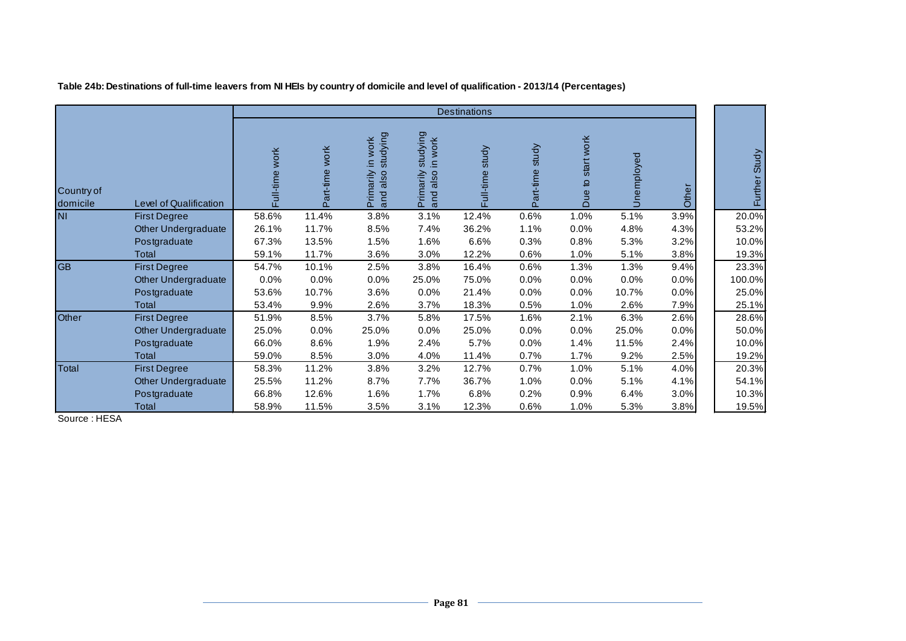**Table 24b: Destinations of full-time leavers from NI HEIs by country of domicile and level of qualification - 2013/14 (Percentages)**

| | | Destinations | | | | | | | | | |
|---|---|---|---|---|---|---|---|---|---|---|---|
| Country of domicile | Level of Qualification | Full-time work | Part-time work | Primarily in work and also studying | Primarily studying and also in work | Full-time study | Part-time study | Due to start work | Unemployed | Other | Further Study |
| NI | First Degree | 58.6% | 11.4% | 3.8% | 3.1% | 12.4% | 0.6% | 1.0% | 5.1% | 3.9% | 20.0% |
| | Other Undergraduate | 26.1% | 11.7% | 8.5% | 7.4% | 36.2% | 1.1% | 0.0% | 4.8% | 4.3% | 53.2% |
| | Postgraduate | 67.3% | 13.5% | 1.5% | 1.6% | 6.6% | 0.3% | 0.8% | 5.3% | 3.2% | 10.0% |
| | Total | 59.1% | 11.7% | 3.6% | 3.0% | 12.2% | 0.6% | 1.0% | 5.1% | 3.8% | 19.3% |
| GB | First Degree | 54.7% | 10.1% | 2.5% | 3.8% | 16.4% | 0.6% | 1.3% | 1.3% | 9.4% | 23.3% |
| | Other Undergraduate | 0.0% | 0.0% | 0.0% | 25.0% | 75.0% | 0.0% | 0.0% | 0.0% | 0.0% | 100.0% |
| | Postgraduate | 53.6% | 10.7% | 3.6% | 0.0% | 21.4% | 0.0% | 0.0% | 10.7% | 0.0% | 25.0% |
| | Total | 53.4% | 9.9% | 2.6% | 3.7% | 18.3% | 0.5% | 1.0% | 2.6% | 7.9% | 25.1% |
| Other | First Degree | 51.9% | 8.5% | 3.7% | 5.8% | 17.5% | 1.6% | 2.1% | 6.3% | 2.6% | 28.6% |
| | Other Undergraduate | 25.0% | 0.0% | 25.0% | 0.0% | 25.0% | 0.0% | 0.0% | 25.0% | 0.0% | 50.0% |
| | Postgraduate | 66.0% | 8.6% | 1.9% | 2.4% | 5.7% | 0.0% | 1.4% | 11.5% | 2.4% | 10.0% |
| | Total | 59.0% | 8.5% | 3.0% | 4.0% | 11.4% | 0.7% | 1.7% | 9.2% | 2.5% | 19.2% |
| Total | First Degree | 58.3% | 11.2% | 3.8% | 3.2% | 12.7% | 0.7% | 1.0% | 5.1% | 4.0% | 20.3% |
| | Other Undergraduate | 25.5% | 11.2% | 8.7% | 7.7% | 36.7% | 1.0% | 0.0% | 5.1% | 4.1% | 54.1% |
| | Postgraduate | 66.8% | 12.6% | 1.6% | 1.7% | 6.8% | 0.2% | 0.9% | 6.4% | 3.0% | 10.3% |
| | Total | 58.9% | 11.5% | 3.5% | 3.1% | 12.3% | 0.6% | 1.0% | 5.3% | 3.8% | 19.5% |

Source : HESA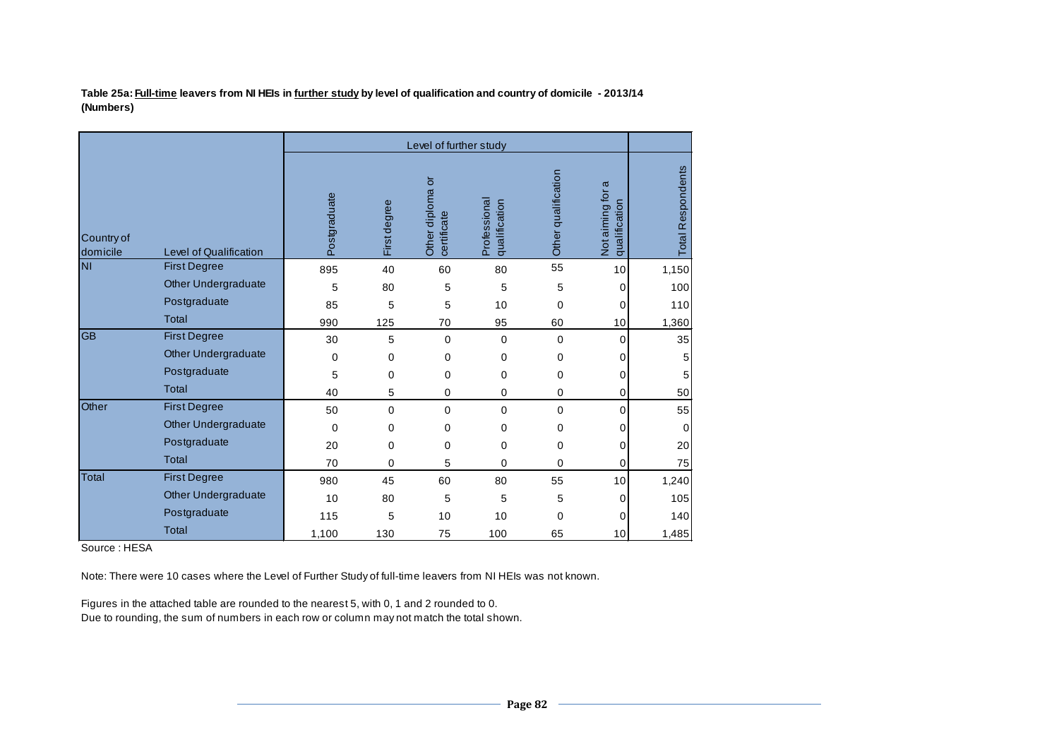**Table 25a: Full-time leavers from NI HEIs in further study by level of qualification and country of domicile - 2013/14 (Numbers)**

| | | Level of further study | | | | | | |
|---|---|---|---|---|---|---|---|---|
| Country of domicile | Level of Qualification | Postgraduate | First degree | Other diploma or certificate | Professional qualification | Other qualification | Not aiming for a qualification | Total Respondents |
| NI | First Degree | 895 | 40 | 60 | 80 | 55 | 10 | 1,150 |
| | Other Undergraduate | 5 | 80 | 5 | 5 | 5 | 0 | 100 |
| | Postgraduate | 85 | 5 | 5 | 10 | 0 | 0 | 110 |
| | Total | 990 | 125 | 70 | 95 | 60 | 10 | 1,360 |
| GB | First Degree | 30 | 5 | 0 | 0 | 0 | 0 | 35 |
| | Other Undergraduate | 0 | 0 | 0 | 0 | 0 | 0 | 5 |
| | Postgraduate | 5 | 0 | 0 | 0 | 0 | 0 | 5 |
| | Total | 40 | 5 | 0 | 0 | 0 | 0 | 50 |
| Other | First Degree | 50 | 0 | 0 | 0 | 0 | 0 | 55 |
| | Other Undergraduate | 0 | 0 | 0 | 0 | 0 | 0 | 0 |
| | Postgraduate | 20 | 0 | 0 | 0 | 0 | 0 | 20 |
| | Total | 70 | 0 | 5 | 0 | 0 | 0 | 75 |
| Total | First Degree | 980 | 45 | 60 | 80 | 55 | 10 | 1,240 |
| | Other Undergraduate | 10 | 80 | 5 | 5 | 5 | 0 | 105 |
| | Postgraduate | 115 | 5 | 10 | 10 | 0 | 0 | 140 |
| | Total | 1,100 | 130 | 75 | 100 | 65 | 10 | 1,485 |

Source : HESA

Note: There were 10 cases where the Level of Further Study of full-time leavers from NI HEIs was not known.

Figures in the attached table are rounded to the nearest 5, with 0, 1 and 2 rounded to 0.
Due to rounding, the sum of numbers in each row or column may not match the total shown.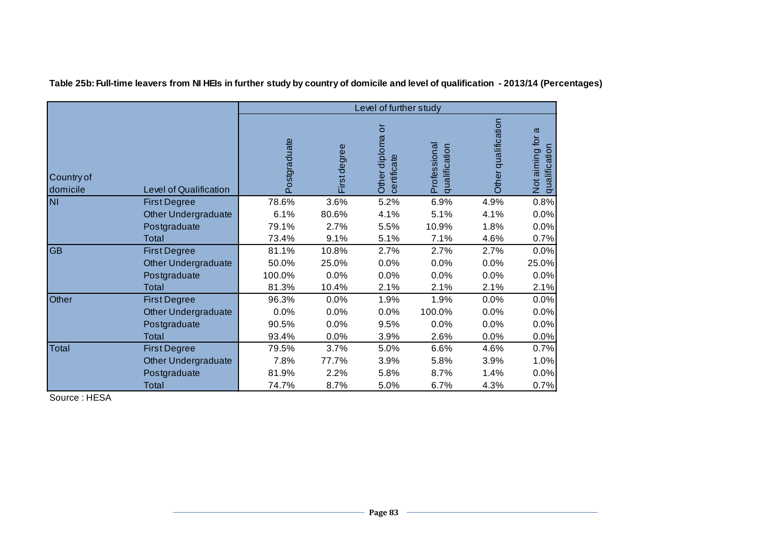**Table 25b: Full-time leavers from NI HEIs in further study by country of domicile and level of qualification - 2013/14 (Percentages)**

| | | Level of further study | | | | | |
|---|---|---|---|---|---|---|---|
| Country of domicile | Level of Qualification | Postgraduate | First degree | Other diploma or certificate | Professional qualification | Other qualification | Not aiming for a qualification |
| NI | First Degree | 78.6% | 3.6% | 5.2% | 6.9% | 4.9% | 0.8% |
| | Other Undergraduate | 6.1% | 80.6% | 4.1% | 5.1% | 4.1% | 0.0% |
| | Postgraduate | 79.1% | 2.7% | 5.5% | 10.9% | 1.8% | 0.0% |
| | Total | 73.4% | 9.1% | 5.1% | 7.1% | 4.6% | 0.7% |
| GB | First Degree | 81.1% | 10.8% | 2.7% | 2.7% | 2.7% | 0.0% |
| | Other Undergraduate | 50.0% | 25.0% | 0.0% | 0.0% | 0.0% | 25.0% |
| | Postgraduate | 100.0% | 0.0% | 0.0% | 0.0% | 0.0% | 0.0% |
| | Total | 81.3% | 10.4% | 2.1% | 2.1% | 2.1% | 2.1% |
| Other | First Degree | 96.3% | 0.0% | 1.9% | 1.9% | 0.0% | 0.0% |
| | Other Undergraduate | 0.0% | 0.0% | 0.0% | 100.0% | 0.0% | 0.0% |
| | Postgraduate | 90.5% | 0.0% | 9.5% | 0.0% | 0.0% | 0.0% |
| | Total | 93.4% | 0.0% | 3.9% | 2.6% | 0.0% | 0.0% |
| Total | First Degree | 79.5% | 3.7% | 5.0% | 6.6% | 4.6% | 0.7% |
| | Other Undergraduate | 7.8% | 77.7% | 3.9% | 5.8% | 3.9% | 1.0% |
| | Postgraduate | 81.9% | 2.2% | 5.8% | 8.7% | 1.4% | 0.0% |
| | Total | 74.7% | 8.7% | 5.0% | 6.7% | 4.3% | 0.7% |

Source : HESA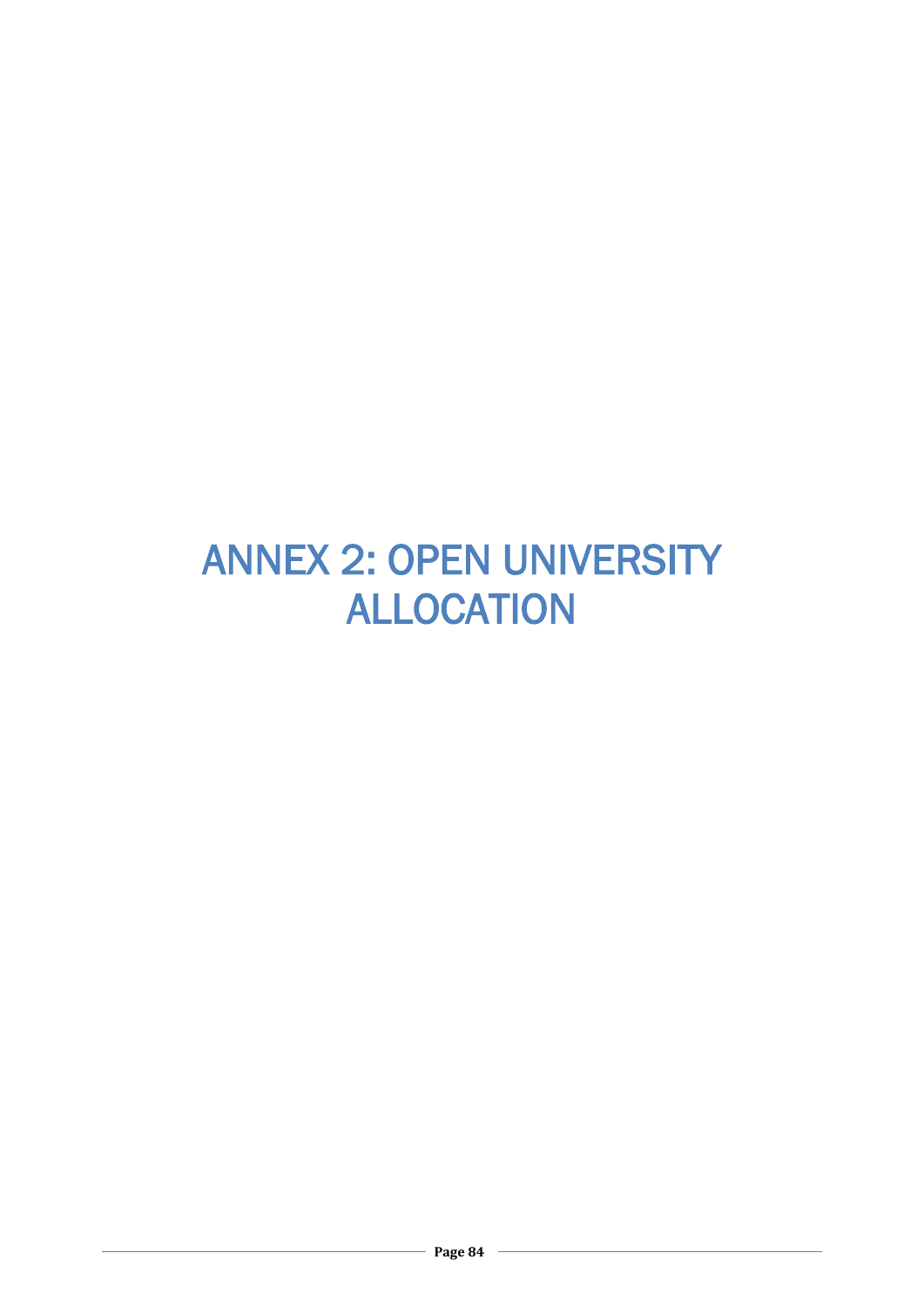# ANNEX 2: OPEN UNIVERSITY ALLOCATION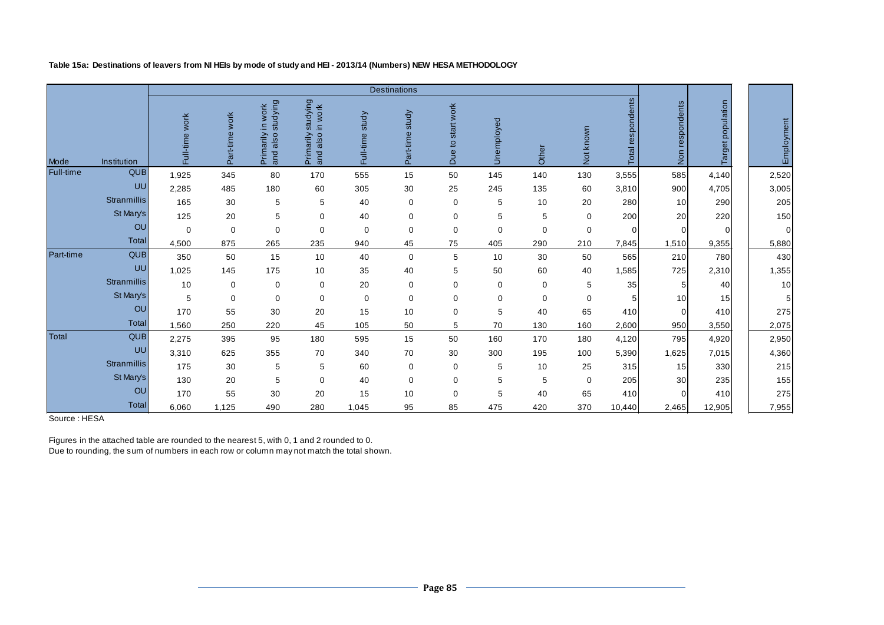**Table 15a: Destinations of leavers from NI HEIs by mode of study and HEI - 2013/14 (Numbers) NEW HESA METHODOLOGY**

| | | Destinations | | | | | | | | | | | | | |
|---|---|---|---|---|---|---|---|---|---|---|---|---|---|---|---|
| Mode | Institution | Full-time work | Part-time work | Primarily in work and also studying | Primarily studying and also in work | Full-time study | Part-time study | Due to start work | Unemployed | Other | Not known | Total respondents | Non respondents | Target population | Employment |
| Full-time | QUB | 1,925 | 345 | 80 | 170 | 555 | 15 | 50 | 145 | 140 | 130 | 3,555 | 585 | 4,140 | 2,520 |
| | UU | 2,285 | 485 | 180 | 60 | 305 | 30 | 25 | 245 | 135 | 60 | 3,810 | 900 | 4,705 | 3,005 |
| | Stranmillis | 165 | 30 | 5 | 5 | 40 | 0 | 0 | 5 | 10 | 20 | 280 | 10 | 290 | 205 |
| | St Mary's | 125 | 20 | 5 | 0 | 40 | 0 | 0 | 5 | 5 | 0 | 200 | 20 | 220 | 150 |
| | OU | 0 | 0 | 0 | 0 | 0 | 0 | 0 | 0 | 0 | 0 | 0 | 0 | 0 | 0 |
| | Total | 4,500 | 875 | 265 | 235 | 940 | 45 | 75 | 405 | 290 | 210 | 7,845 | 1,510 | 9,355 | 5,880 |
| Part-time | QUB | 350 | 50 | 15 | 10 | 40 | 0 | 5 | 10 | 30 | 50 | 565 | 210 | 780 | 430 |
| | UU | 1,025 | 145 | 175 | 10 | 35 | 40 | 5 | 50 | 60 | 40 | 1,585 | 725 | 2,310 | 1,355 |
| | Stranmillis | 10 | 0 | 0 | 0 | 20 | 0 | 0 | 0 | 0 | 5 | 35 | 5 | 40 | 10 |
| | St Mary's | 5 | 0 | 0 | 0 | 0 | 0 | 0 | 0 | 0 | 0 | 5 | 10 | 15 | 5 |
| | OU | 170 | 55 | 30 | 20 | 15 | 10 | 0 | 5 | 40 | 65 | 410 | 0 | 410 | 275 |
| | Total | 1,560 | 250 | 220 | 45 | 105 | 50 | 5 | 70 | 130 | 160 | 2,600 | 950 | 3,550 | 2,075 |
| Total | QUB | 2,275 | 395 | 95 | 180 | 595 | 15 | 50 | 160 | 170 | 180 | 4,120 | 795 | 4,920 | 2,950 |
| | UU | 3,310 | 625 | 355 | 70 | 340 | 70 | 30 | 300 | 195 | 100 | 5,390 | 1,625 | 7,015 | 4,360 |
| | Stranmillis | 175 | 30 | 5 | 5 | 60 | 0 | 0 | 5 | 10 | 25 | 315 | 15 | 330 | 215 |
| | St Mary's | 130 | 20 | 5 | 0 | 40 | 0 | 0 | 5 | 5 | 0 | 205 | 30 | 235 | 155 |
| | OU | 170 | 55 | 30 | 20 | 15 | 10 | 0 | 5 | 40 | 65 | 410 | 0 | 410 | 275 |
| | Total | 6,060 | 1,125 | 490 | 280 | 1,045 | 95 | 85 | 475 | 420 | 370 | 10,440 | 2,465 | 12,905 | 7,955 |

Source : HESA

Figures in the attached table are rounded to the nearest 5, with 0, 1 and 2 rounded to 0.
Due to rounding, the sum of numbers in each row or column may not match the total shown.